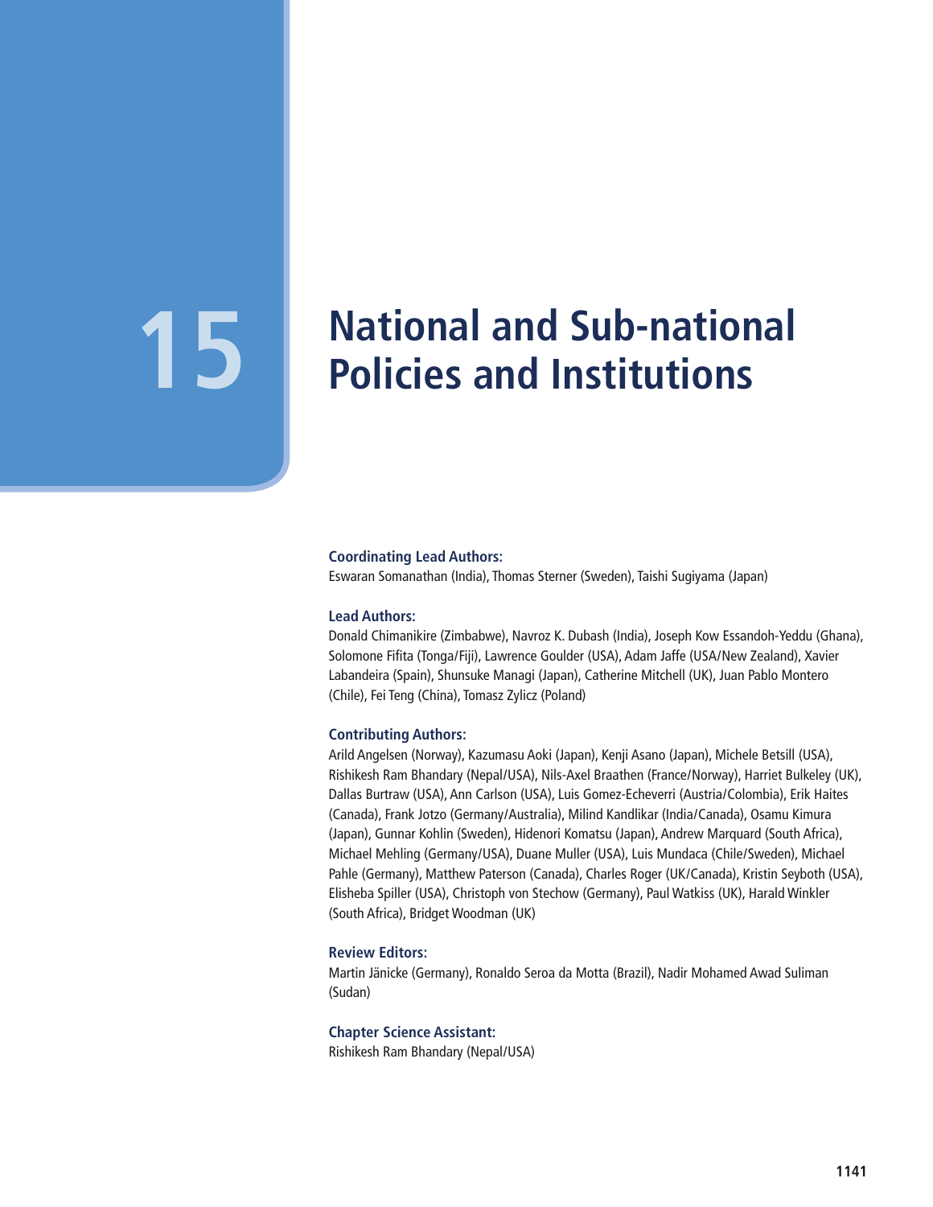# 15 National and Sub-national Policies and Institutions

**Coordinating Lead Authors:**
Eswaran Somanathan (India), Thomas Sterner (Sweden), Taishi Sugiyama (Japan)

**Lead Authors:**
Donald Chimanikire (Zimbabwe), Navroz K. Dubash (India), Joseph Kow Essandoh-Yeddu (Ghana), Solomone Fifita (Tonga/Fiji), Lawrence Goulder (USA), Adam Jaffe (USA/New Zealand), Xavier Labandeira (Spain), Shunsuke Managi (Japan), Catherine Mitchell (UK), Juan Pablo Montero (Chile), Fei Teng (China), Tomasz Zylicz (Poland)

**Contributing Authors:**
Arild Angelsen (Norway), Kazumasu Aoki (Japan), Kenji Asano (Japan), Michele Betsill (USA), Rishikesh Ram Bhandary (Nepal/USA), Nils-Axel Braathen (France/Norway), Harriet Bulkeley (UK), Dallas Burtraw (USA), Ann Carlson (USA), Luis Gomez-Echeverri (Austria/Colombia), Erik Haites (Canada), Frank Jotzo (Germany/Australia), Milind Kandlikar (India/Canada), Osamu Kimura (Japan), Gunnar Kohlin (Sweden), Hidenori Komatsu (Japan), Andrew Marquard (South Africa), Michael Mehling (Germany/USA), Duane Muller (USA), Luis Mundaca (Chile/Sweden), Michael Pahle (Germany), Matthew Paterson (Canada), Charles Roger (UK/Canada), Kristin Seyboth (USA), Elisheba Spiller (USA), Christoph von Stechow (Germany), Paul Watkiss (UK), Harald Winkler (South Africa), Bridget Woodman (UK)

**Review Editors:**
Martin Jänicke (Germany), Ronaldo Seroa da Motta (Brazil), Nadir Mohamed Awad Suliman (Sudan)

**Chapter Science Assistant:**
Rishikesh Ram Bhandary (Nepal/USA)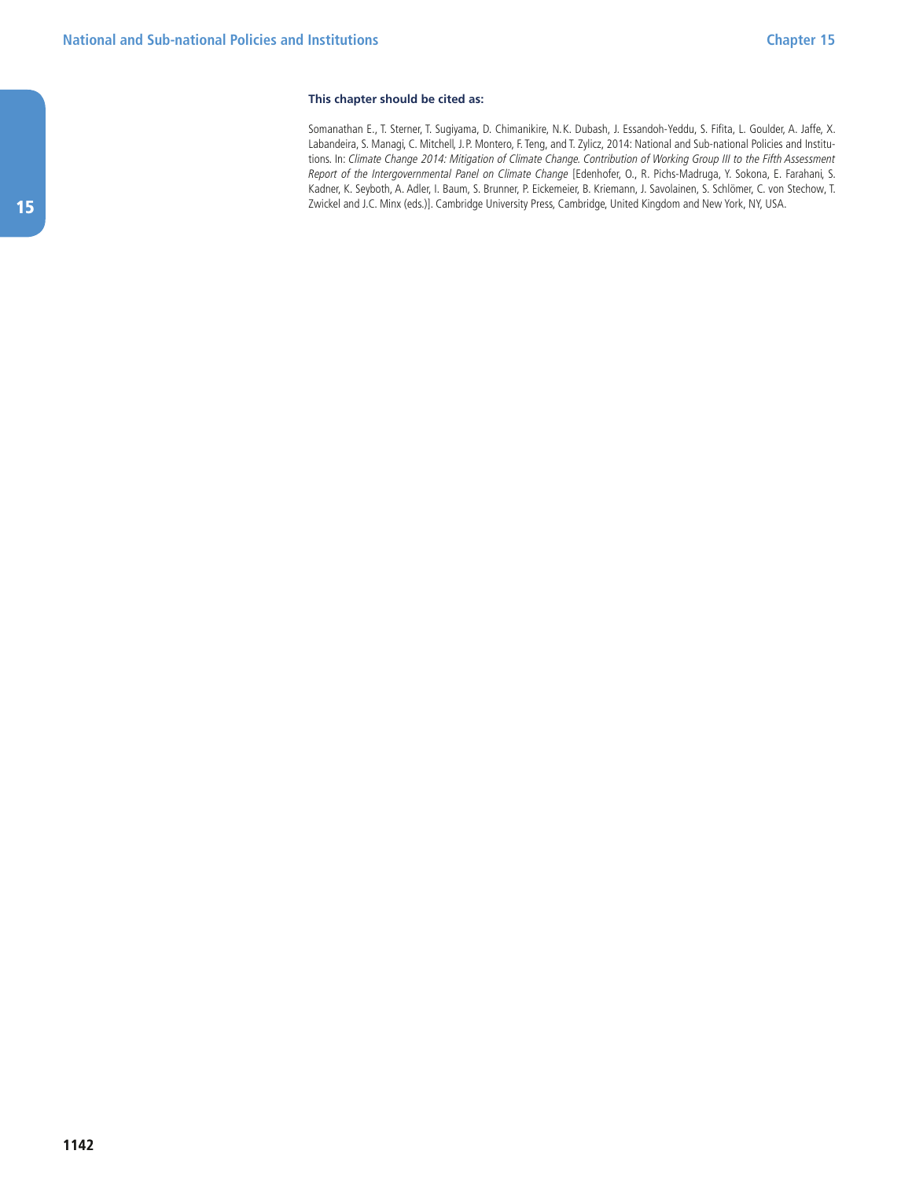**This chapter should be cited as:**

Somanathan E., T. Sterner, T. Sugiyama, D. Chimanikire, N.K. Dubash, J. Essandoh-Yeddu, S. Fifita, L. Goulder, A. Jaffe, X. Labandeira, S. Managi, C. Mitchell, J.P. Montero, F. Teng, and T. Zylicz, 2014: National and Sub-national Policies and Institutions. In: *Climate Change 2014: Mitigation of Climate Change. Contribution of Working Group III to the Fifth Assessment Report of the Intergovernmental Panel on Climate Change* [Edenhofer, O., R. Pichs-Madruga, Y. Sokona, E. Farahani, S. Kadner, K. Seyboth, A. Adler, I. Baum, S. Brunner, P. Eickemeier, B. Kriemann, J. Savolainen, S. Schlömer, C. von Stechow, T. Zwickel and J.C. Minx (eds.)]. Cambridge University Press, Cambridge, United Kingdom and New York, NY, USA.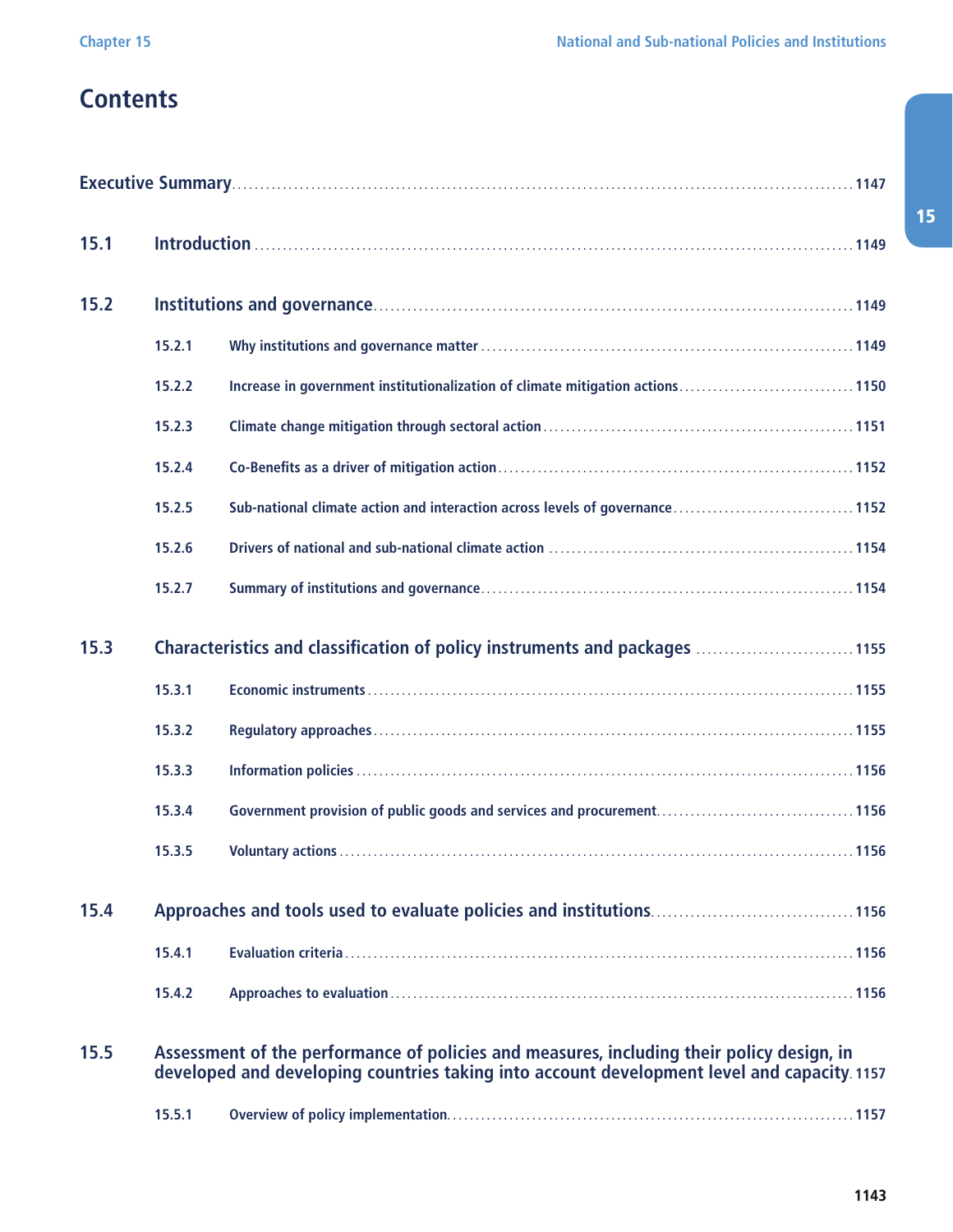# Contents

**Executive Summary** .......... 1147

**15.1 Introduction** .......... 1149

**15.2 Institutions and governance** .......... 1149

- 15.2.1 Why institutions and governance matter .......... 1149
- 15.2.2 Increase in government institutionalization of climate mitigation actions .......... 1150
- 15.2.3 Climate change mitigation through sectoral action .......... 1151
- 15.2.4 Co-Benefits as a driver of mitigation action .......... 1152
- 15.2.5 Sub-national climate action and interaction across levels of governance .......... 1152
- 15.2.6 Drivers of national and sub-national climate action .......... 1154
- 15.2.7 Summary of institutions and governance .......... 1154

**15.3 Characteristics and classification of policy instruments and packages** .......... 1155

- 15.3.1 Economic instruments .......... 1155
- 15.3.2 Regulatory approaches .......... 1155
- 15.3.3 Information policies .......... 1156
- 15.3.4 Government provision of public goods and services and procurement .......... 1156
- 15.3.5 Voluntary actions .......... 1156

**15.4 Approaches and tools used to evaluate policies and institutions** .......... 1156

- 15.4.1 Evaluation criteria .......... 1156
- 15.4.2 Approaches to evaluation .......... 1156

**15.5 Assessment of the performance of policies and measures, including their policy design, in developed and developing countries taking into account development level and capacity** .......... 1157

- 15.5.1 Overview of policy implementation .......... 1157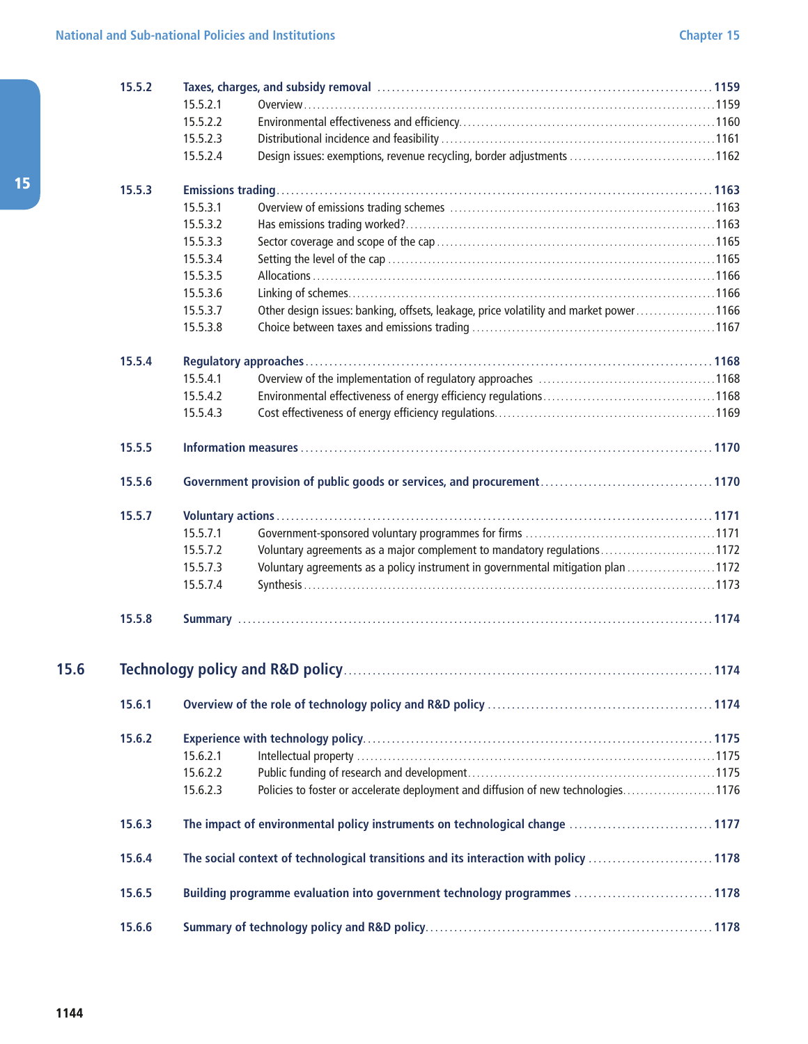| | | |
|---|---|---|
| **15.5.2** | **Taxes, charges, and subsidy removal** | **1159** |
| 15.5.2.1 | Overview | 1159 |
| 15.5.2.2 | Environmental effectiveness and efficiency | 1160 |
| 15.5.2.3 | Distributional incidence and feasibility | 1161 |
| 15.5.2.4 | Design issues: exemptions, revenue recycling, border adjustments | 1162 |
| **15.5.3** | **Emissions trading** | **1163** |
| 15.5.3.1 | Overview of emissions trading schemes | 1163 |
| 15.5.3.2 | Has emissions trading worked? | 1163 |
| 15.5.3.3 | Sector coverage and scope of the cap | 1165 |
| 15.5.3.4 | Setting the level of the cap | 1165 |
| 15.5.3.5 | Allocations | 1166 |
| 15.5.3.6 | Linking of schemes | 1166 |
| 15.5.3.7 | Other design issues: banking, offsets, leakage, price volatility and market power | 1166 |
| 15.5.3.8 | Choice between taxes and emissions trading | 1167 |
| **15.5.4** | **Regulatory approaches** | **1168** |
| 15.5.4.1 | Overview of the implementation of regulatory approaches | 1168 |
| 15.5.4.2 | Environmental effectiveness of energy efficiency regulations | 1168 |
| 15.5.4.3 | Cost effectiveness of energy efficiency regulations | 1169 |
| **15.5.5** | **Information measures** | **1170** |
| **15.5.6** | **Government provision of public goods or services, and procurement** | **1170** |
| **15.5.7** | **Voluntary actions** | **1171** |
| 15.5.7.1 | Government-sponsored voluntary programmes for firms | 1171 |
| 15.5.7.2 | Voluntary agreements as a major complement to mandatory regulations | 1172 |
| 15.5.7.3 | Voluntary agreements as a policy instrument in governmental mitigation plan | 1172 |
| 15.5.7.4 | Synthesis | 1173 |
| **15.5.8** | **Summary** | **1174** |

## 15.6 Technology policy and R&D policy ... 1174

| | | |
|---|---|---|
| **15.6.1** | **Overview of the role of technology policy and R&D policy** | **1174** |
| **15.6.2** | **Experience with technology policy** | **1175** |
| 15.6.2.1 | Intellectual property | 1175 |
| 15.6.2.2 | Public funding of research and development | 1175 |
| 15.6.2.3 | Policies to foster or accelerate deployment and diffusion of new technologies | 1176 |
| **15.6.3** | **The impact of environmental policy instruments on technological change** | **1177** |
| **15.6.4** | **The social context of technological transitions and its interaction with policy** | **1178** |
| **15.6.5** | **Building programme evaluation into government technology programmes** | **1178** |
| **15.6.6** | **Summary of technology policy and R&D policy** | **1178** |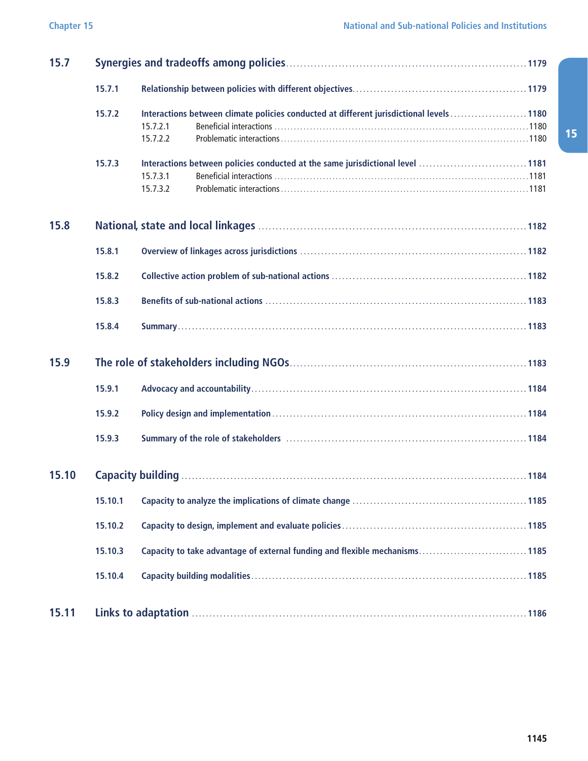15.7 Synergies and tradeoffs among policies ........ 1179

15.7.1 Relationship between policies with different objectives ........ 1179

15.7.2 Interactions between climate policies conducted at different jurisdictional levels ........ 1180

15.7.2.1 Beneficial interactions ........ 1180

15.7.2.2 Problematic interactions ........ 1180

15.7.3 Interactions between policies conducted at the same jurisdictional level ........ 1181

15.7.3.1 Beneficial interactions ........ 1181

15.7.3.2 Problematic interactions ........ 1181

15.8 National, state and local linkages ........ 1182

15.8.1 Overview of linkages across jurisdictions ........ 1182

15.8.2 Collective action problem of sub-national actions ........ 1182

15.8.3 Benefits of sub-national actions ........ 1183

15.8.4 Summary ........ 1183

15.9 The role of stakeholders including NGOs ........ 1183

15.9.1 Advocacy and accountability ........ 1184

15.9.2 Policy design and implementation ........ 1184

15.9.3 Summary of the role of stakeholders ........ 1184

15.10 Capacity building ........ 1184

15.10.1 Capacity to analyze the implications of climate change ........ 1185

15.10.2 Capacity to design, implement and evaluate policies ........ 1185

15.10.3 Capacity to take advantage of external funding and flexible mechanisms ........ 1185

15.10.4 Capacity building modalities ........ 1185

15.11 Links to adaptation ........ 1186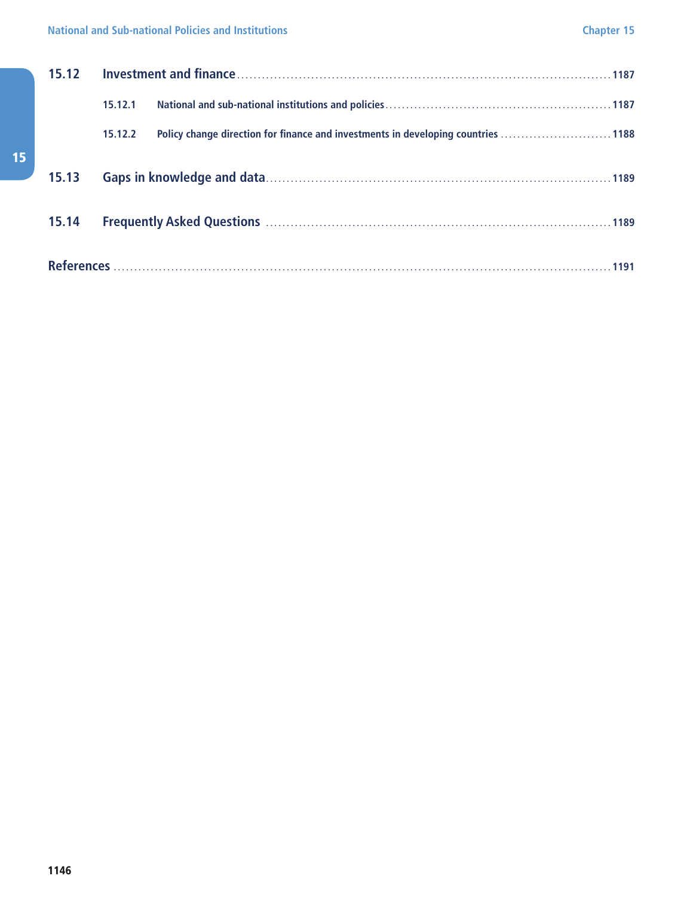15.12 Investment and finance ........................................................................................ 1187

15.12.1 National and sub-national institutions and policies ........................................................ 1187

15.12.2 Policy change direction for finance and investments in developing countries ........................... 1188

15.13 Gaps in knowledge and data ........................................................................................ 1189

15.14 Frequently Asked Questions ........................................................................................ 1189

References ........................................................................................................................ 1191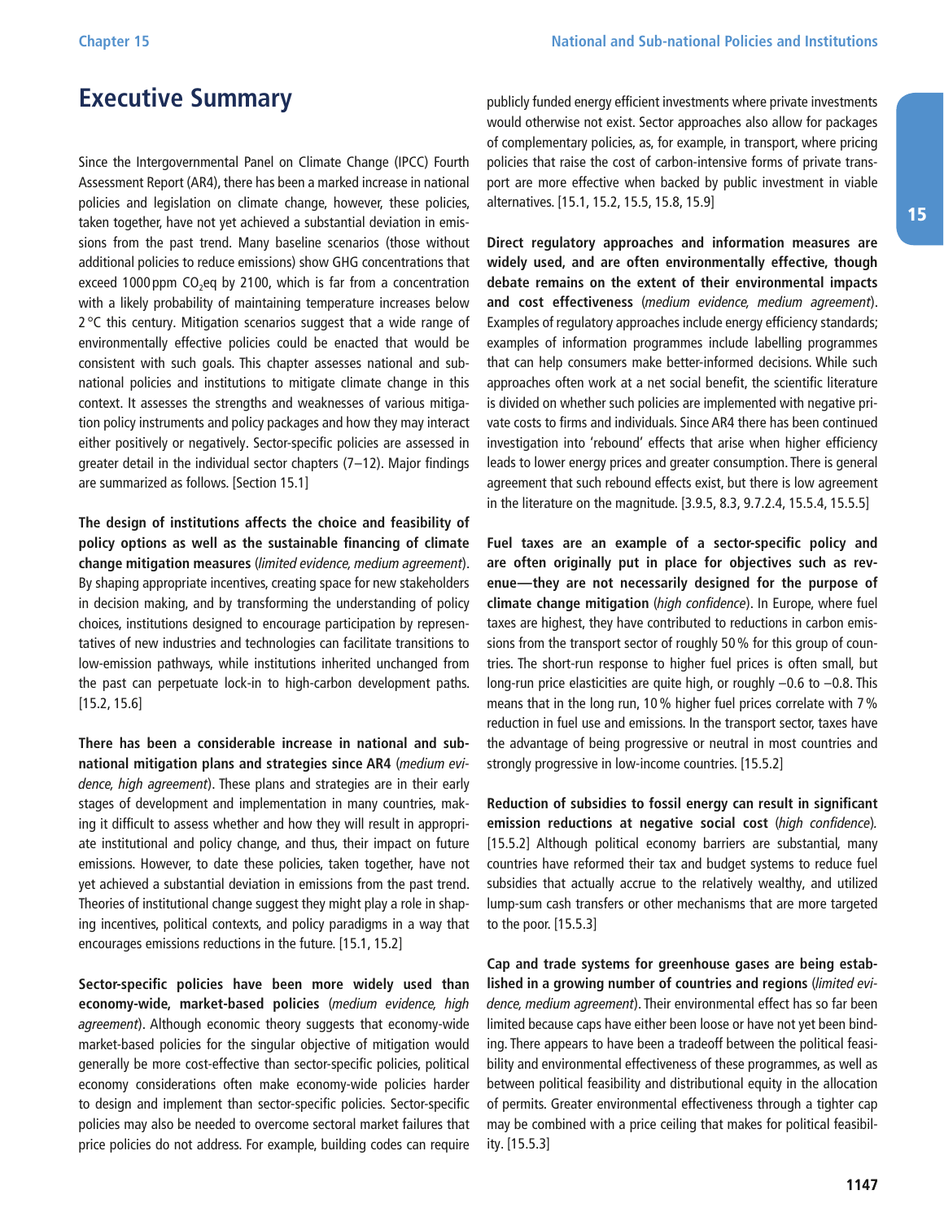# Executive Summary

Since the Intergovernmental Panel on Climate Change (IPCC) Fourth Assessment Report (AR4), there has been a marked increase in national policies and legislation on climate change, however, these policies, taken together, have not yet achieved a substantial deviation in emissions from the past trend. Many baseline scenarios (those without additional policies to reduce emissions) show GHG concentrations that exceed 1000 ppm $CO_2$eq by 2100, which is far from a concentration with a likely probability of maintaining temperature increases below 2 °C this century. Mitigation scenarios suggest that a wide range of environmentally effective policies could be enacted that would be consistent with such goals. This chapter assesses national and sub-national policies and institutions to mitigate climate change in this context. It assesses the strengths and weaknesses of various mitigation policy instruments and policy packages and how they may interact either positively or negatively. Sector-specific policies are assessed in greater detail in the individual sector chapters (7–12). Major findings are summarized as follows. [Section 15.1]

**The design of institutions affects the choice and feasibility of policy options as well as the sustainable financing of climate change mitigation measures** (*limited evidence, medium agreement*). By shaping appropriate incentives, creating space for new stakeholders in decision making, and by transforming the understanding of policy choices, institutions designed to encourage participation by representatives of new industries and technologies can facilitate transitions to low-emission pathways, while institutions inherited unchanged from the past can perpetuate lock-in to high-carbon development paths. [15.2, 15.6]

**There has been a considerable increase in national and sub-national mitigation plans and strategies since AR4** (*medium evidence, high agreement*). These plans and strategies are in their early stages of development and implementation in many countries, making it difficult to assess whether and how they will result in appropriate institutional and policy change, and thus, their impact on future emissions. However, to date these policies, taken together, have not yet achieved a substantial deviation in emissions from the past trend. Theories of institutional change suggest they might play a role in shaping incentives, political contexts, and policy paradigms in a way that encourages emissions reductions in the future. [15.1, 15.2]

**Sector-specific policies have been more widely used than economy-wide, market-based policies** (*medium evidence, high agreement*). Although economic theory suggests that economy-wide market-based policies for the singular objective of mitigation would generally be more cost-effective than sector-specific policies, political economy considerations often make economy-wide policies harder to design and implement than sector-specific policies. Sector-specific policies may also be needed to overcome sectoral market failures that price policies do not address. For example, building codes can require publicly funded energy efficient investments where private investments would otherwise not exist. Sector approaches also allow for packages of complementary policies, as, for example, in transport, where pricing policies that raise the cost of carbon-intensive forms of private transport are more effective when backed by public investment in viable alternatives. [15.1, 15.2, 15.5, 15.8, 15.9]

**Direct regulatory approaches and information measures are widely used, and are often environmentally effective, though debate remains on the extent of their environmental impacts and cost effectiveness** (*medium evidence, medium agreement*). Examples of regulatory approaches include energy efficiency standards; examples of information programmes include labelling programmes that can help consumers make better-informed decisions. While such approaches often work at a net social benefit, the scientific literature is divided on whether such policies are implemented with negative private costs to firms and individuals. Since AR4 there has been continued investigation into 'rebound' effects that arise when higher efficiency leads to lower energy prices and greater consumption. There is general agreement that such rebound effects exist, but there is low agreement in the literature on the magnitude. [3.9.5, 8.3, 9.7.2.4, 15.5.4, 15.5.5]

**Fuel taxes are an example of a sector-specific policy and are often originally put in place for objectives such as revenue—they are not necessarily designed for the purpose of climate change mitigation** (*high confidence*). In Europe, where fuel taxes are highest, they have contributed to reductions in carbon emissions from the transport sector of roughly 50 % for this group of countries. The short-run response to higher fuel prices is often small, but long-run price elasticities are quite high, or roughly −0.6 to −0.8. This means that in the long run, 10 % higher fuel prices correlate with 7 % reduction in fuel use and emissions. In the transport sector, taxes have the advantage of being progressive or neutral in most countries and strongly progressive in low-income countries. [15.5.2]

**Reduction of subsidies to fossil energy can result in significant emission reductions at negative social cost** (*high confidence*). [15.5.2] Although political economy barriers are substantial, many countries have reformed their tax and budget systems to reduce fuel subsidies that actually accrue to the relatively wealthy, and utilized lump-sum cash transfers or other mechanisms that are more targeted to the poor. [15.5.3]

**Cap and trade systems for greenhouse gases are being established in a growing number of countries and regions** (*limited evidence, medium agreement*). Their environmental effect has so far been limited because caps have either been loose or have not yet been binding. There appears to have been a tradeoff between the political feasibility and environmental effectiveness of these programmes, as well as between political feasibility and distributional equity in the allocation of permits. Greater environmental effectiveness through a tighter cap may be combined with a price ceiling that makes for political feasibility. [15.5.3]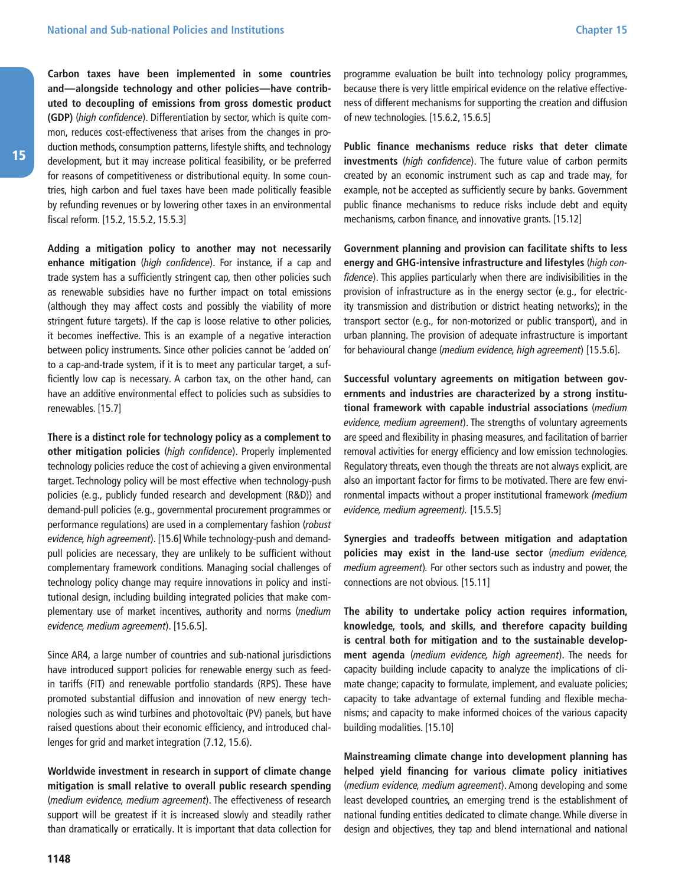**Carbon taxes have been implemented in some countries and—alongside technology and other policies—have contributed to decoupling of emissions from gross domestic product (GDP)** (*high confidence*). Differentiation by sector, which is quite common, reduces cost-effectiveness that arises from the changes in production methods, consumption patterns, lifestyle shifts, and technology development, but it may increase political feasibility, or be preferred for reasons of competitiveness or distributional equity. In some countries, high carbon and fuel taxes have been made politically feasible by refunding revenues or by lowering other taxes in an environmental fiscal reform. [15.2, 15.5.2, 15.5.3]

**Adding a mitigation policy to another may not necessarily enhance mitigation** (*high confidence*). For instance, if a cap and trade system has a sufficiently stringent cap, then other policies such as renewable subsidies have no further impact on total emissions (although they may affect costs and possibly the viability of more stringent future targets). If the cap is loose relative to other policies, it becomes ineffective. This is an example of a negative interaction between policy instruments. Since other policies cannot be 'added on' to a cap-and-trade system, if it is to meet any particular target, a sufficiently low cap is necessary. A carbon tax, on the other hand, can have an additive environmental effect to policies such as subsidies to renewables. [15.7]

**There is a distinct role for technology policy as a complement to other mitigation policies** (*high confidence*). Properly implemented technology policies reduce the cost of achieving a given environmental target. Technology policy will be most effective when technology-push policies (e.g., publicly funded research and development (R&D)) and demand-pull policies (e.g., governmental procurement programmes or performance regulations) are used in a complementary fashion (*robust evidence, high agreement*). [15.6] While technology-push and demand-pull policies are necessary, they are unlikely to be sufficient without complementary framework conditions. Managing social challenges of technology policy change may require innovations in policy and institutional design, including building integrated policies that make complementary use of market incentives, authority and norms (*medium evidence, medium agreement*). [15.6.5].

Since AR4, a large number of countries and sub-national jurisdictions have introduced support policies for renewable energy such as feed-in tariffs (FIT) and renewable portfolio standards (RPS). These have promoted substantial diffusion and innovation of new energy technologies such as wind turbines and photovoltaic (PV) panels, but have raised questions about their economic efficiency, and introduced challenges for grid and market integration (7.12, 15.6).

**Worldwide investment in research in support of climate change mitigation is small relative to overall public research spending** (*medium evidence, medium agreement*). The effectiveness of research support will be greatest if it is increased slowly and steadily rather than dramatically or erratically. It is important that data collection for programme evaluation be built into technology policy programmes, because there is very little empirical evidence on the relative effectiveness of different mechanisms for supporting the creation and diffusion of new technologies. [15.6.2, 15.6.5]

**Public finance mechanisms reduce risks that deter climate investments** (*high confidence*). The future value of carbon permits created by an economic instrument such as cap and trade may, for example, not be accepted as sufficiently secure by banks. Government public finance mechanisms to reduce risks include debt and equity mechanisms, carbon finance, and innovative grants. [15.12]

**Government planning and provision can facilitate shifts to less energy and GHG-intensive infrastructure and lifestyles** (*high confidence*). This applies particularly when there are indivisibilities in the provision of infrastructure as in the energy sector (e.g., for electricity transmission and distribution or district heating networks); in the transport sector (e.g., for non-motorized or public transport), and in urban planning. The provision of adequate infrastructure is important for behavioural change (*medium evidence, high agreement*) [15.5.6].

**Successful voluntary agreements on mitigation between governments and industries are characterized by a strong institutional framework with capable industrial associations** (*medium evidence, medium agreement*). The strengths of voluntary agreements are speed and flexibility in phasing measures, and facilitation of barrier removal activities for energy efficiency and low emission technologies. Regulatory threats, even though the threats are not always explicit, are also an important factor for firms to be motivated. There are few environmental impacts without a proper institutional framework *(medium evidence, medium agreement).* [15.5.5]

**Synergies and tradeoffs between mitigation and adaptation policies may exist in the land-use sector** (*medium evidence, medium agreement*). For other sectors such as industry and power, the connections are not obvious. [15.11]

**The ability to undertake policy action requires information, knowledge, tools, and skills, and therefore capacity building is central both for mitigation and to the sustainable development agenda** (*medium evidence, high agreement*). The needs for capacity building include capacity to analyze the implications of climate change; capacity to formulate, implement, and evaluate policies; capacity to take advantage of external funding and flexible mechanisms; and capacity to make informed choices of the various capacity building modalities. [15.10]

**Mainstreaming climate change into development planning has helped yield financing for various climate policy initiatives** (*medium evidence, medium agreement*). Among developing and some least developed countries, an emerging trend is the establishment of national funding entities dedicated to climate change. While diverse in design and objectives, they tap and blend international and national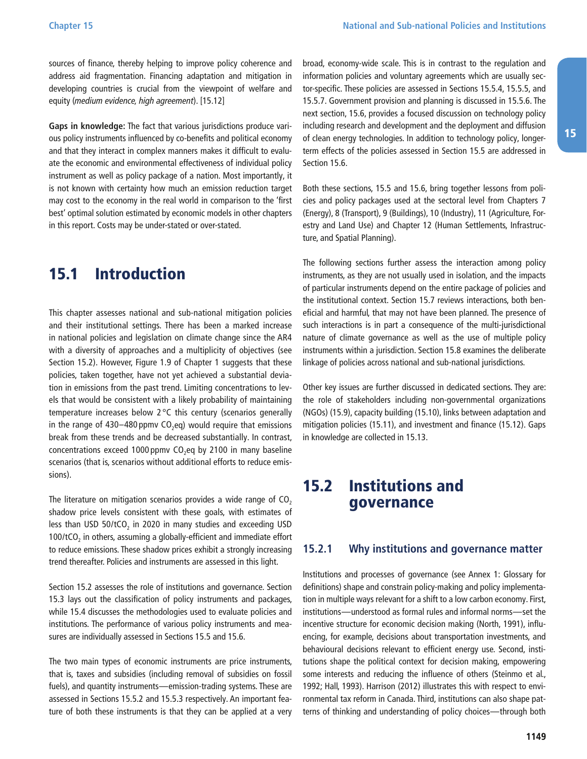sources of finance, thereby helping to improve policy coherence and address aid fragmentation. Financing adaptation and mitigation in developing countries is crucial from the viewpoint of welfare and equity (*medium evidence, high agreement*). [15.12]

**Gaps in knowledge:** The fact that various jurisdictions produce various policy instruments influenced by co-benefits and political economy and that they interact in complex manners makes it difficult to evaluate the economic and environmental effectiveness of individual policy instrument as well as policy package of a nation. Most importantly, it is not known with certainty how much an emission reduction target may cost to the economy in the real world in comparison to the 'first best' optimal solution estimated by economic models in other chapters in this report. Costs may be under-stated or over-stated.

# 15.1 Introduction

This chapter assesses national and sub-national mitigation policies and their institutional settings. There has been a marked increase in national policies and legislation on climate change since the AR4 with a diversity of approaches and a multiplicity of objectives (see Section 15.2). However, Figure 1.9 of Chapter 1 suggests that these policies, taken together, have not yet achieved a substantial deviation in emissions from the past trend. Limiting concentrations to levels that would be consistent with a likely probability of maintaining temperature increases below 2 °C this century (scenarios generally in the range of 430–480 ppmv $CO_2$eq) would require that emissions break from these trends and be decreased substantially. In contrast, concentrations exceed 1000 ppmv $CO_2$eq by 2100 in many baseline scenarios (that is, scenarios without additional efforts to reduce emissions).

The literature on mitigation scenarios provides a wide range of $CO_2$ shadow price levels consistent with these goals, with estimates of less than USD 50/t$CO_2$ in 2020 in many studies and exceeding USD 100/t$CO_2$ in others, assuming a globally-efficient and immediate effort to reduce emissions. These shadow prices exhibit a strongly increasing trend thereafter. Policies and instruments are assessed in this light.

Section 15.2 assesses the role of institutions and governance. Section 15.3 lays out the classification of policy instruments and packages, while 15.4 discusses the methodologies used to evaluate policies and institutions. The performance of various policy instruments and measures are individually assessed in Sections 15.5 and 15.6.

The two main types of economic instruments are price instruments, that is, taxes and subsidies (including removal of subsidies on fossil fuels), and quantity instruments—emission-trading systems. These are assessed in Sections 15.5.2 and 15.5.3 respectively. An important feature of both these instruments is that they can be applied at a very broad, economy-wide scale. This is in contrast to the regulation and information policies and voluntary agreements which are usually sector-specific. These policies are assessed in Sections 15.5.4, 15.5.5, and 15.5.7. Government provision and planning is discussed in 15.5.6. The next section, 15.6, provides a focused discussion on technology policy including research and development and the deployment and diffusion of clean energy technologies. In addition to technology policy, longer-term effects of the policies assessed in Section 15.5 are addressed in Section 15.6.

Both these sections, 15.5 and 15.6, bring together lessons from policies and policy packages used at the sectoral level from Chapters 7 (Energy), 8 (Transport), 9 (Buildings), 10 (Industry), 11 (Agriculture, Forestry and Land Use) and Chapter 12 (Human Settlements, Infrastructure, and Spatial Planning).

The following sections further assess the interaction among policy instruments, as they are not usually used in isolation, and the impacts of particular instruments depend on the entire package of policies and the institutional context. Section 15.7 reviews interactions, both beneficial and harmful, that may not have been planned. The presence of such interactions is in part a consequence of the multi-jurisdictional nature of climate governance as well as the use of multiple policy instruments within a jurisdiction. Section 15.8 examines the deliberate linkage of policies across national and sub-national jurisdictions.

Other key issues are further discussed in dedicated sections. They are: the role of stakeholders including non-governmental organizations (NGOs) (15.9), capacity building (15.10), links between adaptation and mitigation policies (15.11), and investment and finance (15.12). Gaps in knowledge are collected in 15.13.

# 15.2 Institutions and governance

## 15.2.1 Why institutions and governance matter

Institutions and processes of governance (see Annex 1: Glossary for definitions) shape and constrain policy-making and policy implementation in multiple ways relevant for a shift to a low carbon economy. First, institutions—understood as formal rules and informal norms—set the incentive structure for economic decision making (North, 1991), influencing, for example, decisions about transportation investments, and behavioural decisions relevant to efficient energy use. Second, institutions shape the political context for decision making, empowering some interests and reducing the influence of others (Steinmo et al., 1992; Hall, 1993). Harrison (2012) illustrates this with respect to environmental tax reform in Canada. Third, institutions can also shape patterns of thinking and understanding of policy choices—through both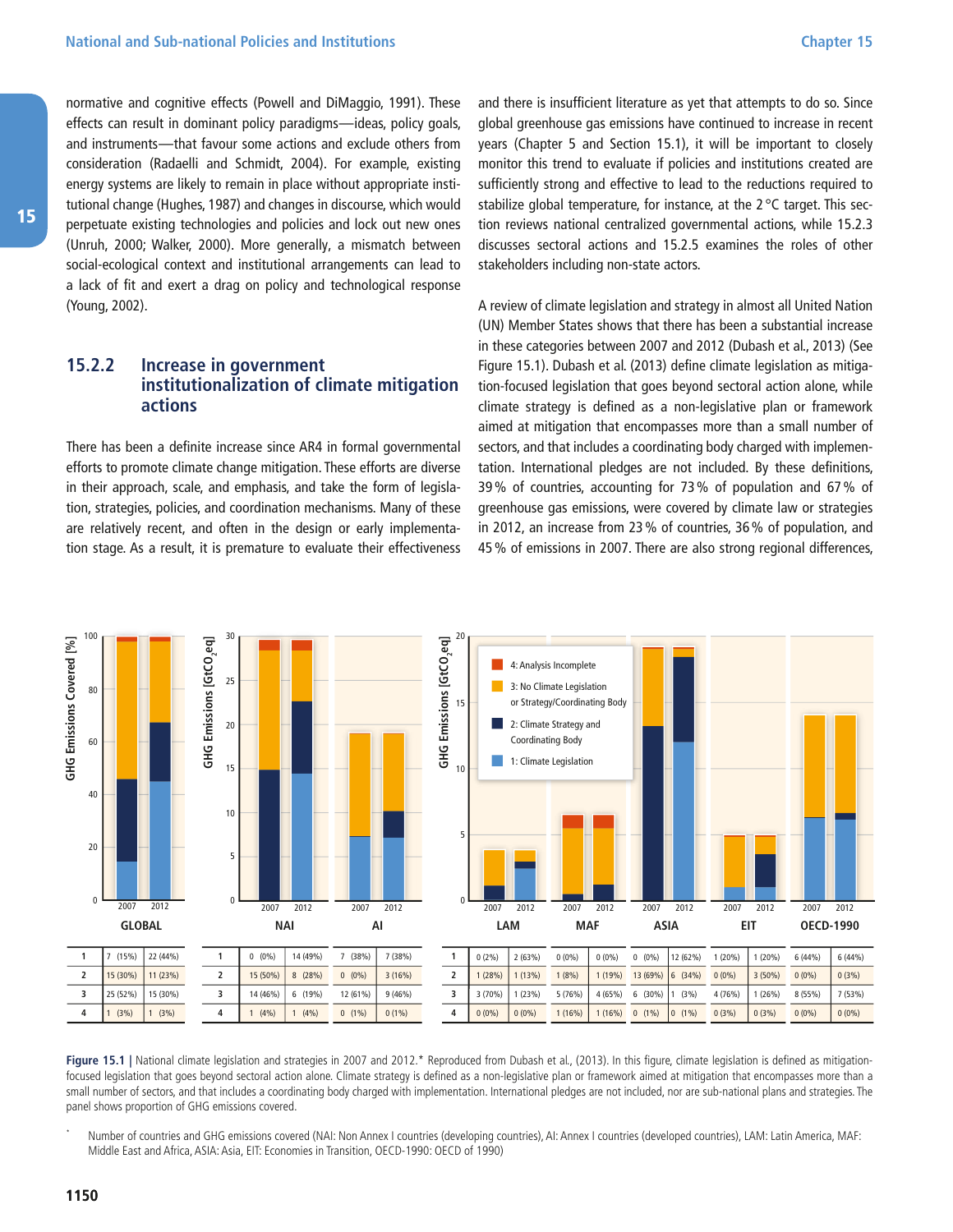normative and cognitive effects (Powell and DiMaggio, 1991). These effects can result in dominant policy paradigms—ideas, policy goals, and instruments—that favour some actions and exclude others from consideration (Radaelli and Schmidt, 2004). For example, existing energy systems are likely to remain in place without appropriate institutional change (Hughes, 1987) and changes in discourse, which would perpetuate existing technologies and policies and lock out new ones (Unruh, 2000; Walker, 2000). More generally, a mismatch between social-ecological context and institutional arrangements can lead to a lack of fit and exert a drag on policy and technological response (Young, 2002).

### 15.2.2 Increase in government institutionalization of climate mitigation actions

There has been a definite increase since AR4 in formal governmental efforts to promote climate change mitigation. These efforts are diverse in their approach, scale, and emphasis, and take the form of legislation, strategies, policies, and coordination mechanisms. Many of these are relatively recent, and often in the design or early implementation stage. As a result, it is premature to evaluate their effectiveness and there is insufficient literature as yet that attempts to do so. Since global greenhouse gas emissions have continued to increase in recent years (Chapter 5 and Section 15.1), it will be important to closely monitor this trend to evaluate if policies and institutions created are sufficiently strong and effective to lead to the reductions required to stabilize global temperature, for instance, at the 2 °C target. This section reviews national centralized governmental actions, while 15.2.3 discusses sectoral actions and 15.2.5 examines the roles of other stakeholders including non-state actors.

A review of climate legislation and strategy in almost all United Nation (UN) Member States shows that there has been a substantial increase in these categories between 2007 and 2012 (Dubash et al., 2013) (See Figure 15.1). Dubash et al. (2013) define climate legislation as mitigation-focused legislation that goes beyond sectoral action alone, while climate strategy is defined as a non-legislative plan or framework aimed at mitigation that encompasses more than a small number of sectors, and that includes a coordinating body charged with implementation. International pledges are not included. By these definitions, 39 % of countries, accounting for 73 % of population and 67 % of greenhouse gas emissions, were covered by climate law or strategies in 2012, an increase from 23 % of countries, 36 % of population, and 45 % of emissions in 2007. There are also strong regional differences,

Legend: 4: Analysis Incomplete; 3: No Climate Legislation or Strategy/Coordinating Body; 2: Climate Strategy and Coordinating Body; 1: Climate Legislation

| | GLOBAL 2007 | GLOBAL 2012 | NAI 2007 | NAI 2012 | AI 2007 | AI 2012 | LAM 2007 | LAM 2012 | MAF 2007 | MAF 2012 | ASIA 2007 | ASIA 2012 | EIT 2007 | EIT 2012 | OECD-1990 2007 | OECD-1990 2012 |
|---|---|---|---|---|---|---|---|---|---|---|---|---|---|---|---|---|
| 1 | 7 (15%) | 22 (44%) | 0 (0%) | 14 (49%) | 7 (38%) | 7 (38%) | 0 (2%) | 2 (63%) | 0 (0%) | 0 (0%) | 0 (0%) | 12 (62%) | 1 (20%) | 1 (20%) | 6 (44%) | 6 (44%) |
| 2 | 15 (30%) | 11 (23%) | 15 (50%) | 8 (28%) | 0 (0%) | 3 (16%) | 1 (28%) | 1 (13%) | 1 (8%) | 1 (19%) | 13 (69%) | 6 (34%) | 0 (0%) | 3 (50%) | 0 (0%) | 0 (3%) |
| 3 | 25 (52%) | 15 (30%) | 14 (46%) | 6 (19%) | 12 (61%) | 9 (46%) | 3 (70%) | 1 (23%) | 5 (76%) | 4 (65%) | 6 (30%) | 1 (3%) | 4 (76%) | 1 (26%) | 8 (55%) | 7 (53%) |
| 4 | 1 (3%) | 1 (3%) | 1 (4%) | 1 (4%) | 0 (1%) | 0 (1%) | 0 (0%) | 0 (0%) | 1 (16%) | 1 (16%) | 0 (1%) | 0 (1%) | 0 (3%) | 0 (3%) | 0 (0%) | 0 (0%) |

**Figure 15.1 |** National climate legislation and strategies in 2007 and 2012.* Reproduced from Dubash et al., (2013). In this figure, climate legislation is defined as mitigation-focused legislation that goes beyond sectoral action alone. Climate strategy is defined as a non-legislative plan or framework aimed at mitigation that encompasses more than a small number of sectors, and that includes a coordinating body charged with implementation. International pledges are not included, nor are sub-national plans and strategies. The panel shows proportion of GHG emissions covered.

\* Number of countries and GHG emissions covered (NAI: Non Annex I countries (developing countries), AI: Annex I countries (developed countries), LAM: Latin America, MAF: Middle East and Africa, ASIA: Asia, EIT: Economies in Transition, OECD-1990: OECD of 1990)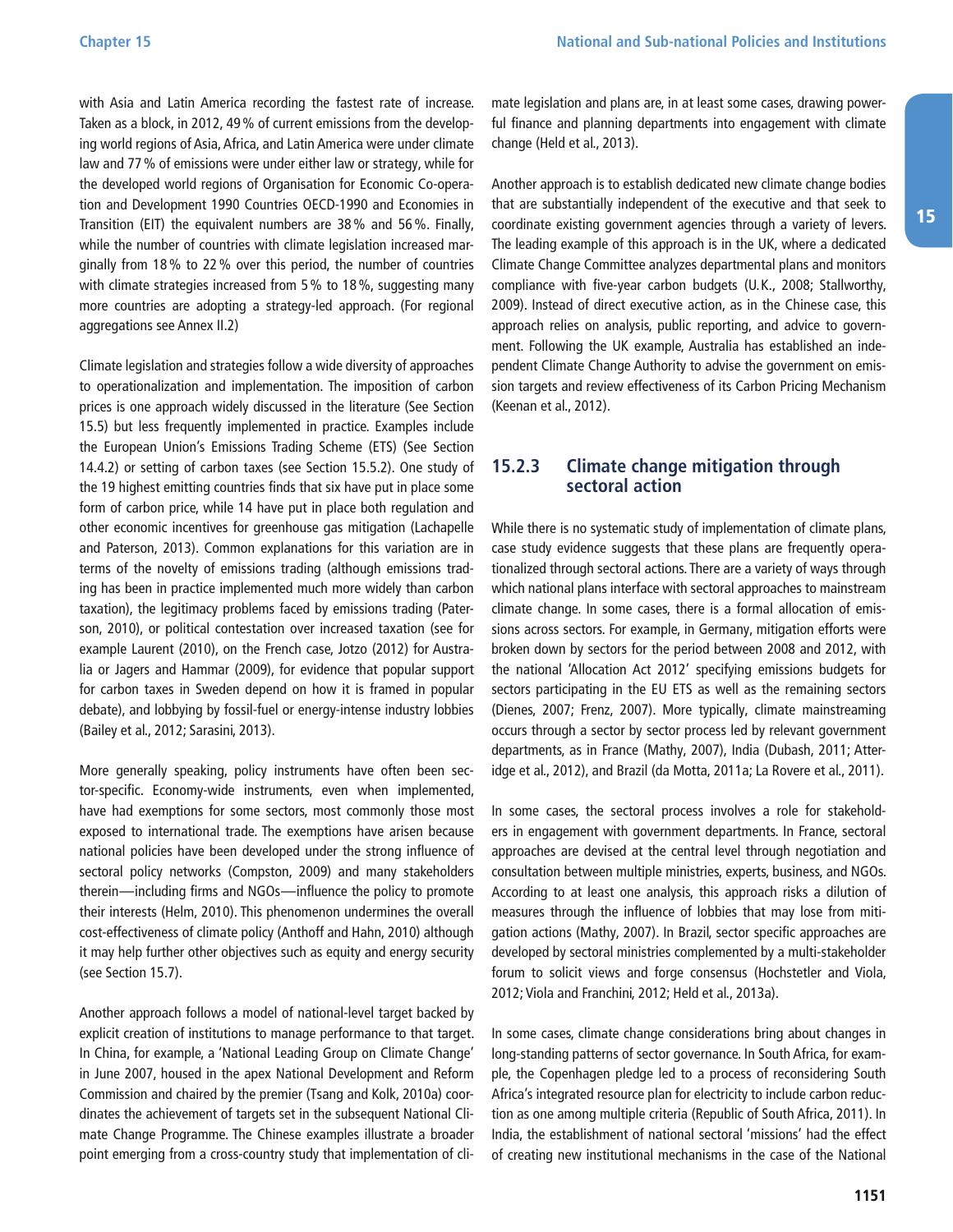with Asia and Latin America recording the fastest rate of increase. Taken as a block, in 2012, 49 % of current emissions from the developing world regions of Asia, Africa, and Latin America were under climate law and 77 % of emissions were under either law or strategy, while for the developed world regions of Organisation for Economic Co-operation and Development 1990 Countries OECD-1990 and Economies in Transition (EIT) the equivalent numbers are 38 % and 56 %. Finally, while the number of countries with climate legislation increased marginally from 18 % to 22 % over this period, the number of countries with climate strategies increased from 5 % to 18 %, suggesting many more countries are adopting a strategy-led approach. (For regional aggregations see Annex II.2)

Climate legislation and strategies follow a wide diversity of approaches to operationalization and implementation. The imposition of carbon prices is one approach widely discussed in the literature (See Section 15.5) but less frequently implemented in practice. Examples include the European Union's Emissions Trading Scheme (ETS) (See Section 14.4.2) or setting of carbon taxes (see Section 15.5.2). One study of the 19 highest emitting countries finds that six have put in place some form of carbon price, while 14 have put in place both regulation and other economic incentives for greenhouse gas mitigation (Lachapelle and Paterson, 2013). Common explanations for this variation are in terms of the novelty of emissions trading (although emissions trading has been in practice implemented much more widely than carbon taxation), the legitimacy problems faced by emissions trading (Paterson, 2010), or political contestation over increased taxation (see for example Laurent (2010), on the French case, Jotzo (2012) for Australia or Jagers and Hammar (2009), for evidence that popular support for carbon taxes in Sweden depend on how it is framed in popular debate), and lobbying by fossil-fuel or energy-intense industry lobbies (Bailey et al., 2012; Sarasini, 2013).

More generally speaking, policy instruments have often been sector-specific. Economy-wide instruments, even when implemented, have had exemptions for some sectors, most commonly those most exposed to international trade. The exemptions have arisen because national policies have been developed under the strong influence of sectoral policy networks (Compston, 2009) and many stakeholders therein—including firms and NGOs—influence the policy to promote their interests (Helm, 2010). This phenomenon undermines the overall cost-effectiveness of climate policy (Anthoff and Hahn, 2010) although it may help further other objectives such as equity and energy security (see Section 15.7).

Another approach follows a model of national-level target backed by explicit creation of institutions to manage performance to that target. In China, for example, a 'National Leading Group on Climate Change' in June 2007, housed in the apex National Development and Reform Commission and chaired by the premier (Tsang and Kolk, 2010a) coordinates the achievement of targets set in the subsequent National Climate Change Programme. The Chinese examples illustrate a broader point emerging from a cross-country study that implementation of climate legislation and plans are, in at least some cases, drawing powerful finance and planning departments into engagement with climate change (Held et al., 2013).

Another approach is to establish dedicated new climate change bodies that are substantially independent of the executive and that seek to coordinate existing government agencies through a variety of levers. The leading example of this approach is in the UK, where a dedicated Climate Change Committee analyzes departmental plans and monitors compliance with five-year carbon budgets (U.K., 2008; Stallworthy, 2009). Instead of direct executive action, as in the Chinese case, this approach relies on analysis, public reporting, and advice to government. Following the UK example, Australia has established an independent Climate Change Authority to advise the government on emission targets and review effectiveness of its Carbon Pricing Mechanism (Keenan et al., 2012).

### 15.2.3 Climate change mitigation through sectoral action

While there is no systematic study of implementation of climate plans, case study evidence suggests that these plans are frequently operationalized through sectoral actions. There are a variety of ways through which national plans interface with sectoral approaches to mainstream climate change. In some cases, there is a formal allocation of emissions across sectors. For example, in Germany, mitigation efforts were broken down by sectors for the period between 2008 and 2012, with the national 'Allocation Act 2012' specifying emissions budgets for sectors participating in the EU ETS as well as the remaining sectors (Dienes, 2007; Frenz, 2007). More typically, climate mainstreaming occurs through a sector by sector process led by relevant government departments, as in France (Mathy, 2007), India (Dubash, 2011; Atteridge et al., 2012), and Brazil (da Motta, 2011a; La Rovere et al., 2011).

In some cases, the sectoral process involves a role for stakeholders in engagement with government departments. In France, sectoral approaches are devised at the central level through negotiation and consultation between multiple ministries, experts, business, and NGOs. According to at least one analysis, this approach risks a dilution of measures through the influence of lobbies that may lose from mitigation actions (Mathy, 2007). In Brazil, sector specific approaches are developed by sectoral ministries complemented by a multi-stakeholder forum to solicit views and forge consensus (Hochstetler and Viola, 2012; Viola and Franchini, 2012; Held et al., 2013a).

In some cases, climate change considerations bring about changes in long-standing patterns of sector governance. In South Africa, for example, the Copenhagen pledge led to a process of reconsidering South Africa's integrated resource plan for electricity to include carbon reduction as one among multiple criteria (Republic of South Africa, 2011). In India, the establishment of national sectoral 'missions' had the effect of creating new institutional mechanisms in the case of the National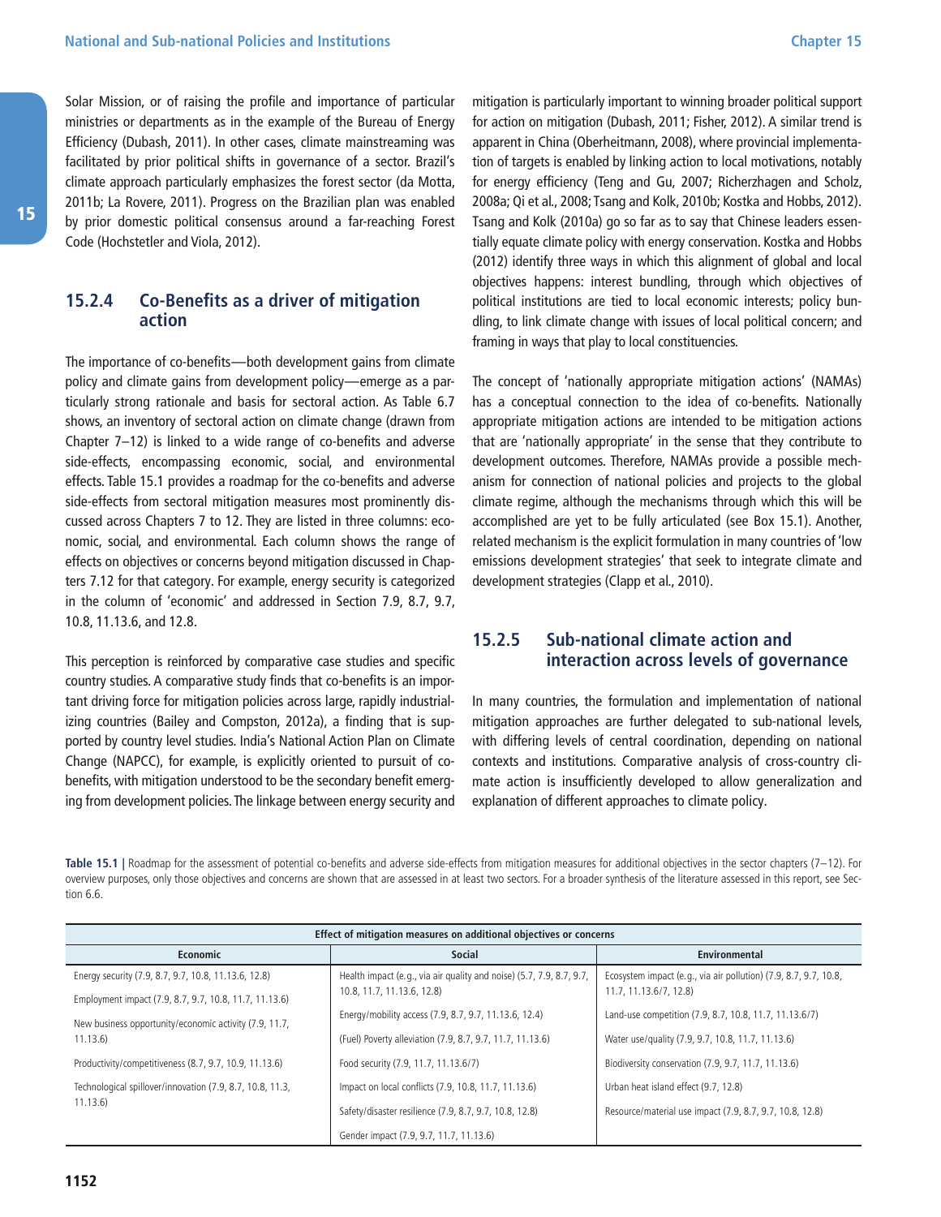Solar Mission, or of raising the profile and importance of particular ministries or departments as in the example of the Bureau of Energy Efficiency (Dubash, 2011). In other cases, climate mainstreaming was facilitated by prior political shifts in governance of a sector. Brazil's climate approach particularly emphasizes the forest sector (da Motta, 2011b; La Rovere, 2011). Progress on the Brazilian plan was enabled by prior domestic political consensus around a far-reaching Forest Code (Hochstetler and Viola, 2012).

### 15.2.4 Co-Benefits as a driver of mitigation action

The importance of co-benefits—both development gains from climate policy and climate gains from development policy—emerge as a particularly strong rationale and basis for sectoral action. As Table 6.7 shows, an inventory of sectoral action on climate change (drawn from Chapter 7–12) is linked to a wide range of co-benefits and adverse side-effects, encompassing economic, social, and environmental effects. Table 15.1 provides a roadmap for the co-benefits and adverse side-effects from sectoral mitigation measures most prominently discussed across Chapters 7 to 12. They are listed in three columns: economic, social, and environmental. Each column shows the range of effects on objectives or concerns beyond mitigation discussed in Chapters 7.12 for that category. For example, energy security is categorized in the column of 'economic' and addressed in Section 7.9, 8.7, 9.7, 10.8, 11.13.6, and 12.8.

This perception is reinforced by comparative case studies and specific country studies. A comparative study finds that co-benefits is an important driving force for mitigation policies across large, rapidly industrializing countries (Bailey and Compston, 2012a), a finding that is supported by country level studies. India's National Action Plan on Climate Change (NAPCC), for example, is explicitly oriented to pursuit of co-benefits, with mitigation understood to be the secondary benefit emerging from development policies. The linkage between energy security and mitigation is particularly important to winning broader political support for action on mitigation (Dubash, 2011; Fisher, 2012). A similar trend is apparent in China (Oberheitmann, 2008), where provincial implementation of targets is enabled by linking action to local motivations, notably for energy efficiency (Teng and Gu, 2007; Richerzhagen and Scholz, 2008a; Qi et al., 2008; Tsang and Kolk, 2010b; Kostka and Hobbs, 2012). Tsang and Kolk (2010a) go so far as to say that Chinese leaders essentially equate climate policy with energy conservation. Kostka and Hobbs (2012) identify three ways in which this alignment of global and local objectives happens: interest bundling, through which objectives of political institutions are tied to local economic interests; policy bundling, to link climate change with issues of local political concern; and framing in ways that play to local constituencies.

The concept of 'nationally appropriate mitigation actions' (NAMAs) has a conceptual connection to the idea of co-benefits. Nationally appropriate mitigation actions are intended to be mitigation actions that are 'nationally appropriate' in the sense that they contribute to development outcomes. Therefore, NAMAs provide a possible mechanism for connection of national policies and projects to the global climate regime, although the mechanisms through which this will be accomplished are yet to be fully articulated (see Box 15.1). Another, related mechanism is the explicit formulation in many countries of 'low emissions development strategies' that seek to integrate climate and development strategies (Clapp et al., 2010).

### 15.2.5 Sub-national climate action and interaction across levels of governance

In many countries, the formulation and implementation of national mitigation approaches are further delegated to sub-national levels, with differing levels of central coordination, depending on national contexts and institutions. Comparative analysis of cross-country climate action is insufficiently developed to allow generalization and explanation of different approaches to climate policy.

**Table 15.1 |** Roadmap for the assessment of potential co-benefits and adverse side-effects from mitigation measures for additional objectives in the sector chapters (7–12). For overview purposes, only those objectives and concerns are shown that are assessed in at least two sectors. For a broader synthesis of the literature assessed in this report, see Section 6.6.

| Effect of mitigation measures on additional objectives or concerns | | |
|---|---|---|
| **Economic** | **Social** | **Environmental** |
| Energy security (7.9, 8.7, 9.7, 10.8, 11.13.6, 12.8) | Health impact (e.g., via air quality and noise) (5.7, 7.9, 8.7, 9.7, 10.8, 11.7, 11.13.6, 12.8) | Ecosystem impact (e.g., via air pollution) (7.9, 8.7, 9.7, 10.8, 11.7, 11.13.6/7, 12.8) |
| Employment impact (7.9, 8.7, 9.7, 10.8, 11.7, 11.13.6) | Energy/mobility access (7.9, 8.7, 9.7, 11.13.6, 12.4) | Land-use competition (7.9, 8.7, 10.8, 11.7, 11.13.6/7) |
| New business opportunity/economic activity (7.9, 11.7, 11.13.6) | (Fuel) Poverty alleviation (7.9, 8.7, 9.7, 11.7, 11.13.6) | Water use/quality (7.9, 9.7, 10.8, 11.7, 11.13.6) |
| Productivity/competitiveness (8.7, 9.7, 10.9, 11.13.6) | Food security (7.9, 11.7, 11.13.6/7) | Biodiversity conservation (7.9, 9.7, 11.7, 11.13.6) |
| Technological spillover/innovation (7.9, 8.7, 10.8, 11.3, 11.13.6) | Impact on local conflicts (7.9, 10.8, 11.7, 11.13.6) | Urban heat island effect (9.7, 12.8) |
| | Safety/disaster resilience (7.9, 8.7, 9.7, 10.8, 12.8) | Resource/material use impact (7.9, 8.7, 9.7, 10.8, 12.8) |
| | Gender impact (7.9, 9.7, 11.7, 11.13.6) | |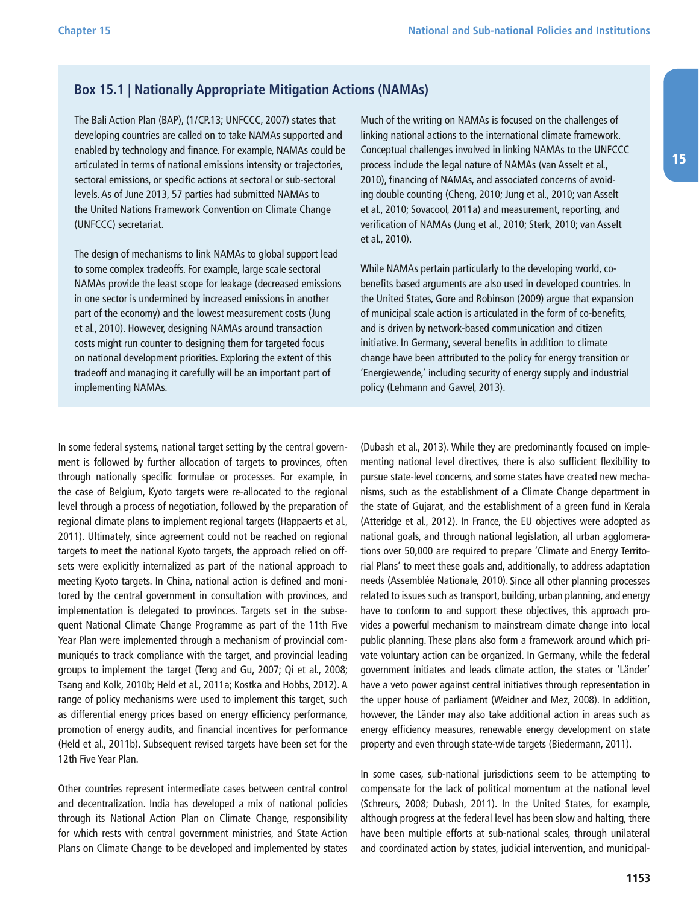## Box 15.1 | Nationally Appropriate Mitigation Actions (NAMAs)

The Bali Action Plan (BAP), (1/CP.13; UNFCCC, 2007) states that developing countries are called on to take NAMAs supported and enabled by technology and finance. For example, NAMAs could be articulated in terms of national emissions intensity or trajectories, sectoral emissions, or specific actions at sectoral or sub-sectoral levels. As of June 2013, 57 parties had submitted NAMAs to the United Nations Framework Convention on Climate Change (UNFCCC) secretariat.

The design of mechanisms to link NAMAs to global support lead to some complex tradeoffs. For example, large scale sectoral NAMAs provide the least scope for leakage (decreased emissions in one sector is undermined by increased emissions in another part of the economy) and the lowest measurement costs (Jung et al., 2010). However, designing NAMAs around transaction costs might run counter to designing them for targeted focus on national development priorities. Exploring the extent of this tradeoff and managing it carefully will be an important part of implementing NAMAs.

Much of the writing on NAMAs is focused on the challenges of linking national actions to the international climate framework. Conceptual challenges involved in linking NAMAs to the UNFCCC process include the legal nature of NAMAs (van Asselt et al., 2010), financing of NAMAs, and associated concerns of avoiding double counting (Cheng, 2010; Jung et al., 2010; van Asselt et al., 2010; Sovacool, 2011a) and measurement, reporting, and verification of NAMAs (Jung et al., 2010; Sterk, 2010; van Asselt et al., 2010).

While NAMAs pertain particularly to the developing world, co-benefits based arguments are also used in developed countries. In the United States, Gore and Robinson (2009) argue that expansion of municipal scale action is articulated in the form of co-benefits, and is driven by network-based communication and citizen initiative. In Germany, several benefits in addition to climate change have been attributed to the policy for energy transition or 'Energiewende,' including security of energy supply and industrial policy (Lehmann and Gawel, 2013).

In some federal systems, national target setting by the central government is followed by further allocation of targets to provinces, often through nationally specific formulae or processes. For example, in the case of Belgium, Kyoto targets were re-allocated to the regional level through a process of negotiation, followed by the preparation of regional climate plans to implement regional targets (Happaerts et al., 2011). Ultimately, since agreement could not be reached on regional targets to meet the national Kyoto targets, the approach relied on offsets were explicitly internalized as part of the national approach to meeting Kyoto targets. In China, national action is defined and monitored by the central government in consultation with provinces, and implementation is delegated to provinces. Targets set in the subsequent National Climate Change Programme as part of the 11th Five Year Plan were implemented through a mechanism of provincial communiqués to track compliance with the target, and provincial leading groups to implement the target (Teng and Gu, 2007; Qi et al., 2008; Tsang and Kolk, 2010b; Held et al., 2011a; Kostka and Hobbs, 2012). A range of policy mechanisms were used to implement this target, such as differential energy prices based on energy efficiency performance, promotion of energy audits, and financial incentives for performance (Held et al., 2011b). Subsequent revised targets have been set for the 12th Five Year Plan.

Other countries represent intermediate cases between central control and decentralization. India has developed a mix of national policies through its National Action Plan on Climate Change, responsibility for which rests with central government ministries, and State Action Plans on Climate Change to be developed and implemented by states (Dubash et al., 2013). While they are predominantly focused on implementing national level directives, there is also sufficient flexibility to pursue state-level concerns, and some states have created new mechanisms, such as the establishment of a Climate Change department in the state of Gujarat, and the establishment of a green fund in Kerala (Atteridge et al., 2012). In France, the EU objectives were adopted as national goals, and through national legislation, all urban agglomerations over 50,000 are required to prepare 'Climate and Energy Territorial Plans' to meet these goals and, additionally, to address adaptation needs (Assemblée Nationale, 2010). Since all other planning processes related to issues such as transport, building, urban planning, and energy have to conform to and support these objectives, this approach provides a powerful mechanism to mainstream climate change into local public planning. These plans also form a framework around which private voluntary action can be organized. In Germany, while the federal government initiates and leads climate action, the states or 'Länder' have a veto power against central initiatives through representation in the upper house of parliament (Weidner and Mez, 2008). In addition, however, the Länder may also take additional action in areas such as energy efficiency measures, renewable energy development on state property and even through state-wide targets (Biedermann, 2011).

In some cases, sub-national jurisdictions seem to be attempting to compensate for the lack of political momentum at the national level (Schreurs, 2008; Dubash, 2011). In the United States, for example, although progress at the federal level has been slow and halting, there have been multiple efforts at sub-national scales, through unilateral and coordinated action by states, judicial intervention, and municipal-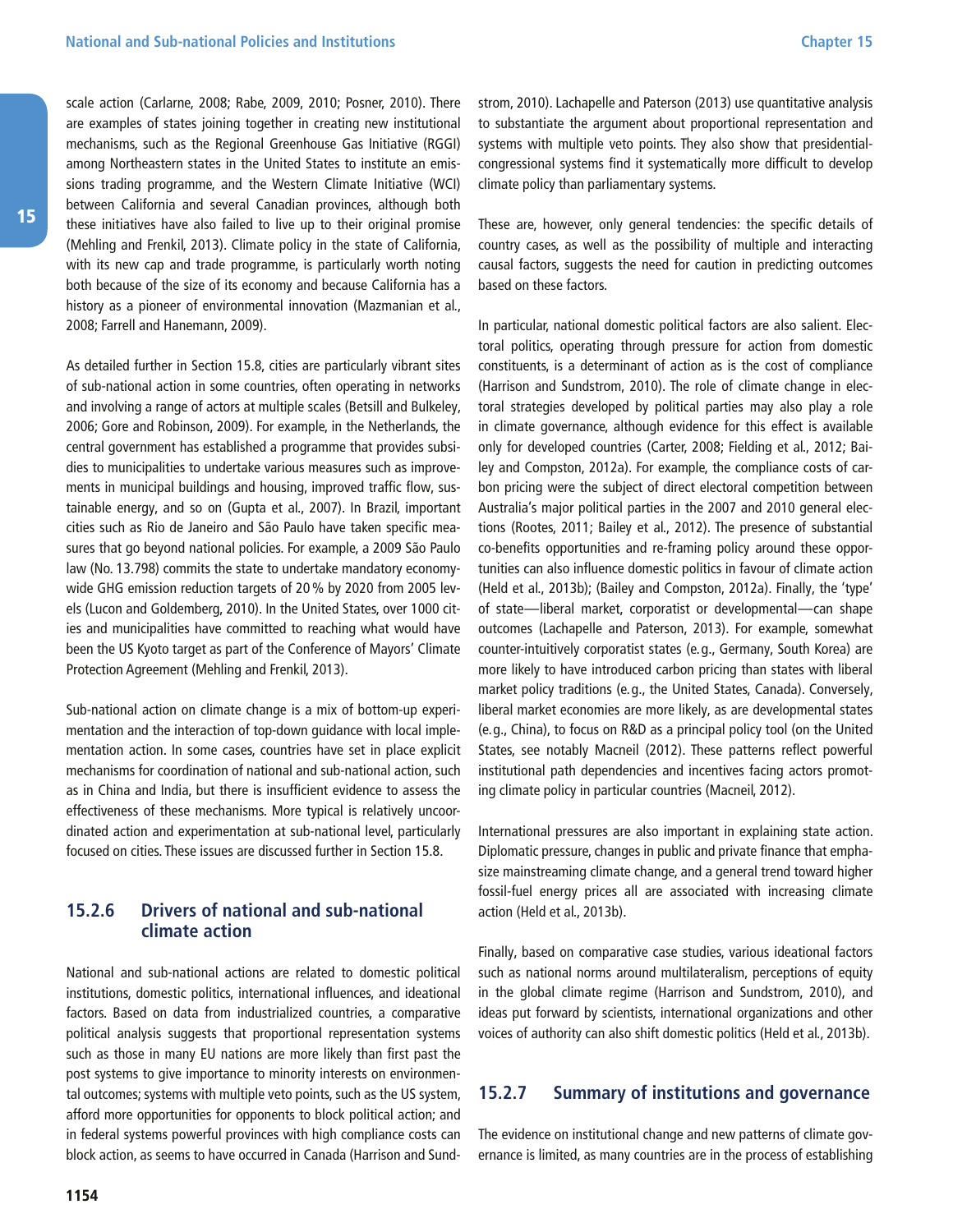scale action (Carlarne, 2008; Rabe, 2009, 2010; Posner, 2010). There are examples of states joining together in creating new institutional mechanisms, such as the Regional Greenhouse Gas Initiative (RGGI) among Northeastern states in the United States to institute an emissions trading programme, and the Western Climate Initiative (WCI) between California and several Canadian provinces, although both these initiatives have also failed to live up to their original promise (Mehling and Frenkil, 2013). Climate policy in the state of California, with its new cap and trade programme, is particularly worth noting both because of the size of its economy and because California has a history as a pioneer of environmental innovation (Mazmanian et al., 2008; Farrell and Hanemann, 2009).

As detailed further in Section 15.8, cities are particularly vibrant sites of sub-national action in some countries, often operating in networks and involving a range of actors at multiple scales (Betsill and Bulkeley, 2006; Gore and Robinson, 2009). For example, in the Netherlands, the central government has established a programme that provides subsidies to municipalities to undertake various measures such as improvements in municipal buildings and housing, improved traffic flow, sustainable energy, and so on (Gupta et al., 2007). In Brazil, important cities such as Rio de Janeiro and São Paulo have taken specific measures that go beyond national policies. For example, a 2009 São Paulo law (No. 13.798) commits the state to undertake mandatory economy-wide GHG emission reduction targets of 20 % by 2020 from 2005 levels (Lucon and Goldemberg, 2010). In the United States, over 1000 cities and municipalities have committed to reaching what would have been the US Kyoto target as part of the Conference of Mayors' Climate Protection Agreement (Mehling and Frenkil, 2013).

Sub-national action on climate change is a mix of bottom-up experimentation and the interaction of top-down guidance with local implementation action. In some cases, countries have set in place explicit mechanisms for coordination of national and sub-national action, such as in China and India, but there is insufficient evidence to assess the effectiveness of these mechanisms. More typical is relatively uncoordinated action and experimentation at sub-national level, particularly focused on cities. These issues are discussed further in Section 15.8.

### 15.2.6 Drivers of national and sub-national climate action

National and sub-national actions are related to domestic political institutions, domestic politics, international influences, and ideational factors. Based on data from industrialized countries, a comparative political analysis suggests that proportional representation systems such as those in many EU nations are more likely than first past the post systems to give importance to minority interests on environmental outcomes; systems with multiple veto points, such as the US system, afford more opportunities for opponents to block political action; and in federal systems powerful provinces with high compliance costs can block action, as seems to have occurred in Canada (Harrison and Sundstrom, 2010). Lachapelle and Paterson (2013) use quantitative analysis to substantiate the argument about proportional representation and systems with multiple veto points. They also show that presidential-congressional systems find it systematically more difficult to develop climate policy than parliamentary systems.

These are, however, only general tendencies: the specific details of country cases, as well as the possibility of multiple and interacting causal factors, suggests the need for caution in predicting outcomes based on these factors.

In particular, national domestic political factors are also salient. Electoral politics, operating through pressure for action from domestic constituents, is a determinant of action as is the cost of compliance (Harrison and Sundstrom, 2010). The role of climate change in electoral strategies developed by political parties may also play a role in climate governance, although evidence for this effect is available only for developed countries (Carter, 2008; Fielding et al., 2012; Bailey and Compston, 2012a). For example, the compliance costs of carbon pricing were the subject of direct electoral competition between Australia's major political parties in the 2007 and 2010 general elections (Rootes, 2011; Bailey et al., 2012). The presence of substantial co-benefits opportunities and re-framing policy around these opportunities can also influence domestic politics in favour of climate action (Held et al., 2013b); (Bailey and Compston, 2012a). Finally, the 'type' of state—liberal market, corporatist or developmental—can shape outcomes (Lachapelle and Paterson, 2013). For example, somewhat counter-intuitively corporatist states (e.g., Germany, South Korea) are more likely to have introduced carbon pricing than states with liberal market policy traditions (e.g., the United States, Canada). Conversely, liberal market economies are more likely, as are developmental states (e.g., China), to focus on R&D as a principal policy tool (on the United States, see notably Macneil (2012). These patterns reflect powerful institutional path dependencies and incentives facing actors promoting climate policy in particular countries (Macneil, 2012).

International pressures are also important in explaining state action. Diplomatic pressure, changes in public and private finance that emphasize mainstreaming climate change, and a general trend toward higher fossil-fuel energy prices all are associated with increasing climate action (Held et al., 2013b).

Finally, based on comparative case studies, various ideational factors such as national norms around multilateralism, perceptions of equity in the global climate regime (Harrison and Sundstrom, 2010), and ideas put forward by scientists, international organizations and other voices of authority can also shift domestic politics (Held et al., 2013b).

### 15.2.7 Summary of institutions and governance

The evidence on institutional change and new patterns of climate governance is limited, as many countries are in the process of establishing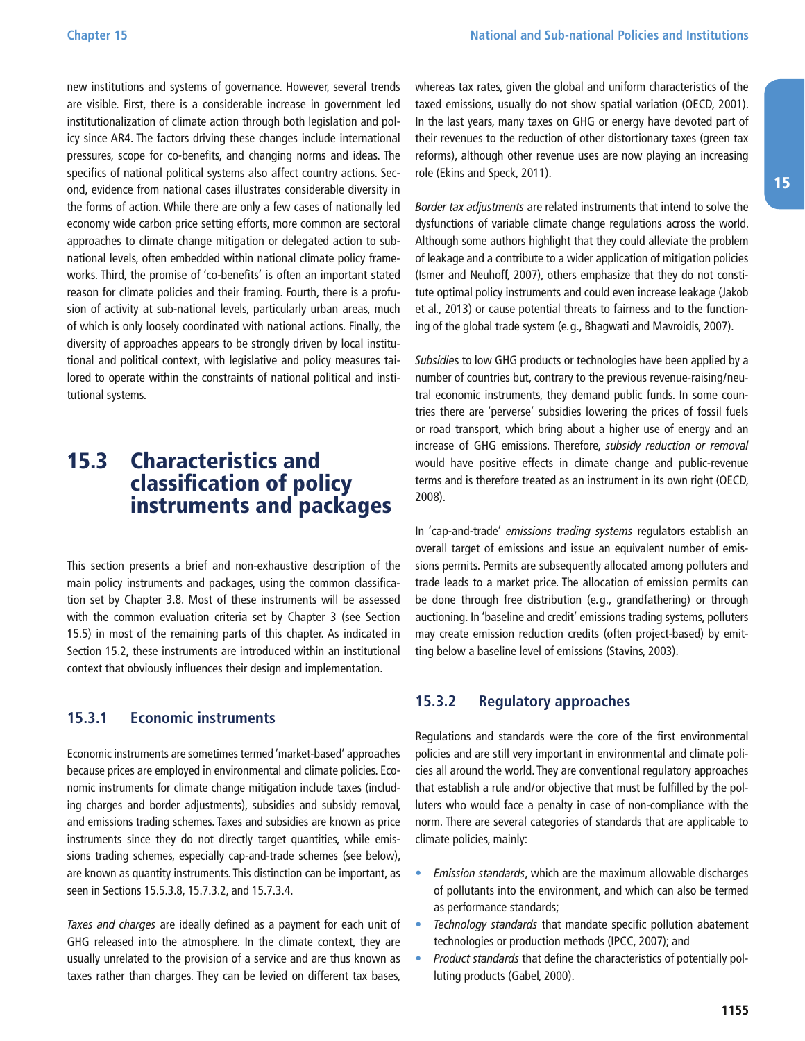new institutions and systems of governance. However, several trends are visible. First, there is a considerable increase in government led institutionalization of climate action through both legislation and policy since AR4. The factors driving these changes include international pressures, scope for co-benefits, and changing norms and ideas. The specifics of national political systems also affect country actions. Second, evidence from national cases illustrates considerable diversity in the forms of action. While there are only a few cases of nationally led economy wide carbon price setting efforts, more common are sectoral approaches to climate change mitigation or delegated action to sub-national levels, often embedded within national climate policy frameworks. Third, the promise of 'co-benefits' is often an important stated reason for climate policies and their framing. Fourth, there is a profusion of activity at sub-national levels, particularly urban areas, much of which is only loosely coordinated with national actions. Finally, the diversity of approaches appears to be strongly driven by local institutional and political context, with legislative and policy measures tailored to operate within the constraints of national political and institutional systems.

## 15.3 Characteristics and classification of policy instruments and packages

This section presents a brief and non-exhaustive description of the main policy instruments and packages, using the common classification set by Chapter 3.8. Most of these instruments will be assessed with the common evaluation criteria set by Chapter 3 (see Section 15.5) in most of the remaining parts of this chapter. As indicated in Section 15.2, these instruments are introduced within an institutional context that obviously influences their design and implementation.

### 15.3.1 Economic instruments

Economic instruments are sometimes termed 'market-based' approaches because prices are employed in environmental and climate policies. Economic instruments for climate change mitigation include taxes (including charges and border adjustments), subsidies and subsidy removal, and emissions trading schemes. Taxes and subsidies are known as price instruments since they do not directly target quantities, while emissions trading schemes, especially cap-and-trade schemes (see below), are known as quantity instruments. This distinction can be important, as seen in Sections 15.5.3.8, 15.7.3.2, and 15.7.3.4.

*Taxes and charges* are ideally defined as a payment for each unit of GHG released into the atmosphere. In the climate context, they are usually unrelated to the provision of a service and are thus known as taxes rather than charges. They can be levied on different tax bases, whereas tax rates, given the global and uniform characteristics of the taxed emissions, usually do not show spatial variation (OECD, 2001). In the last years, many taxes on GHG or energy have devoted part of their revenues to the reduction of other distortionary taxes (green tax reforms), although other revenue uses are now playing an increasing role (Ekins and Speck, 2011).

*Border tax adjustments* are related instruments that intend to solve the dysfunctions of variable climate change regulations across the world. Although some authors highlight that they could alleviate the problem of leakage and a contribute to a wider application of mitigation policies (Ismer and Neuhoff, 2007), others emphasize that they do not constitute optimal policy instruments and could even increase leakage (Jakob et al., 2013) or cause potential threats to fairness and to the functioning of the global trade system (e.g., Bhagwati and Mavroidis, 2007).

*Subsidies* to low GHG products or technologies have been applied by a number of countries but, contrary to the previous revenue-raising/neutral economic instruments, they demand public funds. In some countries there are 'perverse' subsidies lowering the prices of fossil fuels or road transport, which bring about a higher use of energy and an increase of GHG emissions. Therefore, *subsidy reduction or removal* would have positive effects in climate change and public-revenue terms and is therefore treated as an instrument in its own right (OECD, 2008).

In 'cap-and-trade' *emissions trading systems* regulators establish an overall target of emissions and issue an equivalent number of emissions permits. Permits are subsequently allocated among polluters and trade leads to a market price. The allocation of emission permits can be done through free distribution (e.g., grandfathering) or through auctioning. In 'baseline and credit' emissions trading systems, polluters may create emission reduction credits (often project-based) by emitting below a baseline level of emissions (Stavins, 2003).

### 15.3.2 Regulatory approaches

Regulations and standards were the core of the first environmental policies and are still very important in environmental and climate policies all around the world. They are conventional regulatory approaches that establish a rule and/or objective that must be fulfilled by the polluters who would face a penalty in case of non-compliance with the norm. There are several categories of standards that are applicable to climate policies, mainly:

- *Emission standards*, which are the maximum allowable discharges of pollutants into the environment, and which can also be termed as performance standards;
- *Technology standards* that mandate specific pollution abatement technologies or production methods (IPCC, 2007); and
- *Product standards* that define the characteristics of potentially polluting products (Gabel, 2000).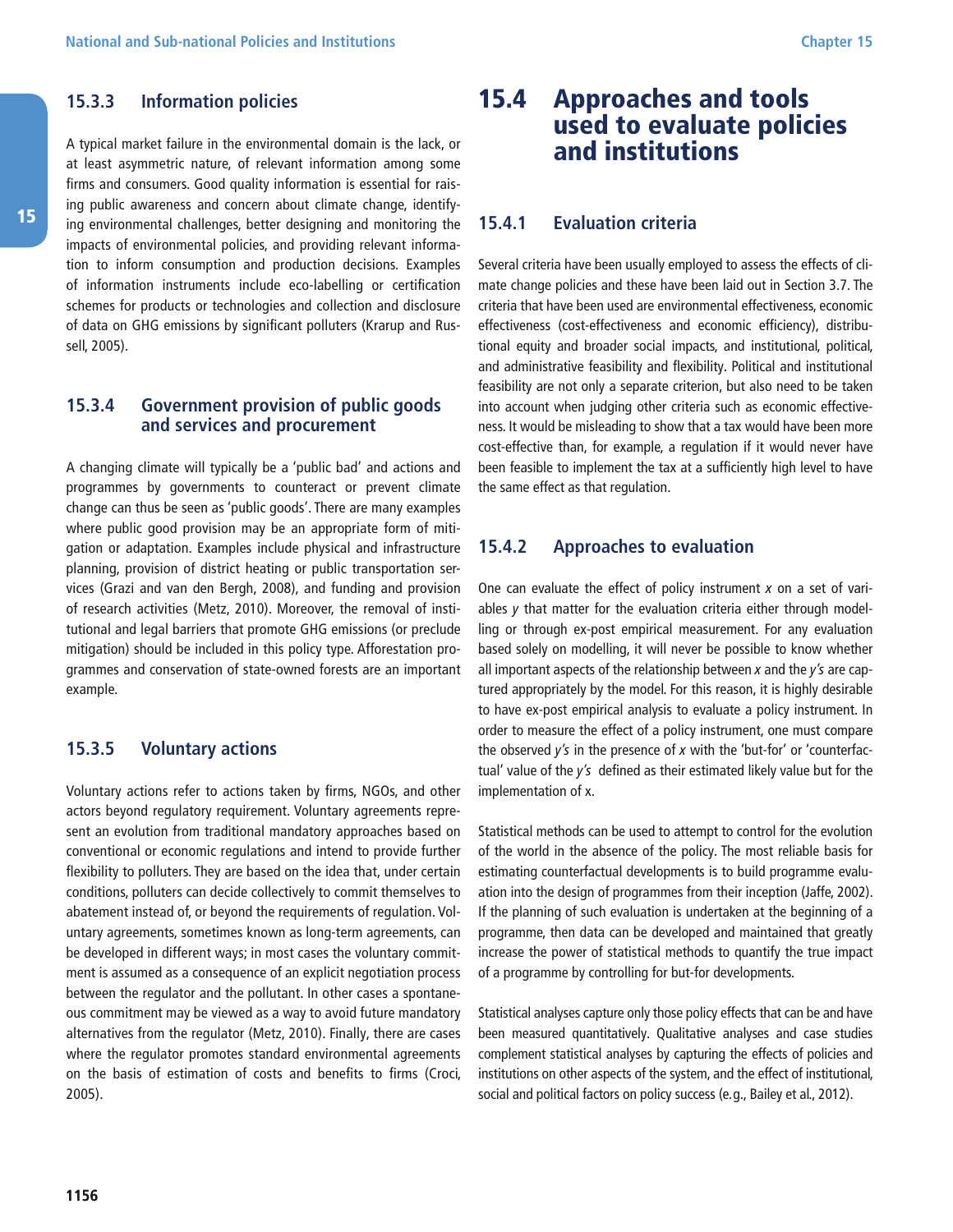### 15.3.3 Information policies

A typical market failure in the environmental domain is the lack, or at least asymmetric nature, of relevant information among some firms and consumers. Good quality information is essential for raising public awareness and concern about climate change, identifying environmental challenges, better designing and monitoring the impacts of environmental policies, and providing relevant information to inform consumption and production decisions. Examples of information instruments include eco-labelling or certification schemes for products or technologies and collection and disclosure of data on GHG emissions by significant polluters (Krarup and Russell, 2005).

### 15.3.4 Government provision of public goods and services and procurement

A changing climate will typically be a 'public bad' and actions and programmes by governments to counteract or prevent climate change can thus be seen as 'public goods'. There are many examples where public good provision may be an appropriate form of mitigation or adaptation. Examples include physical and infrastructure planning, provision of district heating or public transportation services (Grazi and van den Bergh, 2008), and funding and provision of research activities (Metz, 2010). Moreover, the removal of institutional and legal barriers that promote GHG emissions (or preclude mitigation) should be included in this policy type. Afforestation programmes and conservation of state-owned forests are an important example.

### 15.3.5 Voluntary actions

Voluntary actions refer to actions taken by firms, NGOs, and other actors beyond regulatory requirement. Voluntary agreements represent an evolution from traditional mandatory approaches based on conventional or economic regulations and intend to provide further flexibility to polluters. They are based on the idea that, under certain conditions, polluters can decide collectively to commit themselves to abatement instead of, or beyond the requirements of regulation. Voluntary agreements, sometimes known as long-term agreements, can be developed in different ways; in most cases the voluntary commitment is assumed as a consequence of an explicit negotiation process between the regulator and the pollutant. In other cases a spontaneous commitment may be viewed as a way to avoid future mandatory alternatives from the regulator (Metz, 2010). Finally, there are cases where the regulator promotes standard environmental agreements on the basis of estimation of costs and benefits to firms (Croci, 2005).

## 15.4 Approaches and tools used to evaluate policies and institutions

### 15.4.1 Evaluation criteria

Several criteria have been usually employed to assess the effects of climate change policies and these have been laid out in Section 3.7. The criteria that have been used are environmental effectiveness, economic effectiveness (cost-effectiveness and economic efficiency), distributional equity and broader social impacts, and institutional, political, and administrative feasibility and flexibility. Political and institutional feasibility are not only a separate criterion, but also need to be taken into account when judging other criteria such as economic effectiveness. It would be misleading to show that a tax would have been more cost-effective than, for example, a regulation if it would never have been feasible to implement the tax at a sufficiently high level to have the same effect as that regulation.

### 15.4.2 Approaches to evaluation

One can evaluate the effect of policy instrument $x$ on a set of variables $y$ that matter for the evaluation criteria either through modelling or through ex-post empirical measurement. For any evaluation based solely on modelling, it will never be possible to know whether all important aspects of the relationship between $x$ and the $y$'s are captured appropriately by the model. For this reason, it is highly desirable to have ex-post empirical analysis to evaluate a policy instrument. In order to measure the effect of a policy instrument, one must compare the observed $y$'s in the presence of $x$ with the 'but-for' or 'counterfactual' value of the $y$'s defined as their estimated likely value but for the implementation of x.

Statistical methods can be used to attempt to control for the evolution of the world in the absence of the policy. The most reliable basis for estimating counterfactual developments is to build programme evaluation into the design of programmes from their inception (Jaffe, 2002). If the planning of such evaluation is undertaken at the beginning of a programme, then data can be developed and maintained that greatly increase the power of statistical methods to quantify the true impact of a programme by controlling for but-for developments.

Statistical analyses capture only those policy effects that can be and have been measured quantitatively. Qualitative analyses and case studies complement statistical analyses by capturing the effects of policies and institutions on other aspects of the system, and the effect of institutional, social and political factors on policy success (e.g., Bailey et al., 2012).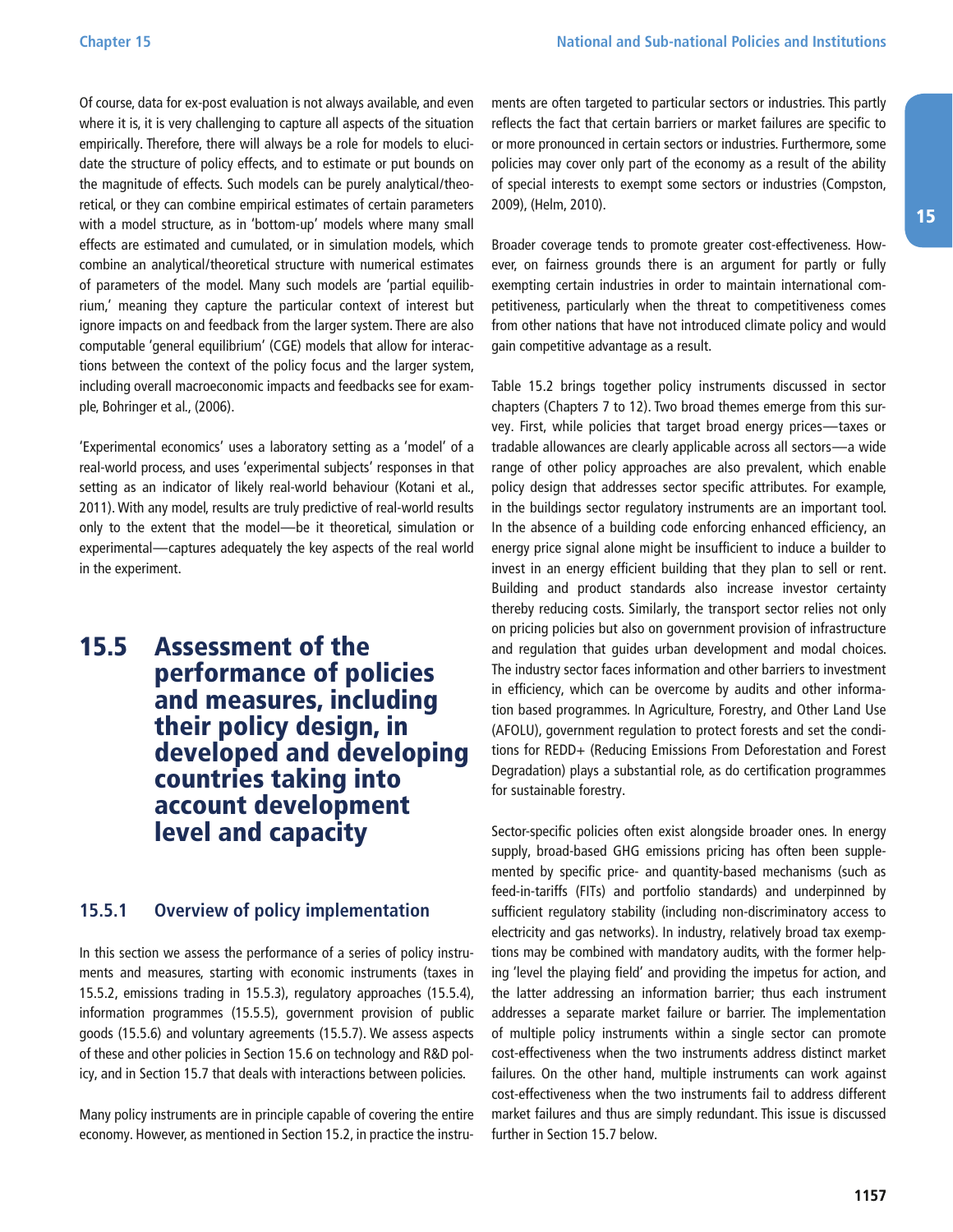Of course, data for ex-post evaluation is not always available, and even where it is, it is very challenging to capture all aspects of the situation empirically. Therefore, there will always be a role for models to elucidate the structure of policy effects, and to estimate or put bounds on the magnitude of effects. Such models can be purely analytical/theoretical, or they can combine empirical estimates of certain parameters with a model structure, as in 'bottom-up' models where many small effects are estimated and cumulated, or in simulation models, which combine an analytical/theoretical structure with numerical estimates of parameters of the model. Many such models are 'partial equilibrium,' meaning they capture the particular context of interest but ignore impacts on and feedback from the larger system. There are also computable 'general equilibrium' (CGE) models that allow for interactions between the context of the policy focus and the larger system, including overall macroeconomic impacts and feedbacks see for example, Bohringer et al., (2006).

'Experimental economics' uses a laboratory setting as a 'model' of a real-world process, and uses 'experimental subjects' responses in that setting as an indicator of likely real-world behaviour (Kotani et al., 2011). With any model, results are truly predictive of real-world results only to the extent that the model—be it theoretical, simulation or experimental—captures adequately the key aspects of the real world in the experiment.

## 15.5 Assessment of the performance of policies and measures, including their policy design, in developed and developing countries taking into account development level and capacity

### 15.5.1 Overview of policy implementation

In this section we assess the performance of a series of policy instruments and measures, starting with economic instruments (taxes in 15.5.2, emissions trading in 15.5.3), regulatory approaches (15.5.4), information programmes (15.5.5), government provision of public goods (15.5.6) and voluntary agreements (15.5.7). We assess aspects of these and other policies in Section 15.6 on technology and R&D policy, and in Section 15.7 that deals with interactions between policies.

Many policy instruments are in principle capable of covering the entire economy. However, as mentioned in Section 15.2, in practice the instruments are often targeted to particular sectors or industries. This partly reflects the fact that certain barriers or market failures are specific to or more pronounced in certain sectors or industries. Furthermore, some policies may cover only part of the economy as a result of the ability of special interests to exempt some sectors or industries (Compston, 2009), (Helm, 2010).

Broader coverage tends to promote greater cost-effectiveness. However, on fairness grounds there is an argument for partly or fully exempting certain industries in order to maintain international competitiveness, particularly when the threat to competitiveness comes from other nations that have not introduced climate policy and would gain competitive advantage as a result.

Table 15.2 brings together policy instruments discussed in sector chapters (Chapters 7 to 12). Two broad themes emerge from this survey. First, while policies that target broad energy prices—taxes or tradable allowances are clearly applicable across all sectors—a wide range of other policy approaches are also prevalent, which enable policy design that addresses sector specific attributes. For example, in the buildings sector regulatory instruments are an important tool. In the absence of a building code enforcing enhanced efficiency, an energy price signal alone might be insufficient to induce a builder to invest in an energy efficient building that they plan to sell or rent. Building and product standards also increase investor certainty thereby reducing costs. Similarly, the transport sector relies not only on pricing policies but also on government provision of infrastructure and regulation that guides urban development and modal choices. The industry sector faces information and other barriers to investment in efficiency, which can be overcome by audits and other information based programmes. In Agriculture, Forestry, and Other Land Use (AFOLU), government regulation to protect forests and set the conditions for REDD+ (Reducing Emissions From Deforestation and Forest Degradation) plays a substantial role, as do certification programmes for sustainable forestry.

Sector-specific policies often exist alongside broader ones. In energy supply, broad-based GHG emissions pricing has often been supplemented by specific price- and quantity-based mechanisms (such as feed-in-tariffs (FITs) and portfolio standards) and underpinned by sufficient regulatory stability (including non-discriminatory access to electricity and gas networks). In industry, relatively broad tax exemptions may be combined with mandatory audits, with the former helping 'level the playing field' and providing the impetus for action, and the latter addressing an information barrier; thus each instrument addresses a separate market failure or barrier. The implementation of multiple policy instruments within a single sector can promote cost-effectiveness when the two instruments address distinct market failures. On the other hand, multiple instruments can work against cost-effectiveness when the two instruments fail to address different market failures and thus are simply redundant. This issue is discussed further in Section 15.7 below.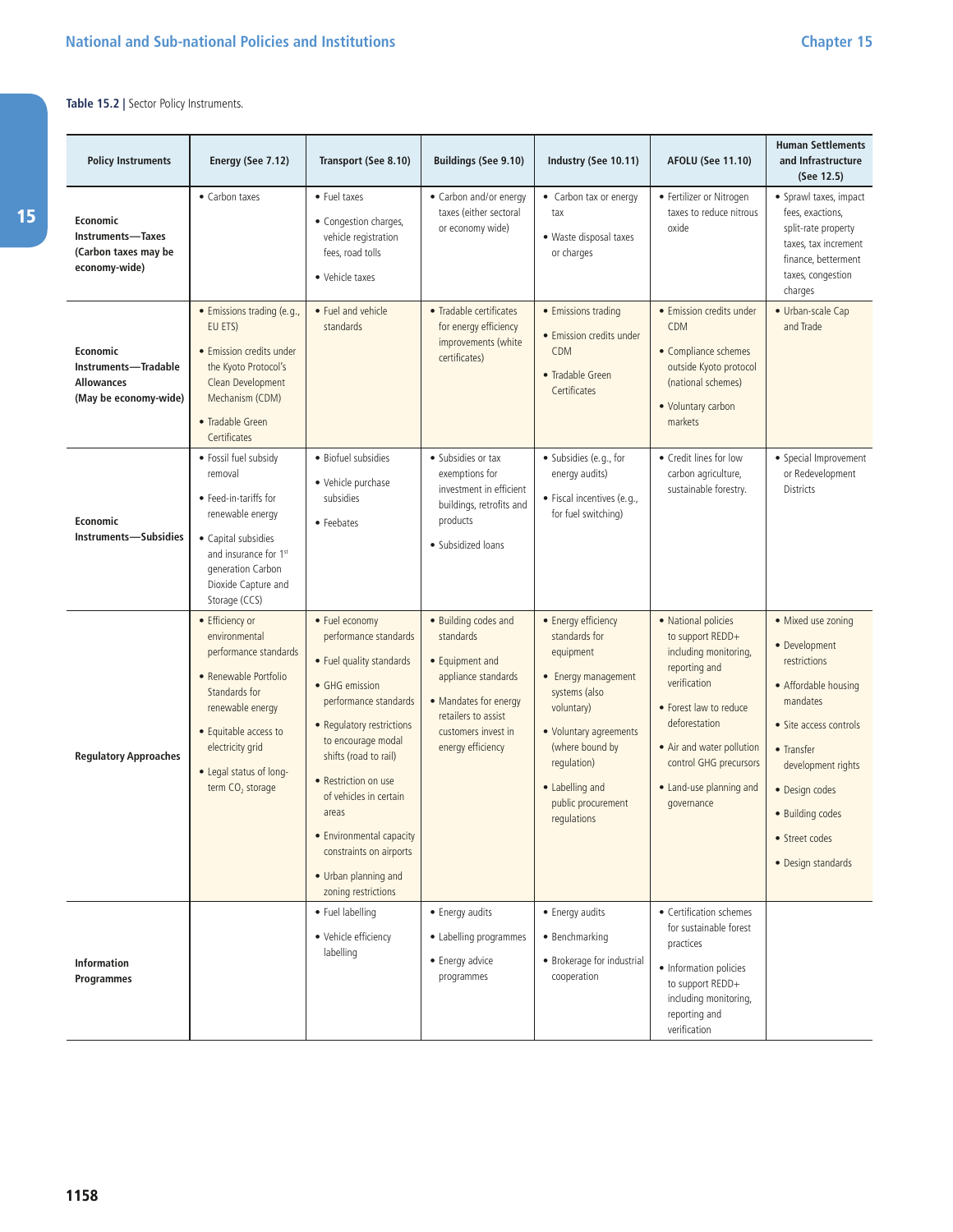**Table 15.2 |** Sector Policy Instruments.

| Policy Instruments | Energy (See 7.12) | Transport (See 8.10) | Buildings (See 9.10) | Industry (See 10.11) | AFOLU (See 11.10) | Human Settlements and Infrastructure (See 12.5) |
|---|---|---|---|---|---|---|
| **Economic Instruments—Taxes (Carbon taxes may be economy-wide)** | • Carbon taxes | • Fuel taxes<br>• Congestion charges, vehicle registration fees, road tolls<br>• Vehicle taxes | • Carbon and/or energy taxes (either sectoral or economy wide) | • Carbon tax or energy tax<br>• Waste disposal taxes or charges | • Fertilizer or Nitrogen taxes to reduce nitrous oxide | • Sprawl taxes, impact fees, exactions, split-rate property taxes, tax increment finance, betterment taxes, congestion charges |
| **Economic Instruments—Tradable Allowances (May be economy-wide)** | • Emissions trading (e.g., EU ETS)<br>• Emission credits under the Kyoto Protocol's Clean Development Mechanism (CDM)<br>• Tradable Green Certificates | • Fuel and vehicle standards | • Tradable certificates for energy efficiency improvements (white certificates) | • Emissions trading<br>• Emission credits under CDM<br>• Tradable Green Certificates | • Emission credits under CDM<br>• Compliance schemes outside Kyoto protocol (national schemes)<br>• Voluntary carbon markets | • Urban-scale Cap and Trade |
| **Economic Instruments—Subsidies** | • Fossil fuel subsidy removal<br>• Feed-in-tariffs for renewable energy<br>• Capital subsidies and insurance for 1st generation Carbon Dioxide Capture and Storage (CCS) | • Biofuel subsidies<br>• Vehicle purchase subsidies<br>• Feebates | • Subsidies or tax exemptions for investment in efficient buildings, retrofits and products<br>• Subsidized loans | • Subsidies (e.g., for energy audits)<br>• Fiscal incentives (e.g., for fuel switching) | • Credit lines for low carbon agriculture, sustainable forestry. | • Special Improvement or Redevelopment Districts |
| **Regulatory Approaches** | • Efficiency or environmental performance standards<br>• Renewable Portfolio Standards for renewable energy<br>• Equitable access to electricity grid<br>• Legal status of long-term $CO_2$ storage | • Fuel economy performance standards<br>• Fuel quality standards<br>• GHG emission performance standards<br>• Regulatory restrictions to encourage modal shifts (road to rail)<br>• Restriction on use of vehicles in certain areas<br>• Environmental capacity constraints on airports<br>• Urban planning and zoning restrictions | • Building codes and standards<br>• Equipment and appliance standards<br>• Mandates for energy retailers to assist customers invest in energy efficiency | • Energy efficiency standards for equipment<br>• Energy management systems (also voluntary)<br>• Voluntary agreements (where bound by regulation)<br>• Labelling and public procurement regulations | • National policies to support REDD+ including monitoring, reporting and verification<br>• Forest law to reduce deforestation<br>• Air and water pollution control GHG precursors<br>• Land-use planning and governance | • Mixed use zoning<br>• Development restrictions<br>• Affordable housing mandates<br>• Site access controls<br>• Transfer development rights<br>• Design codes<br>• Building codes<br>• Street codes<br>• Design standards |
| **Information Programmes** | | • Fuel labelling<br>• Vehicle efficiency labelling | • Energy audits<br>• Labelling programmes<br>• Energy advice programmes | • Energy audits<br>• Benchmarking<br>• Brokerage for industrial cooperation | • Certification schemes for sustainable forest practices<br>• Information policies to support REDD+ including monitoring, reporting and verification | |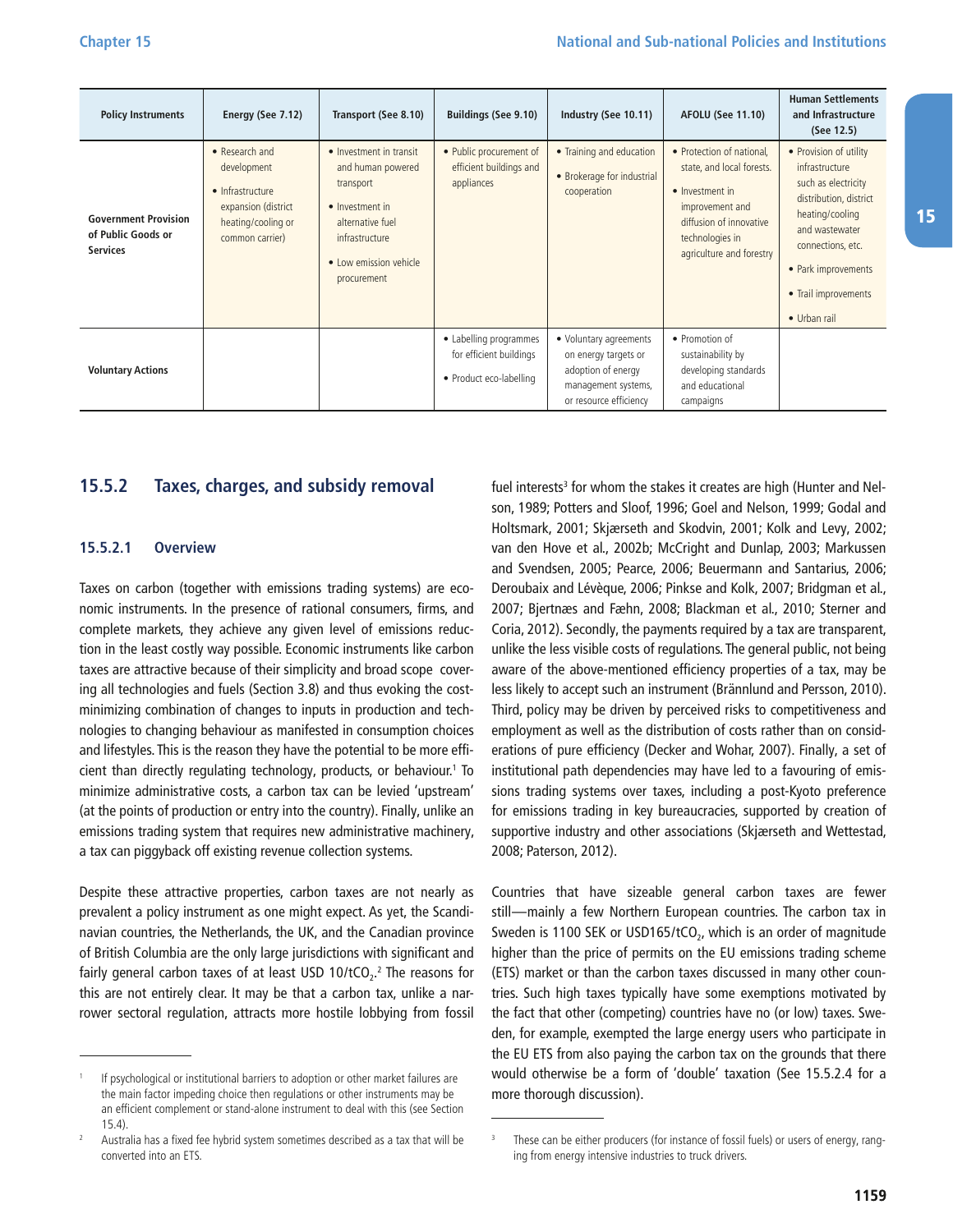| Policy Instruments | Energy (See 7.12) | Transport (See 8.10) | Buildings (See 9.10) | Industry (See 10.11) | AFOLU (See 11.10) | Human Settlements and Infrastructure (See 12.5) |
|---|---|---|---|---|---|---|
| **Government Provision of Public Goods or Services** | • Research and development<br>• Infrastructure expansion (district heating/cooling or common carrier) | • Investment in transit and human powered transport<br>• Investment in alternative fuel infrastructure<br>• Low emission vehicle procurement | • Public procurement of efficient buildings and appliances | • Training and education<br>• Brokerage for industrial cooperation | • Protection of national, state, and local forests.<br>• Investment in improvement and diffusion of innovative technologies in agriculture and forestry | • Provision of utility infrastructure such as electricity distribution, district heating/cooling and wastewater connections, etc.<br>• Park improvements<br>• Trail improvements<br>• Urban rail |
| **Voluntary Actions** | | | • Labelling programmes for efficient buildings<br>• Product eco-labelling | • Voluntary agreements on energy targets or adoption of energy management systems, or resource efficiency | • Promotion of sustainability by developing standards and educational campaigns | |

## 15.5.2 Taxes, charges, and subsidy removal

### 15.5.2.1 Overview

Taxes on carbon (together with emissions trading systems) are economic instruments. In the presence of rational consumers, firms, and complete markets, they achieve any given level of emissions reduction in the least costly way possible. Economic instruments like carbon taxes are attractive because of their simplicity and broad scope covering all technologies and fuels (Section 3.8) and thus evoking the cost-minimizing combination of changes to inputs in production and technologies to changing behaviour as manifested in consumption choices and lifestyles. This is the reason they have the potential to be more efficient than directly regulating technology, products, or behaviour.[1] To minimize administrative costs, a carbon tax can be levied 'upstream' (at the points of production or entry into the country). Finally, unlike an emissions trading system that requires new administrative machinery, a tax can piggyback off existing revenue collection systems.

Despite these attractive properties, carbon taxes are not nearly as prevalent a policy instrument as one might expect. As yet, the Scandinavian countries, the Netherlands, the UK, and the Canadian province of British Columbia are the only large jurisdictions with significant and fairly general carbon taxes of at least USD 10/t$CO_2$.[2] The reasons for this are not entirely clear. It may be that a carbon tax, unlike a narrower sectoral regulation, attracts more hostile lobbying from fossil fuel interests[3] for whom the stakes it creates are high (Hunter and Nelson, 1989; Potters and Sloof, 1996; Goel and Nelson, 1999; Godal and Holtsmark, 2001; Skjærseth and Skodvin, 2001; Kolk and Levy, 2002; van den Hove et al., 2002b; McCright and Dunlap, 2003; Markussen and Svendsen, 2005; Pearce, 2006; Beuermann and Santarius, 2006; Deroubaix and Lévèque, 2006; Pinkse and Kolk, 2007; Bridgman et al., 2007; Bjertnæs and Fæhn, 2008; Blackman et al., 2010; Sterner and Coria, 2012). Secondly, the payments required by a tax are transparent, unlike the less visible costs of regulations. The general public, not being aware of the above-mentioned efficiency properties of a tax, may be less likely to accept such an instrument (Brännlund and Persson, 2010). Third, policy may be driven by perceived risks to competitiveness and employment as well as the distribution of costs rather than on considerations of pure efficiency (Decker and Wohar, 2007). Finally, a set of institutional path dependencies may have led to a favouring of emissions trading systems over taxes, including a post-Kyoto preference for emissions trading in key bureaucracies, supported by creation of supportive industry and other associations (Skjærseth and Wettestad, 2008; Paterson, 2012).

Countries that have sizeable general carbon taxes are fewer still—mainly a few Northern European countries. The carbon tax in Sweden is 1100 SEK or USD165/t$CO_2$, which is an order of magnitude higher than the price of permits on the EU emissions trading scheme (ETS) market or than the carbon taxes discussed in many other countries. Such high taxes typically have some exemptions motivated by the fact that other (competing) countries have no (or low) taxes. Sweden, for example, exempted the large energy users who participate in the EU ETS from also paying the carbon tax on the grounds that there would otherwise be a form of 'double' taxation (See 15.5.2.4 for a more thorough discussion).

[1] If psychological or institutional barriers to adoption or other market failures are the main factor impeding choice then regulations or other instruments may be an efficient complement or stand-alone instrument to deal with this (see Section 15.4).

[2] Australia has a fixed fee hybrid system sometimes described as a tax that will be converted into an ETS.

[3] These can be either producers (for instance of fossil fuels) or users of energy, ranging from energy intensive industries to truck drivers.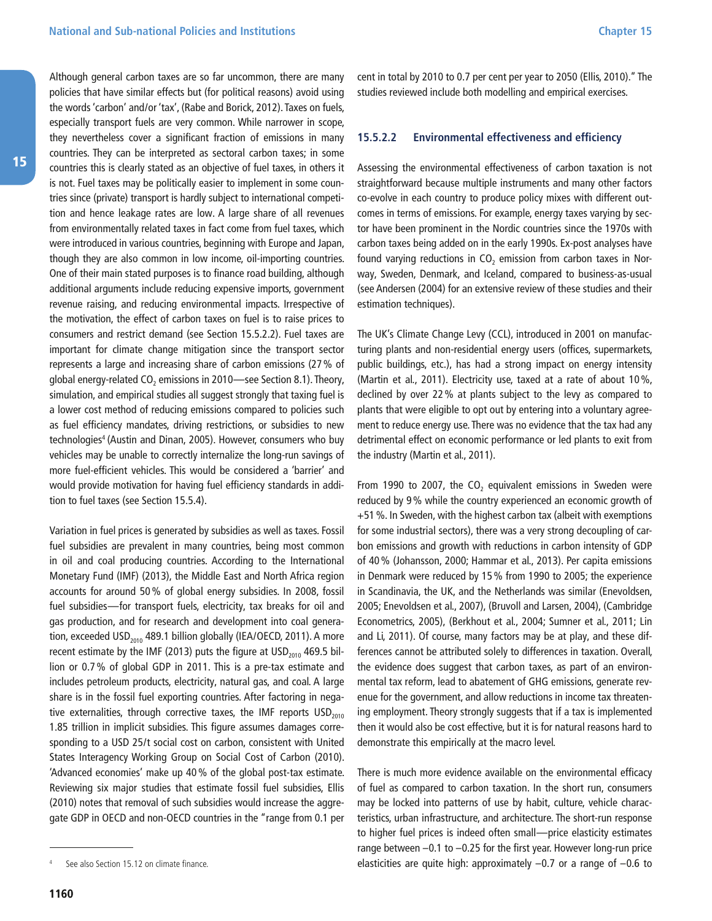Although general carbon taxes are so far uncommon, there are many policies that have similar effects but (for political reasons) avoid using the words 'carbon' and/or 'tax', (Rabe and Borick, 2012). Taxes on fuels, especially transport fuels are very common. While narrower in scope, they nevertheless cover a significant fraction of emissions in many countries. They can be interpreted as sectoral carbon taxes; in some countries this is clearly stated as an objective of fuel taxes, in others it is not. Fuel taxes may be politically easier to implement in some countries since (private) transport is hardly subject to international competition and hence leakage rates are low. A large share of all revenues from environmentally related taxes in fact come from fuel taxes, which were introduced in various countries, beginning with Europe and Japan, though they are also common in low income, oil-importing countries. One of their main stated purposes is to finance road building, although additional arguments include reducing expensive imports, government revenue raising, and reducing environmental impacts. Irrespective of the motivation, the effect of carbon taxes on fuel is to raise prices to consumers and restrict demand (see Section 15.5.2.2). Fuel taxes are important for climate change mitigation since the transport sector represents a large and increasing share of carbon emissions (27 % of global energy-related $CO_2$ emissions in 2010—see Section 8.1). Theory, simulation, and empirical studies all suggest strongly that taxing fuel is a lower cost method of reducing emissions compared to policies such as fuel efficiency mandates, driving restrictions, or subsidies to new technologies[4] (Austin and Dinan, 2005). However, consumers who buy vehicles may be unable to correctly internalize the long-run savings of more fuel-efficient vehicles. This would be considered a 'barrier' and would provide motivation for having fuel efficiency standards in addition to fuel taxes (see Section 15.5.4).

Variation in fuel prices is generated by subsidies as well as taxes. Fossil fuel subsidies are prevalent in many countries, being most common in oil and coal producing countries. According to the International Monetary Fund (IMF) (2013), the Middle East and North Africa region accounts for around 50 % of global energy subsidies. In 2008, fossil fuel subsidies—for transport fuels, electricity, tax breaks for oil and gas production, and for research and development into coal generation, exceeded $USD_{2010}$ 489.1 billion globally (IEA/OECD, 2011). A more recent estimate by the IMF (2013) puts the figure at $USD_{2010}$ 469.5 billion or 0.7 % of global GDP in 2011. This is a pre-tax estimate and includes petroleum products, electricity, natural gas, and coal. A large share is in the fossil fuel exporting countries. After factoring in negative externalities, through corrective taxes, the IMF reports $USD_{2010}$ 1.85 trillion in implicit subsidies. This figure assumes damages corresponding to a USD 25/t social cost on carbon, consistent with United States Interagency Working Group on Social Cost of Carbon (2010). 'Advanced economies' make up 40 % of the global post-tax estimate. Reviewing six major studies that estimate fossil fuel subsidies, Ellis (2010) notes that removal of such subsidies would increase the aggregate GDP in OECD and non-OECD countries in the "range from 0.1 per cent in total by 2010 to 0.7 per cent per year to 2050 (Ellis, 2010)." The studies reviewed include both modelling and empirical exercises.

### 15.5.2.2 Environmental effectiveness and efficiency

Assessing the environmental effectiveness of carbon taxation is not straightforward because multiple instruments and many other factors co-evolve in each country to produce policy mixes with different outcomes in terms of emissions. For example, energy taxes varying by sector have been prominent in the Nordic countries since the 1970s with carbon taxes being added on in the early 1990s. Ex-post analyses have found varying reductions in $CO_2$ emission from carbon taxes in Norway, Sweden, Denmark, and Iceland, compared to business-as-usual (see Andersen (2004) for an extensive review of these studies and their estimation techniques).

The UK's Climate Change Levy (CCL), introduced in 2001 on manufacturing plants and non-residential energy users (offices, supermarkets, public buildings, etc.), has had a strong impact on energy intensity (Martin et al., 2011). Electricity use, taxed at a rate of about 10 %, declined by over 22 % at plants subject to the levy as compared to plants that were eligible to opt out by entering into a voluntary agreement to reduce energy use. There was no evidence that the tax had any detrimental effect on economic performance or led plants to exit from the industry (Martin et al., 2011).

From 1990 to 2007, the $CO_2$ equivalent emissions in Sweden were reduced by 9 % while the country experienced an economic growth of +51 %. In Sweden, with the highest carbon tax (albeit with exemptions for some industrial sectors), there was a very strong decoupling of carbon emissions and growth with reductions in carbon intensity of GDP of 40 % (Johansson, 2000; Hammar et al., 2013). Per capita emissions in Denmark were reduced by 15 % from 1990 to 2005; the experience in Scandinavia, the UK, and the Netherlands was similar (Enevoldsen, 2005; Enevoldsen et al., 2007), (Bruvoll and Larsen, 2004), (Cambridge Econometrics, 2005), (Berkhout et al., 2004; Sumner et al., 2011; Lin and Li, 2011). Of course, many factors may be at play, and these differences cannot be attributed solely to differences in taxation. Overall, the evidence does suggest that carbon taxes, as part of an environmental tax reform, lead to abatement of GHG emissions, generate revenue for the government, and allow reductions in income tax threatening employment. Theory strongly suggests that if a tax is implemented then it would also be cost effective, but it is for natural reasons hard to demonstrate this empirically at the macro level.

There is much more evidence available on the environmental efficacy of fuel as compared to carbon taxation. In the short run, consumers may be locked into patterns of use by habit, culture, vehicle characteristics, urban infrastructure, and architecture. The short-run response to higher fuel prices is indeed often small—price elasticity estimates range between –0.1 to –0.25 for the first year. However long-run price elasticities are quite high: approximately –0.7 or a range of –0.6 to

[4] See also Section 15.12 on climate finance.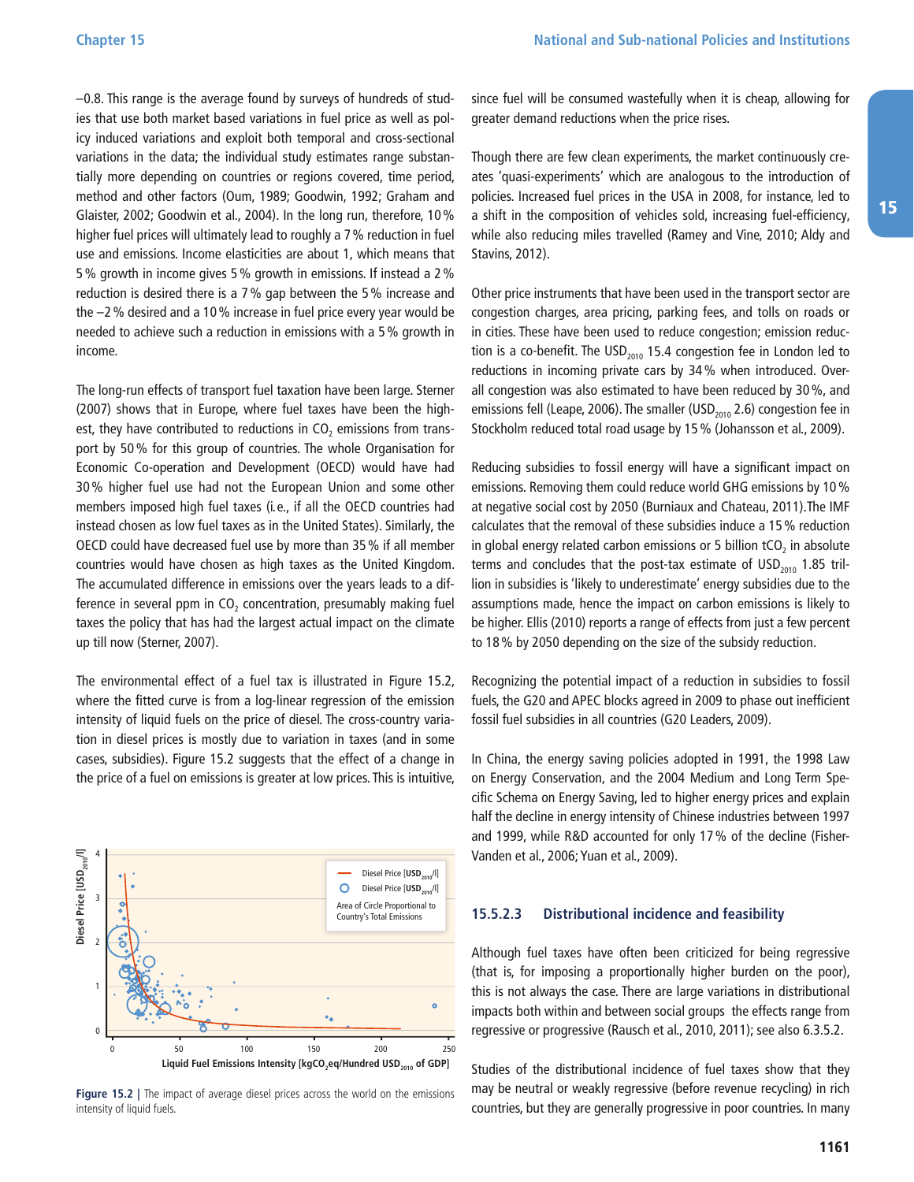−0.8. This range is the average found by surveys of hundreds of studies that use both market based variations in fuel price as well as policy induced variations and exploit both temporal and cross-sectional variations in the data; the individual study estimates range substantially more depending on countries or regions covered, time period, method and other factors (Oum, 1989; Goodwin, 1992; Graham and Glaister, 2002; Goodwin et al., 2004). In the long run, therefore, 10 % higher fuel prices will ultimately lead to roughly a 7 % reduction in fuel use and emissions. Income elasticities are about 1, which means that 5 % growth in income gives 5 % growth in emissions. If instead a 2 % reduction is desired there is a 7 % gap between the 5 % increase and the −2 % desired and a 10 % increase in fuel price every year would be needed to achieve such a reduction in emissions with a 5 % growth in income.

The long-run effects of transport fuel taxation have been large. Sterner (2007) shows that in Europe, where fuel taxes have been the highest, they have contributed to reductions in $CO_2$ emissions from transport by 50 % for this group of countries. The whole Organisation for Economic Co-operation and Development (OECD) would have had 30 % higher fuel use had not the European Union and some other members imposed high fuel taxes (i.e., if all the OECD countries had instead chosen as low fuel taxes as in the United States). Similarly, the OECD could have decreased fuel use by more than 35 % if all member countries would have chosen as high taxes as the United Kingdom. The accumulated difference in emissions over the years leads to a difference in several ppm in $CO_2$ concentration, presumably making fuel taxes the policy that has had the largest actual impact on the climate up till now (Sterner, 2007).

The environmental effect of a fuel tax is illustrated in Figure 15.2, where the fitted curve is from a log-linear regression of the emission intensity of liquid fuels on the price of diesel. The cross-country variation in diesel prices is mostly due to variation in taxes (and in some cases, subsidies). Figure 15.2 suggests that the effect of a change in the price of a fuel on emissions is greater at low prices. This is intuitive, since fuel will be consumed wastefully when it is cheap, allowing for greater demand reductions when the price rises.

**Figure 15.2 |** The impact of average diesel prices across the world on the emissions intensity of liquid fuels.

Though there are few clean experiments, the market continuously creates 'quasi-experiments' which are analogous to the introduction of policies. Increased fuel prices in the USA in 2008, for instance, led to a shift in the composition of vehicles sold, increasing fuel-efficiency, while also reducing miles travelled (Ramey and Vine, 2010; Aldy and Stavins, 2012).

Other price instruments that have been used in the transport sector are congestion charges, area pricing, parking fees, and tolls on roads or in cities. These have been used to reduce congestion; emission reduction is a co-benefit. The $USD_{2010}$ 15.4 congestion fee in London led to reductions in incoming private cars by 34 % when introduced. Overall congestion was also estimated to have been reduced by 30 %, and emissions fell (Leape, 2006). The smaller ($USD_{2010}$ 2.6) congestion fee in Stockholm reduced total road usage by 15 % (Johansson et al., 2009).

Reducing subsidies to fossil energy will have a significant impact on emissions. Removing them could reduce world GHG emissions by 10 % at negative social cost by 2050 (Burniaux and Chateau, 2011).The IMF calculates that the removal of these subsidies induce a 15 % reduction in global energy related carbon emissions or 5 billion $tCO_2$ in absolute terms and concludes that the post-tax estimate of $USD_{2010}$ 1.85 trillion in subsidies is 'likely to underestimate' energy subsidies due to the assumptions made, hence the impact on carbon emissions is likely to be higher. Ellis (2010) reports a range of effects from just a few percent to 18 % by 2050 depending on the size of the subsidy reduction.

Recognizing the potential impact of a reduction in subsidies to fossil fuels, the G20 and APEC blocks agreed in 2009 to phase out inefficient fossil fuel subsidies in all countries (G20 Leaders, 2009).

In China, the energy saving policies adopted in 1991, the 1998 Law on Energy Conservation, and the 2004 Medium and Long Term Specific Schema on Energy Saving, led to higher energy prices and explain half the decline in energy intensity of Chinese industries between 1997 and 1999, while R&D accounted for only 17 % of the decline (Fisher-Vanden et al., 2006; Yuan et al., 2009).

### 15.5.2.3 Distributional incidence and feasibility

Although fuel taxes have often been criticized for being regressive (that is, for imposing a proportionally higher burden on the poor), this is not always the case. There are large variations in distributional impacts both within and between social groups the effects range from regressive or progressive (Rausch et al., 2010, 2011); see also 6.3.5.2.

Studies of the distributional incidence of fuel taxes show that they may be neutral or weakly regressive (before revenue recycling) in rich countries, but they are generally progressive in poor countries. In many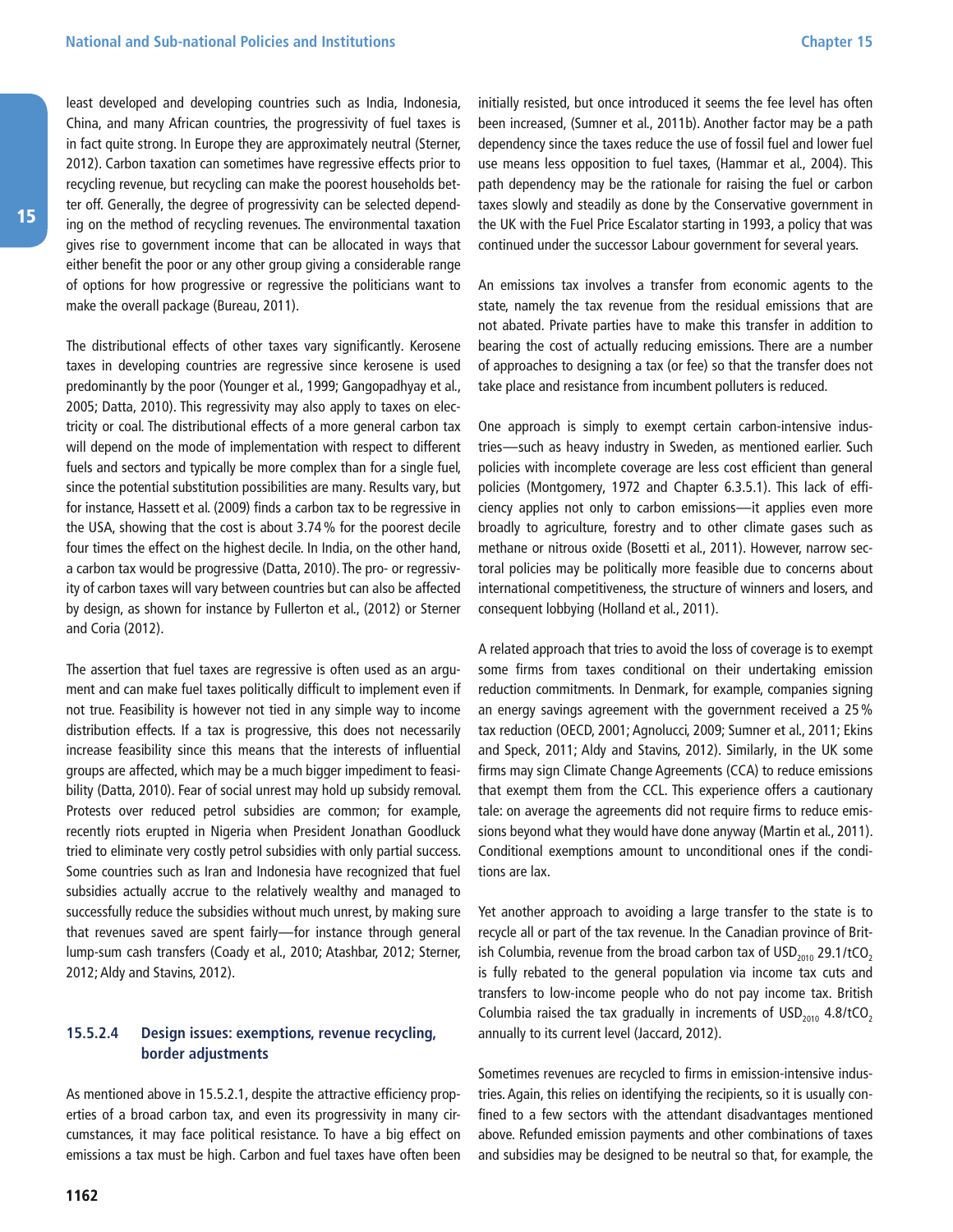least developed and developing countries such as India, Indonesia, China, and many African countries, the progressivity of fuel taxes is in fact quite strong. In Europe they are approximately neutral (Sterner, 2012). Carbon taxation can sometimes have regressive effects prior to recycling revenue, but recycling can make the poorest households better off. Generally, the degree of progressivity can be selected depending on the method of recycling revenues. The environmental taxation gives rise to government income that can be allocated in ways that either benefit the poor or any other group giving a considerable range of options for how progressive or regressive the politicians want to make the overall package (Bureau, 2011).

The distributional effects of other taxes vary significantly. Kerosene taxes in developing countries are regressive since kerosene is used predominantly by the poor (Younger et al., 1999; Gangopadhyay et al., 2005; Datta, 2010). This regressivity may also apply to taxes on electricity or coal. The distributional effects of a more general carbon tax will depend on the mode of implementation with respect to different fuels and sectors and typically be more complex than for a single fuel, since the potential substitution possibilities are many. Results vary, but for instance, Hassett et al. (2009) finds a carbon tax to be regressive in the USA, showing that the cost is about 3.74 % for the poorest decile four times the effect on the highest decile. In India, on the other hand, a carbon tax would be progressive (Datta, 2010). The pro- or regressivity of carbon taxes will vary between countries but can also be affected by design, as shown for instance by Fullerton et al., (2012) or Sterner and Coria (2012).

The assertion that fuel taxes are regressive is often used as an argument and can make fuel taxes politically difficult to implement even if not true. Feasibility is however not tied in any simple way to income distribution effects. If a tax is progressive, this does not necessarily increase feasibility since this means that the interests of influential groups are affected, which may be a much bigger impediment to feasibility (Datta, 2010). Fear of social unrest may hold up subsidy removal. Protests over reduced petrol subsidies are common; for example, recently riots erupted in Nigeria when President Jonathan Goodluck tried to eliminate very costly petrol subsidies with only partial success. Some countries such as Iran and Indonesia have recognized that fuel subsidies actually accrue to the relatively wealthy and managed to successfully reduce the subsidies without much unrest, by making sure that revenues saved are spent fairly—for instance through general lump-sum cash transfers (Coady et al., 2010; Atashbar, 2012; Sterner, 2012; Aldy and Stavins, 2012).

#### 15.5.2.4 Design issues: exemptions, revenue recycling, border adjustments

As mentioned above in 15.5.2.1, despite the attractive efficiency properties of a broad carbon tax, and even its progressivity in many circumstances, it may face political resistance. To have a big effect on emissions a tax must be high. Carbon and fuel taxes have often been initially resisted, but once introduced it seems the fee level has often been increased, (Sumner et al., 2011b). Another factor may be a path dependency since the taxes reduce the use of fossil fuel and lower fuel use means less opposition to fuel taxes, (Hammar et al., 2004). This path dependency may be the rationale for raising the fuel or carbon taxes slowly and steadily as done by the Conservative government in the UK with the Fuel Price Escalator starting in 1993, a policy that was continued under the successor Labour government for several years.

An emissions tax involves a transfer from economic agents to the state, namely the tax revenue from the residual emissions that are not abated. Private parties have to make this transfer in addition to bearing the cost of actually reducing emissions. There are a number of approaches to designing a tax (or fee) so that the transfer does not take place and resistance from incumbent polluters is reduced.

One approach is simply to exempt certain carbon-intensive industries—such as heavy industry in Sweden, as mentioned earlier. Such policies with incomplete coverage are less cost efficient than general policies (Montgomery, 1972 and Chapter 6.3.5.1). This lack of efficiency applies not only to carbon emissions—it applies even more broadly to agriculture, forestry and to other climate gases such as methane or nitrous oxide (Bosetti et al., 2011). However, narrow sectoral policies may be politically more feasible due to concerns about international competitiveness, the structure of winners and losers, and consequent lobbying (Holland et al., 2011).

A related approach that tries to avoid the loss of coverage is to exempt some firms from taxes conditional on their undertaking emission reduction commitments. In Denmark, for example, companies signing an energy savings agreement with the government received a 25 % tax reduction (OECD, 2001; Agnolucci, 2009; Sumner et al., 2011; Ekins and Speck, 2011; Aldy and Stavins, 2012). Similarly, in the UK some firms may sign Climate Change Agreements (CCA) to reduce emissions that exempt them from the CCL. This experience offers a cautionary tale: on average the agreements did not require firms to reduce emissions beyond what they would have done anyway (Martin et al., 2011). Conditional exemptions amount to unconditional ones if the conditions are lax.

Yet another approach to avoiding a large transfer to the state is to recycle all or part of the tax revenue. In the Canadian province of British Columbia, revenue from the broad carbon tax of $USD_{2010}$ 29.1/t$CO_2$ is fully rebated to the general population via income tax cuts and transfers to low-income people who do not pay income tax. British Columbia raised the tax gradually in increments of $USD_{2010}$ 4.8/t$CO_2$ annually to its current level (Jaccard, 2012).

Sometimes revenues are recycled to firms in emission-intensive industries. Again, this relies on identifying the recipients, so it is usually confined to a few sectors with the attendant disadvantages mentioned above. Refunded emission payments and other combinations of taxes and subsidies may be designed to be neutral so that, for example, the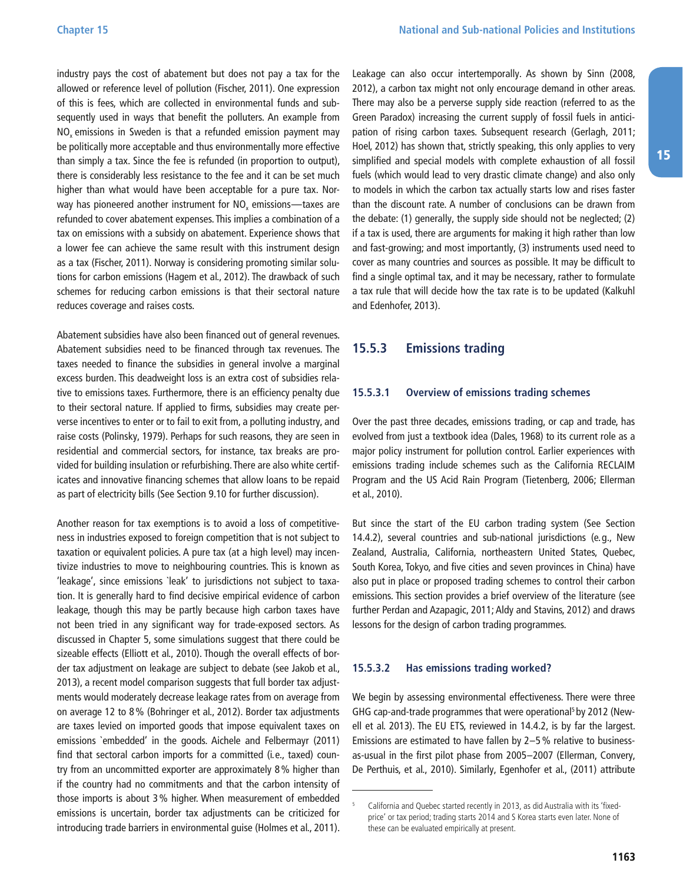industry pays the cost of abatement but does not pay a tax for the allowed or reference level of pollution (Fischer, 2011). One expression of this is fees, which are collected in environmental funds and subsequently used in ways that benefit the polluters. An example from $NO_x$ emissions in Sweden is that a refunded emission payment may be politically more acceptable and thus environmentally more effective than simply a tax. Since the fee is refunded (in proportion to output), there is considerably less resistance to the fee and it can be set much higher than what would have been acceptable for a pure tax. Norway has pioneered another instrument for $NO_x$ emissions—taxes are refunded to cover abatement expenses. This implies a combination of a tax on emissions with a subsidy on abatement. Experience shows that a lower fee can achieve the same result with this instrument design as a tax (Fischer, 2011). Norway is considering promoting similar solutions for carbon emissions (Hagem et al., 2012). The drawback of such schemes for reducing carbon emissions is that their sectoral nature reduces coverage and raises costs.

Abatement subsidies have also been financed out of general revenues. Abatement subsidies need to be financed through tax revenues. The taxes needed to finance the subsidies in general involve a marginal excess burden. This deadweight loss is an extra cost of subsidies relative to emissions taxes. Furthermore, there is an efficiency penalty due to their sectoral nature. If applied to firms, subsidies may create perverse incentives to enter or to fail to exit from, a polluting industry, and raise costs (Polinsky, 1979). Perhaps for such reasons, they are seen in residential and commercial sectors, for instance, tax breaks are provided for building insulation or refurbishing. There are also white certificates and innovative financing schemes that allow loans to be repaid as part of electricity bills (See Section 9.10 for further discussion).

Another reason for tax exemptions is to avoid a loss of competitiveness in industries exposed to foreign competition that is not subject to taxation or equivalent policies. A pure tax (at a high level) may incentivize industries to move to neighbouring countries. This is known as 'leakage', since emissions `leak' to jurisdictions not subject to taxation. It is generally hard to find decisive empirical evidence of carbon leakage, though this may be partly because high carbon taxes have not been tried in any significant way for trade-exposed sectors. As discussed in Chapter 5, some simulations suggest that there could be sizeable effects (Elliott et al., 2010). Though the overall effects of border tax adjustment on leakage are subject to debate (see Jakob et al., 2013), a recent model comparison suggests that full border tax adjustments would moderately decrease leakage rates from on average 12 to 8 % (Bohringer et al., 2012). Border tax adjustments are taxes levied on imported goods that impose equivalent taxes on emissions `embedded' in the goods. Aichele and Felbermayr (2011) find that sectoral carbon imports for a committed (i. e., taxed) country from an uncommitted exporter are approximately 8 % higher than if the country had no commitments and that the carbon intensity of those imports is about 3 % higher. When measurement of embedded emissions is uncertain, border tax adjustments can be criticized for introducing trade barriers in environmental guise (Holmes et al., 2011).

Leakage can also occur intertemporally. As shown by Sinn (2008, 2012), a carbon tax might not only encourage demand in other areas. There may also be a perverse supply side reaction (referred to as the Green Paradox) increasing the current supply of fossil fuels in anticipation of rising carbon taxes. Subsequent research (Gerlagh, 2011; Hoel, 2012) has shown that, strictly speaking, this only applies to very simplified and special models with complete exhaustion of all fossil fuels (which would lead to very drastic climate change) and also only to models in which the carbon tax actually starts low and rises faster than the discount rate. A number of conclusions can be drawn from the debate: (1) generally, the supply side should not be neglected; (2) if a tax is used, there are arguments for making it high rather than low and fast-growing; and most importantly, (3) instruments used need to cover as many countries and sources as possible. It may be difficult to find a single optimal tax, and it may be necessary, rather to formulate a tax rule that will decide how the tax rate is to be updated (Kalkuhl and Edenhofer, 2013).

## 15.5.3 Emissions trading

### 15.5.3.1 Overview of emissions trading schemes

Over the past three decades, emissions trading, or cap and trade, has evolved from just a textbook idea (Dales, 1968) to its current role as a major policy instrument for pollution control. Earlier experiences with emissions trading include schemes such as the California RECLAIM Program and the US Acid Rain Program (Tietenberg, 2006; Ellerman et al., 2010).

But since the start of the EU carbon trading system (See Section 14.4.2), several countries and sub-national jurisdictions (e. g., New Zealand, Australia, California, northeastern United States, Quebec, South Korea, Tokyo, and five cities and seven provinces in China) have also put in place or proposed trading schemes to control their carbon emissions. This section provides a brief overview of the literature (see further Perdan and Azapagic, 2011; Aldy and Stavins, 2012) and draws lessons for the design of carbon trading programmes.

### 15.5.3.2 Has emissions trading worked?

We begin by assessing environmental effectiveness. There were three GHG cap-and-trade programmes that were operational[5] by 2012 (Newell et al. 2013). The EU ETS, reviewed in 14.4.2, is by far the largest. Emissions are estimated to have fallen by 2–5 % relative to business-as-usual in the first pilot phase from 2005–2007 (Ellerman, Convery, De Perthuis, et al., 2010). Similarly, Egenhofer et al., (2011) attribute

[5] California and Quebec started recently in 2013, as did Australia with its 'fixed-price' or tax period; trading starts 2014 and S Korea starts even later. None of these can be evaluated empirically at present.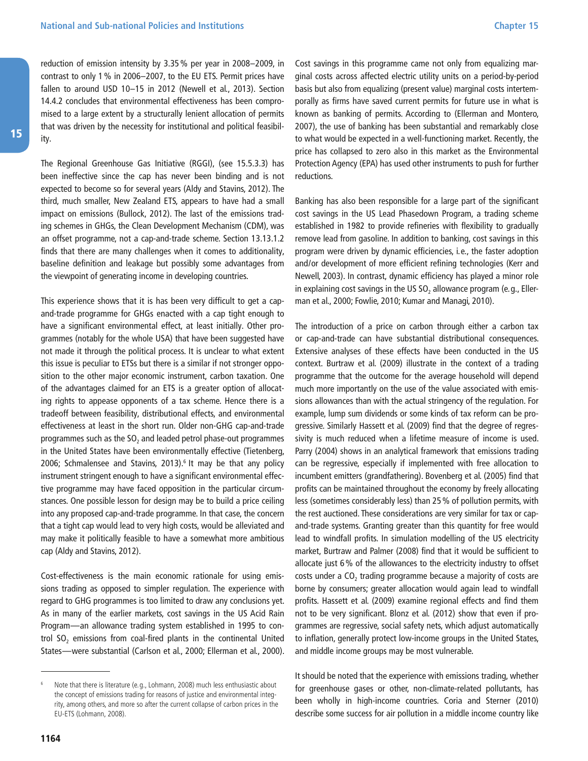reduction of emission intensity by 3.35 % per year in 2008–2009, in contrast to only 1 % in 2006–2007, to the EU ETS. Permit prices have fallen to around USD 10–15 in 2012 (Newell et al., 2013). Section 14.4.2 concludes that environmental effectiveness has been compromised to a large extent by a structurally lenient allocation of permits that was driven by the necessity for institutional and political feasibility.

The Regional Greenhouse Gas Initiative (RGGI), (see 15.5.3.3) has been ineffective since the cap has never been binding and is not expected to become so for several years (Aldy and Stavins, 2012). The third, much smaller, New Zealand ETS, appears to have had a small impact on emissions (Bullock, 2012). The last of the emissions trading schemes in GHGs, the Clean Development Mechanism (CDM), was an offset programme, not a cap-and-trade scheme. Section 13.13.1.2 finds that there are many challenges when it comes to additionality, baseline definition and leakage but possibly some advantages from the viewpoint of generating income in developing countries.

This experience shows that it is has been very difficult to get a cap-and-trade programme for GHGs enacted with a cap tight enough to have a significant environmental effect, at least initially. Other programmes (notably for the whole USA) that have been suggested have not made it through the political process. It is unclear to what extent this issue is peculiar to ETSs but there is a similar if not stronger opposition to the other major economic instrument, carbon taxation. One of the advantages claimed for an ETS is a greater option of allocating rights to appease opponents of a tax scheme. Hence there is a tradeoff between feasibility, distributional effects, and environmental effectiveness at least in the short run. Older non-GHG cap-and-trade programmes such as the $SO_2$ and leaded petrol phase-out programmes in the United States have been environmentally effective (Tietenberg, 2006; Schmalensee and Stavins, 2013).[6] It may be that any policy instrument stringent enough to have a significant environmental effective programme may have faced opposition in the particular circumstances. One possible lesson for design may be to build a price ceiling into any proposed cap-and-trade programme. In that case, the concern that a tight cap would lead to very high costs, would be alleviated and may make it politically feasible to have a somewhat more ambitious cap (Aldy and Stavins, 2012).

Cost-effectiveness is the main economic rationale for using emissions trading as opposed to simpler regulation. The experience with regard to GHG programmes is too limited to draw any conclusions yet. As in many of the earlier markets, cost savings in the US Acid Rain Program—an allowance trading system established in 1995 to control $SO_2$ emissions from coal-fired plants in the continental United States—were substantial (Carlson et al., 2000; Ellerman et al., 2000). Cost savings in this programme came not only from equalizing marginal costs across affected electric utility units on a period-by-period basis but also from equalizing (present value) marginal costs intertemporally as firms have saved current permits for future use in what is known as banking of permits. According to (Ellerman and Montero, 2007), the use of banking has been substantial and remarkably close to what would be expected in a well-functioning market. Recently, the price has collapsed to zero also in this market as the Environmental Protection Agency (EPA) has used other instruments to push for further reductions.

Banking has also been responsible for a large part of the significant cost savings in the US Lead Phasedown Program, a trading scheme established in 1982 to provide refineries with flexibility to gradually remove lead from gasoline. In addition to banking, cost savings in this program were driven by dynamic efficiencies, i.e., the faster adoption and/or development of more efficient refining technologies (Kerr and Newell, 2003). In contrast, dynamic efficiency has played a minor role in explaining cost savings in the US $SO_2$ allowance program (e.g., Ellerman et al., 2000; Fowlie, 2010; Kumar and Managi, 2010).

The introduction of a price on carbon through either a carbon tax or cap-and-trade can have substantial distributional consequences. Extensive analyses of these effects have been conducted in the US context. Burtraw et al. (2009) illustrate in the context of a trading programme that the outcome for the average household will depend much more importantly on the use of the value associated with emissions allowances than with the actual stringency of the regulation. For example, lump sum dividends or some kinds of tax reform can be progressive. Similarly Hassett et al. (2009) find that the degree of regressivity is much reduced when a lifetime measure of income is used. Parry (2004) shows in an analytical framework that emissions trading can be regressive, especially if implemented with free allocation to incumbent emitters (grandfathering). Bovenberg et al. (2005) find that profits can be maintained throughout the economy by freely allocating less (sometimes considerably less) than 25 % of pollution permits, with the rest auctioned. These considerations are very similar for tax or cap-and-trade systems. Granting greater than this quantity for free would lead to windfall profits. In simulation modelling of the US electricity market, Burtraw and Palmer (2008) find that it would be sufficient to allocate just 6 % of the allowances to the electricity industry to offset costs under a $CO_2$ trading programme because a majority of costs are borne by consumers; greater allocation would again lead to windfall profits. Hassett et al. (2009) examine regional effects and find them not to be very significant. Blonz et al. (2012) show that even if programmes are regressive, social safety nets, which adjust automatically to inflation, generally protect low-income groups in the United States, and middle income groups may be most vulnerable.

It should be noted that the experience with emissions trading, whether for greenhouse gases or other, non-climate-related pollutants, has been wholly in high-income countries. Coria and Sterner (2010) describe some success for air pollution in a middle income country like

---

[6] Note that there is literature (e.g., Lohmann, 2008) much less enthusiastic about the concept of emissions trading for reasons of justice and environmental integrity, among others, and more so after the current collapse of carbon prices in the EU-ETS (Lohmann, 2008).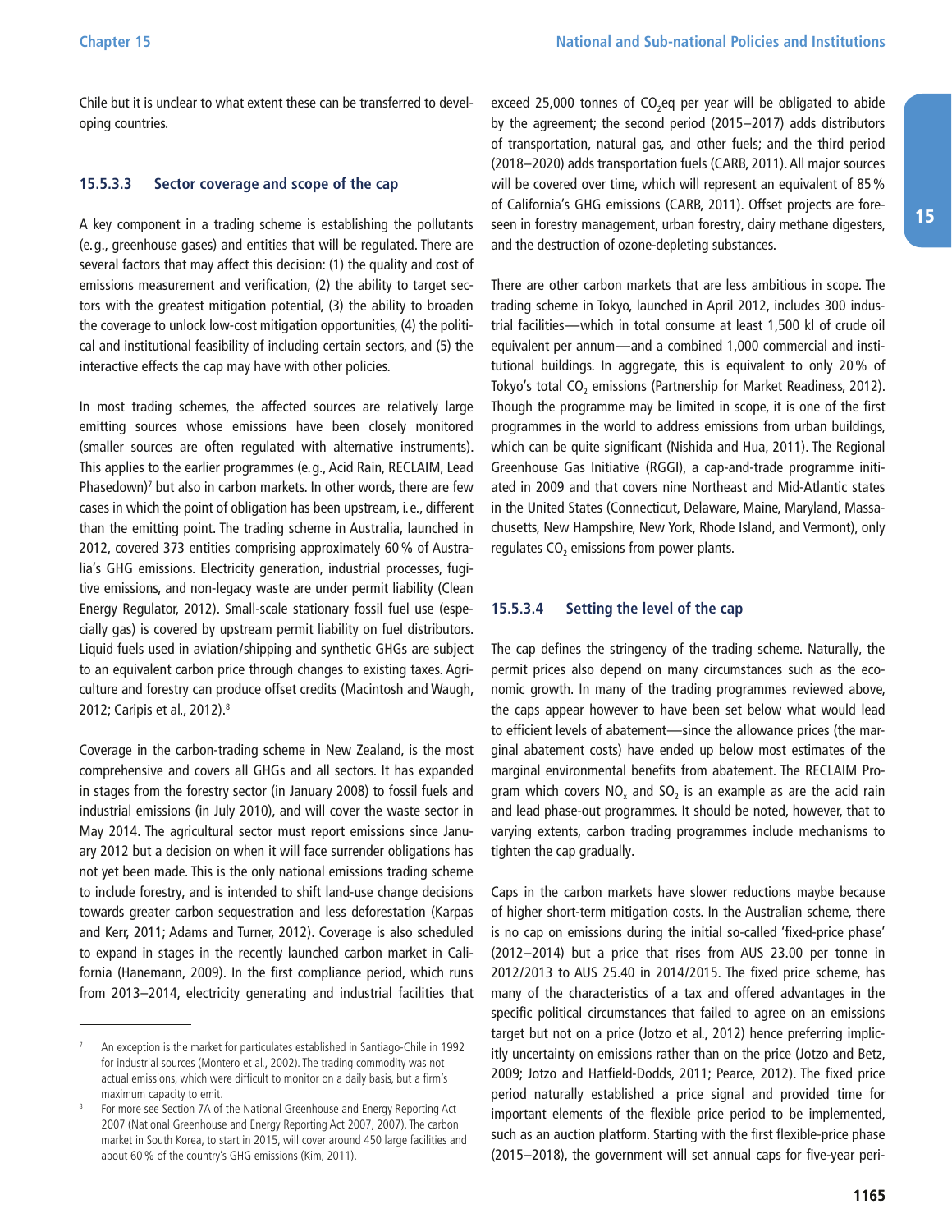Chile but it is unclear to what extent these can be transferred to developing countries.

#### 15.5.3.3 Sector coverage and scope of the cap

A key component in a trading scheme is establishing the pollutants (e.g., greenhouse gases) and entities that will be regulated. There are several factors that may affect this decision: (1) the quality and cost of emissions measurement and verification, (2) the ability to target sectors with the greatest mitigation potential, (3) the ability to broaden the coverage to unlock low-cost mitigation opportunities, (4) the political and institutional feasibility of including certain sectors, and (5) the interactive effects the cap may have with other policies.

In most trading schemes, the affected sources are relatively large emitting sources whose emissions have been closely monitored (smaller sources are often regulated with alternative instruments). This applies to the earlier programmes (e.g., Acid Rain, RECLAIM, Lead Phasedown)[7] but also in carbon markets. In other words, there are few cases in which the point of obligation has been upstream, i.e., different than the emitting point. The trading scheme in Australia, launched in 2012, covered 373 entities comprising approximately 60 % of Australia's GHG emissions. Electricity generation, industrial processes, fugitive emissions, and non-legacy waste are under permit liability (Clean Energy Regulator, 2012). Small-scale stationary fossil fuel use (especially gas) is covered by upstream permit liability on fuel distributors. Liquid fuels used in aviation/shipping and synthetic GHGs are subject to an equivalent carbon price through changes to existing taxes. Agriculture and forestry can produce offset credits (Macintosh and Waugh, 2012; Caripis et al., 2012).[8]

Coverage in the carbon-trading scheme in New Zealand, is the most comprehensive and covers all GHGs and all sectors. It has expanded in stages from the forestry sector (in January 2008) to fossil fuels and industrial emissions (in July 2010), and will cover the waste sector in May 2014. The agricultural sector must report emissions since January 2012 but a decision on when it will face surrender obligations has not yet been made. This is the only national emissions trading scheme to include forestry, and is intended to shift land-use change decisions towards greater carbon sequestration and less deforestation (Karpas and Kerr, 2011; Adams and Turner, 2012). Coverage is also scheduled to expand in stages in the recently launched carbon market in California (Hanemann, 2009). In the first compliance period, which runs from 2013–2014, electricity generating and industrial facilities that exceed 25,000 tonnes of $CO_2$eq per year will be obligated to abide by the agreement; the second period (2015–2017) adds distributors of transportation, natural gas, and other fuels; and the third period (2018–2020) adds transportation fuels (CARB, 2011). All major sources will be covered over time, which will represent an equivalent of 85 % of California's GHG emissions (CARB, 2011). Offset projects are foreseen in forestry management, urban forestry, dairy methane digesters, and the destruction of ozone-depleting substances.

There are other carbon markets that are less ambitious in scope. The trading scheme in Tokyo, launched in April 2012, includes 300 industrial facilities—which in total consume at least 1,500 kl of crude oil equivalent per annum—and a combined 1,000 commercial and institutional buildings. In aggregate, this is equivalent to only 20 % of Tokyo's total $CO_2$ emissions (Partnership for Market Readiness, 2012). Though the programme may be limited in scope, it is one of the first programmes in the world to address emissions from urban buildings, which can be quite significant (Nishida and Hua, 2011). The Regional Greenhouse Gas Initiative (RGGI), a cap-and-trade programme initiated in 2009 and that covers nine Northeast and Mid-Atlantic states in the United States (Connecticut, Delaware, Maine, Maryland, Massachusetts, New Hampshire, New York, Rhode Island, and Vermont), only regulates $CO_2$ emissions from power plants.

#### 15.5.3.4 Setting the level of the cap

The cap defines the stringency of the trading scheme. Naturally, the permit prices also depend on many circumstances such as the economic growth. In many of the trading programmes reviewed above, the caps appear however to have been set below what would lead to efficient levels of abatement—since the allowance prices (the marginal abatement costs) have ended up below most estimates of the marginal environmental benefits from abatement. The RECLAIM Program which covers $NO_x$ and $SO_2$ is an example as are the acid rain and lead phase-out programmes. It should be noted, however, that to varying extents, carbon trading programmes include mechanisms to tighten the cap gradually.

Caps in the carbon markets have slower reductions maybe because of higher short-term mitigation costs. In the Australian scheme, there is no cap on emissions during the initial so-called 'fixed-price phase' (2012–2014) but a price that rises from AUS 23.00 per tonne in 2012/2013 to AUS 25.40 in 2014/2015. The fixed price scheme, has many of the characteristics of a tax and offered advantages in the specific political circumstances that failed to agree on an emissions target but not on a price (Jotzo et al., 2012) hence preferring implicitly uncertainty on emissions rather than on the price (Jotzo and Betz, 2009; Jotzo and Hatfield-Dodds, 2011; Pearce, 2012). The fixed price period naturally established a price signal and provided time for important elements of the flexible price period to be implemented, such as an auction platform. Starting with the first flexible-price phase (2015–2018), the government will set annual caps for five-year peri-

---

[7] An exception is the market for particulates established in Santiago-Chile in 1992 for industrial sources (Montero et al., 2002). The trading commodity was not actual emissions, which were difficult to monitor on a daily basis, but a firm's maximum capacity to emit.

[8] For more see Section 7A of the National Greenhouse and Energy Reporting Act 2007 (National Greenhouse and Energy Reporting Act 2007, 2007). The carbon market in South Korea, to start in 2015, will cover around 450 large facilities and about 60 % of the country's GHG emissions (Kim, 2011).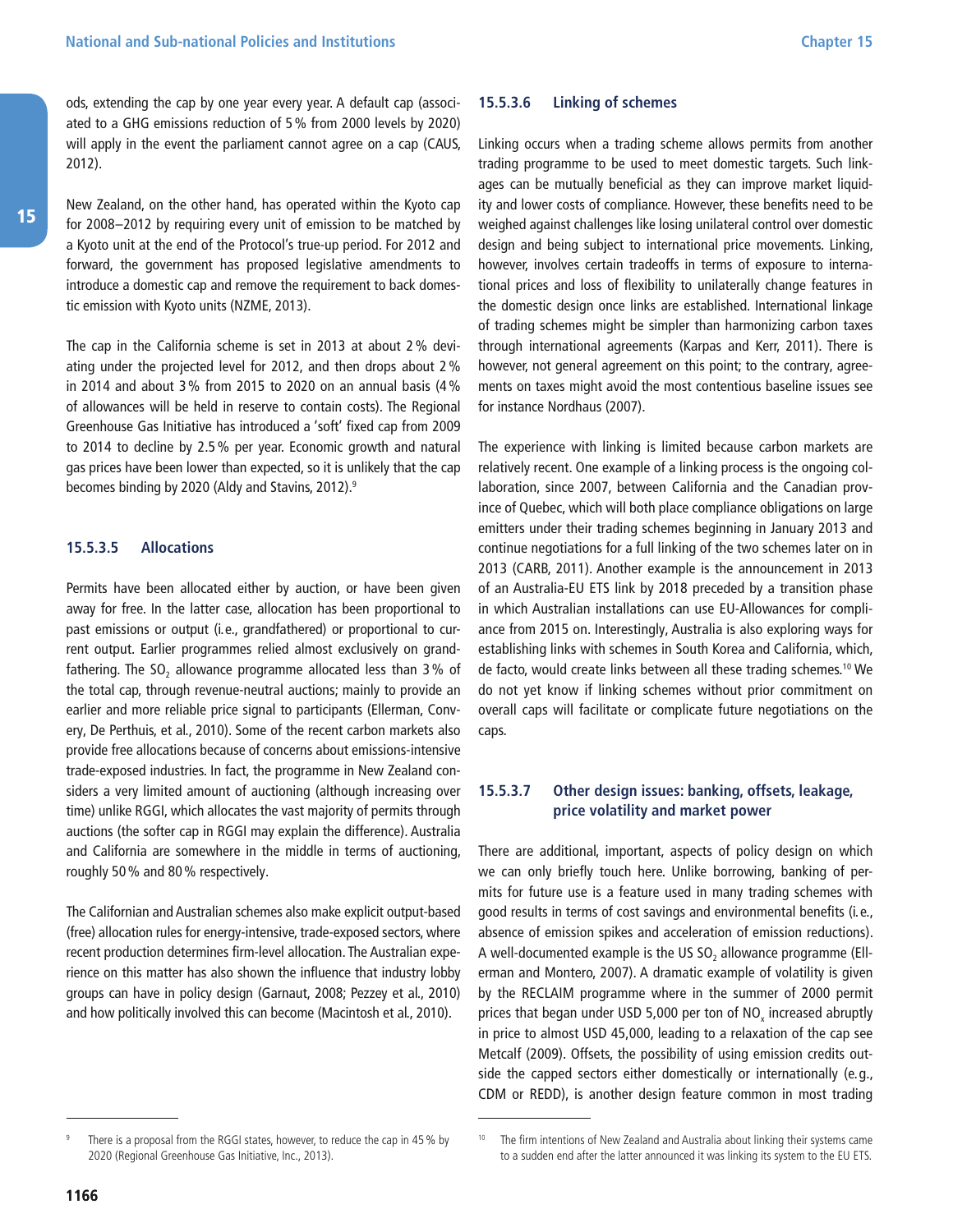ods, extending the cap by one year every year. A default cap (associated to a GHG emissions reduction of 5 % from 2000 levels by 2020) will apply in the event the parliament cannot agree on a cap (CAUS, 2012).

New Zealand, on the other hand, has operated within the Kyoto cap for 2008–2012 by requiring every unit of emission to be matched by a Kyoto unit at the end of the Protocol's true-up period. For 2012 and forward, the government has proposed legislative amendments to introduce a domestic cap and remove the requirement to back domestic emission with Kyoto units (NZME, 2013).

The cap in the California scheme is set in 2013 at about 2 % deviating under the projected level for 2012, and then drops about 2 % in 2014 and about 3 % from 2015 to 2020 on an annual basis (4 % of allowances will be held in reserve to contain costs). The Regional Greenhouse Gas Initiative has introduced a 'soft' fixed cap from 2009 to 2014 to decline by 2.5 % per year. Economic growth and natural gas prices have been lower than expected, so it is unlikely that the cap becomes binding by 2020 (Aldy and Stavins, 2012).[9]

#### 15.5.3.5 Allocations

Permits have been allocated either by auction, or have been given away for free. In the latter case, allocation has been proportional to past emissions or output (i.e., grandfathered) or proportional to current output. Earlier programmes relied almost exclusively on grandfathering. The $SO_2$ allowance programme allocated less than 3 % of the total cap, through revenue-neutral auctions; mainly to provide an earlier and more reliable price signal to participants (Ellerman, Convery, De Perthuis, et al., 2010). Some of the recent carbon markets also provide free allocations because of concerns about emissions-intensive trade-exposed industries. In fact, the programme in New Zealand considers a very limited amount of auctioning (although increasing over time) unlike RGGI, which allocates the vast majority of permits through auctions (the softer cap in RGGI may explain the difference). Australia and California are somewhere in the middle in terms of auctioning, roughly 50 % and 80 % respectively.

The Californian and Australian schemes also make explicit output-based (free) allocation rules for energy-intensive, trade-exposed sectors, where recent production determines firm-level allocation. The Australian experience on this matter has also shown the influence that industry lobby groups can have in policy design (Garnaut, 2008; Pezzey et al., 2010) and how politically involved this can become (Macintosh et al., 2010).

#### 15.5.3.6 Linking of schemes

Linking occurs when a trading scheme allows permits from another trading programme to be used to meet domestic targets. Such linkages can be mutually beneficial as they can improve market liquidity and lower costs of compliance. However, these benefits need to be weighed against challenges like losing unilateral control over domestic design and being subject to international price movements. Linking, however, involves certain tradeoffs in terms of exposure to international prices and loss of flexibility to unilaterally change features in the domestic design once links are established. International linkage of trading schemes might be simpler than harmonizing carbon taxes through international agreements (Karpas and Kerr, 2011). There is however, not general agreement on this point; to the contrary, agreements on taxes might avoid the most contentious baseline issues see for instance Nordhaus (2007).

The experience with linking is limited because carbon markets are relatively recent. One example of a linking process is the ongoing collaboration, since 2007, between California and the Canadian province of Quebec, which will both place compliance obligations on large emitters under their trading schemes beginning in January 2013 and continue negotiations for a full linking of the two schemes later on in 2013 (CARB, 2011). Another example is the announcement in 2013 of an Australia-EU ETS link by 2018 preceded by a transition phase in which Australian installations can use EU-Allowances for compliance from 2015 on. Interestingly, Australia is also exploring ways for establishing links with schemes in South Korea and California, which, de facto, would create links between all these trading schemes.[10] We do not yet know if linking schemes without prior commitment on overall caps will facilitate or complicate future negotiations on the caps.

#### 15.5.3.7 Other design issues: banking, offsets, leakage, price volatility and market power

There are additional, important, aspects of policy design on which we can only briefly touch here. Unlike borrowing, banking of permits for future use is a feature used in many trading schemes with good results in terms of cost savings and environmental benefits (i.e., absence of emission spikes and acceleration of emission reductions). A well-documented example is the US $SO_2$ allowance programme (Ellerman and Montero, 2007). A dramatic example of volatility is given by the RECLAIM programme where in the summer of 2000 permit prices that began under USD 5,000 per ton of $NO_x$ increased abruptly in price to almost USD 45,000, leading to a relaxation of the cap see Metcalf (2009). Offsets, the possibility of using emission credits outside the capped sectors either domestically or internationally (e.g., CDM or REDD), is another design feature common in most trading

---

[9] There is a proposal from the RGGI states, however, to reduce the cap in 45 % by 2020 (Regional Greenhouse Gas Initiative, Inc., 2013).

[10] The firm intentions of New Zealand and Australia about linking their systems came to a sudden end after the latter announced it was linking its system to the EU ETS.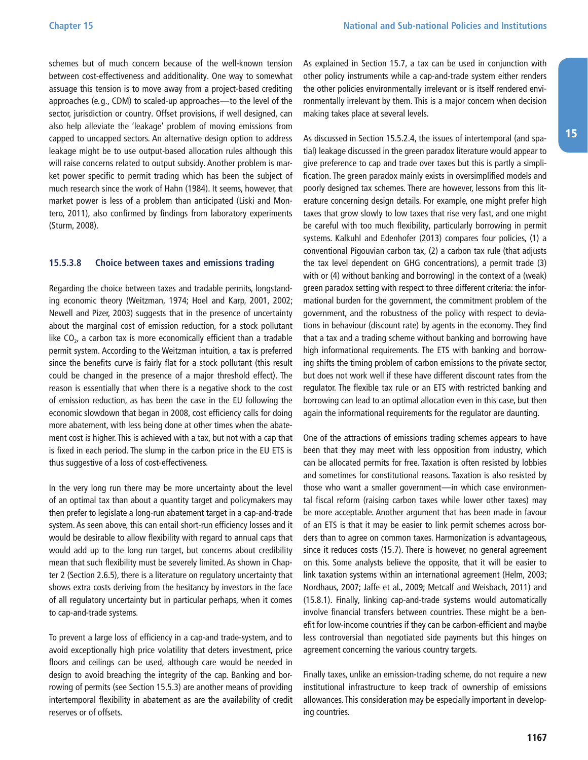schemes but of much concern because of the well-known tension between cost-effectiveness and additionality. One way to somewhat assuage this tension is to move away from a project-based crediting approaches (e.g., CDM) to scaled-up approaches—to the level of the sector, jurisdiction or country. Offset provisions, if well designed, can also help alleviate the 'leakage' problem of moving emissions from capped to uncapped sectors. An alternative design option to address leakage might be to use output-based allocation rules although this will raise concerns related to output subsidy. Another problem is market power specific to permit trading which has been the subject of much research since the work of Hahn (1984). It seems, however, that market power is less of a problem than anticipated (Liski and Montero, 2011), also confirmed by findings from laboratory experiments (Sturm, 2008).

#### 15.5.3.8 Choice between taxes and emissions trading

Regarding the choice between taxes and tradable permits, longstanding economic theory (Weitzman, 1974; Hoel and Karp, 2001, 2002; Newell and Pizer, 2003) suggests that in the presence of uncertainty about the marginal cost of emission reduction, for a stock pollutant like $CO_2$, a carbon tax is more economically efficient than a tradable permit system. According to the Weitzman intuition, a tax is preferred since the benefits curve is fairly flat for a stock pollutant (this result could be changed in the presence of a major threshold effect). The reason is essentially that when there is a negative shock to the cost of emission reduction, as has been the case in the EU following the economic slowdown that began in 2008, cost efficiency calls for doing more abatement, with less being done at other times when the abatement cost is higher. This is achieved with a tax, but not with a cap that is fixed in each period. The slump in the carbon price in the EU ETS is thus suggestive of a loss of cost-effectiveness.

In the very long run there may be more uncertainty about the level of an optimal tax than about a quantity target and policymakers may then prefer to legislate a long-run abatement target in a cap-and-trade system. As seen above, this can entail short-run efficiency losses and it would be desirable to allow flexibility with regard to annual caps that would add up to the long run target, but concerns about credibility mean that such flexibility must be severely limited. As shown in Chapter 2 (Section 2.6.5), there is a literature on regulatory uncertainty that shows extra costs deriving from the hesitancy by investors in the face of all regulatory uncertainty but in particular perhaps, when it comes to cap-and-trade systems.

To prevent a large loss of efficiency in a cap-and trade-system, and to avoid exceptionally high price volatility that deters investment, price floors and ceilings can be used, although care would be needed in design to avoid breaching the integrity of the cap. Banking and borrowing of permits (see Section 15.5.3) are another means of providing intertemporal flexibility in abatement as are the availability of credit reserves or of offsets.

As explained in Section 15.7, a tax can be used in conjunction with other policy instruments while a cap-and-trade system either renders the other policies environmentally irrelevant or is itself rendered environmentally irrelevant by them. This is a major concern when decision making takes place at several levels.

As discussed in Section 15.5.2.4, the issues of intertemporal (and spatial) leakage discussed in the green paradox literature would appear to give preference to cap and trade over taxes but this is partly a simplification. The green paradox mainly exists in oversimplified models and poorly designed tax schemes. There are however, lessons from this literature concerning design details. For example, one might prefer high taxes that grow slowly to low taxes that rise very fast, and one might be careful with too much flexibility, particularly borrowing in permit systems. Kalkuhl and Edenhofer (2013) compares four policies, (1) a conventional Pigouvian carbon tax, (2) a carbon tax rule (that adjusts the tax level dependent on GHG concentrations), a permit trade (3) with or (4) without banking and borrowing) in the context of a (weak) green paradox setting with respect to three different criteria: the informational burden for the government, the commitment problem of the government, and the robustness of the policy with respect to deviations in behaviour (discount rate) by agents in the economy. They find that a tax and a trading scheme without banking and borrowing have high informational requirements. The ETS with banking and borrowing shifts the timing problem of carbon emissions to the private sector, but does not work well if these have different discount rates from the regulator. The flexible tax rule or an ETS with restricted banking and borrowing can lead to an optimal allocation even in this case, but then again the informational requirements for the regulator are daunting.

One of the attractions of emissions trading schemes appears to have been that they may meet with less opposition from industry, which can be allocated permits for free. Taxation is often resisted by lobbies and sometimes for constitutional reasons. Taxation is also resisted by those who want a smaller government—in which case environmental fiscal reform (raising carbon taxes while lower other taxes) may be more acceptable. Another argument that has been made in favour of an ETS is that it may be easier to link permit schemes across borders than to agree on common taxes. Harmonization is advantageous, since it reduces costs (15.7). There is however, no general agreement on this. Some analysts believe the opposite, that it will be easier to link taxation systems within an international agreement (Helm, 2003; Nordhaus, 2007; Jaffe et al., 2009; Metcalf and Weisbach, 2011) and (15.8.1). Finally, linking cap-and-trade systems would automatically involve financial transfers between countries. These might be a benefit for low-income countries if they can be carbon-efficient and maybe less controversial than negotiated side payments but this hinges on agreement concerning the various country targets.

Finally taxes, unlike an emission-trading scheme, do not require a new institutional infrastructure to keep track of ownership of emissions allowances. This consideration may be especially important in developing countries.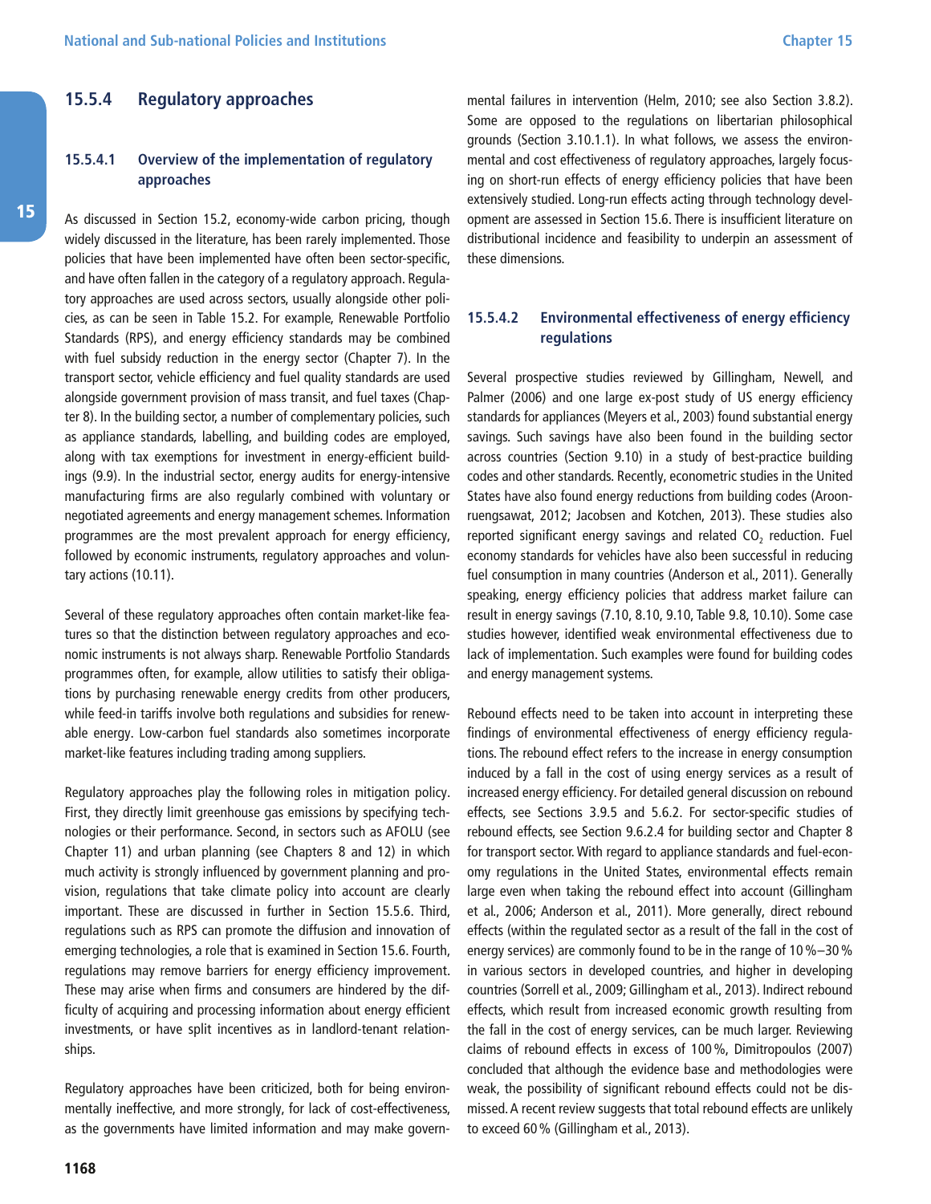### 15.5.4 Regulatory approaches

#### 15.5.4.1 Overview of the implementation of regulatory approaches

As discussed in Section 15.2, economy-wide carbon pricing, though widely discussed in the literature, has been rarely implemented. Those policies that have been implemented have often been sector-specific, and have often fallen in the category of a regulatory approach. Regulatory approaches are used across sectors, usually alongside other policies, as can be seen in Table 15.2. For example, Renewable Portfolio Standards (RPS), and energy efficiency standards may be combined with fuel subsidy reduction in the energy sector (Chapter 7). In the transport sector, vehicle efficiency and fuel quality standards are used alongside government provision of mass transit, and fuel taxes (Chapter 8). In the building sector, a number of complementary policies, such as appliance standards, labelling, and building codes are employed, along with tax exemptions for investment in energy-efficient buildings (9.9). In the industrial sector, energy audits for energy-intensive manufacturing firms are also regularly combined with voluntary or negotiated agreements and energy management schemes. Information programmes are the most prevalent approach for energy efficiency, followed by economic instruments, regulatory approaches and voluntary actions (10.11).

Several of these regulatory approaches often contain market-like features so that the distinction between regulatory approaches and economic instruments is not always sharp. Renewable Portfolio Standards programmes often, for example, allow utilities to satisfy their obligations by purchasing renewable energy credits from other producers, while feed-in tariffs involve both regulations and subsidies for renewable energy. Low-carbon fuel standards also sometimes incorporate market-like features including trading among suppliers.

Regulatory approaches play the following roles in mitigation policy. First, they directly limit greenhouse gas emissions by specifying technologies or their performance. Second, in sectors such as AFOLU (see Chapter 11) and urban planning (see Chapters 8 and 12) in which much activity is strongly influenced by government planning and provision, regulations that take climate policy into account are clearly important. These are discussed in further in Section 15.5.6. Third, regulations such as RPS can promote the diffusion and innovation of emerging technologies, a role that is examined in Section 15.6. Fourth, regulations may remove barriers for energy efficiency improvement. These may arise when firms and consumers are hindered by the difficulty of acquiring and processing information about energy efficient investments, or have split incentives as in landlord-tenant relationships.

Regulatory approaches have been criticized, both for being environmentally ineffective, and more strongly, for lack of cost-effectiveness, as the governments have limited information and may make governmental failures in intervention (Helm, 2010; see also Section 3.8.2). Some are opposed to the regulations on libertarian philosophical grounds (Section 3.10.1.1). In what follows, we assess the environmental and cost effectiveness of regulatory approaches, largely focusing on short-run effects of energy efficiency policies that have been extensively studied. Long-run effects acting through technology development are assessed in Section 15.6. There is insufficient literature on distributional incidence and feasibility to underpin an assessment of these dimensions.

#### 15.5.4.2 Environmental effectiveness of energy efficiency regulations

Several prospective studies reviewed by Gillingham, Newell, and Palmer (2006) and one large ex-post study of US energy efficiency standards for appliances (Meyers et al., 2003) found substantial energy savings. Such savings have also been found in the building sector across countries (Section 9.10) in a study of best-practice building codes and other standards. Recently, econometric studies in the United States have also found energy reductions from building codes (Aroonruengsawat, 2012; Jacobsen and Kotchen, 2013). These studies also reported significant energy savings and related $CO_2$ reduction. Fuel economy standards for vehicles have also been successful in reducing fuel consumption in many countries (Anderson et al., 2011). Generally speaking, energy efficiency policies that address market failure can result in energy savings (7.10, 8.10, 9.10, Table 9.8, 10.10). Some case studies however, identified weak environmental effectiveness due to lack of implementation. Such examples were found for building codes and energy management systems.

Rebound effects need to be taken into account in interpreting these findings of environmental effectiveness of energy efficiency regulations. The rebound effect refers to the increase in energy consumption induced by a fall in the cost of using energy services as a result of increased energy efficiency. For detailed general discussion on rebound effects, see Sections 3.9.5 and 5.6.2. For sector-specific studies of rebound effects, see Section 9.6.2.4 for building sector and Chapter 8 for transport sector. With regard to appliance standards and fuel-economy regulations in the United States, environmental effects remain large even when taking the rebound effect into account (Gillingham et al., 2006; Anderson et al., 2011). More generally, direct rebound effects (within the regulated sector as a result of the fall in the cost of energy services) are commonly found to be in the range of 10 %–30 % in various sectors in developed countries, and higher in developing countries (Sorrell et al., 2009; Gillingham et al., 2013). Indirect rebound effects, which result from increased economic growth resulting from the fall in the cost of energy services, can be much larger. Reviewing claims of rebound effects in excess of 100 %, Dimitropoulos (2007) concluded that although the evidence base and methodologies were weak, the possibility of significant rebound effects could not be dismissed. A recent review suggests that total rebound effects are unlikely to exceed 60 % (Gillingham et al., 2013).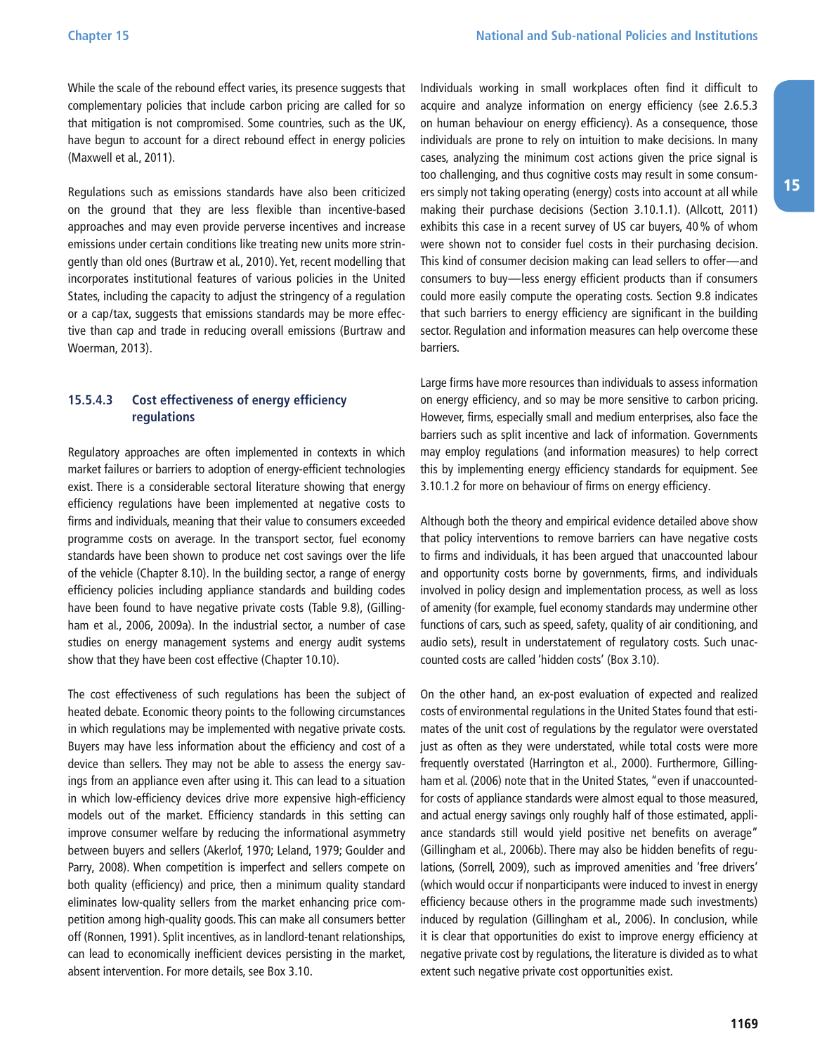While the scale of the rebound effect varies, its presence suggests that complementary policies that include carbon pricing are called for so that mitigation is not compromised. Some countries, such as the UK, have begun to account for a direct rebound effect in energy policies (Maxwell et al., 2011).

Regulations such as emissions standards have also been criticized on the ground that they are less flexible than incentive-based approaches and may even provide perverse incentives and increase emissions under certain conditions like treating new units more stringently than old ones (Burtraw et al., 2010). Yet, recent modelling that incorporates institutional features of various policies in the United States, including the capacity to adjust the stringency of a regulation or a cap/tax, suggests that emissions standards may be more effective than cap and trade in reducing overall emissions (Burtraw and Woerman, 2013).

### 15.5.4.3 Cost effectiveness of energy efficiency regulations

Regulatory approaches are often implemented in contexts in which market failures or barriers to adoption of energy-efficient technologies exist. There is a considerable sectoral literature showing that energy efficiency regulations have been implemented at negative costs to firms and individuals, meaning that their value to consumers exceeded programme costs on average. In the transport sector, fuel economy standards have been shown to produce net cost savings over the life of the vehicle (Chapter 8.10). In the building sector, a range of energy efficiency policies including appliance standards and building codes have been found to have negative private costs (Table 9.8), (Gillingham et al., 2006, 2009a). In the industrial sector, a number of case studies on energy management systems and energy audit systems show that they have been cost effective (Chapter 10.10).

The cost effectiveness of such regulations has been the subject of heated debate. Economic theory points to the following circumstances in which regulations may be implemented with negative private costs. Buyers may have less information about the efficiency and cost of a device than sellers. They may not be able to assess the energy savings from an appliance even after using it. This can lead to a situation in which low-efficiency devices drive more expensive high-efficiency models out of the market. Efficiency standards in this setting can improve consumer welfare by reducing the informational asymmetry between buyers and sellers (Akerlof, 1970; Leland, 1979; Goulder and Parry, 2008). When competition is imperfect and sellers compete on both quality (efficiency) and price, then a minimum quality standard eliminates low-quality sellers from the market enhancing price competition among high-quality goods. This can make all consumers better off (Ronnen, 1991). Split incentives, as in landlord-tenant relationships, can lead to economically inefficient devices persisting in the market, absent intervention. For more details, see Box 3.10.

Individuals working in small workplaces often find it difficult to acquire and analyze information on energy efficiency (see 2.6.5.3 on human behaviour on energy efficiency). As a consequence, those individuals are prone to rely on intuition to make decisions. In many cases, analyzing the minimum cost actions given the price signal is too challenging, and thus cognitive costs may result in some consumers simply not taking operating (energy) costs into account at all while making their purchase decisions (Section 3.10.1.1). (Allcott, 2011) exhibits this case in a recent survey of US car buyers, 40 % of whom were shown not to consider fuel costs in their purchasing decision. This kind of consumer decision making can lead sellers to offer—and consumers to buy—less energy efficient products than if consumers could more easily compute the operating costs. Section 9.8 indicates that such barriers to energy efficiency are significant in the building sector. Regulation and information measures can help overcome these barriers.

Large firms have more resources than individuals to assess information on energy efficiency, and so may be more sensitive to carbon pricing. However, firms, especially small and medium enterprises, also face the barriers such as split incentive and lack of information. Governments may employ regulations (and information measures) to help correct this by implementing energy efficiency standards for equipment. See 3.10.1.2 for more on behaviour of firms on energy efficiency.

Although both the theory and empirical evidence detailed above show that policy interventions to remove barriers can have negative costs to firms and individuals, it has been argued that unaccounted labour and opportunity costs borne by governments, firms, and individuals involved in policy design and implementation process, as well as loss of amenity (for example, fuel economy standards may undermine other functions of cars, such as speed, safety, quality of air conditioning, and audio sets), result in understatement of regulatory costs. Such unaccounted costs are called 'hidden costs' (Box 3.10).

On the other hand, an ex-post evaluation of expected and realized costs of environmental regulations in the United States found that estimates of the unit cost of regulations by the regulator were overstated just as often as they were understated, while total costs were more frequently overstated (Harrington et al., 2000). Furthermore, Gillingham et al. (2006) note that in the United States, "even if unaccounted-for costs of appliance standards were almost equal to those measured, and actual energy savings only roughly half of those estimated, appliance standards still would yield positive net benefits on average" (Gillingham et al., 2006b). There may also be hidden benefits of regulations, (Sorrell, 2009), such as improved amenities and 'free drivers' (which would occur if nonparticipants were induced to invest in energy efficiency because others in the programme made such investments) induced by regulation (Gillingham et al., 2006). In conclusion, while it is clear that opportunities do exist to improve energy efficiency at negative private cost by regulations, the literature is divided as to what extent such negative private cost opportunities exist.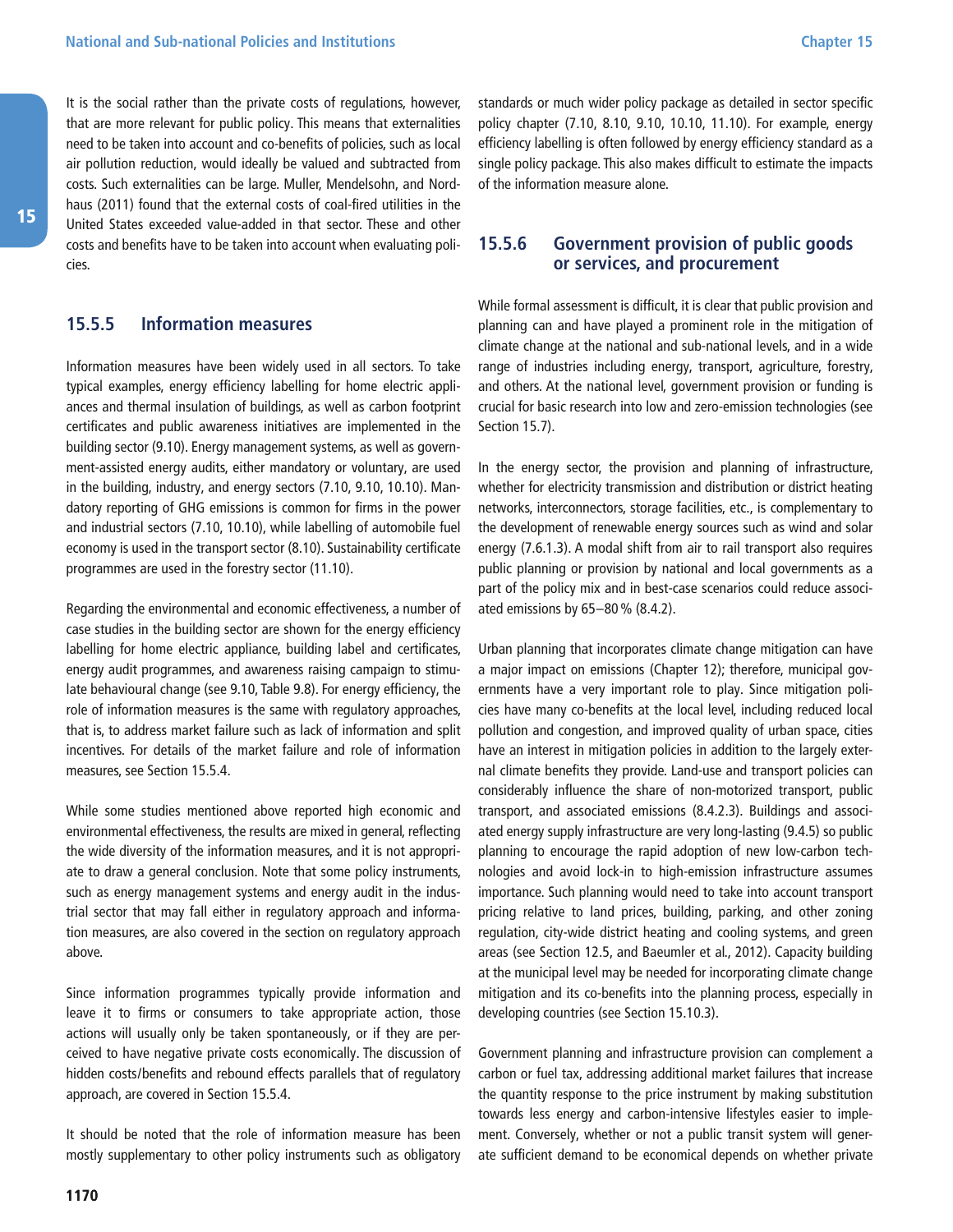It is the social rather than the private costs of regulations, however, that are more relevant for public policy. This means that externalities need to be taken into account and co-benefits of policies, such as local air pollution reduction, would ideally be valued and subtracted from costs. Such externalities can be large. Muller, Mendelsohn, and Nordhaus (2011) found that the external costs of coal-fired utilities in the United States exceeded value-added in that sector. These and other costs and benefits have to be taken into account when evaluating policies.

### 15.5.5 Information measures

Information measures have been widely used in all sectors. To take typical examples, energy efficiency labelling for home electric appliances and thermal insulation of buildings, as well as carbon footprint certificates and public awareness initiatives are implemented in the building sector (9.10). Energy management systems, as well as government-assisted energy audits, either mandatory or voluntary, are used in the building, industry, and energy sectors (7.10, 9.10, 10.10). Mandatory reporting of GHG emissions is common for firms in the power and industrial sectors (7.10, 10.10), while labelling of automobile fuel economy is used in the transport sector (8.10). Sustainability certificate programmes are used in the forestry sector (11.10).

Regarding the environmental and economic effectiveness, a number of case studies in the building sector are shown for the energy efficiency labelling for home electric appliance, building label and certificates, energy audit programmes, and awareness raising campaign to stimulate behavioural change (see 9.10, Table 9.8). For energy efficiency, the role of information measures is the same with regulatory approaches, that is, to address market failure such as lack of information and split incentives. For details of the market failure and role of information measures, see Section 15.5.4.

While some studies mentioned above reported high economic and environmental effectiveness, the results are mixed in general, reflecting the wide diversity of the information measures, and it is not appropriate to draw a general conclusion. Note that some policy instruments, such as energy management systems and energy audit in the industrial sector that may fall either in regulatory approach and information measures, are also covered in the section on regulatory approach above.

Since information programmes typically provide information and leave it to firms or consumers to take appropriate action, those actions will usually only be taken spontaneously, or if they are perceived to have negative private costs economically. The discussion of hidden costs/benefits and rebound effects parallels that of regulatory approach, are covered in Section 15.5.4.

It should be noted that the role of information measure has been mostly supplementary to other policy instruments such as obligatory standards or much wider policy package as detailed in sector specific policy chapter (7.10, 8.10, 9.10, 10.10, 11.10). For example, energy efficiency labelling is often followed by energy efficiency standard as a single policy package. This also makes difficult to estimate the impacts of the information measure alone.

### 15.5.6 Government provision of public goods or services, and procurement

While formal assessment is difficult, it is clear that public provision and planning can and have played a prominent role in the mitigation of climate change at the national and sub-national levels, and in a wide range of industries including energy, transport, agriculture, forestry, and others. At the national level, government provision or funding is crucial for basic research into low and zero-emission technologies (see Section 15.7).

In the energy sector, the provision and planning of infrastructure, whether for electricity transmission and distribution or district heating networks, interconnectors, storage facilities, etc., is complementary to the development of renewable energy sources such as wind and solar energy (7.6.1.3). A modal shift from air to rail transport also requires public planning or provision by national and local governments as a part of the policy mix and in best-case scenarios could reduce associated emissions by 65–80 % (8.4.2).

Urban planning that incorporates climate change mitigation can have a major impact on emissions (Chapter 12); therefore, municipal governments have a very important role to play. Since mitigation policies have many co-benefits at the local level, including reduced local pollution and congestion, and improved quality of urban space, cities have an interest in mitigation policies in addition to the largely external climate benefits they provide. Land-use and transport policies can considerably influence the share of non-motorized transport, public transport, and associated emissions (8.4.2.3). Buildings and associated energy supply infrastructure are very long-lasting (9.4.5) so public planning to encourage the rapid adoption of new low-carbon technologies and avoid lock-in to high-emission infrastructure assumes importance. Such planning would need to take into account transport pricing relative to land prices, building, parking, and other zoning regulation, city-wide district heating and cooling systems, and green areas (see Section 12.5, and Baeumler et al., 2012). Capacity building at the municipal level may be needed for incorporating climate change mitigation and its co-benefits into the planning process, especially in developing countries (see Section 15.10.3).

Government planning and infrastructure provision can complement a carbon or fuel tax, addressing additional market failures that increase the quantity response to the price instrument by making substitution towards less energy and carbon-intensive lifestyles easier to implement. Conversely, whether or not a public transit system will generate sufficient demand to be economical depends on whether private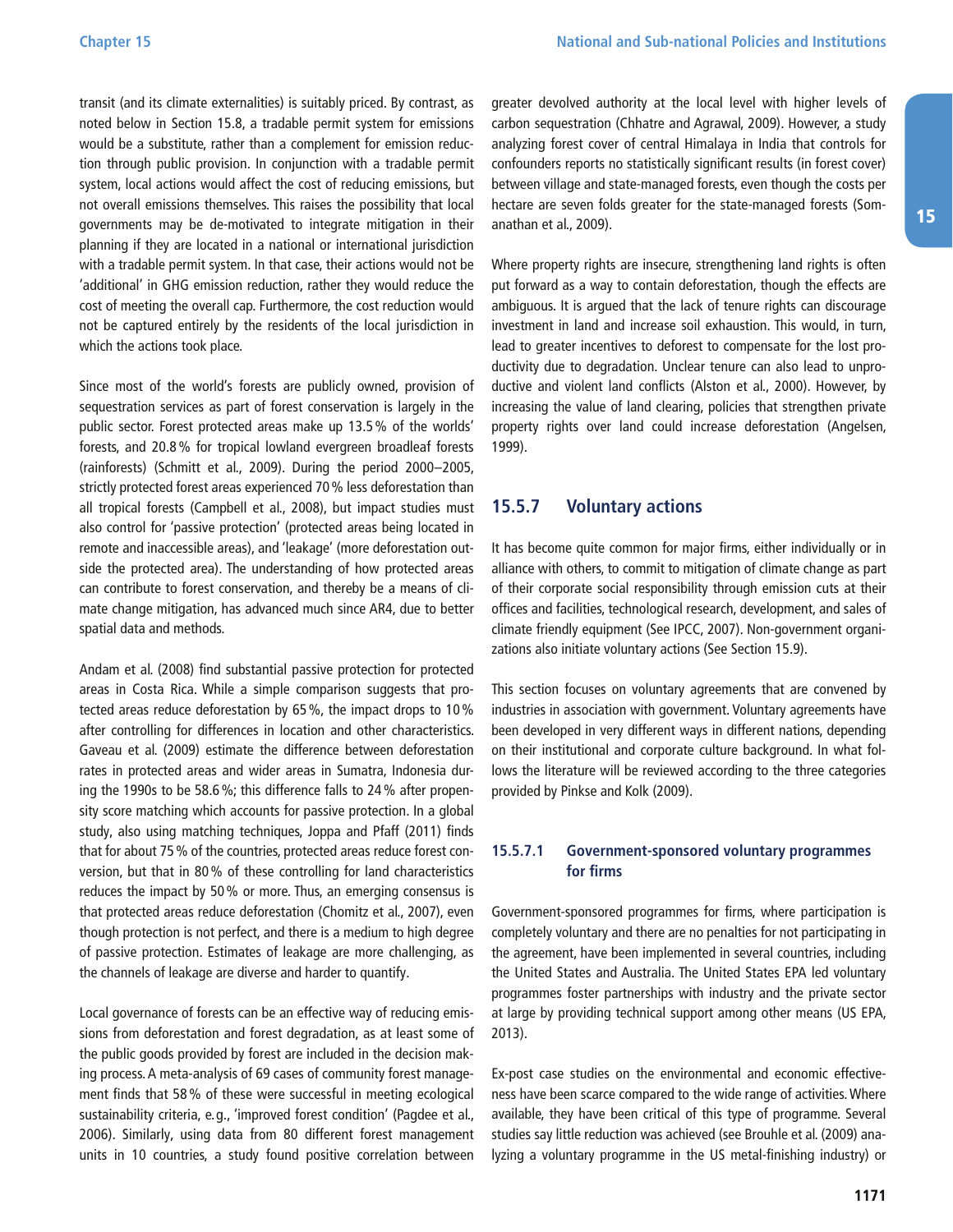transit (and its climate externalities) is suitably priced. By contrast, as noted below in Section 15.8, a tradable permit system for emissions would be a substitute, rather than a complement for emission reduction through public provision. In conjunction with a tradable permit system, local actions would affect the cost of reducing emissions, but not overall emissions themselves. This raises the possibility that local governments may be de-motivated to integrate mitigation in their planning if they are located in a national or international jurisdiction with a tradable permit system. In that case, their actions would not be 'additional' in GHG emission reduction, rather they would reduce the cost of meeting the overall cap. Furthermore, the cost reduction would not be captured entirely by the residents of the local jurisdiction in which the actions took place.

Since most of the world's forests are publicly owned, provision of sequestration services as part of forest conservation is largely in the public sector. Forest protected areas make up 13.5 % of the worlds' forests, and 20.8 % for tropical lowland evergreen broadleaf forests (rainforests) (Schmitt et al., 2009). During the period 2000–2005, strictly protected forest areas experienced 70 % less deforestation than all tropical forests (Campbell et al., 2008), but impact studies must also control for 'passive protection' (protected areas being located in remote and inaccessible areas), and 'leakage' (more deforestation outside the protected area). The understanding of how protected areas can contribute to forest conservation, and thereby be a means of climate change mitigation, has advanced much since AR4, due to better spatial data and methods.

Andam et al. (2008) find substantial passive protection for protected areas in Costa Rica. While a simple comparison suggests that protected areas reduce deforestation by 65 %, the impact drops to 10 % after controlling for differences in location and other characteristics. Gaveau et al. (2009) estimate the difference between deforestation rates in protected areas and wider areas in Sumatra, Indonesia during the 1990s to be 58.6 %; this difference falls to 24 % after propensity score matching which accounts for passive protection. In a global study, also using matching techniques, Joppa and Pfaff (2011) finds that for about 75 % of the countries, protected areas reduce forest conversion, but that in 80 % of these controlling for land characteristics reduces the impact by 50 % or more. Thus, an emerging consensus is that protected areas reduce deforestation (Chomitz et al., 2007), even though protection is not perfect, and there is a medium to high degree of passive protection. Estimates of leakage are more challenging, as the channels of leakage are diverse and harder to quantify.

Local governance of forests can be an effective way of reducing emissions from deforestation and forest degradation, as at least some of the public goods provided by forest are included in the decision making process. A meta-analysis of 69 cases of community forest management finds that 58 % of these were successful in meeting ecological sustainability criteria, e. g., 'improved forest condition' (Pagdee et al., 2006). Similarly, using data from 80 different forest management units in 10 countries, a study found positive correlation between greater devolved authority at the local level with higher levels of carbon sequestration (Chhatre and Agrawal, 2009). However, a study analyzing forest cover of central Himalaya in India that controls for confounders reports no statistically significant results (in forest cover) between village and state-managed forests, even though the costs per hectare are seven folds greater for the state-managed forests (Somanathan et al., 2009).

Where property rights are insecure, strengthening land rights is often put forward as a way to contain deforestation, though the effects are ambiguous. It is argued that the lack of tenure rights can discourage investment in land and increase soil exhaustion. This would, in turn, lead to greater incentives to deforest to compensate for the lost productivity due to degradation. Unclear tenure can also lead to unproductive and violent land conflicts (Alston et al., 2000). However, by increasing the value of land clearing, policies that strengthen private property rights over land could increase deforestation (Angelsen, 1999).

### 15.5.7 Voluntary actions

It has become quite common for major firms, either individually or in alliance with others, to commit to mitigation of climate change as part of their corporate social responsibility through emission cuts at their offices and facilities, technological research, development, and sales of climate friendly equipment (See IPCC, 2007). Non-government organizations also initiate voluntary actions (See Section 15.9).

This section focuses on voluntary agreements that are convened by industries in association with government. Voluntary agreements have been developed in very different ways in different nations, depending on their institutional and corporate culture background. In what follows the literature will be reviewed according to the three categories provided by Pinkse and Kolk (2009).

#### 15.5.7.1 Government-sponsored voluntary programmes for firms

Government-sponsored programmes for firms, where participation is completely voluntary and there are no penalties for not participating in the agreement, have been implemented in several countries, including the United States and Australia. The United States EPA led voluntary programmes foster partnerships with industry and the private sector at large by providing technical support among other means (US EPA, 2013).

Ex-post case studies on the environmental and economic effectiveness have been scarce compared to the wide range of activities. Where available, they have been critical of this type of programme. Several studies say little reduction was achieved (see Brouhle et al. (2009) analyzing a voluntary programme in the US metal-finishing industry) or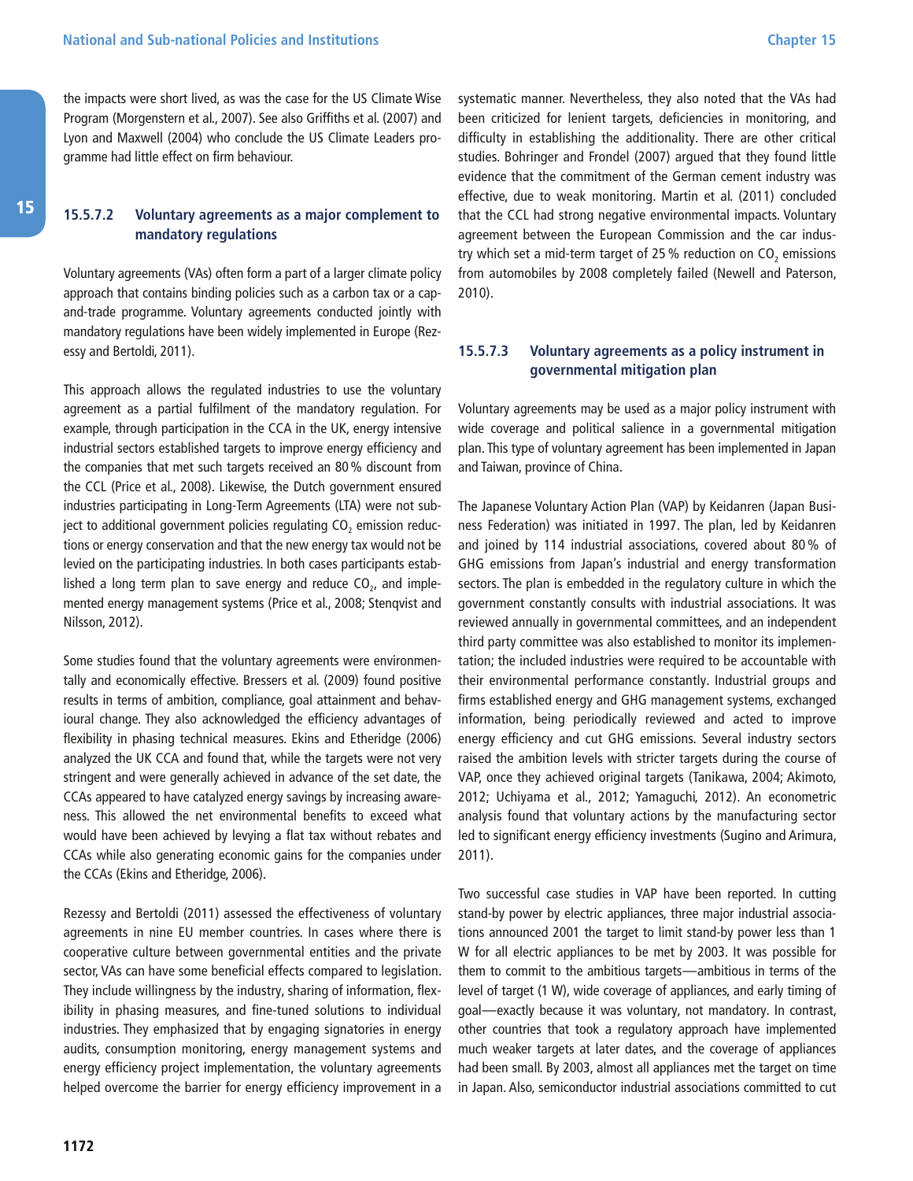the impacts were short lived, as was the case for the US Climate Wise Program (Morgenstern et al., 2007). See also Griffiths et al. (2007) and Lyon and Maxwell (2004) who conclude the US Climate Leaders programme had little effect on firm behaviour.

#### 15.5.7.2 Voluntary agreements as a major complement to mandatory regulations

Voluntary agreements (VAs) often form a part of a larger climate policy approach that contains binding policies such as a carbon tax or a cap-and-trade programme. Voluntary agreements conducted jointly with mandatory regulations have been widely implemented in Europe (Rezessy and Bertoldi, 2011).

This approach allows the regulated industries to use the voluntary agreement as a partial fulfilment of the mandatory regulation. For example, through participation in the CCA in the UK, energy intensive industrial sectors established targets to improve energy efficiency and the companies that met such targets received an 80 % discount from the CCL (Price et al., 2008). Likewise, the Dutch government ensured industries participating in Long-Term Agreements (LTA) were not subject to additional government policies regulating $CO_2$ emission reductions or energy conservation and that the new energy tax would not be levied on the participating industries. In both cases participants established a long term plan to save energy and reduce $CO_2$, and implemented energy management systems (Price et al., 2008; Stenqvist and Nilsson, 2012).

Some studies found that the voluntary agreements were environmentally and economically effective. Bressers et al. (2009) found positive results in terms of ambition, compliance, goal attainment and behavioural change. They also acknowledged the efficiency advantages of flexibility in phasing technical measures. Ekins and Etheridge (2006) analyzed the UK CCA and found that, while the targets were not very stringent and were generally achieved in advance of the set date, the CCAs appeared to have catalyzed energy savings by increasing awareness. This allowed the net environmental benefits to exceed what would have been achieved by levying a flat tax without rebates and CCAs while also generating economic gains for the companies under the CCAs (Ekins and Etheridge, 2006).

Rezessy and Bertoldi (2011) assessed the effectiveness of voluntary agreements in nine EU member countries. In cases where there is cooperative culture between governmental entities and the private sector, VAs can have some beneficial effects compared to legislation. They include willingness by the industry, sharing of information, flexibility in phasing measures, and fine-tuned solutions to individual industries. They emphasized that by engaging signatories in energy audits, consumption monitoring, energy management systems and energy efficiency project implementation, the voluntary agreements helped overcome the barrier for energy efficiency improvement in a systematic manner. Nevertheless, they also noted that the VAs had been criticized for lenient targets, deficiencies in monitoring, and difficulty in establishing the additionality. There are other critical studies. Bohringer and Frondel (2007) argued that they found little evidence that the commitment of the German cement industry was effective, due to weak monitoring. Martin et al. (2011) concluded that the CCL had strong negative environmental impacts. Voluntary agreement between the European Commission and the car industry which set a mid-term target of 25 % reduction on $CO_2$ emissions from automobiles by 2008 completely failed (Newell and Paterson, 2010).

#### 15.5.7.3 Voluntary agreements as a policy instrument in governmental mitigation plan

Voluntary agreements may be used as a major policy instrument with wide coverage and political salience in a governmental mitigation plan. This type of voluntary agreement has been implemented in Japan and Taiwan, province of China.

The Japanese Voluntary Action Plan (VAP) by Keidanren (Japan Business Federation) was initiated in 1997. The plan, led by Keidanren and joined by 114 industrial associations, covered about 80 % of GHG emissions from Japan's industrial and energy transformation sectors. The plan is embedded in the regulatory culture in which the government constantly consults with industrial associations. It was reviewed annually in governmental committees, and an independent third party committee was also established to monitor its implementation; the included industries were required to be accountable with their environmental performance constantly. Industrial groups and firms established energy and GHG management systems, exchanged information, being periodically reviewed and acted to improve energy efficiency and cut GHG emissions. Several industry sectors raised the ambition levels with stricter targets during the course of VAP, once they achieved original targets (Tanikawa, 2004; Akimoto, 2012; Uchiyama et al., 2012; Yamaguchi, 2012). An econometric analysis found that voluntary actions by the manufacturing sector led to significant energy efficiency investments (Sugino and Arimura, 2011).

Two successful case studies in VAP have been reported. In cutting stand-by power by electric appliances, three major industrial associations announced 2001 the target to limit stand-by power less than 1 W for all electric appliances to be met by 2003. It was possible for them to commit to the ambitious targets—ambitious in terms of the level of target (1 W), wide coverage of appliances, and early timing of goal—exactly because it was voluntary, not mandatory. In contrast, other countries that took a regulatory approach have implemented much weaker targets at later dates, and the coverage of appliances had been small. By 2003, almost all appliances met the target on time in Japan. Also, semiconductor industrial associations committed to cut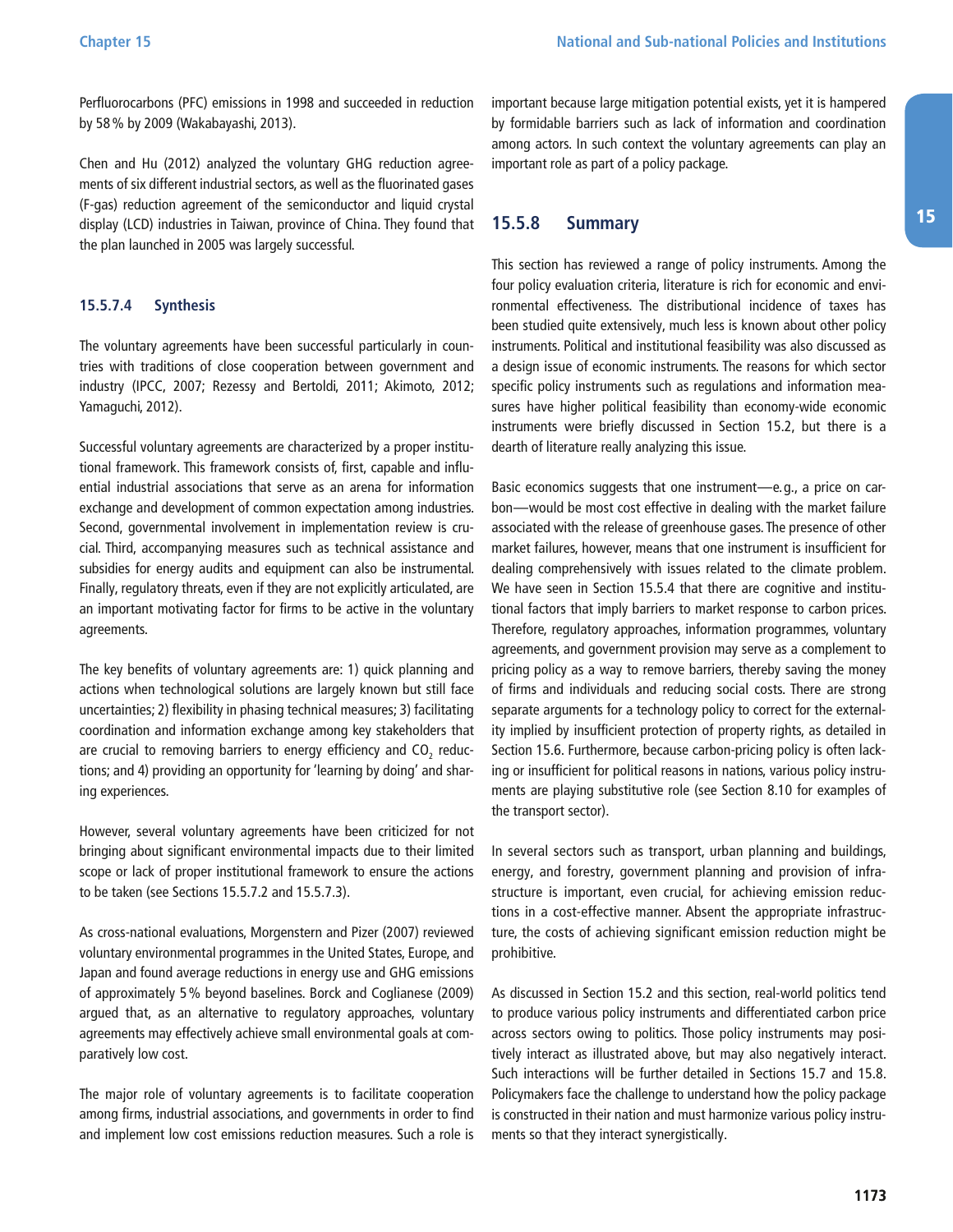Perfluorocarbons (PFC) emissions in 1998 and succeeded in reduction by 58% by 2009 (Wakabayashi, 2013).

Chen and Hu (2012) analyzed the voluntary GHG reduction agreements of six different industrial sectors, as well as the fluorinated gases (F-gas) reduction agreement of the semiconductor and liquid crystal display (LCD) industries in Taiwan, province of China. They found that the plan launched in 2005 was largely successful.

#### 15.5.7.4 Synthesis

The voluntary agreements have been successful particularly in countries with traditions of close cooperation between government and industry (IPCC, 2007; Rezessy and Bertoldi, 2011; Akimoto, 2012; Yamaguchi, 2012).

Successful voluntary agreements are characterized by a proper institutional framework. This framework consists of, first, capable and influential industrial associations that serve as an arena for information exchange and development of common expectation among industries. Second, governmental involvement in implementation review is crucial. Third, accompanying measures such as technical assistance and subsidies for energy audits and equipment can also be instrumental. Finally, regulatory threats, even if they are not explicitly articulated, are an important motivating factor for firms to be active in the voluntary agreements.

The key benefits of voluntary agreements are: 1) quick planning and actions when technological solutions are largely known but still face uncertainties; 2) flexibility in phasing technical measures; 3) facilitating coordination and information exchange among key stakeholders that are crucial to removing barriers to energy efficiency and $CO_2$ reductions; and 4) providing an opportunity for 'learning by doing' and sharing experiences.

However, several voluntary agreements have been criticized for not bringing about significant environmental impacts due to their limited scope or lack of proper institutional framework to ensure the actions to be taken (see Sections 15.5.7.2 and 15.5.7.3).

As cross-national evaluations, Morgenstern and Pizer (2007) reviewed voluntary environmental programmes in the United States, Europe, and Japan and found average reductions in energy use and GHG emissions of approximately 5% beyond baselines. Borck and Coglianese (2009) argued that, as an alternative to regulatory approaches, voluntary agreements may effectively achieve small environmental goals at comparatively low cost.

The major role of voluntary agreements is to facilitate cooperation among firms, industrial associations, and governments in order to find and implement low cost emissions reduction measures. Such a role is important because large mitigation potential exists, yet it is hampered by formidable barriers such as lack of information and coordination among actors. In such context the voluntary agreements can play an important role as part of a policy package.

### 15.5.8 Summary

This section has reviewed a range of policy instruments. Among the four policy evaluation criteria, literature is rich for economic and environmental effectiveness. The distributional incidence of taxes has been studied quite extensively, much less is known about other policy instruments. Political and institutional feasibility was also discussed as a design issue of economic instruments. The reasons for which sector specific policy instruments such as regulations and information measures have higher political feasibility than economy-wide economic instruments were briefly discussed in Section 15.2, but there is a dearth of literature really analyzing this issue.

Basic economics suggests that one instrument—e.g., a price on carbon—would be most cost effective in dealing with the market failure associated with the release of greenhouse gases. The presence of other market failures, however, means that one instrument is insufficient for dealing comprehensively with issues related to the climate problem. We have seen in Section 15.5.4 that there are cognitive and institutional factors that imply barriers to market response to carbon prices. Therefore, regulatory approaches, information programmes, voluntary agreements, and government provision may serve as a complement to pricing policy as a way to remove barriers, thereby saving the money of firms and individuals and reducing social costs. There are strong separate arguments for a technology policy to correct for the externality implied by insufficient protection of property rights, as detailed in Section 15.6. Furthermore, because carbon-pricing policy is often lacking or insufficient for political reasons in nations, various policy instruments are playing substitutive role (see Section 8.10 for examples of the transport sector).

In several sectors such as transport, urban planning and buildings, energy, and forestry, government planning and provision of infrastructure is important, even crucial, for achieving emission reductions in a cost-effective manner. Absent the appropriate infrastructure, the costs of achieving significant emission reduction might be prohibitive.

As discussed in Section 15.2 and this section, real-world politics tend to produce various policy instruments and differentiated carbon price across sectors owing to politics. Those policy instruments may positively interact as illustrated above, but may also negatively interact. Such interactions will be further detailed in Sections 15.7 and 15.8. Policymakers face the challenge to understand how the policy package is constructed in their nation and must harmonize various policy instruments so that they interact synergistically.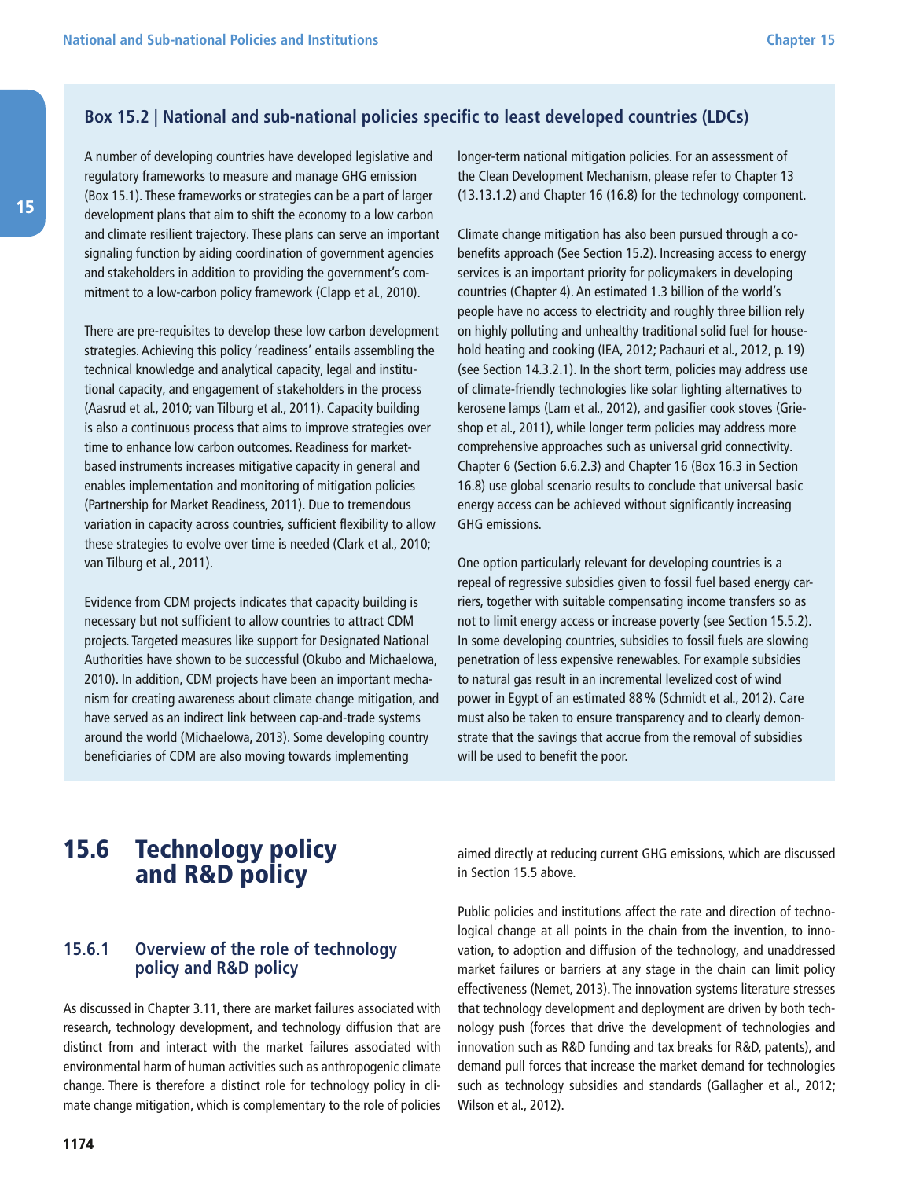## Box 15.2 | National and sub-national policies specific to least developed countries (LDCs)

A number of developing countries have developed legislative and regulatory frameworks to measure and manage GHG emission (Box 15.1). These frameworks or strategies can be a part of larger development plans that aim to shift the economy to a low carbon and climate resilient trajectory. These plans can serve an important signaling function by aiding coordination of government agencies and stakeholders in addition to providing the government's commitment to a low-carbon policy framework (Clapp et al., 2010).

There are pre-requisites to develop these low carbon development strategies. Achieving this policy 'readiness' entails assembling the technical knowledge and analytical capacity, legal and institutional capacity, and engagement of stakeholders in the process (Aasrud et al., 2010; van Tilburg et al., 2011). Capacity building is also a continuous process that aims to improve strategies over time to enhance low carbon outcomes. Readiness for market-based instruments increases mitigative capacity in general and enables implementation and monitoring of mitigation policies (Partnership for Market Readiness, 2011). Due to tremendous variation in capacity across countries, sufficient flexibility to allow these strategies to evolve over time is needed (Clark et al., 2010; van Tilburg et al., 2011).

Evidence from CDM projects indicates that capacity building is necessary but not sufficient to allow countries to attract CDM projects. Targeted measures like support for Designated National Authorities have shown to be successful (Okubo and Michaelowa, 2010). In addition, CDM projects have been an important mechanism for creating awareness about climate change mitigation, and have served as an indirect link between cap-and-trade systems around the world (Michaelowa, 2013). Some developing country beneficiaries of CDM are also moving towards implementing longer-term national mitigation policies. For an assessment of the Clean Development Mechanism, please refer to Chapter 13 (13.13.1.2) and Chapter 16 (16.8) for the technology component.

Climate change mitigation has also been pursued through a co-benefits approach (See Section 15.2). Increasing access to energy services is an important priority for policymakers in developing countries (Chapter 4). An estimated 1.3 billion of the world's people have no access to electricity and roughly three billion rely on highly polluting and unhealthy traditional solid fuel for household heating and cooking (IEA, 2012; Pachauri et al., 2012, p. 19) (see Section 14.3.2.1). In the short term, policies may address use of climate-friendly technologies like solar lighting alternatives to kerosene lamps (Lam et al., 2012), and gasifier cook stoves (Grieshop et al., 2011), while longer term policies may address more comprehensive approaches such as universal grid connectivity. Chapter 6 (Section 6.6.2.3) and Chapter 16 (Box 16.3 in Section 16.8) use global scenario results to conclude that universal basic energy access can be achieved without significantly increasing GHG emissions.

One option particularly relevant for developing countries is a repeal of regressive subsidies given to fossil fuel based energy carriers, together with suitable compensating income transfers so as not to limit energy access or increase poverty (see Section 15.5.2). In some developing countries, subsidies to fossil fuels are slowing penetration of less expensive renewables. For example subsidies to natural gas result in an incremental levelized cost of wind power in Egypt of an estimated 88 % (Schmidt et al., 2012). Care must also be taken to ensure transparency and to clearly demonstrate that the savings that accrue from the removal of subsidies will be used to benefit the poor.

# 15.6 Technology policy and R&D policy

## 15.6.1 Overview of the role of technology policy and R&D policy

As discussed in Chapter 3.11, there are market failures associated with research, technology development, and technology diffusion that are distinct from and interact with the market failures associated with environmental harm of human activities such as anthropogenic climate change. There is therefore a distinct role for technology policy in climate change mitigation, which is complementary to the role of policies aimed directly at reducing current GHG emissions, which are discussed in Section 15.5 above.

Public policies and institutions affect the rate and direction of technological change at all points in the chain from the invention, to innovation, to adoption and diffusion of the technology, and unaddressed market failures or barriers at any stage in the chain can limit policy effectiveness (Nemet, 2013). The innovation systems literature stresses that technology development and deployment are driven by both technology push (forces that drive the development of technologies and innovation such as R&D funding and tax breaks for R&D, patents), and demand pull forces that increase the market demand for technologies such as technology subsidies and standards (Gallagher et al., 2012; Wilson et al., 2012).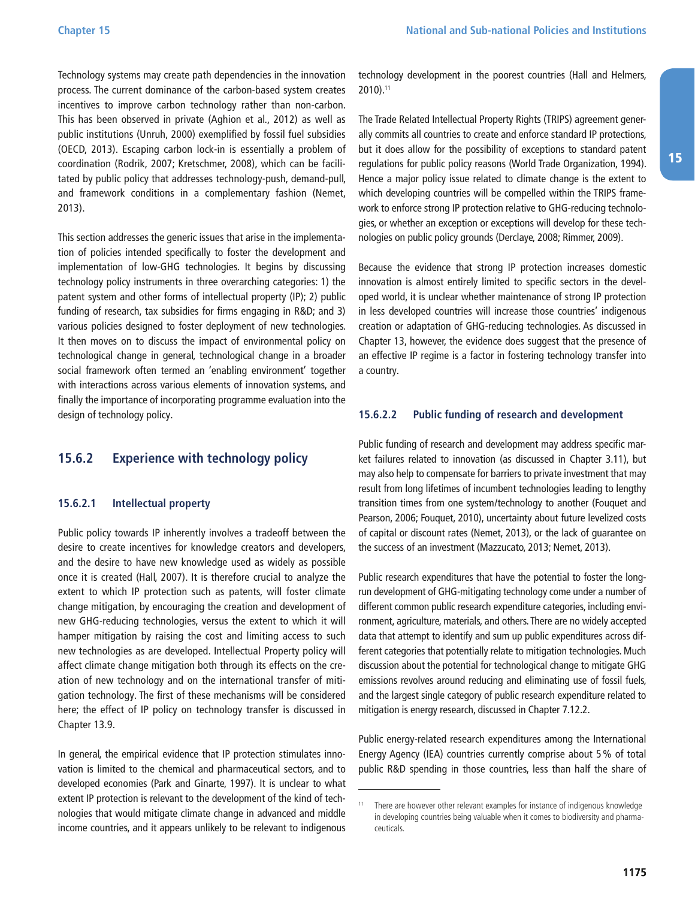Technology systems may create path dependencies in the innovation process. The current dominance of the carbon-based system creates incentives to improve carbon technology rather than non-carbon. This has been observed in private (Aghion et al., 2012) as well as public institutions (Unruh, 2000) exemplified by fossil fuel subsidies (OECD, 2013). Escaping carbon lock-in is essentially a problem of coordination (Rodrik, 2007; Kretschmer, 2008), which can be facilitated by public policy that addresses technology-push, demand-pull, and framework conditions in a complementary fashion (Nemet, 2013).

This section addresses the generic issues that arise in the implementation of policies intended specifically to foster the development and implementation of low-GHG technologies. It begins by discussing technology policy instruments in three overarching categories: 1) the patent system and other forms of intellectual property (IP); 2) public funding of research, tax subsidies for firms engaging in R&D; and 3) various policies designed to foster deployment of new technologies. It then moves on to discuss the impact of environmental policy on technological change in general, technological change in a broader social framework often termed an 'enabling environment' together with interactions across various elements of innovation systems, and finally the importance of incorporating programme evaluation into the design of technology policy.

## 15.6.2 Experience with technology policy

### 15.6.2.1 Intellectual property

Public policy towards IP inherently involves a tradeoff between the desire to create incentives for knowledge creators and developers, and the desire to have new knowledge used as widely as possible once it is created (Hall, 2007). It is therefore crucial to analyze the extent to which IP protection such as patents, will foster climate change mitigation, by encouraging the creation and development of new GHG-reducing technologies, versus the extent to which it will hamper mitigation by raising the cost and limiting access to such new technologies as are developed. Intellectual Property policy will affect climate change mitigation both through its effects on the creation of new technology and on the international transfer of mitigation technology. The first of these mechanisms will be considered here; the effect of IP policy on technology transfer is discussed in Chapter 13.9.

In general, the empirical evidence that IP protection stimulates innovation is limited to the chemical and pharmaceutical sectors, and to developed economies (Park and Ginarte, 1997). It is unclear to what extent IP protection is relevant to the development of the kind of technologies that would mitigate climate change in advanced and middle income countries, and it appears unlikely to be relevant to indigenous technology development in the poorest countries (Hall and Helmers, 2010).[11]

The Trade Related Intellectual Property Rights (TRIPS) agreement generally commits all countries to create and enforce standard IP protections, but it does allow for the possibility of exceptions to standard patent regulations for public policy reasons (World Trade Organization, 1994). Hence a major policy issue related to climate change is the extent to which developing countries will be compelled within the TRIPS framework to enforce strong IP protection relative to GHG-reducing technologies, or whether an exception or exceptions will develop for these technologies on public policy grounds (Derclaye, 2008; Rimmer, 2009).

Because the evidence that strong IP protection increases domestic innovation is almost entirely limited to specific sectors in the developed world, it is unclear whether maintenance of strong IP protection in less developed countries will increase those countries' indigenous creation or adaptation of GHG-reducing technologies. As discussed in Chapter 13, however, the evidence does suggest that the presence of an effective IP regime is a factor in fostering technology transfer into a country.

### 15.6.2.2 Public funding of research and development

Public funding of research and development may address specific market failures related to innovation (as discussed in Chapter 3.11), but may also help to compensate for barriers to private investment that may result from long lifetimes of incumbent technologies leading to lengthy transition times from one system/technology to another (Fouquet and Pearson, 2006; Fouquet, 2010), uncertainty about future levelized costs of capital or discount rates (Nemet, 2013), or the lack of guarantee on the success of an investment (Mazzucato, 2013; Nemet, 2013).

Public research expenditures that have the potential to foster the long-run development of GHG-mitigating technology come under a number of different common public research expenditure categories, including environment, agriculture, materials, and others. There are no widely accepted data that attempt to identify and sum up public expenditures across different categories that potentially relate to mitigation technologies. Much discussion about the potential for technological change to mitigate GHG emissions revolves around reducing and eliminating use of fossil fuels, and the largest single category of public research expenditure related to mitigation is energy research, discussed in Chapter 7.12.2.

Public energy-related research expenditures among the International Energy Agency (IEA) countries currently comprise about 5 % of total public R&D spending in those countries, less than half the share of

[11] There are however other relevant examples for instance of indigenous knowledge in developing countries being valuable when it comes to biodiversity and pharmaceuticals.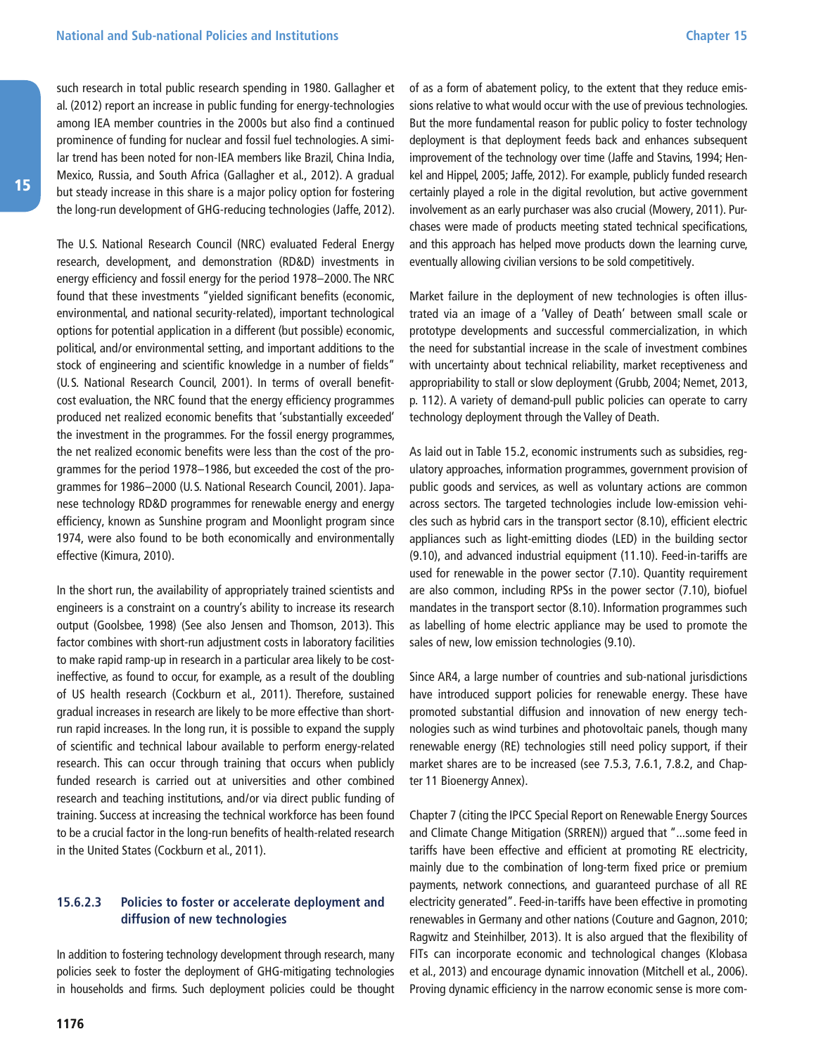such research in total public research spending in 1980. Gallagher et al. (2012) report an increase in public funding for energy-technologies among IEA member countries in the 2000s but also find a continued prominence of funding for nuclear and fossil fuel technologies. A similar trend has been noted for non-IEA members like Brazil, China India, Mexico, Russia, and South Africa (Gallagher et al., 2012). A gradual but steady increase in this share is a major policy option for fostering the long-run development of GHG-reducing technologies (Jaffe, 2012).

The U.S. National Research Council (NRC) evaluated Federal Energy research, development, and demonstration (RD&D) investments in energy efficiency and fossil energy for the period 1978–2000. The NRC found that these investments "yielded significant benefits (economic, environmental, and national security-related), important technological options for potential application in a different (but possible) economic, political, and/or environmental setting, and important additions to the stock of engineering and scientific knowledge in a number of fields" (U.S. National Research Council, 2001). In terms of overall benefit-cost evaluation, the NRC found that the energy efficiency programmes produced net realized economic benefits that 'substantially exceeded' the investment in the programmes. For the fossil energy programmes, the net realized economic benefits were less than the cost of the programmes for the period 1978–1986, but exceeded the cost of the programmes for 1986–2000 (U.S. National Research Council, 2001). Japanese technology RD&D programmes for renewable energy and energy efficiency, known as Sunshine program and Moonlight program since 1974, were also found to be both economically and environmentally effective (Kimura, 2010).

In the short run, the availability of appropriately trained scientists and engineers is a constraint on a country's ability to increase its research output (Goolsbee, 1998) (See also Jensen and Thomson, 2013). This factor combines with short-run adjustment costs in laboratory facilities to make rapid ramp-up in research in a particular area likely to be cost-ineffective, as found to occur, for example, as a result of the doubling of US health research (Cockburn et al., 2011). Therefore, sustained gradual increases in research are likely to be more effective than short-run rapid increases. In the long run, it is possible to expand the supply of scientific and technical labour available to perform energy-related research. This can occur through training that occurs when publicly funded research is carried out at universities and other combined research and teaching institutions, and/or via direct public funding of training. Success at increasing the technical workforce has been found to be a crucial factor in the long-run benefits of health-related research in the United States (Cockburn et al., 2011).

#### 15.6.2.3 Policies to foster or accelerate deployment and diffusion of new technologies

In addition to fostering technology development through research, many policies seek to foster the deployment of GHG-mitigating technologies in households and firms. Such deployment policies could be thought of as a form of abatement policy, to the extent that they reduce emissions relative to what would occur with the use of previous technologies. But the more fundamental reason for public policy to foster technology deployment is that deployment feeds back and enhances subsequent improvement of the technology over time (Jaffe and Stavins, 1994; Henkel and Hippel, 2005; Jaffe, 2012). For example, publicly funded research certainly played a role in the digital revolution, but active government involvement as an early purchaser was also crucial (Mowery, 2011). Purchases were made of products meeting stated technical specifications, and this approach has helped move products down the learning curve, eventually allowing civilian versions to be sold competitively.

Market failure in the deployment of new technologies is often illustrated via an image of a 'Valley of Death' between small scale or prototype developments and successful commercialization, in which the need for substantial increase in the scale of investment combines with uncertainty about technical reliability, market receptiveness and appropriability to stall or slow deployment (Grubb, 2004; Nemet, 2013, p. 112). A variety of demand-pull public policies can operate to carry technology deployment through the Valley of Death.

As laid out in Table 15.2, economic instruments such as subsidies, regulatory approaches, information programmes, government provision of public goods and services, as well as voluntary actions are common across sectors. The targeted technologies include low-emission vehicles such as hybrid cars in the transport sector (8.10), efficient electric appliances such as light-emitting diodes (LED) in the building sector (9.10), and advanced industrial equipment (11.10). Feed-in-tariffs are used for renewable in the power sector (7.10). Quantity requirement are also common, including RPSs in the power sector (7.10), biofuel mandates in the transport sector (8.10). Information programmes such as labelling of home electric appliance may be used to promote the sales of new, low emission technologies (9.10).

Since AR4, a large number of countries and sub-national jurisdictions have introduced support policies for renewable energy. These have promoted substantial diffusion and innovation of new energy technologies such as wind turbines and photovoltaic panels, though many renewable energy (RE) technologies still need policy support, if their market shares are to be increased (see 7.5.3, 7.6.1, 7.8.2, and Chapter 11 Bioenergy Annex).

Chapter 7 (citing the IPCC Special Report on Renewable Energy Sources and Climate Change Mitigation (SRREN)) argued that "…some feed in tariffs have been effective and efficient at promoting RE electricity, mainly due to the combination of long-term fixed price or premium payments, network connections, and guaranteed purchase of all RE electricity generated". Feed-in-tariffs have been effective in promoting renewables in Germany and other nations (Couture and Gagnon, 2010; Ragwitz and Steinhilber, 2013). It is also argued that the flexibility of FITs can incorporate economic and technological changes (Klobasa et al., 2013) and encourage dynamic innovation (Mitchell et al., 2006). Proving dynamic efficiency in the narrow economic sense is more com-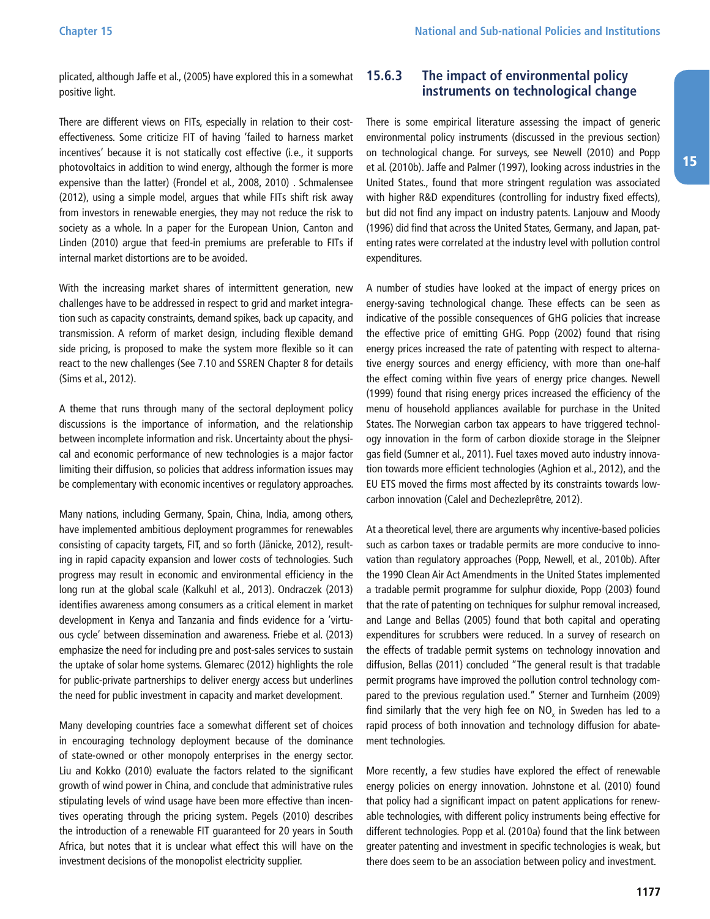plicated, although Jaffe et al., (2005) have explored this in a somewhat positive light.

There are different views on FITs, especially in relation to their cost-effectiveness. Some criticize FIT of having 'failed to harness market incentives' because it is not statically cost effective (i.e., it supports photovoltaics in addition to wind energy, although the former is more expensive than the latter) (Frondel et al., 2008, 2010) . Schmalensee (2012), using a simple model, argues that while FITs shift risk away from investors in renewable energies, they may not reduce the risk to society as a whole. In a paper for the European Union, Canton and Linden (2010) argue that feed-in premiums are preferable to FITs if internal market distortions are to be avoided.

With the increasing market shares of intermittent generation, new challenges have to be addressed in respect to grid and market integration such as capacity constraints, demand spikes, back up capacity, and transmission. A reform of market design, including flexible demand side pricing, is proposed to make the system more flexible so it can react to the new challenges (See 7.10 and SSREN Chapter 8 for details (Sims et al., 2012).

A theme that runs through many of the sectoral deployment policy discussions is the importance of information, and the relationship between incomplete information and risk. Uncertainty about the physical and economic performance of new technologies is a major factor limiting their diffusion, so policies that address information issues may be complementary with economic incentives or regulatory approaches.

Many nations, including Germany, Spain, China, India, among others, have implemented ambitious deployment programmes for renewables consisting of capacity targets, FIT, and so forth (Jänicke, 2012), resulting in rapid capacity expansion and lower costs of technologies. Such progress may result in economic and environmental efficiency in the long run at the global scale (Kalkuhl et al., 2013). Ondraczek (2013) identifies awareness among consumers as a critical element in market development in Kenya and Tanzania and finds evidence for a 'virtuous cycle' between dissemination and awareness. Friebe et al. (2013) emphasize the need for including pre and post-sales services to sustain the uptake of solar home systems. Glemarec (2012) highlights the role for public-private partnerships to deliver energy access but underlines the need for public investment in capacity and market development.

Many developing countries face a somewhat different set of choices in encouraging technology deployment because of the dominance of state-owned or other monopoly enterprises in the energy sector. Liu and Kokko (2010) evaluate the factors related to the significant growth of wind power in China, and conclude that administrative rules stipulating levels of wind usage have been more effective than incentives operating through the pricing system. Pegels (2010) describes the introduction of a renewable FIT guaranteed for 20 years in South Africa, but notes that it is unclear what effect this will have on the investment decisions of the monopolist electricity supplier.

### 15.6.3 The impact of environmental policy instruments on technological change

There is some empirical literature assessing the impact of generic environmental policy instruments (discussed in the previous section) on technological change. For surveys, see Newell (2010) and Popp et al. (2010b). Jaffe and Palmer (1997), looking across industries in the United States., found that more stringent regulation was associated with higher R&D expenditures (controlling for industry fixed effects), but did not find any impact on industry patents. Lanjouw and Moody (1996) did find that across the United States, Germany, and Japan, patenting rates were correlated at the industry level with pollution control expenditures.

A number of studies have looked at the impact of energy prices on energy-saving technological change. These effects can be seen as indicative of the possible consequences of GHG policies that increase the effective price of emitting GHG. Popp (2002) found that rising energy prices increased the rate of patenting with respect to alternative energy sources and energy efficiency, with more than one-half the effect coming within five years of energy price changes. Newell (1999) found that rising energy prices increased the efficiency of the menu of household appliances available for purchase in the United States. The Norwegian carbon tax appears to have triggered technology innovation in the form of carbon dioxide storage in the Sleipner gas field (Sumner et al., 2011). Fuel taxes moved auto industry innovation towards more efficient technologies (Aghion et al., 2012), and the EU ETS moved the firms most affected by its constraints towards low-carbon innovation (Calel and Dechezleprêtre, 2012).

At a theoretical level, there are arguments why incentive-based policies such as carbon taxes or tradable permits are more conducive to innovation than regulatory approaches (Popp, Newell, et al., 2010b). After the 1990 Clean Air Act Amendments in the United States implemented a tradable permit programme for sulphur dioxide, Popp (2003) found that the rate of patenting on techniques for sulphur removal increased, and Lange and Bellas (2005) found that both capital and operating expenditures for scrubbers were reduced. In a survey of research on the effects of tradable permit systems on technology innovation and diffusion, Bellas (2011) concluded "The general result is that tradable permit programs have improved the pollution control technology compared to the previous regulation used." Sterner and Turnheim (2009) find similarly that the very high fee on $NO_x$ in Sweden has led to a rapid process of both innovation and technology diffusion for abatement technologies.

More recently, a few studies have explored the effect of renewable energy policies on energy innovation. Johnstone et al. (2010) found that policy had a significant impact on patent applications for renewable technologies, with different policy instruments being effective for different technologies. Popp et al. (2010a) found that the link between greater patenting and investment in specific technologies is weak, but there does seem to be an association between policy and investment.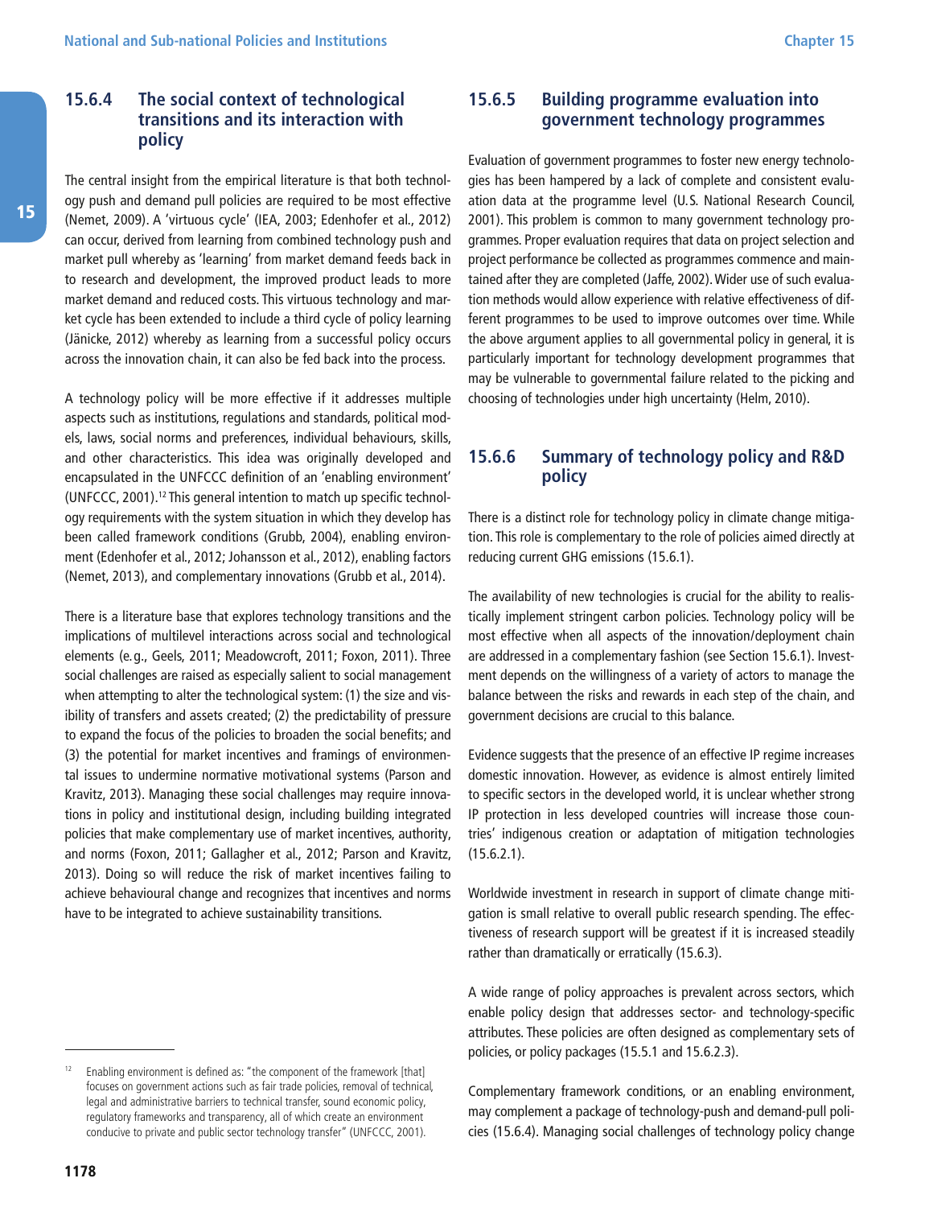### 15.6.4 The social context of technological transitions and its interaction with policy

The central insight from the empirical literature is that both technology push and demand pull policies are required to be most effective (Nemet, 2009). A 'virtuous cycle' (IEA, 2003; Edenhofer et al., 2012) can occur, derived from learning from combined technology push and market pull whereby as 'learning' from market demand feeds back in to research and development, the improved product leads to more market demand and reduced costs. This virtuous technology and market cycle has been extended to include a third cycle of policy learning (Jänicke, 2012) whereby as learning from a successful policy occurs across the innovation chain, it can also be fed back into the process.

A technology policy will be more effective if it addresses multiple aspects such as institutions, regulations and standards, political models, laws, social norms and preferences, individual behaviours, skills, and other characteristics. This idea was originally developed and encapsulated in the UNFCCC definition of an 'enabling environment' (UNFCCC, 2001).[12] This general intention to match up specific technology requirements with the system situation in which they develop has been called framework conditions (Grubb, 2004), enabling environment (Edenhofer et al., 2012; Johansson et al., 2012), enabling factors (Nemet, 2013), and complementary innovations (Grubb et al., 2014).

There is a literature base that explores technology transitions and the implications of multilevel interactions across social and technological elements (e.g., Geels, 2011; Meadowcroft, 2011; Foxon, 2011). Three social challenges are raised as especially salient to social management when attempting to alter the technological system: (1) the size and visibility of transfers and assets created; (2) the predictability of pressure to expand the focus of the policies to broaden the social benefits; and (3) the potential for market incentives and framings of environmental issues to undermine normative motivational systems (Parson and Kravitz, 2013). Managing these social challenges may require innovations in policy and institutional design, including building integrated policies that make complementary use of market incentives, authority, and norms (Foxon, 2011; Gallagher et al., 2012; Parson and Kravitz, 2013). Doing so will reduce the risk of market incentives failing to achieve behavioural change and recognizes that incentives and norms have to be integrated to achieve sustainability transitions.

[12] Enabling environment is defined as: "the component of the framework [that] focuses on government actions such as fair trade policies, removal of technical, legal and administrative barriers to technical transfer, sound economic policy, regulatory frameworks and transparency, all of which create an environment conducive to private and public sector technology transfer" (UNFCCC, 2001).

### 15.6.5 Building programme evaluation into government technology programmes

Evaluation of government programmes to foster new energy technologies has been hampered by a lack of complete and consistent evaluation data at the programme level (U.S. National Research Council, 2001). This problem is common to many government technology programmes. Proper evaluation requires that data on project selection and project performance be collected as programmes commence and maintained after they are completed (Jaffe, 2002). Wider use of such evaluation methods would allow experience with relative effectiveness of different programmes to be used to improve outcomes over time. While the above argument applies to all governmental policy in general, it is particularly important for technology development programmes that may be vulnerable to governmental failure related to the picking and choosing of technologies under high uncertainty (Helm, 2010).

### 15.6.6 Summary of technology policy and R&D policy

There is a distinct role for technology policy in climate change mitigation. This role is complementary to the role of policies aimed directly at reducing current GHG emissions (15.6.1).

The availability of new technologies is crucial for the ability to realistically implement stringent carbon policies. Technology policy will be most effective when all aspects of the innovation/deployment chain are addressed in a complementary fashion (see Section 15.6.1). Investment depends on the willingness of a variety of actors to manage the balance between the risks and rewards in each step of the chain, and government decisions are crucial to this balance.

Evidence suggests that the presence of an effective IP regime increases domestic innovation. However, as evidence is almost entirely limited to specific sectors in the developed world, it is unclear whether strong IP protection in less developed countries will increase those countries' indigenous creation or adaptation of mitigation technologies (15.6.2.1).

Worldwide investment in research in support of climate change mitigation is small relative to overall public research spending. The effectiveness of research support will be greatest if it is increased steadily rather than dramatically or erratically (15.6.3).

A wide range of policy approaches is prevalent across sectors, which enable policy design that addresses sector- and technology-specific attributes. These policies are often designed as complementary sets of policies, or policy packages (15.5.1 and 15.6.2.3).

Complementary framework conditions, or an enabling environment, may complement a package of technology-push and demand-pull policies (15.6.4). Managing social challenges of technology policy change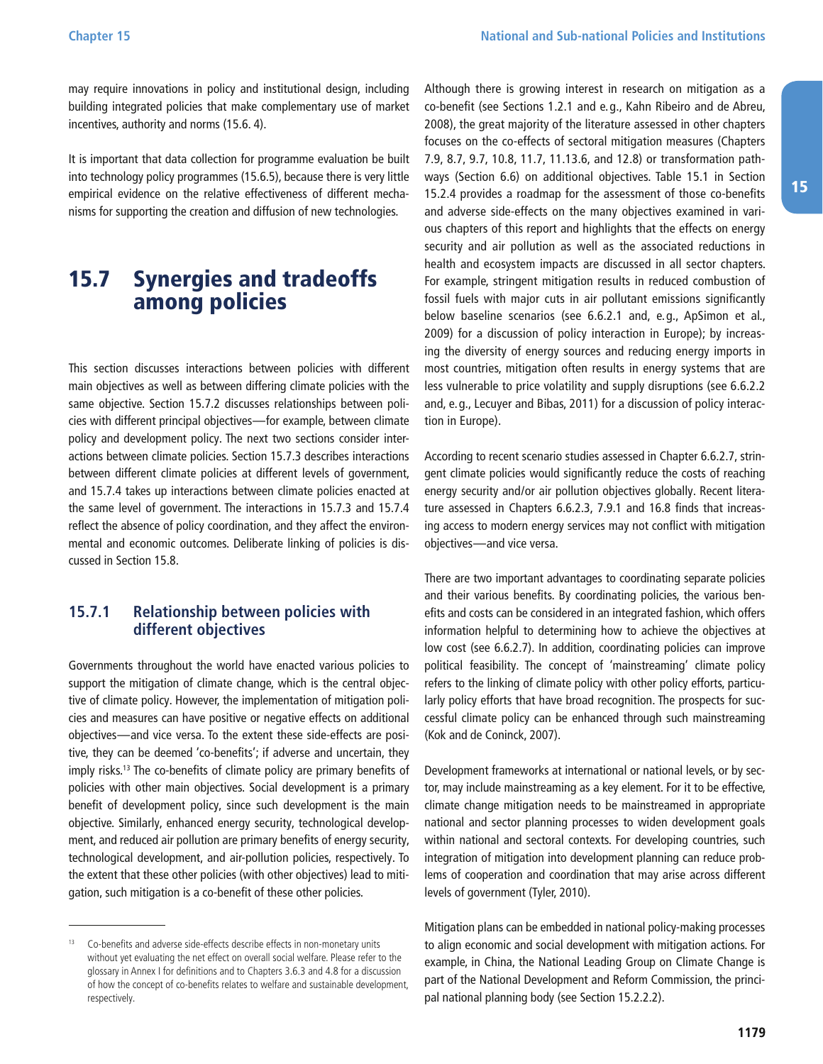may require innovations in policy and institutional design, including building integrated policies that make complementary use of market incentives, authority and norms (15.6. 4).

It is important that data collection for programme evaluation be built into technology policy programmes (15.6.5), because there is very little empirical evidence on the relative effectiveness of different mechanisms for supporting the creation and diffusion of new technologies.

## 15.7 Synergies and tradeoffs among policies

This section discusses interactions between policies with different main objectives as well as between differing climate policies with the same objective. Section 15.7.2 discusses relationships between policies with different principal objectives—for example, between climate policy and development policy. The next two sections consider interactions between climate policies. Section 15.7.3 describes interactions between different climate policies at different levels of government, and 15.7.4 takes up interactions between climate policies enacted at the same level of government. The interactions in 15.7.3 and 15.7.4 reflect the absence of policy coordination, and they affect the environmental and economic outcomes. Deliberate linking of policies is discussed in Section 15.8.

### 15.7.1 Relationship between policies with different objectives

Governments throughout the world have enacted various policies to support the mitigation of climate change, which is the central objective of climate policy. However, the implementation of mitigation policies and measures can have positive or negative effects on additional objectives—and vice versa. To the extent these side-effects are positive, they can be deemed 'co-benefits'; if adverse and uncertain, they imply risks.[13] The co-benefits of climate policy are primary benefits of policies with other main objectives. Social development is a primary benefit of development policy, since such development is the main objective. Similarly, enhanced energy security, technological development, and reduced air pollution are primary benefits of energy security, technological development, and air-pollution policies, respectively. To the extent that these other policies (with other objectives) lead to mitigation, such mitigation is a co-benefit of these other policies.

Although there is growing interest in research on mitigation as a co-benefit (see Sections 1.2.1 and e.g., Kahn Ribeiro and de Abreu, 2008), the great majority of the literature assessed in other chapters focuses on the co-effects of sectoral mitigation measures (Chapters 7.9, 8.7, 9.7, 10.8, 11.7, 11.13.6, and 12.8) or transformation pathways (Section 6.6) on additional objectives. Table 15.1 in Section 15.2.4 provides a roadmap for the assessment of those co-benefits and adverse side-effects on the many objectives examined in various chapters of this report and highlights that the effects on energy security and air pollution as well as the associated reductions in health and ecosystem impacts are discussed in all sector chapters. For example, stringent mitigation results in reduced combustion of fossil fuels with major cuts in air pollutant emissions significantly below baseline scenarios (see 6.6.2.1 and, e.g., ApSimon et al., 2009) for a discussion of policy interaction in Europe); by increasing the diversity of energy sources and reducing energy imports in most countries, mitigation often results in energy systems that are less vulnerable to price volatility and supply disruptions (see 6.6.2.2 and, e.g., Lecuyer and Bibas, 2011) for a discussion of policy interaction in Europe).

According to recent scenario studies assessed in Chapter 6.6.2.7, stringent climate policies would significantly reduce the costs of reaching energy security and/or air pollution objectives globally. Recent literature assessed in Chapters 6.6.2.3, 7.9.1 and 16.8 finds that increasing access to modern energy services may not conflict with mitigation objectives—and vice versa.

There are two important advantages to coordinating separate policies and their various benefits. By coordinating policies, the various benefits and costs can be considered in an integrated fashion, which offers information helpful to determining how to achieve the objectives at low cost (see 6.6.2.7). In addition, coordinating policies can improve political feasibility. The concept of 'mainstreaming' climate policy refers to the linking of climate policy with other policy efforts, particularly policy efforts that have broad recognition. The prospects for successful climate policy can be enhanced through such mainstreaming (Kok and de Coninck, 2007).

Development frameworks at international or national levels, or by sector, may include mainstreaming as a key element. For it to be effective, climate change mitigation needs to be mainstreamed in appropriate national and sector planning processes to widen development goals within national and sectoral contexts. For developing countries, such integration of mitigation into development planning can reduce problems of cooperation and coordination that may arise across different levels of government (Tyler, 2010).

Mitigation plans can be embedded in national policy-making processes to align economic and social development with mitigation actions. For example, in China, the National Leading Group on Climate Change is part of the National Development and Reform Commission, the principal national planning body (see Section 15.2.2.2).

[13] Co-benefits and adverse side-effects describe effects in non-monetary units without yet evaluating the net effect on overall social welfare. Please refer to the glossary in Annex I for definitions and to Chapters 3.6.3 and 4.8 for a discussion of how the concept of co-benefits relates to welfare and sustainable development, respectively.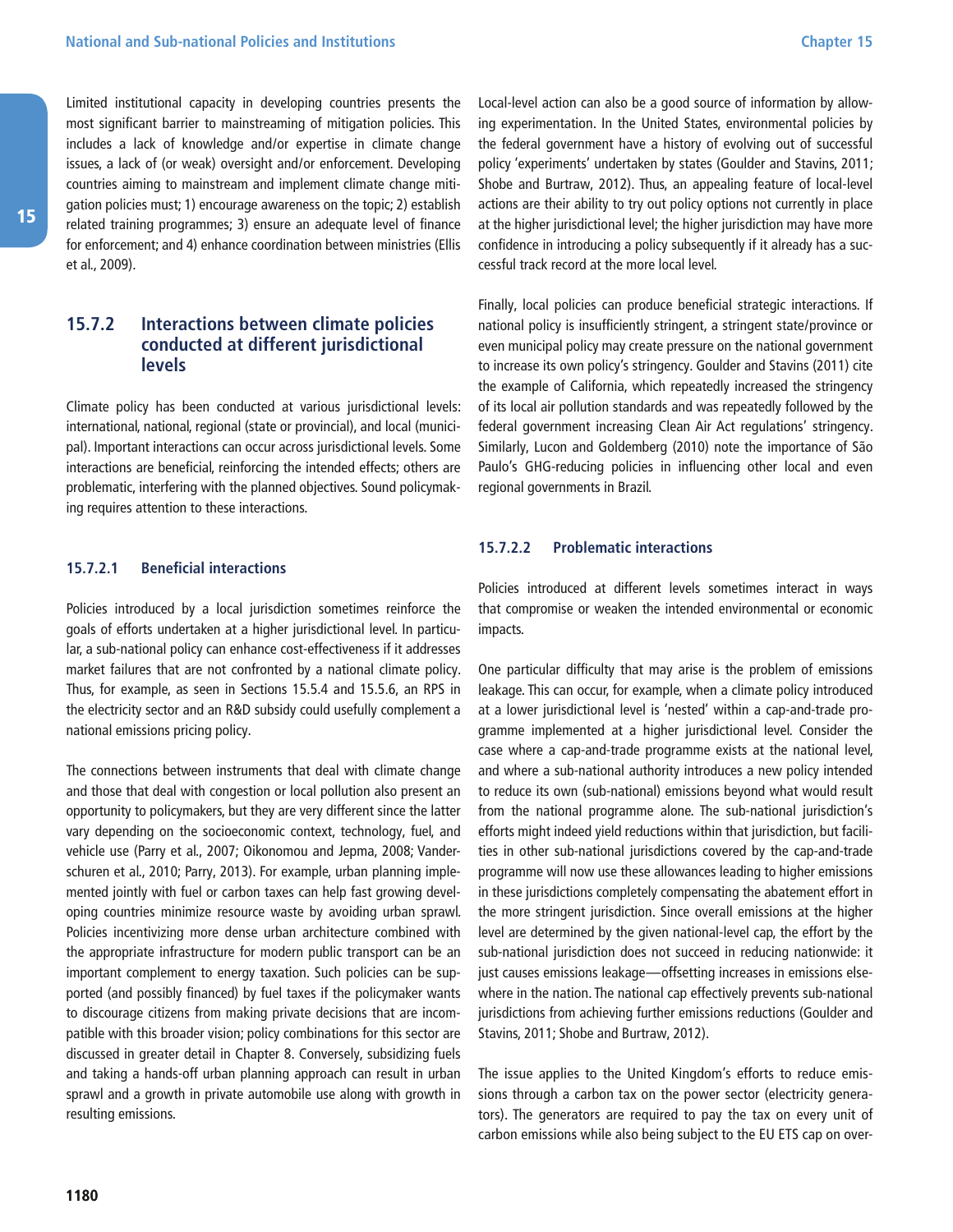Limited institutional capacity in developing countries presents the most significant barrier to mainstreaming of mitigation policies. This includes a lack of knowledge and/or expertise in climate change issues, a lack of (or weak) oversight and/or enforcement. Developing countries aiming to mainstream and implement climate change mitigation policies must; 1) encourage awareness on the topic; 2) establish related training programmes; 3) ensure an adequate level of finance for enforcement; and 4) enhance coordination between ministries (Ellis et al., 2009).

## 15.7.2 Interactions between climate policies conducted at different jurisdictional levels

Climate policy has been conducted at various jurisdictional levels: international, national, regional (state or provincial), and local (municipal). Important interactions can occur across jurisdictional levels. Some interactions are beneficial, reinforcing the intended effects; others are problematic, interfering with the planned objectives. Sound policymaking requires attention to these interactions.

### 15.7.2.1 Beneficial interactions

Policies introduced by a local jurisdiction sometimes reinforce the goals of efforts undertaken at a higher jurisdictional level. In particular, a sub-national policy can enhance cost-effectiveness if it addresses market failures that are not confronted by a national climate policy. Thus, for example, as seen in Sections 15.5.4 and 15.5.6, an RPS in the electricity sector and an R&D subsidy could usefully complement a national emissions pricing policy.

The connections between instruments that deal with climate change and those that deal with congestion or local pollution also present an opportunity to policymakers, but they are very different since the latter vary depending on the socioeconomic context, technology, fuel, and vehicle use (Parry et al., 2007; Oikonomou and Jepma, 2008; Vanderschuren et al., 2010; Parry, 2013). For example, urban planning implemented jointly with fuel or carbon taxes can help fast growing developing countries minimize resource waste by avoiding urban sprawl. Policies incentivizing more dense urban architecture combined with the appropriate infrastructure for modern public transport can be an important complement to energy taxation. Such policies can be supported (and possibly financed) by fuel taxes if the policymaker wants to discourage citizens from making private decisions that are incompatible with this broader vision; policy combinations for this sector are discussed in greater detail in Chapter 8. Conversely, subsidizing fuels and taking a hands-off urban planning approach can result in urban sprawl and a growth in private automobile use along with growth in resulting emissions.

Local-level action can also be a good source of information by allowing experimentation. In the United States, environmental policies by the federal government have a history of evolving out of successful policy 'experiments' undertaken by states (Goulder and Stavins, 2011; Shobe and Burtraw, 2012). Thus, an appealing feature of local-level actions are their ability to try out policy options not currently in place at the higher jurisdictional level; the higher jurisdiction may have more confidence in introducing a policy subsequently if it already has a successful track record at the more local level.

Finally, local policies can produce beneficial strategic interactions. If national policy is insufficiently stringent, a stringent state/province or even municipal policy may create pressure on the national government to increase its own policy's stringency. Goulder and Stavins (2011) cite the example of California, which repeatedly increased the stringency of its local air pollution standards and was repeatedly followed by the federal government increasing Clean Air Act regulations' stringency. Similarly, Lucon and Goldemberg (2010) note the importance of São Paulo's GHG-reducing policies in influencing other local and even regional governments in Brazil.

### 15.7.2.2 Problematic interactions

Policies introduced at different levels sometimes interact in ways that compromise or weaken the intended environmental or economic impacts.

One particular difficulty that may arise is the problem of emissions leakage. This can occur, for example, when a climate policy introduced at a lower jurisdictional level is 'nested' within a cap-and-trade programme implemented at a higher jurisdictional level. Consider the case where a cap-and-trade programme exists at the national level, and where a sub-national authority introduces a new policy intended to reduce its own (sub-national) emissions beyond what would result from the national programme alone. The sub-national jurisdiction's efforts might indeed yield reductions within that jurisdiction, but facilities in other sub-national jurisdictions covered by the cap-and-trade programme will now use these allowances leading to higher emissions in these jurisdictions completely compensating the abatement effort in the more stringent jurisdiction. Since overall emissions at the higher level are determined by the given national-level cap, the effort by the sub-national jurisdiction does not succeed in reducing nationwide: it just causes emissions leakage—offsetting increases in emissions elsewhere in the nation. The national cap effectively prevents sub-national jurisdictions from achieving further emissions reductions (Goulder and Stavins, 2011; Shobe and Burtraw, 2012).

The issue applies to the United Kingdom's efforts to reduce emissions through a carbon tax on the power sector (electricity generators). The generators are required to pay the tax on every unit of carbon emissions while also being subject to the EU ETS cap on over-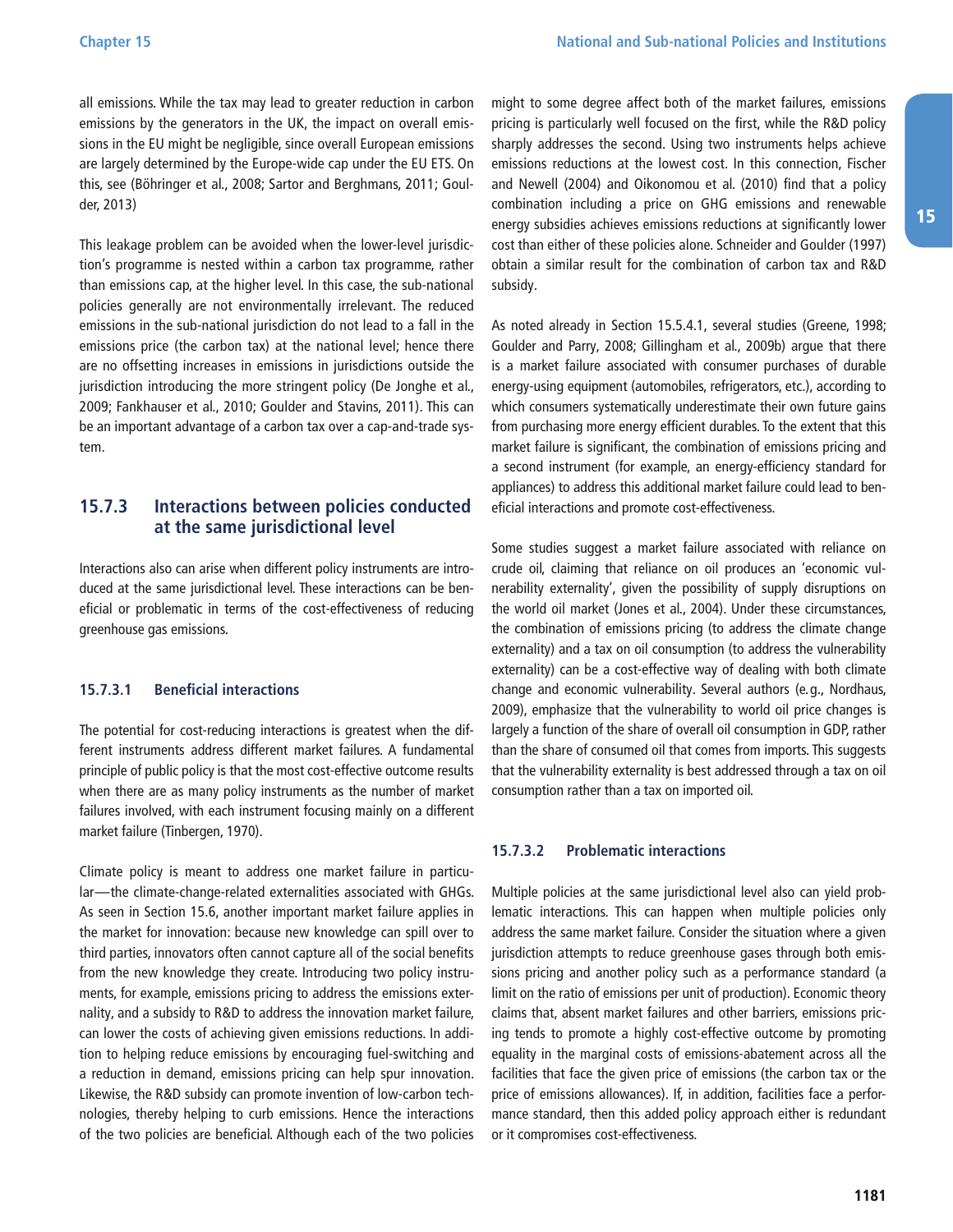all emissions. While the tax may lead to greater reduction in carbon emissions by the generators in the UK, the impact on overall emissions in the EU might be negligible, since overall European emissions are largely determined by the Europe-wide cap under the EU ETS. On this, see (Böhringer et al., 2008; Sartor and Berghmans, 2011; Goulder, 2013)

This leakage problem can be avoided when the lower-level jurisdiction's programme is nested within a carbon tax programme, rather than emissions cap, at the higher level. In this case, the sub-national policies generally are not environmentally irrelevant. The reduced emissions in the sub-national jurisdiction do not lead to a fall in the emissions price (the carbon tax) at the national level; hence there are no offsetting increases in emissions in jurisdictions outside the jurisdiction introducing the more stringent policy (De Jonghe et al., 2009; Fankhauser et al., 2010; Goulder and Stavins, 2011). This can be an important advantage of a carbon tax over a cap-and-trade system.

### 15.7.3 Interactions between policies conducted at the same jurisdictional level

Interactions also can arise when different policy instruments are introduced at the same jurisdictional level. These interactions can be beneficial or problematic in terms of the cost-effectiveness of reducing greenhouse gas emissions.

#### 15.7.3.1 Beneficial interactions

The potential for cost-reducing interactions is greatest when the different instruments address different market failures. A fundamental principle of public policy is that the most cost-effective outcome results when there are as many policy instruments as the number of market failures involved, with each instrument focusing mainly on a different market failure (Tinbergen, 1970).

Climate policy is meant to address one market failure in particular—the climate-change-related externalities associated with GHGs. As seen in Section 15.6, another important market failure applies in the market for innovation: because new knowledge can spill over to third parties, innovators often cannot capture all of the social benefits from the new knowledge they create. Introducing two policy instruments, for example, emissions pricing to address the emissions externality, and a subsidy to R&D to address the innovation market failure, can lower the costs of achieving given emissions reductions. In addition to helping reduce emissions by encouraging fuel-switching and a reduction in demand, emissions pricing can help spur innovation. Likewise, the R&D subsidy can promote invention of low-carbon technologies, thereby helping to curb emissions. Hence the interactions of the two policies are beneficial. Although each of the two policies might to some degree affect both of the market failures, emissions pricing is particularly well focused on the first, while the R&D policy sharply addresses the second. Using two instruments helps achieve emissions reductions at the lowest cost. In this connection, Fischer and Newell (2004) and Oikonomou et al. (2010) find that a policy combination including a price on GHG emissions and renewable energy subsidies achieves emissions reductions at significantly lower cost than either of these policies alone. Schneider and Goulder (1997) obtain a similar result for the combination of carbon tax and R&D subsidy.

As noted already in Section 15.5.4.1, several studies (Greene, 1998; Goulder and Parry, 2008; Gillingham et al., 2009b) argue that there is a market failure associated with consumer purchases of durable energy-using equipment (automobiles, refrigerators, etc.), according to which consumers systematically underestimate their own future gains from purchasing more energy efficient durables. To the extent that this market failure is significant, the combination of emissions pricing and a second instrument (for example, an energy-efficiency standard for appliances) to address this additional market failure could lead to beneficial interactions and promote cost-effectiveness.

Some studies suggest a market failure associated with reliance on crude oil, claiming that reliance on oil produces an 'economic vulnerability externality', given the possibility of supply disruptions on the world oil market (Jones et al., 2004). Under these circumstances, the combination of emissions pricing (to address the climate change externality) and a tax on oil consumption (to address the vulnerability externality) can be a cost-effective way of dealing with both climate change and economic vulnerability. Several authors (e.g., Nordhaus, 2009), emphasize that the vulnerability to world oil price changes is largely a function of the share of overall oil consumption in GDP, rather than the share of consumed oil that comes from imports. This suggests that the vulnerability externality is best addressed through a tax on oil consumption rather than a tax on imported oil.

#### 15.7.3.2 Problematic interactions

Multiple policies at the same jurisdictional level also can yield problematic interactions. This can happen when multiple policies only address the same market failure. Consider the situation where a given jurisdiction attempts to reduce greenhouse gases through both emissions pricing and another policy such as a performance standard (a limit on the ratio of emissions per unit of production). Economic theory claims that, absent market failures and other barriers, emissions pricing tends to promote a highly cost-effective outcome by promoting equality in the marginal costs of emissions-abatement across all the facilities that face the given price of emissions (the carbon tax or the price of emissions allowances). If, in addition, facilities face a performance standard, then this added policy approach either is redundant or it compromises cost-effectiveness.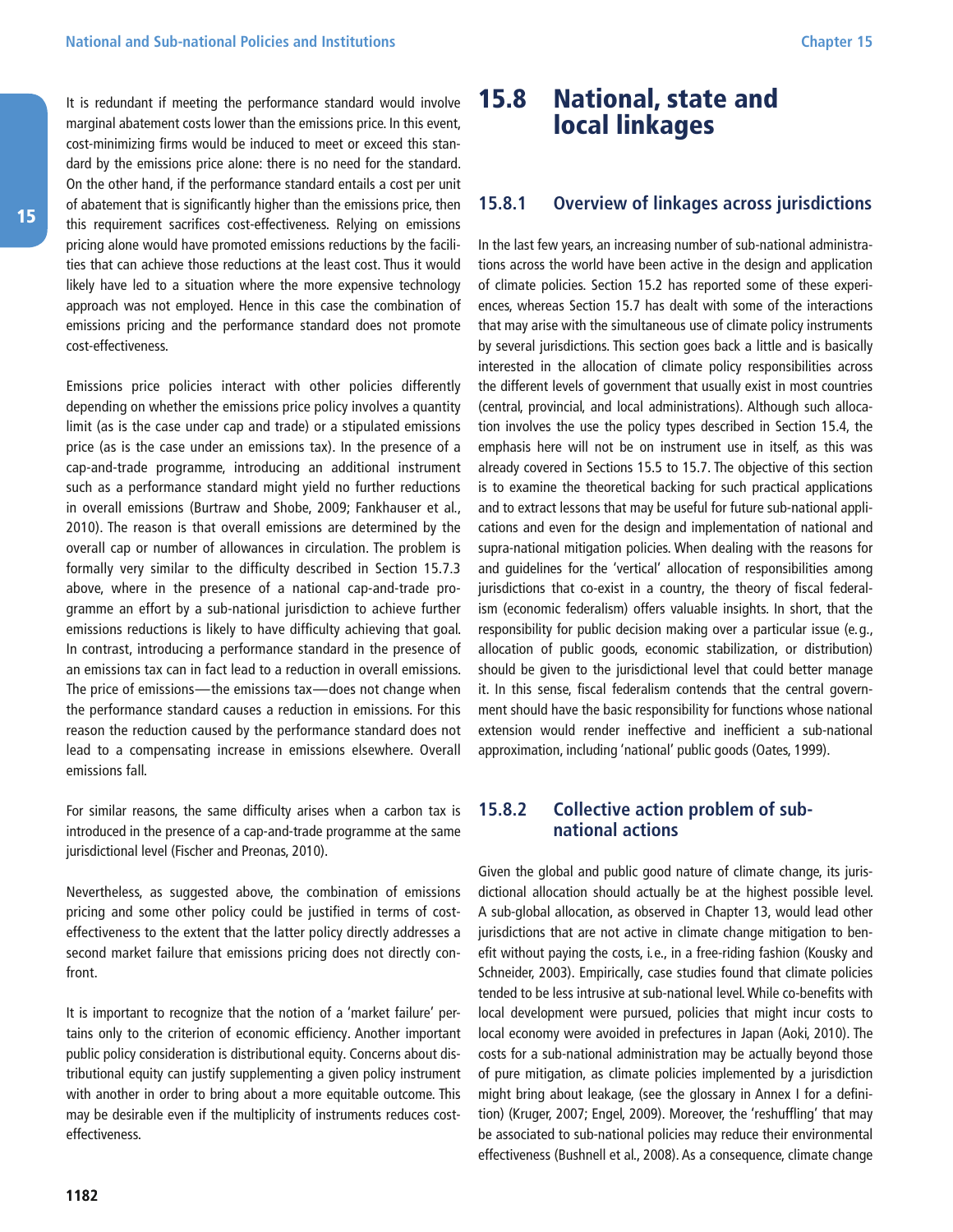It is redundant if meeting the performance standard would involve marginal abatement costs lower than the emissions price. In this event, cost-minimizing firms would be induced to meet or exceed this standard by the emissions price alone: there is no need for the standard. On the other hand, if the performance standard entails a cost per unit of abatement that is significantly higher than the emissions price, then this requirement sacrifices cost-effectiveness. Relying on emissions pricing alone would have promoted emissions reductions by the facilities that can achieve those reductions at the least cost. Thus it would likely have led to a situation where the more expensive technology approach was not employed. Hence in this case the combination of emissions pricing and the performance standard does not promote cost-effectiveness.

Emissions price policies interact with other policies differently depending on whether the emissions price policy involves a quantity limit (as is the case under cap and trade) or a stipulated emissions price (as is the case under an emissions tax). In the presence of a cap-and-trade programme, introducing an additional instrument such as a performance standard might yield no further reductions in overall emissions (Burtraw and Shobe, 2009; Fankhauser et al., 2010). The reason is that overall emissions are determined by the overall cap or number of allowances in circulation. The problem is formally very similar to the difficulty described in Section 15.7.3 above, where in the presence of a national cap-and-trade programme an effort by a sub-national jurisdiction to achieve further emissions reductions is likely to have difficulty achieving that goal. In contrast, introducing a performance standard in the presence of an emissions tax can in fact lead to a reduction in overall emissions. The price of emissions—the emissions tax—does not change when the performance standard causes a reduction in emissions. For this reason the reduction caused by the performance standard does not lead to a compensating increase in emissions elsewhere. Overall emissions fall.

For similar reasons, the same difficulty arises when a carbon tax is introduced in the presence of a cap-and-trade programme at the same jurisdictional level (Fischer and Preonas, 2010).

Nevertheless, as suggested above, the combination of emissions pricing and some other policy could be justified in terms of cost-effectiveness to the extent that the latter policy directly addresses a second market failure that emissions pricing does not directly confront.

It is important to recognize that the notion of a 'market failure' pertains only to the criterion of economic efficiency. Another important public policy consideration is distributional equity. Concerns about distributional equity can justify supplementing a given policy instrument with another in order to bring about a more equitable outcome. This may be desirable even if the multiplicity of instruments reduces cost-effectiveness.

## 15.8 National, state and local linkages

### 15.8.1 Overview of linkages across jurisdictions

In the last few years, an increasing number of sub-national administrations across the world have been active in the design and application of climate policies. Section 15.2 has reported some of these experiences, whereas Section 15.7 has dealt with some of the interactions that may arise with the simultaneous use of climate policy instruments by several jurisdictions. This section goes back a little and is basically interested in the allocation of climate policy responsibilities across the different levels of government that usually exist in most countries (central, provincial, and local administrations). Although such allocation involves the use the policy types described in Section 15.4, the emphasis here will not be on instrument use in itself, as this was already covered in Sections 15.5 to 15.7. The objective of this section is to examine the theoretical backing for such practical applications and to extract lessons that may be useful for future sub-national applications and even for the design and implementation of national and supra-national mitigation policies. When dealing with the reasons for and guidelines for the 'vertical' allocation of responsibilities among jurisdictions that co-exist in a country, the theory of fiscal federalism (economic federalism) offers valuable insights. In short, that the responsibility for public decision making over a particular issue (e.g., allocation of public goods, economic stabilization, or distribution) should be given to the jurisdictional level that could better manage it. In this sense, fiscal federalism contends that the central government should have the basic responsibility for functions whose national extension would render ineffective and inefficient a sub-national approximation, including 'national' public goods (Oates, 1999).

### 15.8.2 Collective action problem of sub-national actions

Given the global and public good nature of climate change, its jurisdictional allocation should actually be at the highest possible level. A sub-global allocation, as observed in Chapter 13, would lead other jurisdictions that are not active in climate change mitigation to benefit without paying the costs, i.e., in a free-riding fashion (Kousky and Schneider, 2003). Empirically, case studies found that climate policies tended to be less intrusive at sub-national level. While co-benefits with local development were pursued, policies that might incur costs to local economy were avoided in prefectures in Japan (Aoki, 2010). The costs for a sub-national administration may be actually beyond those of pure mitigation, as climate policies implemented by a jurisdiction might bring about leakage, (see the glossary in Annex I for a definition) (Kruger, 2007; Engel, 2009). Moreover, the 'reshuffling' that may be associated to sub-national policies may reduce their environmental effectiveness (Bushnell et al., 2008). As a consequence, climate change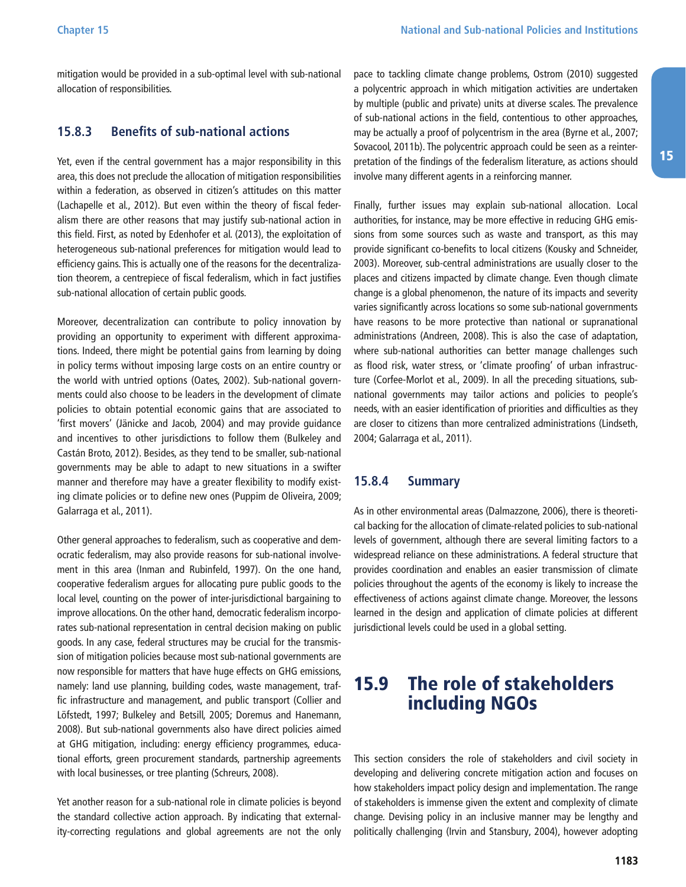mitigation would be provided in a sub-optimal level with sub-national allocation of responsibilities.

### 15.8.3 Benefits of sub-national actions

Yet, even if the central government has a major responsibility in this area, this does not preclude the allocation of mitigation responsibilities within a federation, as observed in citizen's attitudes on this matter (Lachapelle et al., 2012). But even within the theory of fiscal federalism there are other reasons that may justify sub-national action in this field. First, as noted by Edenhofer et al. (2013), the exploitation of heterogeneous sub-national preferences for mitigation would lead to efficiency gains. This is actually one of the reasons for the decentralization theorem, a centrepiece of fiscal federalism, which in fact justifies sub-national allocation of certain public goods.

Moreover, decentralization can contribute to policy innovation by providing an opportunity to experiment with different approximations. Indeed, there might be potential gains from learning by doing in policy terms without imposing large costs on an entire country or the world with untried options (Oates, 2002). Sub-national governments could also choose to be leaders in the development of climate policies to obtain potential economic gains that are associated to 'first movers' (Jänicke and Jacob, 2004) and may provide guidance and incentives to other jurisdictions to follow them (Bulkeley and Castán Broto, 2012). Besides, as they tend to be smaller, sub-national governments may be able to adapt to new situations in a swifter manner and therefore may have a greater flexibility to modify existing climate policies or to define new ones (Puppim de Oliveira, 2009; Galarraga et al., 2011).

Other general approaches to federalism, such as cooperative and democratic federalism, may also provide reasons for sub-national involvement in this area (Inman and Rubinfeld, 1997). On the one hand, cooperative federalism argues for allocating pure public goods to the local level, counting on the power of inter-jurisdictional bargaining to improve allocations. On the other hand, democratic federalism incorporates sub-national representation in central decision making on public goods. In any case, federal structures may be crucial for the transmission of mitigation policies because most sub-national governments are now responsible for matters that have huge effects on GHG emissions, namely: land use planning, building codes, waste management, traffic infrastructure and management, and public transport (Collier and Löfstedt, 1997; Bulkeley and Betsill, 2005; Doremus and Hanemann, 2008). But sub-national governments also have direct policies aimed at GHG mitigation, including: energy efficiency programmes, educational efforts, green procurement standards, partnership agreements with local businesses, or tree planting (Schreurs, 2008).

Yet another reason for a sub-national role in climate policies is beyond the standard collective action approach. By indicating that externality-correcting regulations and global agreements are not the only pace to tackling climate change problems, Ostrom (2010) suggested a polycentric approach in which mitigation activities are undertaken by multiple (public and private) units at diverse scales. The prevalence of sub-national actions in the field, contentious to other approaches, may be actually a proof of polycentrism in the area (Byrne et al., 2007; Sovacool, 2011b). The polycentric approach could be seen as a reinterpretation of the findings of the federalism literature, as actions should involve many different agents in a reinforcing manner.

Finally, further issues may explain sub-national allocation. Local authorities, for instance, may be more effective in reducing GHG emissions from some sources such as waste and transport, as this may provide significant co-benefits to local citizens (Kousky and Schneider, 2003). Moreover, sub-central administrations are usually closer to the places and citizens impacted by climate change. Even though climate change is a global phenomenon, the nature of its impacts and severity varies significantly across locations so some sub-national governments have reasons to be more protective than national or supranational administrations (Andreen, 2008). This is also the case of adaptation, where sub-national authorities can better manage challenges such as flood risk, water stress, or 'climate proofing' of urban infrastructure (Corfee-Morlot et al., 2009). In all the preceding situations, sub-national governments may tailor actions and policies to people's needs, with an easier identification of priorities and difficulties as they are closer to citizens than more centralized administrations (Lindseth, 2004; Galarraga et al., 2011).

### 15.8.4 Summary

As in other environmental areas (Dalmazzone, 2006), there is theoretical backing for the allocation of climate-related policies to sub-national levels of government, although there are several limiting factors to a widespread reliance on these administrations. A federal structure that provides coordination and enables an easier transmission of climate policies throughout the agents of the economy is likely to increase the effectiveness of actions against climate change. Moreover, the lessons learned in the design and application of climate policies at different jurisdictional levels could be used in a global setting.

## 15.9 The role of stakeholders including NGOs

This section considers the role of stakeholders and civil society in developing and delivering concrete mitigation action and focuses on how stakeholders impact policy design and implementation. The range of stakeholders is immense given the extent and complexity of climate change. Devising policy in an inclusive manner may be lengthy and politically challenging (Irvin and Stansbury, 2004), however adopting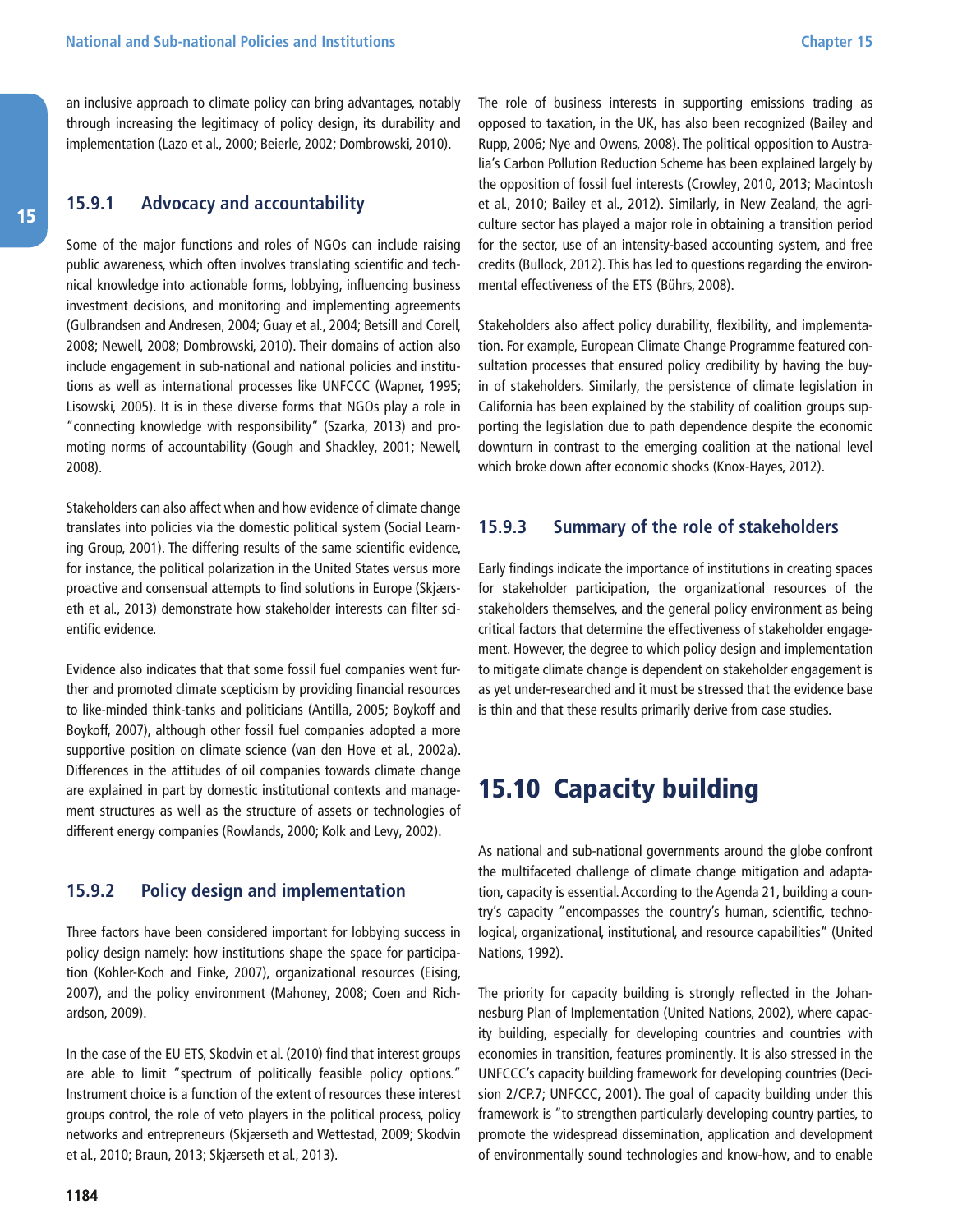an inclusive approach to climate policy can bring advantages, notably through increasing the legitimacy of policy design, its durability and implementation (Lazo et al., 2000; Beierle, 2002; Dombrowski, 2010).

### 15.9.1 Advocacy and accountability

Some of the major functions and roles of NGOs can include raising public awareness, which often involves translating scientific and technical knowledge into actionable forms, lobbying, influencing business investment decisions, and monitoring and implementing agreements (Gulbrandsen and Andresen, 2004; Guay et al., 2004; Betsill and Corell, 2008; Newell, 2008; Dombrowski, 2010). Their domains of action also include engagement in sub-national and national policies and institutions as well as international processes like UNFCCC (Wapner, 1995; Lisowski, 2005). It is in these diverse forms that NGOs play a role in "connecting knowledge with responsibility" (Szarka, 2013) and promoting norms of accountability (Gough and Shackley, 2001; Newell, 2008).

Stakeholders can also affect when and how evidence of climate change translates into policies via the domestic political system (Social Learning Group, 2001). The differing results of the same scientific evidence, for instance, the political polarization in the United States versus more proactive and consensual attempts to find solutions in Europe (Skjærseth et al., 2013) demonstrate how stakeholder interests can filter scientific evidence.

Evidence also indicates that that some fossil fuel companies went further and promoted climate scepticism by providing financial resources to like-minded think-tanks and politicians (Antilla, 2005; Boykoff and Boykoff, 2007), although other fossil fuel companies adopted a more supportive position on climate science (van den Hove et al., 2002a). Differences in the attitudes of oil companies towards climate change are explained in part by domestic institutional contexts and management structures as well as the structure of assets or technologies of different energy companies (Rowlands, 2000; Kolk and Levy, 2002).

### 15.9.2 Policy design and implementation

Three factors have been considered important for lobbying success in policy design namely: how institutions shape the space for participation (Kohler-Koch and Finke, 2007), organizational resources (Eising, 2007), and the policy environment (Mahoney, 2008; Coen and Richardson, 2009).

In the case of the EU ETS, Skodvin et al. (2010) find that interest groups are able to limit "spectrum of politically feasible policy options." Instrument choice is a function of the extent of resources these interest groups control, the role of veto players in the political process, policy networks and entrepreneurs (Skjærseth and Wettestad, 2009; Skodvin et al., 2010; Braun, 2013; Skjærseth et al., 2013).

The role of business interests in supporting emissions trading as opposed to taxation, in the UK, has also been recognized (Bailey and Rupp, 2006; Nye and Owens, 2008). The political opposition to Australia's Carbon Pollution Reduction Scheme has been explained largely by the opposition of fossil fuel interests (Crowley, 2010, 2013; Macintosh et al., 2010; Bailey et al., 2012). Similarly, in New Zealand, the agriculture sector has played a major role in obtaining a transition period for the sector, use of an intensity-based accounting system, and free credits (Bullock, 2012). This has led to questions regarding the environmental effectiveness of the ETS (Bührs, 2008).

Stakeholders also affect policy durability, flexibility, and implementation. For example, European Climate Change Programme featured consultation processes that ensured policy credibility by having the buy-in of stakeholders. Similarly, the persistence of climate legislation in California has been explained by the stability of coalition groups supporting the legislation due to path dependence despite the economic downturn in contrast to the emerging coalition at the national level which broke down after economic shocks (Knox-Hayes, 2012).

### 15.9.3 Summary of the role of stakeholders

Early findings indicate the importance of institutions in creating spaces for stakeholder participation, the organizational resources of the stakeholders themselves, and the general policy environment as being critical factors that determine the effectiveness of stakeholder engagement. However, the degree to which policy design and implementation to mitigate climate change is dependent on stakeholder engagement is as yet under-researched and it must be stressed that the evidence base is thin and that these results primarily derive from case studies.

## 15.10 Capacity building

As national and sub-national governments around the globe confront the multifaceted challenge of climate change mitigation and adaptation, capacity is essential. According to the Agenda 21, building a country's capacity "encompasses the country's human, scientific, technological, organizational, institutional, and resource capabilities" (United Nations, 1992).

The priority for capacity building is strongly reflected in the Johannesburg Plan of Implementation (United Nations, 2002), where capacity building, especially for developing countries and countries with economies in transition, features prominently. It is also stressed in the UNFCCC's capacity building framework for developing countries (Decision 2/CP.7; UNFCCC, 2001). The goal of capacity building under this framework is "to strengthen particularly developing country parties, to promote the widespread dissemination, application and development of environmentally sound technologies and know-how, and to enable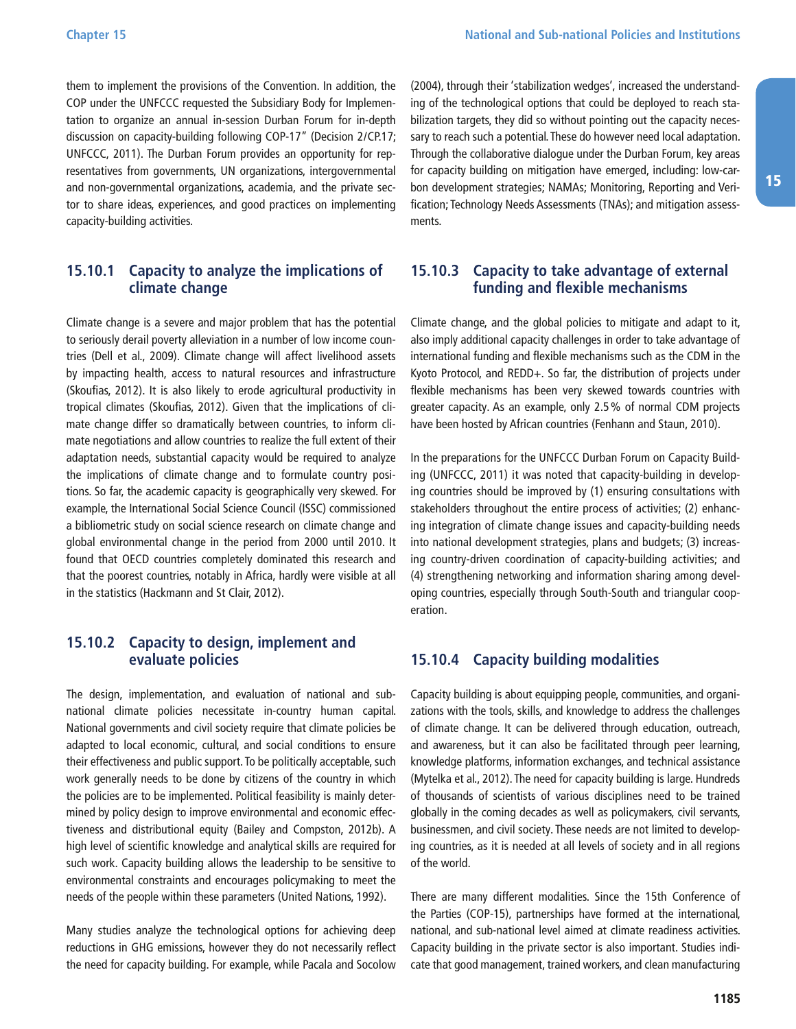them to implement the provisions of the Convention. In addition, the COP under the UNFCCC requested the Subsidiary Body for Implementation to organize an annual in-session Durban Forum for in-depth discussion on capacity-building following COP-17" (Decision 2/CP.17; UNFCCC, 2011). The Durban Forum provides an opportunity for representatives from governments, UN organizations, intergovernmental and non-governmental organizations, academia, and the private sector to share ideas, experiences, and good practices on implementing capacity-building activities.

### 15.10.1 Capacity to analyze the implications of climate change

Climate change is a severe and major problem that has the potential to seriously derail poverty alleviation in a number of low income countries (Dell et al., 2009). Climate change will affect livelihood assets by impacting health, access to natural resources and infrastructure (Skoufias, 2012). It is also likely to erode agricultural productivity in tropical climates (Skoufias, 2012). Given that the implications of climate change differ so dramatically between countries, to inform climate negotiations and allow countries to realize the full extent of their adaptation needs, substantial capacity would be required to analyze the implications of climate change and to formulate country positions. So far, the academic capacity is geographically very skewed. For example, the International Social Science Council (ISSC) commissioned a bibliometric study on social science research on climate change and global environmental change in the period from 2000 until 2010. It found that OECD countries completely dominated this research and that the poorest countries, notably in Africa, hardly were visible at all in the statistics (Hackmann and St Clair, 2012).

### 15.10.2 Capacity to design, implement and evaluate policies

The design, implementation, and evaluation of national and sub-national climate policies necessitate in-country human capital. National governments and civil society require that climate policies be adapted to local economic, cultural, and social conditions to ensure their effectiveness and public support. To be politically acceptable, such work generally needs to be done by citizens of the country in which the policies are to be implemented. Political feasibility is mainly determined by policy design to improve environmental and economic effectiveness and distributional equity (Bailey and Compston, 2012b). A high level of scientific knowledge and analytical skills are required for such work. Capacity building allows the leadership to be sensitive to environmental constraints and encourages policymaking to meet the needs of the people within these parameters (United Nations, 1992).

Many studies analyze the technological options for achieving deep reductions in GHG emissions, however they do not necessarily reflect the need for capacity building. For example, while Pacala and Socolow (2004), through their 'stabilization wedges', increased the understanding of the technological options that could be deployed to reach stabilization targets, they did so without pointing out the capacity necessary to reach such a potential. These do however need local adaptation. Through the collaborative dialogue under the Durban Forum, key areas for capacity building on mitigation have emerged, including: low-carbon development strategies; NAMAs; Monitoring, Reporting and Verification; Technology Needs Assessments (TNAs); and mitigation assessments.

### 15.10.3 Capacity to take advantage of external funding and flexible mechanisms

Climate change, and the global policies to mitigate and adapt to it, also imply additional capacity challenges in order to take advantage of international funding and flexible mechanisms such as the CDM in the Kyoto Protocol, and REDD+. So far, the distribution of projects under flexible mechanisms has been very skewed towards countries with greater capacity. As an example, only 2.5 % of normal CDM projects have been hosted by African countries (Fenhann and Staun, 2010).

In the preparations for the UNFCCC Durban Forum on Capacity Building (UNFCCC, 2011) it was noted that capacity-building in developing countries should be improved by (1) ensuring consultations with stakeholders throughout the entire process of activities; (2) enhancing integration of climate change issues and capacity-building needs into national development strategies, plans and budgets; (3) increasing country-driven coordination of capacity-building activities; and (4) strengthening networking and information sharing among developing countries, especially through South-South and triangular cooperation.

### 15.10.4 Capacity building modalities

Capacity building is about equipping people, communities, and organizations with the tools, skills, and knowledge to address the challenges of climate change. It can be delivered through education, outreach, and awareness, but it can also be facilitated through peer learning, knowledge platforms, information exchanges, and technical assistance (Mytelka et al., 2012). The need for capacity building is large. Hundreds of thousands of scientists of various disciplines need to be trained globally in the coming decades as well as policymakers, civil servants, businessmen, and civil society. These needs are not limited to developing countries, as it is needed at all levels of society and in all regions of the world.

There are many different modalities. Since the 15th Conference of the Parties (COP-15), partnerships have formed at the international, national, and sub-national level aimed at climate readiness activities. Capacity building in the private sector is also important. Studies indicate that good management, trained workers, and clean manufacturing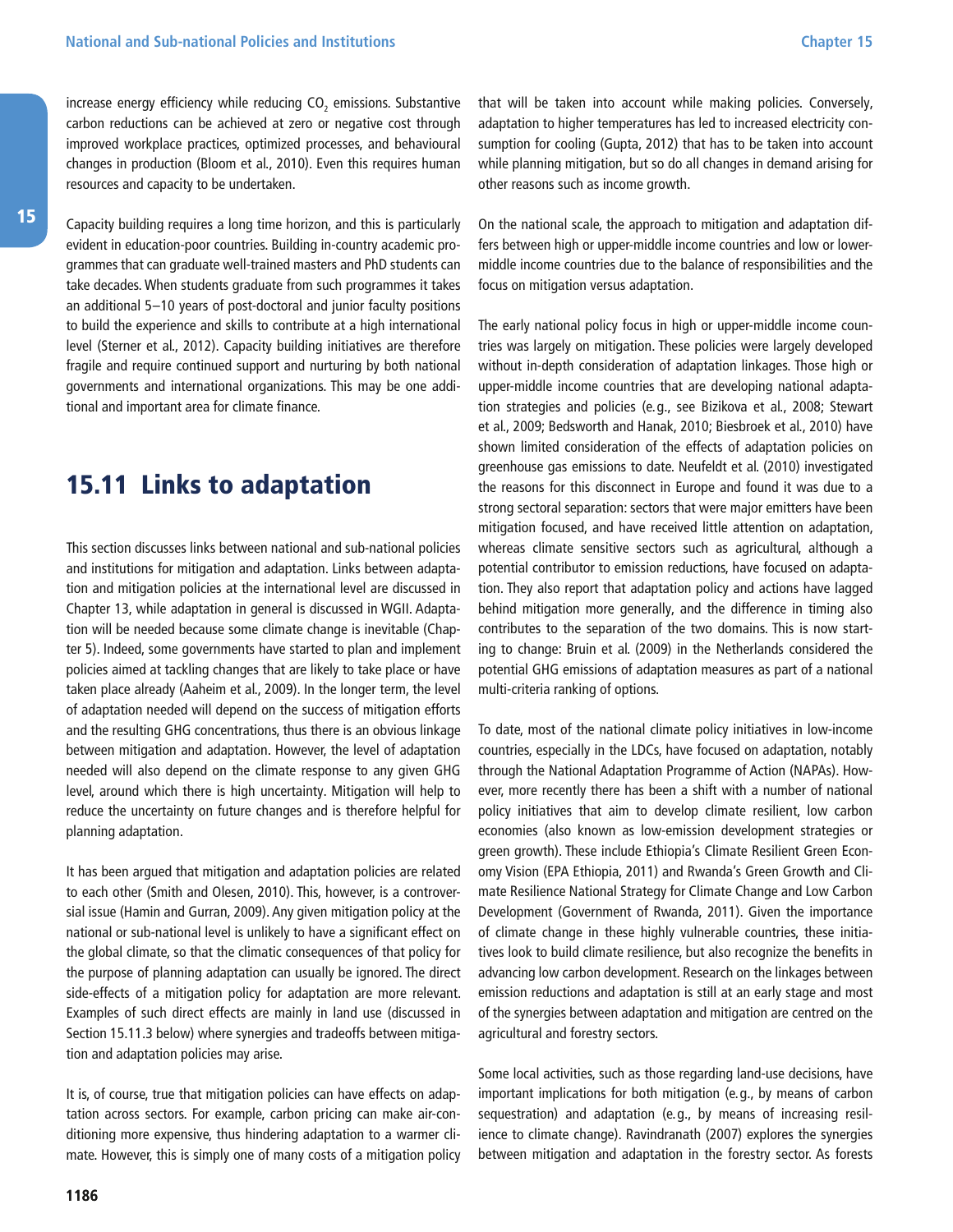increase energy efficiency while reducing $CO_2$ emissions. Substantive carbon reductions can be achieved at zero or negative cost through improved workplace practices, optimized processes, and behavioural changes in production (Bloom et al., 2010). Even this requires human resources and capacity to be undertaken.

Capacity building requires a long time horizon, and this is particularly evident in education-poor countries. Building in-country academic programmes that can graduate well-trained masters and PhD students can take decades. When students graduate from such programmes it takes an additional 5–10 years of post-doctoral and junior faculty positions to build the experience and skills to contribute at a high international level (Sterner et al., 2012). Capacity building initiatives are therefore fragile and require continued support and nurturing by both national governments and international organizations. This may be one additional and important area for climate finance.

## 15.11 Links to adaptation

This section discusses links between national and sub-national policies and institutions for mitigation and adaptation. Links between adaptation and mitigation policies at the international level are discussed in Chapter 13, while adaptation in general is discussed in WGII. Adaptation will be needed because some climate change is inevitable (Chapter 5). Indeed, some governments have started to plan and implement policies aimed at tackling changes that are likely to take place or have taken place already (Aaheim et al., 2009). In the longer term, the level of adaptation needed will depend on the success of mitigation efforts and the resulting GHG concentrations, thus there is an obvious linkage between mitigation and adaptation. However, the level of adaptation needed will also depend on the climate response to any given GHG level, around which there is high uncertainty. Mitigation will help to reduce the uncertainty on future changes and is therefore helpful for planning adaptation.

It has been argued that mitigation and adaptation policies are related to each other (Smith and Olesen, 2010). This, however, is a controversial issue (Hamin and Gurran, 2009). Any given mitigation policy at the national or sub-national level is unlikely to have a significant effect on the global climate, so that the climatic consequences of that policy for the purpose of planning adaptation can usually be ignored. The direct side-effects of a mitigation policy for adaptation are more relevant. Examples of such direct effects are mainly in land use (discussed in Section 15.11.3 below) where synergies and tradeoffs between mitigation and adaptation policies may arise.

It is, of course, true that mitigation policies can have effects on adaptation across sectors. For example, carbon pricing can make air-conditioning more expensive, thus hindering adaptation to a warmer climate. However, this is simply one of many costs of a mitigation policy that will be taken into account while making policies. Conversely, adaptation to higher temperatures has led to increased electricity consumption for cooling (Gupta, 2012) that has to be taken into account while planning mitigation, but so do all changes in demand arising for other reasons such as income growth.

On the national scale, the approach to mitigation and adaptation differs between high or upper-middle income countries and low or lower-middle income countries due to the balance of responsibilities and the focus on mitigation versus adaptation.

The early national policy focus in high or upper-middle income countries was largely on mitigation. These policies were largely developed without in-depth consideration of adaptation linkages. Those high or upper-middle income countries that are developing national adaptation strategies and policies (e.g., see Bizikova et al., 2008; Stewart et al., 2009; Bedsworth and Hanak, 2010; Biesbroek et al., 2010) have shown limited consideration of the effects of adaptation policies on greenhouse gas emissions to date. Neufeldt et al. (2010) investigated the reasons for this disconnect in Europe and found it was due to a strong sectoral separation: sectors that were major emitters have been mitigation focused, and have received little attention on adaptation, whereas climate sensitive sectors such as agricultural, although a potential contributor to emission reductions, have focused on adaptation. They also report that adaptation policy and actions have lagged behind mitigation more generally, and the difference in timing also contributes to the separation of the two domains. This is now starting to change: Bruin et al. (2009) in the Netherlands considered the potential GHG emissions of adaptation measures as part of a national multi-criteria ranking of options.

To date, most of the national climate policy initiatives in low-income countries, especially in the LDCs, have focused on adaptation, notably through the National Adaptation Programme of Action (NAPAs). However, more recently there has been a shift with a number of national policy initiatives that aim to develop climate resilient, low carbon economies (also known as low-emission development strategies or green growth). These include Ethiopia's Climate Resilient Green Economy Vision (EPA Ethiopia, 2011) and Rwanda's Green Growth and Climate Resilience National Strategy for Climate Change and Low Carbon Development (Government of Rwanda, 2011). Given the importance of climate change in these highly vulnerable countries, these initiatives look to build climate resilience, but also recognize the benefits in advancing low carbon development. Research on the linkages between emission reductions and adaptation is still at an early stage and most of the synergies between adaptation and mitigation are centred on the agricultural and forestry sectors.

Some local activities, such as those regarding land-use decisions, have important implications for both mitigation (e.g., by means of carbon sequestration) and adaptation (e.g., by means of increasing resilience to climate change). Ravindranath (2007) explores the synergies between mitigation and adaptation in the forestry sector. As forests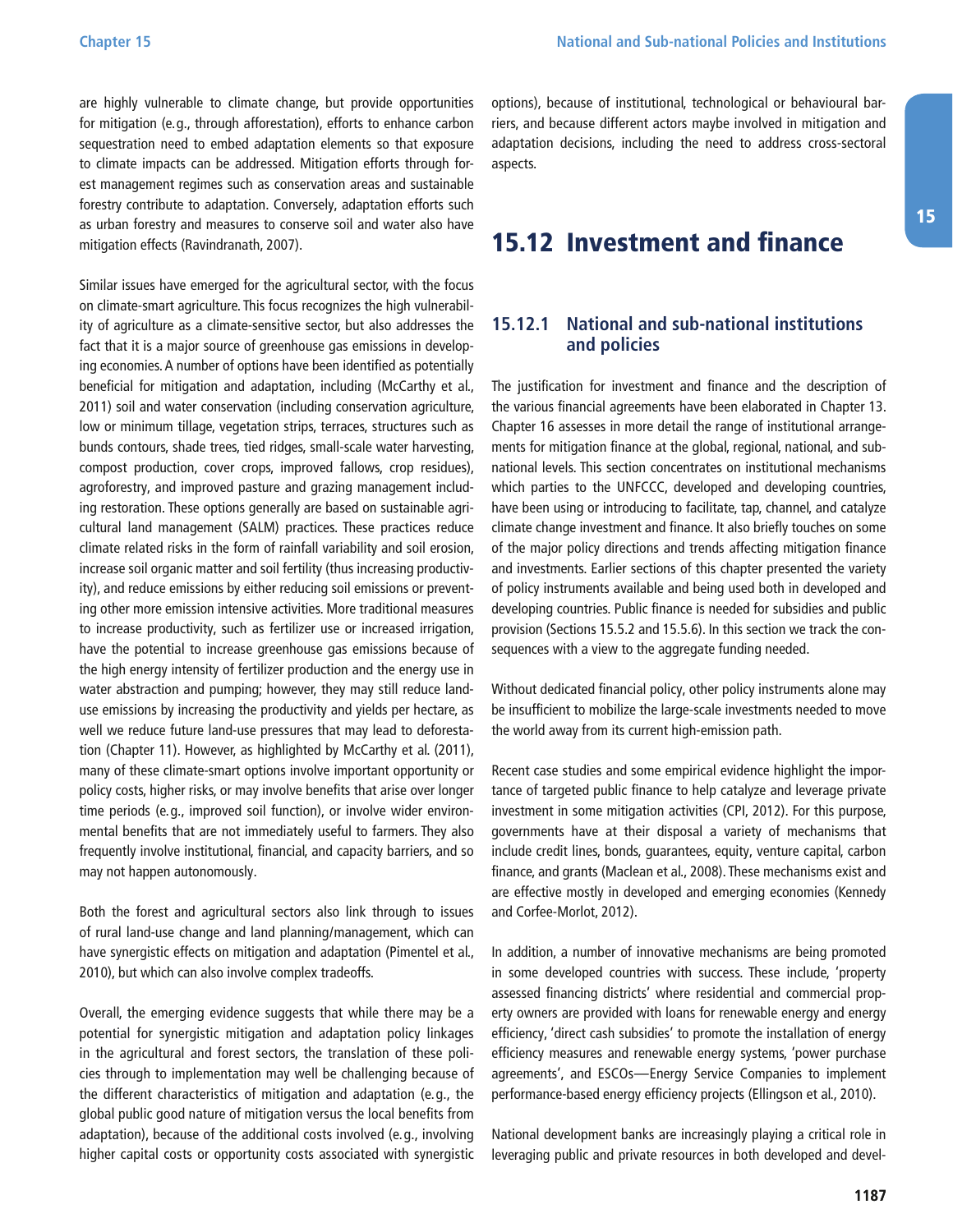are highly vulnerable to climate change, but provide opportunities for mitigation (e.g., through afforestation), efforts to enhance carbon sequestration need to embed adaptation elements so that exposure to climate impacts can be addressed. Mitigation efforts through forest management regimes such as conservation areas and sustainable forestry contribute to adaptation. Conversely, adaptation efforts such as urban forestry and measures to conserve soil and water also have mitigation effects (Ravindranath, 2007).

Similar issues have emerged for the agricultural sector, with the focus on climate-smart agriculture. This focus recognizes the high vulnerability of agriculture as a climate-sensitive sector, but also addresses the fact that it is a major source of greenhouse gas emissions in developing economies. A number of options have been identified as potentially beneficial for mitigation and adaptation, including (McCarthy et al., 2011) soil and water conservation (including conservation agriculture, low or minimum tillage, vegetation strips, terraces, structures such as bunds contours, shade trees, tied ridges, small-scale water harvesting, compost production, cover crops, improved fallows, crop residues), agroforestry, and improved pasture and grazing management including restoration. These options generally are based on sustainable agricultural land management (SALM) practices. These practices reduce climate related risks in the form of rainfall variability and soil erosion, increase soil organic matter and soil fertility (thus increasing productivity), and reduce emissions by either reducing soil emissions or preventing other more emission intensive activities. More traditional measures to increase productivity, such as fertilizer use or increased irrigation, have the potential to increase greenhouse gas emissions because of the high energy intensity of fertilizer production and the energy use in water abstraction and pumping; however, they may still reduce land-use emissions by increasing the productivity and yields per hectare, as well we reduce future land-use pressures that may lead to deforestation (Chapter 11). However, as highlighted by McCarthy et al. (2011), many of these climate-smart options involve important opportunity or policy costs, higher risks, or may involve benefits that arise over longer time periods (e.g., improved soil function), or involve wider environmental benefits that are not immediately useful to farmers. They also frequently involve institutional, financial, and capacity barriers, and so may not happen autonomously.

Both the forest and agricultural sectors also link through to issues of rural land-use change and land planning/management, which can have synergistic effects on mitigation and adaptation (Pimentel et al., 2010), but which can also involve complex tradeoffs.

Overall, the emerging evidence suggests that while there may be a potential for synergistic mitigation and adaptation policy linkages in the agricultural and forest sectors, the translation of these policies through to implementation may well be challenging because of the different characteristics of mitigation and adaptation (e.g., the global public good nature of mitigation versus the local benefits from adaptation), because of the additional costs involved (e.g., involving higher capital costs or opportunity costs associated with synergistic options), because of institutional, technological or behavioural barriers, and because different actors maybe involved in mitigation and adaptation decisions, including the need to address cross-sectoral aspects.

# 15.12 Investment and finance

## 15.12.1 National and sub-national institutions and policies

The justification for investment and finance and the description of the various financial agreements have been elaborated in Chapter 13. Chapter 16 assesses in more detail the range of institutional arrangements for mitigation finance at the global, regional, national, and sub-national levels. This section concentrates on institutional mechanisms which parties to the UNFCCC, developed and developing countries, have been using or introducing to facilitate, tap, channel, and catalyze climate change investment and finance. It also briefly touches on some of the major policy directions and trends affecting mitigation finance and investments. Earlier sections of this chapter presented the variety of policy instruments available and being used both in developed and developing countries. Public finance is needed for subsidies and public provision (Sections 15.5.2 and 15.5.6). In this section we track the consequences with a view to the aggregate funding needed.

Without dedicated financial policy, other policy instruments alone may be insufficient to mobilize the large-scale investments needed to move the world away from its current high-emission path.

Recent case studies and some empirical evidence highlight the importance of targeted public finance to help catalyze and leverage private investment in some mitigation activities (CPI, 2012). For this purpose, governments have at their disposal a variety of mechanisms that include credit lines, bonds, guarantees, equity, venture capital, carbon finance, and grants (Maclean et al., 2008). These mechanisms exist and are effective mostly in developed and emerging economies (Kennedy and Corfee-Morlot, 2012).

In addition, a number of innovative mechanisms are being promoted in some developed countries with success. These include, 'property assessed financing districts' where residential and commercial property owners are provided with loans for renewable energy and energy efficiency, 'direct cash subsidies' to promote the installation of energy efficiency measures and renewable energy systems, 'power purchase agreements', and ESCOs—Energy Service Companies to implement performance-based energy efficiency projects (Ellingson et al., 2010).

National development banks are increasingly playing a critical role in leveraging public and private resources in both developed and devel-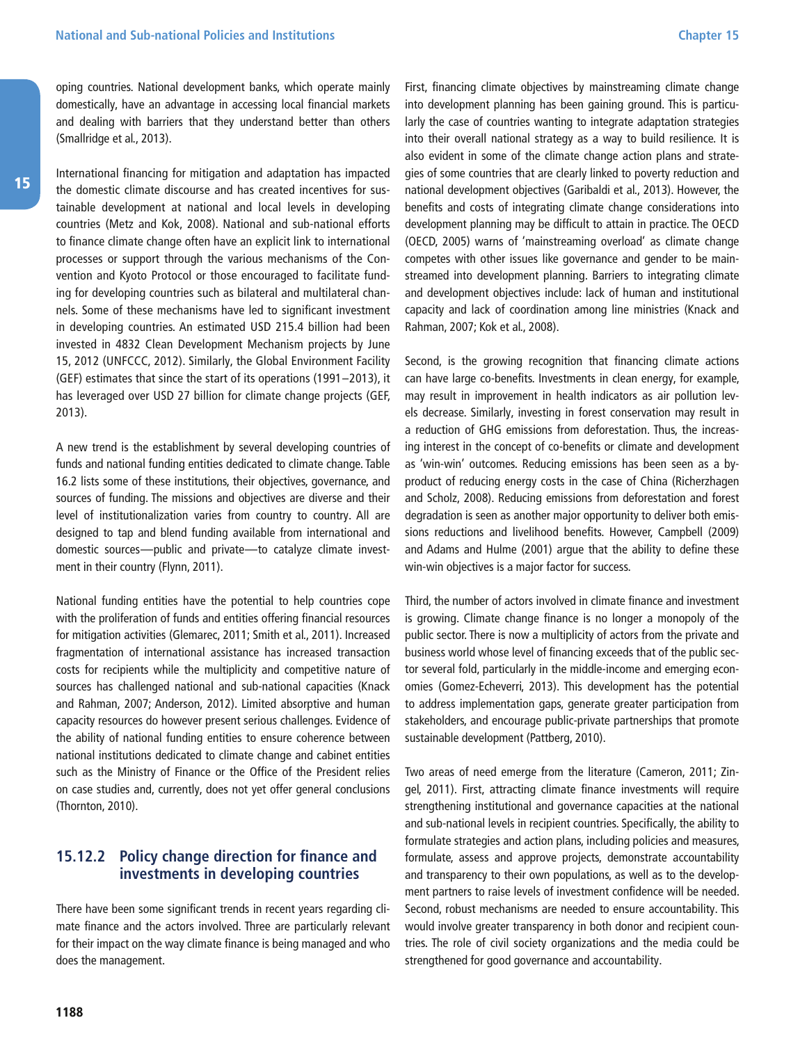oping countries. National development banks, which operate mainly domestically, have an advantage in accessing local financial markets and dealing with barriers that they understand better than others (Smallridge et al., 2013).

International financing for mitigation and adaptation has impacted the domestic climate discourse and has created incentives for sustainable development at national and local levels in developing countries (Metz and Kok, 2008). National and sub-national efforts to finance climate change often have an explicit link to international processes or support through the various mechanisms of the Convention and Kyoto Protocol or those encouraged to facilitate funding for developing countries such as bilateral and multilateral channels. Some of these mechanisms have led to significant investment in developing countries. An estimated USD 215.4 billion had been invested in 4832 Clean Development Mechanism projects by June 15, 2012 (UNFCCC, 2012). Similarly, the Global Environment Facility (GEF) estimates that since the start of its operations (1991–2013), it has leveraged over USD 27 billion for climate change projects (GEF, 2013).

A new trend is the establishment by several developing countries of funds and national funding entities dedicated to climate change. Table 16.2 lists some of these institutions, their objectives, governance, and sources of funding. The missions and objectives are diverse and their level of institutionalization varies from country to country. All are designed to tap and blend funding available from international and domestic sources—public and private—to catalyze climate investment in their country (Flynn, 2011).

National funding entities have the potential to help countries cope with the proliferation of funds and entities offering financial resources for mitigation activities (Glemarec, 2011; Smith et al., 2011). Increased fragmentation of international assistance has increased transaction costs for recipients while the multiplicity and competitive nature of sources has challenged national and sub-national capacities (Knack and Rahman, 2007; Anderson, 2012). Limited absorptive and human capacity resources do however present serious challenges. Evidence of the ability of national funding entities to ensure coherence between national institutions dedicated to climate change and cabinet entities such as the Ministry of Finance or the Office of the President relies on case studies and, currently, does not yet offer general conclusions (Thornton, 2010).

### 15.12.2 Policy change direction for finance and investments in developing countries

There have been some significant trends in recent years regarding climate finance and the actors involved. Three are particularly relevant for their impact on the way climate finance is being managed and who does the management.

First, financing climate objectives by mainstreaming climate change into development planning has been gaining ground. This is particularly the case of countries wanting to integrate adaptation strategies into their overall national strategy as a way to build resilience. It is also evident in some of the climate change action plans and strategies of some countries that are clearly linked to poverty reduction and national development objectives (Garibaldi et al., 2013). However, the benefits and costs of integrating climate change considerations into development planning may be difficult to attain in practice. The OECD (OECD, 2005) warns of 'mainstreaming overload' as climate change competes with other issues like governance and gender to be mainstreamed into development planning. Barriers to integrating climate and development objectives include: lack of human and institutional capacity and lack of coordination among line ministries (Knack and Rahman, 2007; Kok et al., 2008).

Second, is the growing recognition that financing climate actions can have large co-benefits. Investments in clean energy, for example, may result in improvement in health indicators as air pollution levels decrease. Similarly, investing in forest conservation may result in a reduction of GHG emissions from deforestation. Thus, the increasing interest in the concept of co-benefits or climate and development as 'win-win' outcomes. Reducing emissions has been seen as a by-product of reducing energy costs in the case of China (Richerzhagen and Scholz, 2008). Reducing emissions from deforestation and forest degradation is seen as another major opportunity to deliver both emissions reductions and livelihood benefits. However, Campbell (2009) and Adams and Hulme (2001) argue that the ability to define these win-win objectives is a major factor for success.

Third, the number of actors involved in climate finance and investment is growing. Climate change finance is no longer a monopoly of the public sector. There is now a multiplicity of actors from the private and business world whose level of financing exceeds that of the public sector several fold, particularly in the middle-income and emerging economies (Gomez-Echeverri, 2013). This development has the potential to address implementation gaps, generate greater participation from stakeholders, and encourage public-private partnerships that promote sustainable development (Pattberg, 2010).

Two areas of need emerge from the literature (Cameron, 2011; Zingel, 2011). First, attracting climate finance investments will require strengthening institutional and governance capacities at the national and sub-national levels in recipient countries. Specifically, the ability to formulate strategies and action plans, including policies and measures, formulate, assess and approve projects, demonstrate accountability and transparency to their own populations, as well as to the development partners to raise levels of investment confidence will be needed. Second, robust mechanisms are needed to ensure accountability. This would involve greater transparency in both donor and recipient countries. The role of civil society organizations and the media could be strengthened for good governance and accountability.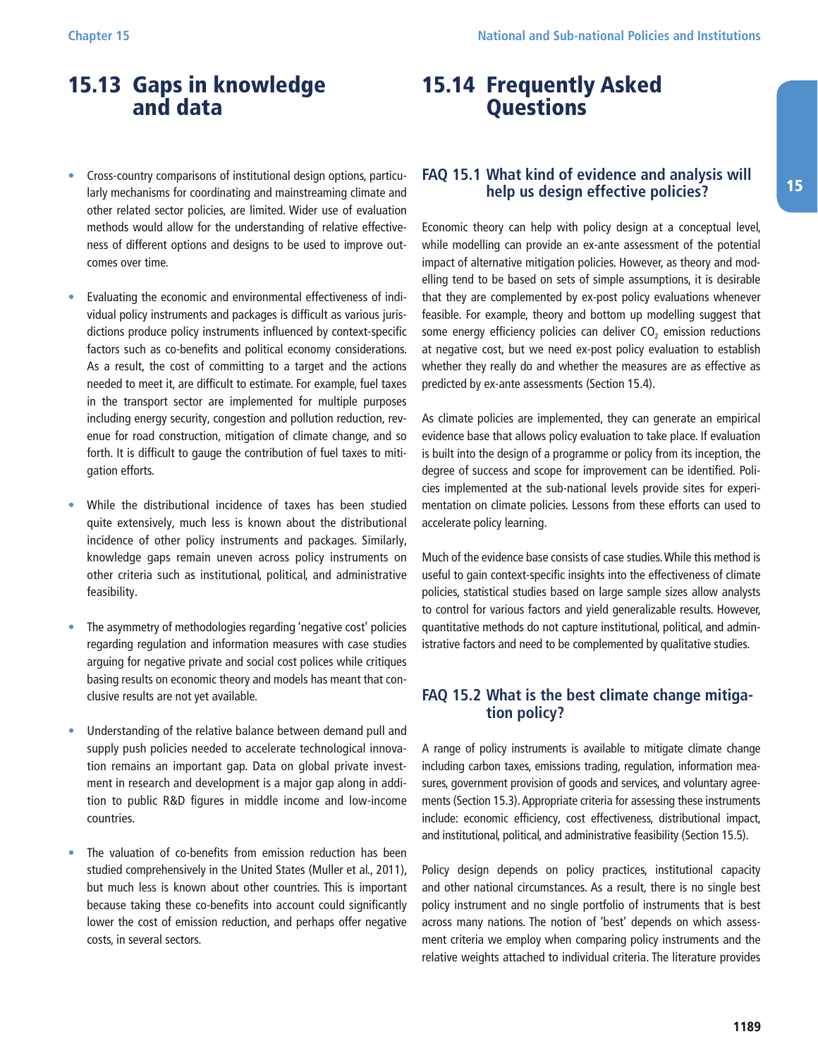## 15.13 Gaps in knowledge and data

- Cross-country comparisons of institutional design options, particularly mechanisms for coordinating and mainstreaming climate and other related sector policies, are limited. Wider use of evaluation methods would allow for the understanding of relative effectiveness of different options and designs to be used to improve outcomes over time.

- Evaluating the economic and environmental effectiveness of individual policy instruments and packages is difficult as various jurisdictions produce policy instruments influenced by context-specific factors such as co-benefits and political economy considerations. As a result, the cost of committing to a target and the actions needed to meet it, are difficult to estimate. For example, fuel taxes in the transport sector are implemented for multiple purposes including energy security, congestion and pollution reduction, revenue for road construction, mitigation of climate change, and so forth. It is difficult to gauge the contribution of fuel taxes to mitigation efforts.

- While the distributional incidence of taxes has been studied quite extensively, much less is known about the distributional incidence of other policy instruments and packages. Similarly, knowledge gaps remain uneven across policy instruments on other criteria such as institutional, political, and administrative feasibility.

- The asymmetry of methodologies regarding 'negative cost' policies regarding regulation and information measures with case studies arguing for negative private and social cost polices while critiques basing results on economic theory and models has meant that conclusive results are not yet available.

- Understanding of the relative balance between demand pull and supply push policies needed to accelerate technological innovation remains an important gap. Data on global private investment in research and development is a major gap along in addition to public R&D figures in middle income and low-income countries.

- The valuation of co-benefits from emission reduction has been studied comprehensively in the United States (Muller et al., 2011), but much less is known about other countries. This is important because taking these co-benefits into account could significantly lower the cost of emission reduction, and perhaps offer negative costs, in several sectors.

## 15.14 Frequently Asked Questions

### FAQ 15.1 What kind of evidence and analysis will help us design effective policies?

Economic theory can help with policy design at a conceptual level, while modelling can provide an ex-ante assessment of the potential impact of alternative mitigation policies. However, as theory and modelling tend to be based on sets of simple assumptions, it is desirable that they are complemented by ex-post policy evaluations whenever feasible. For example, theory and bottom up modelling suggest that some energy efficiency policies can deliver $CO_2$ emission reductions at negative cost, but we need ex-post policy evaluation to establish whether they really do and whether the measures are as effective as predicted by ex-ante assessments (Section 15.4).

As climate policies are implemented, they can generate an empirical evidence base that allows policy evaluation to take place. If evaluation is built into the design of a programme or policy from its inception, the degree of success and scope for improvement can be identified. Policies implemented at the sub-national levels provide sites for experimentation on climate policies. Lessons from these efforts can used to accelerate policy learning.

Much of the evidence base consists of case studies. While this method is useful to gain context-specific insights into the effectiveness of climate policies, statistical studies based on large sample sizes allow analysts to control for various factors and yield generalizable results. However, quantitative methods do not capture institutional, political, and administrative factors and need to be complemented by qualitative studies.

### FAQ 15.2 What is the best climate change mitigation policy?

A range of policy instruments is available to mitigate climate change including carbon taxes, emissions trading, regulation, information measures, government provision of goods and services, and voluntary agreements (Section 15.3). Appropriate criteria for assessing these instruments include: economic efficiency, cost effectiveness, distributional impact, and institutional, political, and administrative feasibility (Section 15.5).

Policy design depends on policy practices, institutional capacity and other national circumstances. As a result, there is no single best policy instrument and no single portfolio of instruments that is best across many nations. The notion of 'best' depends on which assessment criteria we employ when comparing policy instruments and the relative weights attached to individual criteria. The literature provides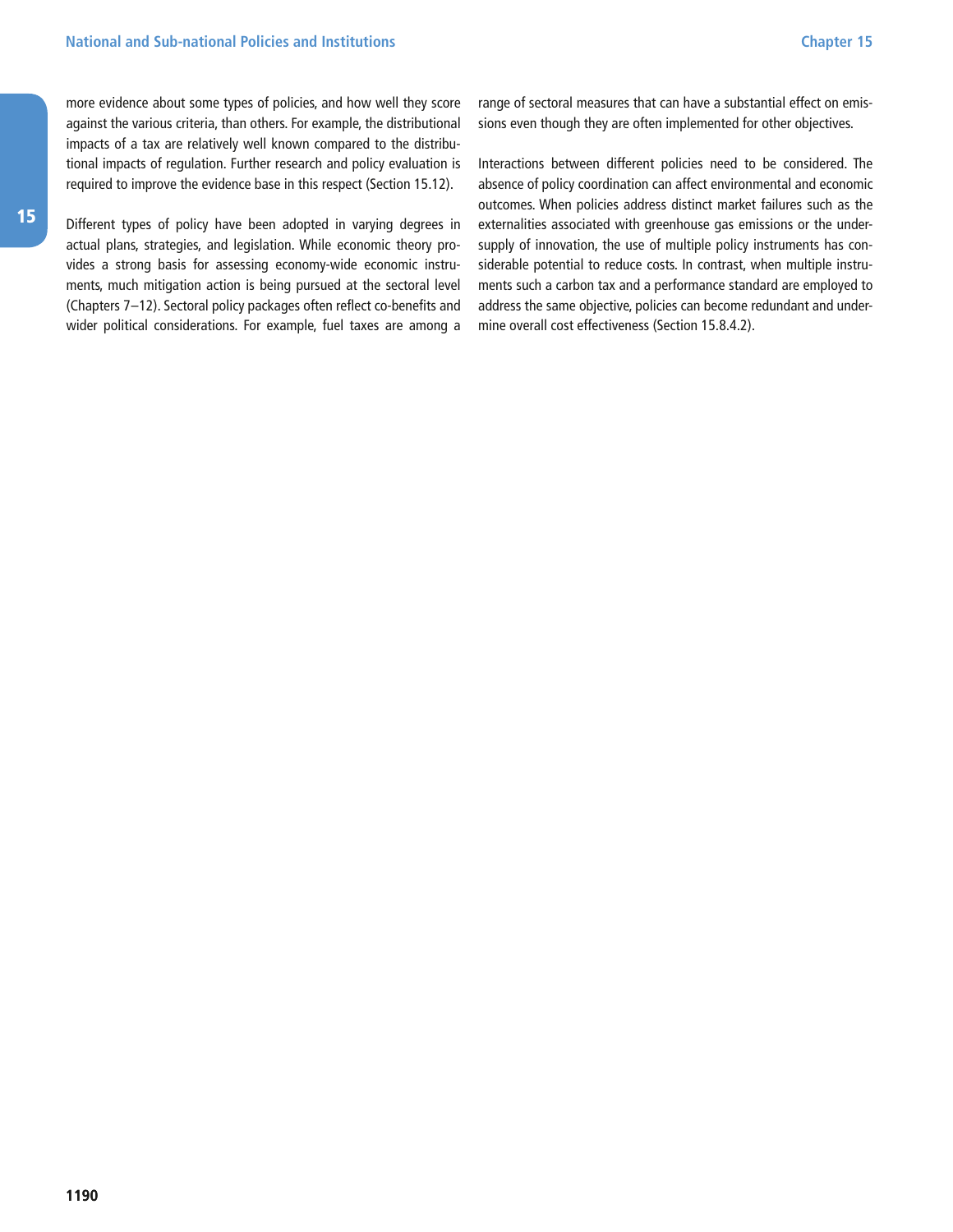more evidence about some types of policies, and how well they score against the various criteria, than others. For example, the distributional impacts of a tax are relatively well known compared to the distributional impacts of regulation. Further research and policy evaluation is required to improve the evidence base in this respect (Section 15.12).

Different types of policy have been adopted in varying degrees in actual plans, strategies, and legislation. While economic theory provides a strong basis for assessing economy-wide economic instruments, much mitigation action is being pursued at the sectoral level (Chapters 7–12). Sectoral policy packages often reflect co-benefits and wider political considerations. For example, fuel taxes are among a range of sectoral measures that can have a substantial effect on emissions even though they are often implemented for other objectives.

Interactions between different policies need to be considered. The absence of policy coordination can affect environmental and economic outcomes. When policies address distinct market failures such as the externalities associated with greenhouse gas emissions or the undersupply of innovation, the use of multiple policy instruments has considerable potential to reduce costs. In contrast, when multiple instruments such a carbon tax and a performance standard are employed to address the same objective, policies can become redundant and undermine overall cost effectiveness (Section 15.8.4.2).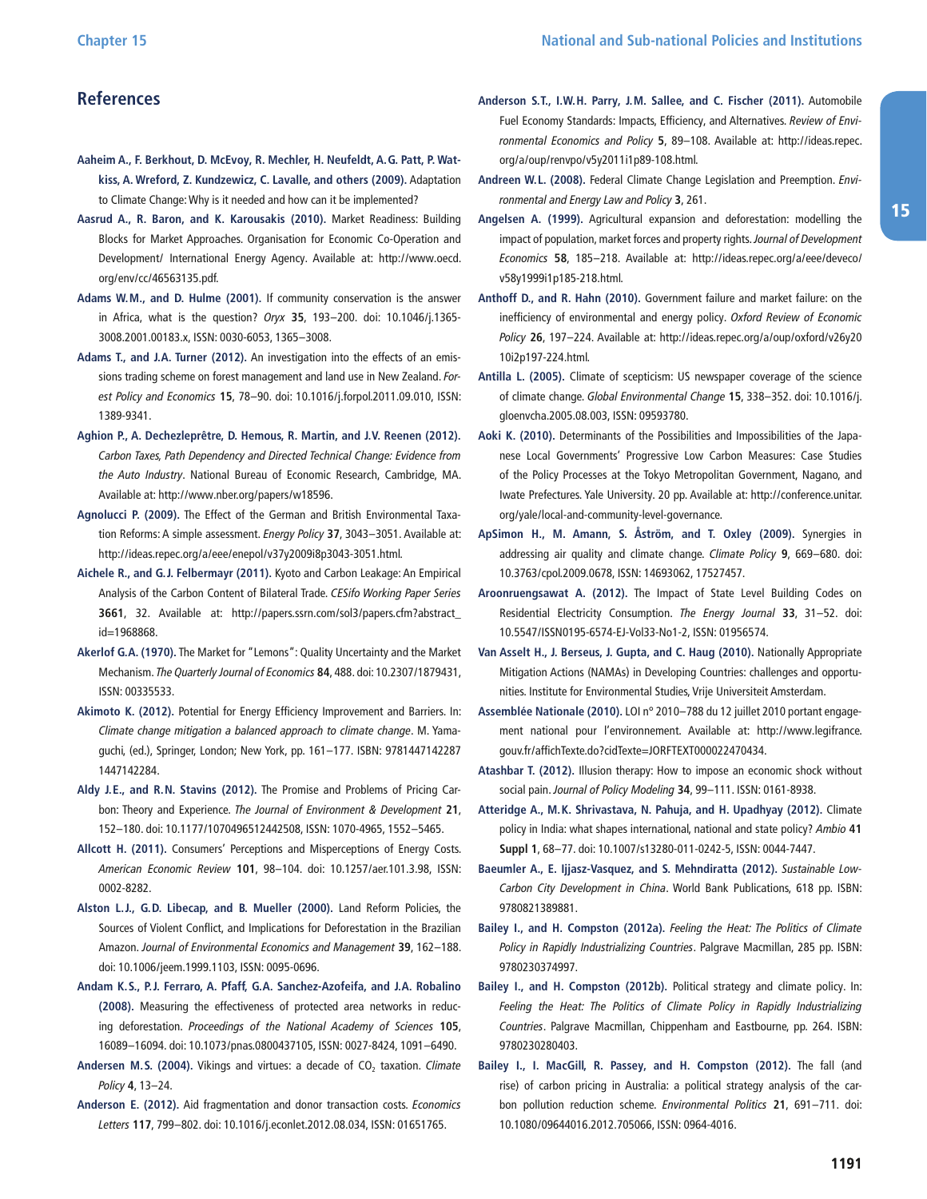## References

**Aaheim A., F. Berkhout, D. McEvoy, R. Mechler, H. Neufeldt, A.G. Patt, P. Watkiss, A. Wreford, Z. Kundzewicz, C. Lavalle, and others (2009).** Adaptation to Climate Change: Why is it needed and how can it be implemented?

**Aasrud A., R. Baron, and K. Karousakis (2010).** Market Readiness: Building Blocks for Market Approaches. Organisation for Economic Co-Operation and Development/ International Energy Agency. Available at: http://www.oecd.org/env/cc/46563135.pdf.

**Adams W.M., and D. Hulme (2001).** If community conservation is the answer in Africa, what is the question? *Oryx* **35**, 193–200. doi: 10.1046/j.1365-3008.2001.00183.x, ISSN: 0030-6053, 1365–3008.

**Adams T., and J.A. Turner (2012).** An investigation into the effects of an emissions trading scheme on forest management and land use in New Zealand. *Forest Policy and Economics* **15**, 78–90. doi: 10.1016/j.forpol.2011.09.010, ISSN: 1389-9341.

**Aghion P., A. Dechezleprêtre, D. Hemous, R. Martin, and J.V. Reenen (2012).** *Carbon Taxes, Path Dependency and Directed Technical Change: Evidence from the Auto Industry*. National Bureau of Economic Research, Cambridge, MA. Available at: http://www.nber.org/papers/w18596.

**Agnolucci P. (2009).** The Effect of the German and British Environmental Taxation Reforms: A simple assessment. *Energy Policy* **37**, 3043–3051. Available at: http://ideas.repec.org/a/eee/enepol/v37y2009i8p3043-3051.html.

**Aichele R., and G.J. Felbermayr (2011).** Kyoto and Carbon Leakage: An Empirical Analysis of the Carbon Content of Bilateral Trade. *CESifo Working Paper Series* **3661**, 32. Available at: http://papers.ssrn.com/sol3/papers.cfm?abstract_id=1968868.

**Akerlof G.A. (1970).** The Market for "Lemons": Quality Uncertainty and the Market Mechanism. *The Quarterly Journal of Economics* **84**, 488. doi: 10.2307/1879431, ISSN: 00335533.

**Akimoto K. (2012).** Potential for Energy Efficiency Improvement and Barriers. In: *Climate change mitigation a balanced approach to climate change*. M. Yamaguchi, (ed.), Springer, London; New York, pp. 161–177. ISBN: 9781447142287 1447142284.

**Aldy J.E., and R.N. Stavins (2012).** The Promise and Problems of Pricing Carbon: Theory and Experience. *The Journal of Environment & Development* **21**, 152–180. doi: 10.1177/1070496512442508, ISSN: 1070-4965, 1552–5465.

**Allcott H. (2011).** Consumers' Perceptions and Misperceptions of Energy Costs. *American Economic Review* **101**, 98–104. doi: 10.1257/aer.101.3.98, ISSN: 0002-8282.

**Alston L.J., G.D. Libecap, and B. Mueller (2000).** Land Reform Policies, the Sources of Violent Conflict, and Implications for Deforestation in the Brazilian Amazon. *Journal of Environmental Economics and Management* **39**, 162–188. doi: 10.1006/jeem.1999.1103, ISSN: 0095-0696.

**Andam K.S., P.J. Ferraro, A. Pfaff, G.A. Sanchez-Azofeifa, and J.A. Robalino (2008).** Measuring the effectiveness of protected area networks in reducing deforestation. *Proceedings of the National Academy of Sciences* **105**, 16089–16094. doi: 10.1073/pnas.0800437105, ISSN: 0027-8424, 1091–6490.

**Andersen M.S. (2004).** Vikings and virtues: a decade of $CO_2$ taxation. *Climate Policy* **4**, 13–24.

**Anderson E. (2012).** Aid fragmentation and donor transaction costs. *Economics Letters* **117**, 799–802. doi: 10.1016/j.econlet.2012.08.034, ISSN: 01651765.

**Anderson S.T., I.W.H. Parry, J.M. Sallee, and C. Fischer (2011).** Automobile Fuel Economy Standards: Impacts, Efficiency, and Alternatives. *Review of Environmental Economics and Policy* **5**, 89–108. Available at: http://ideas.repec.org/a/oup/renvpo/v5y2011i1p89-108.html.

**Andreen W.L. (2008).** Federal Climate Change Legislation and Preemption. *Environmental and Energy Law and Policy* **3**, 261.

**Angelsen A. (1999).** Agricultural expansion and deforestation: modelling the impact of population, market forces and property rights. *Journal of Development Economics* **58**, 185–218. Available at: http://ideas.repec.org/a/eee/deveco/v58y1999i1p185-218.html.

**Anthoff D., and R. Hahn (2010).** Government failure and market failure: on the inefficiency of environmental and energy policy. *Oxford Review of Economic Policy* **26**, 197–224. Available at: http://ideas.repec.org/a/oup/oxford/v26y2010i2p197-224.html.

**Antilla L. (2005).** Climate of scepticism: US newspaper coverage of the science of climate change. *Global Environmental Change* **15**, 338–352. doi: 10.1016/j.gloenvcha.2005.08.003, ISSN: 09593780.

**Aoki K. (2010).** Determinants of the Possibilities and Impossibilities of the Japanese Local Governments' Progressive Low Carbon Measures: Case Studies of the Policy Processes at the Tokyo Metropolitan Government, Nagano, and Iwate Prefectures. Yale University. 20 pp. Available at: http://conference.unitar.org/yale/local-and-community-level-governance.

**ApSimon H., M. Amann, S. Åström, and T. Oxley (2009).** Synergies in addressing air quality and climate change. *Climate Policy* **9**, 669–680. doi: 10.3763/cpol.2009.0678, ISSN: 14693062, 17527457.

**Aroonruengsawat A. (2012).** The Impact of State Level Building Codes on Residential Electricity Consumption. *The Energy Journal* **33**, 31–52. doi: 10.5547/ISSN0195-6574-EJ-Vol33-No1-2, ISSN: 01956574.

**Van Asselt H., J. Berseus, J. Gupta, and C. Haug (2010).** Nationally Appropriate Mitigation Actions (NAMAs) in Developing Countries: challenges and opportunities. Institute for Environmental Studies, Vrije Universiteit Amsterdam.

**Assemblée Nationale (2010).** LOI n° 2010–788 du 12 juillet 2010 portant engagement national pour l'environnement. Available at: http://www.legifrance.gouv.fr/affichTexte.do?cidTexte=JORFTEXT000022470434.

**Atashbar T. (2012).** Illusion therapy: How to impose an economic shock without social pain. *Journal of Policy Modeling* **34**, 99–111. ISSN: 0161-8938.

**Atteridge A., M.K. Shrivastava, N. Pahuja, and H. Upadhyay (2012).** Climate policy in India: what shapes international, national and state policy? *Ambio* **41 Suppl 1**, 68–77. doi: 10.1007/s13280-011-0242-5, ISSN: 0044-7447.

**Baeumler A., E. Ijjasz-Vasquez, and S. Mehndiratta (2012).** *Sustainable Low-Carbon City Development in China*. World Bank Publications, 618 pp. ISBN: 9780821389881.

**Bailey I., and H. Compston (2012a).** *Feeling the Heat: The Politics of Climate Policy in Rapidly Industrializing Countries*. Palgrave Macmillan, 285 pp. ISBN: 9780230374997.

**Bailey I., and H. Compston (2012b).** Political strategy and climate policy. In: *Feeling the Heat: The Politics of Climate Policy in Rapidly Industrializing Countries*. Palgrave Macmillan, Chippenham and Eastbourne, pp. 264. ISBN: 9780230280403.

**Bailey I., I. MacGill, R. Passey, and H. Compston (2012).** The fall (and rise) of carbon pricing in Australia: a political strategy analysis of the carbon pollution reduction scheme. *Environmental Politics* **21**, 691–711. doi: 10.1080/09644016.2012.705066, ISSN: 0964-4016.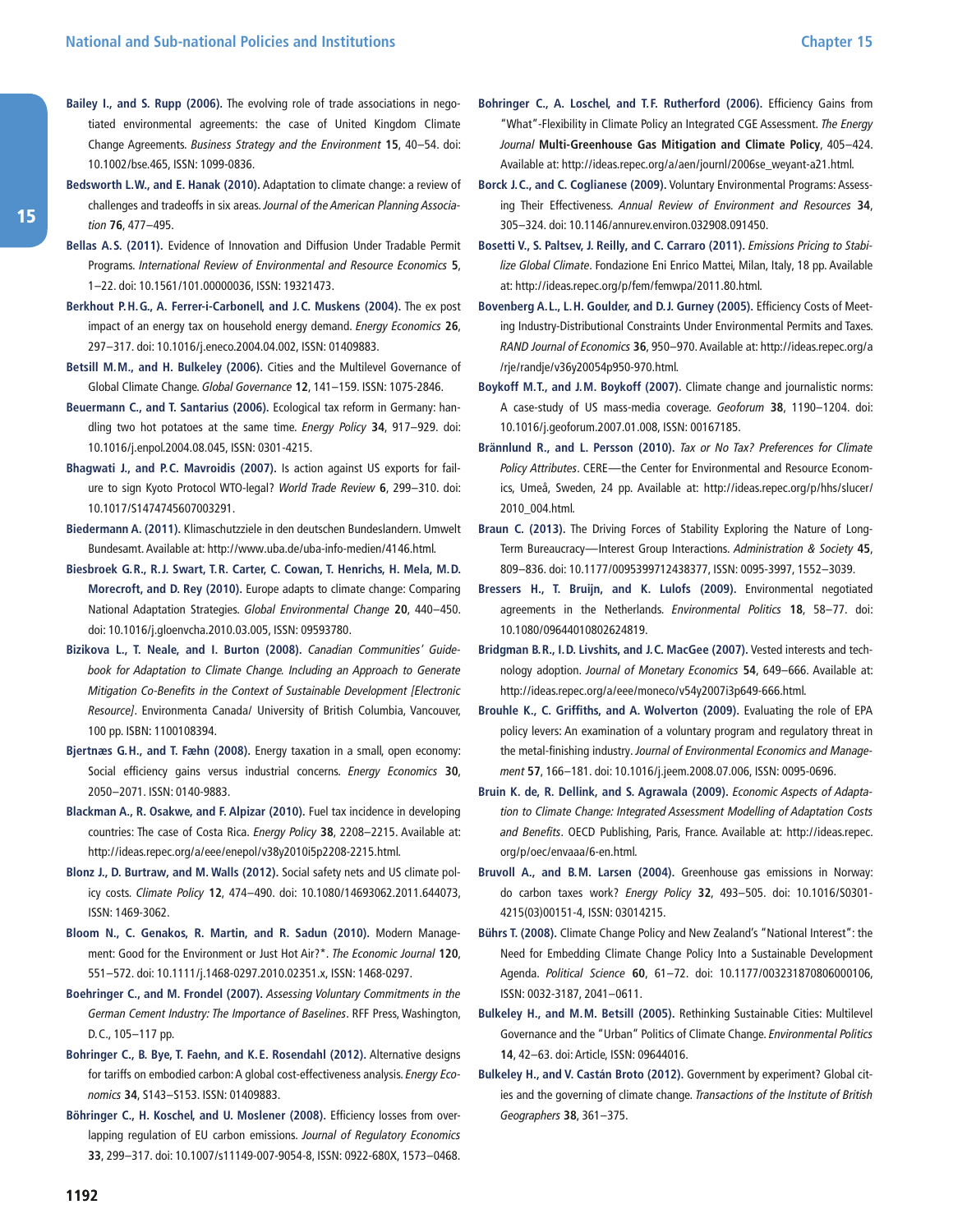**Bailey I., and S. Rupp (2006).** The evolving role of trade associations in negotiated environmental agreements: the case of United Kingdom Climate Change Agreements. *Business Strategy and the Environment* **15**, 40–54. doi: 10.1002/bse.465, ISSN: 1099-0836.

**Bedsworth L.W., and E. Hanak (2010).** Adaptation to climate change: a review of challenges and tradeoffs in six areas. *Journal of the American Planning Association* **76**, 477–495.

**Bellas A.S. (2011).** Evidence of Innovation and Diffusion Under Tradable Permit Programs. *International Review of Environmental and Resource Economics* **5**, 1–22. doi: 10.1561/101.00000036, ISSN: 19321473.

**Berkhout P.H.G., A. Ferrer-i-Carbonell, and J.C. Muskens (2004).** The ex post impact of an energy tax on household energy demand. *Energy Economics* **26**, 297–317. doi: 10.1016/j.eneco.2004.04.002, ISSN: 01409883.

**Betsill M.M., and H. Bulkeley (2006).** Cities and the Multilevel Governance of Global Climate Change. *Global Governance* **12**, 141–159. ISSN: 1075-2846.

**Beuermann C., and T. Santarius (2006).** Ecological tax reform in Germany: handling two hot potatoes at the same time. *Energy Policy* **34**, 917–929. doi: 10.1016/j.enpol.2004.08.045, ISSN: 0301-4215.

**Bhagwati J., and P.C. Mavroidis (2007).** Is action against US exports for failure to sign Kyoto Protocol WTO-legal? *World Trade Review* **6**, 299–310. doi: 10.1017/S1474745607003291.

**Biedermann A. (2011).** Klimaschutzziele in den deutschen Bundeslandern. Umwelt Bundesamt. Available at: http://www.uba.de/uba-info-medien/4146.html.

**Biesbroek G.R., R.J. Swart, T.R. Carter, C. Cowan, T. Henrichs, H. Mela, M.D. Morecroft, and D. Rey (2010).** Europe adapts to climate change: Comparing National Adaptation Strategies. *Global Environmental Change* **20**, 440–450. doi: 10.1016/j.gloenvcha.2010.03.005, ISSN: 09593780.

**Bizikova L., T. Neale, and I. Burton (2008).** *Canadian Communities' Guidebook for Adaptation to Climate Change. Including an Approach to Generate Mitigation Co-Benefits in the Context of Sustainable Development [Electronic Resource]*. Environmenta Canada/ University of British Columbia, Vancouver, 100 pp. ISBN: 1100108394.

**Bjertnæs G.H., and T. Fæhn (2008).** Energy taxation in a small, open economy: Social efficiency gains versus industrial concerns. *Energy Economics* **30**, 2050–2071. ISSN: 0140-9883.

**Blackman A., R. Osakwe, and F. Alpizar (2010).** Fuel tax incidence in developing countries: The case of Costa Rica. *Energy Policy* **38**, 2208–2215. Available at: http://ideas.repec.org/a/eee/enepol/v38y2010i5p2208-2215.html.

**Blonz J., D. Burtraw, and M. Walls (2012).** Social safety nets and US climate policy costs. *Climate Policy* **12**, 474–490. doi: 10.1080/14693062.2011.644073, ISSN: 1469-3062.

**Bloom N., C. Genakos, R. Martin, and R. Sadun (2010).** Modern Management: Good for the Environment or Just Hot Air?*. *The Economic Journal* **120**, 551–572. doi: 10.1111/j.1468-0297.2010.02351.x, ISSN: 1468-0297.

**Boehringer C., and M. Frondel (2007).** *Assessing Voluntary Commitments in the German Cement Industry: The Importance of Baselines*. RFF Press, Washington, D.C., 105–117 pp.

**Bohringer C., B. Bye, T. Faehn, and K.E. Rosendahl (2012).** Alternative designs for tariffs on embodied carbon: A global cost-effectiveness analysis. *Energy Economics* **34**, S143–S153. ISSN: 01409883.

**Böhringer C., H. Koschel, and U. Moslener (2008).** Efficiency losses from overlapping regulation of EU carbon emissions. *Journal of Regulatory Economics* **33**, 299–317. doi: 10.1007/s11149-007-9054-8, ISSN: 0922-680X, 1573–0468.

**Bohringer C., A. Loschel, and T.F. Rutherford (2006).** Efficiency Gains from "What"-Flexibility in Climate Policy an Integrated CGE Assessment. *The Energy Journal* **Multi-Greenhouse Gas Mitigation and Climate Policy**, 405–424. Available at: http://ideas.repec.org/a/aen/journl/2006se_weyant-a21.html.

**Borck J.C., and C. Coglianese (2009).** Voluntary Environmental Programs: Assessing Their Effectiveness. *Annual Review of Environment and Resources* **34**, 305–324. doi: 10.1146/annurev.environ.032908.091450.

**Bosetti V., S. Paltsev, J. Reilly, and C. Carraro (2011).** *Emissions Pricing to Stabilize Global Climate*. Fondazione Eni Enrico Mattei, Milan, Italy, 18 pp. Available at: http://ideas.repec.org/p/fem/femwpa/2011.80.html.

**Bovenberg A.L., L.H. Goulder, and D.J. Gurney (2005).** Efficiency Costs of Meeting Industry-Distributional Constraints Under Environmental Permits and Taxes. *RAND Journal of Economics* **36**, 950–970. Available at: http://ideas.repec.org/a/rje/randje/v36y20054p950-970.html.

**Boykoff M.T., and J.M. Boykoff (2007).** Climate change and journalistic norms: A case-study of US mass-media coverage. *Geoforum* **38**, 1190–1204. doi: 10.1016/j.geoforum.2007.01.008, ISSN: 00167185.

**Brännlund R., and L. Persson (2010).** *Tax or No Tax? Preferences for Climate Policy Attributes*. CERE—the Center for Environmental and Resource Economics, Umeå, Sweden, 24 pp. Available at: http://ideas.repec.org/p/hhs/slucer/2010_004.html.

**Braun C. (2013).** The Driving Forces of Stability Exploring the Nature of Long-Term Bureaucracy—Interest Group Interactions. *Administration & Society* **45**, 809–836. doi: 10.1177/0095399712438377, ISSN: 0095-3997, 1552–3039.

**Bressers H., T. Bruijn, and K. Lulofs (2009).** Environmental negotiated agreements in the Netherlands. *Environmental Politics* **18**, 58–77. doi: 10.1080/09644010802624819.

**Bridgman B.R., I.D. Livshits, and J.C. MacGee (2007).** Vested interests and technology adoption. *Journal of Monetary Economics* **54**, 649–666. Available at: http://ideas.repec.org/a/eee/moneco/v54y2007i3p649-666.html.

**Brouhle K., C. Griffiths, and A. Wolverton (2009).** Evaluating the role of EPA policy levers: An examination of a voluntary program and regulatory threat in the metal-finishing industry. *Journal of Environmental Economics and Management* **57**, 166–181. doi: 10.1016/j.jeem.2008.07.006, ISSN: 0095-0696.

**Bruin K. de, R. Dellink, and S. Agrawala (2009).** *Economic Aspects of Adaptation to Climate Change: Integrated Assessment Modelling of Adaptation Costs and Benefits*. OECD Publishing, Paris, France. Available at: http://ideas.repec.org/p/oec/envaaa/6-en.html.

**Bruvoll A., and B.M. Larsen (2004).** Greenhouse gas emissions in Norway: do carbon taxes work? *Energy Policy* **32**, 493–505. doi: 10.1016/S0301-4215(03)00151-4, ISSN: 03014215.

**Bührs T. (2008).** Climate Change Policy and New Zealand's "National Interest": the Need for Embedding Climate Change Policy Into a Sustainable Development Agenda. *Political Science* **60**, 61–72. doi: 10.1177/003231870806000106, ISSN: 0032-3187, 2041–0611.

**Bulkeley H., and M.M. Betsill (2005).** Rethinking Sustainable Cities: Multilevel Governance and the "Urban" Politics of Climate Change. *Environmental Politics* **14**, 42–63. doi: Article, ISSN: 09644016.

**Bulkeley H., and V. Castán Broto (2012).** Government by experiment? Global cities and the governing of climate change. *Transactions of the Institute of British Geographers* **38**, 361–375.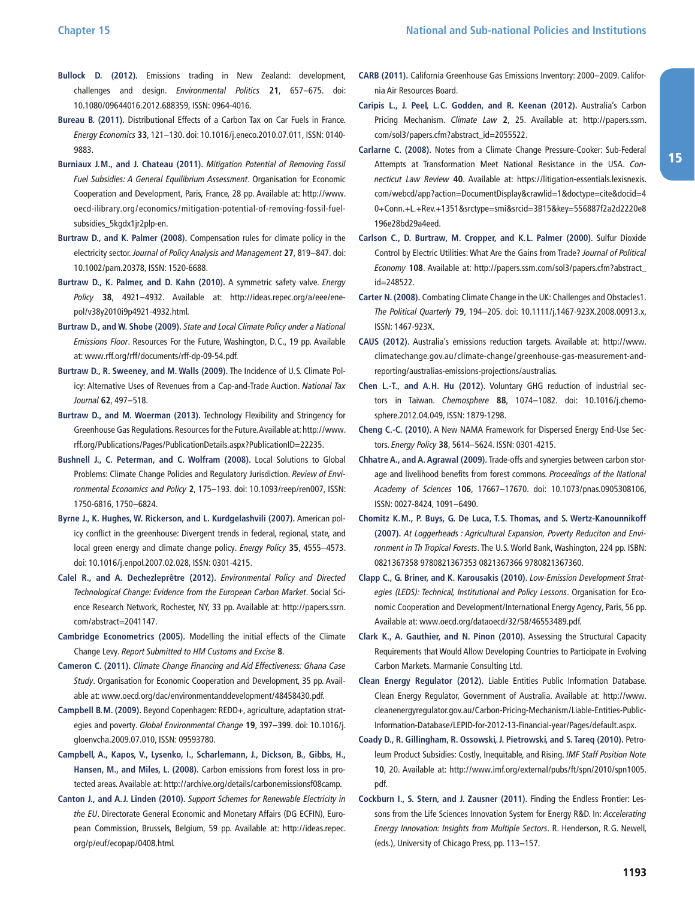**Bullock D. (2012).** Emissions trading in New Zealand: development, challenges and design. *Environmental Politics* **21**, 657–675. doi: 10.1080/09644016.2012.688359, ISSN: 0964-4016.

**Bureau B. (2011).** Distributional Effects of a Carbon Tax on Car Fuels in France. *Energy Economics* **33**, 121–130. doi: 10.1016/j.eneco.2010.07.011, ISSN: 0140-9883.

**Burniaux J.M., and J. Chateau (2011).** *Mitigation Potential of Removing Fossil Fuel Subsidies: A General Equilibrium Assessment*. Organisation for Economic Cooperation and Development, Paris, France, 28 pp. Available at: http://www.oecd-ilibrary.org/economics/mitigation-potential-of-removing-fossil-fuel-subsidies_5kgdx1jr2plp-en.

**Burtraw D., and K. Palmer (2008).** Compensation rules for climate policy in the electricity sector. *Journal of Policy Analysis and Management* **27**, 819–847. doi: 10.1002/pam.20378, ISSN: 1520-6688.

**Burtraw D., K. Palmer, and D. Kahn (2010).** A symmetric safety valve. *Energy Policy* **38**, 4921–4932. Available at: http://ideas.repec.org/a/eee/enepol/v38y2010i9p4921-4932.html.

**Burtraw D., and W. Shobe (2009).** *State and Local Climate Policy under a National Emissions Floor*. Resources For the Future, Washington, D.C., 19 pp. Available at: www.rff.org/rff/documents/rff-dp-09-54.pdf.

**Burtraw D., R. Sweeney, and M. Walls (2009).** The Incidence of U.S. Climate Policy: Alternative Uses of Revenues from a Cap-and-Trade Auction. *National Tax Journal* **62**, 497–518.

**Burtraw D., and M. Woerman (2013).** Technology Flexibility and Stringency for Greenhouse Gas Regulations. Resources for the Future. Available at: http://www.rff.org/Publications/Pages/PublicationDetails.aspx?PublicationID=22235.

**Bushnell J., C. Peterman, and C. Wolfram (2008).** Local Solutions to Global Problems: Climate Change Policies and Regulatory Jurisdiction. *Review of Environmental Economics and Policy* **2**, 175–193. doi: 10.1093/reep/ren007, ISSN: 1750-6816, 1750–6824.

**Byrne J., K. Hughes, W. Rickerson, and L. Kurdgelashvili (2007).** American policy conflict in the greenhouse: Divergent trends in federal, regional, state, and local green energy and climate change policy. *Energy Policy* **35**, 4555–4573. doi: 10.1016/j.enpol.2007.02.028, ISSN: 0301-4215.

**Calel R., and A. Dechezleprêtre (2012).** *Environmental Policy and Directed Technological Change: Evidence from the European Carbon Market*. Social Science Research Network, Rochester, NY, 33 pp. Available at: http://papers.ssrn.com/abstract=2041147.

**Cambridge Econometrics (2005).** Modelling the initial effects of the Climate Change Levy. *Report Submitted to HM Customs and Excise* **8**.

**Cameron C. (2011).** *Climate Change Financing and Aid Effectiveness: Ghana Case Study*. Organisation for Economic Cooperation and Development, 35 pp. Available at: www.oecd.org/dac/environmentanddevelopment/48458430.pdf.

**Campbell B.M. (2009).** Beyond Copenhagen: REDD+, agriculture, adaptation strategies and poverty. *Global Environmental Change* **19**, 397–399. doi: 10.1016/j.gloenvcha.2009.07.010, ISSN: 09593780.

**Campbell, A., Kapos, V., Lysenko, I., Scharlemann, J., Dickson, B., Gibbs, H., Hansen, M., and Miles, L. (2008).** Carbon emissions from forest loss in protected areas. Available at: http://archive.org/details/carbonemissionsf08camp.

**Canton J., and A.J. Linden (2010).** *Support Schemes for Renewable Electricity in the EU*. Directorate General Economic and Monetary Affairs (DG ECFIN), European Commission, Brussels, Belgium, 59 pp. Available at: http://ideas.repec.org/p/euf/ecopap/0408.html.

**CARB (2011).** California Greenhouse Gas Emissions Inventory: 2000–2009. California Air Resources Board.

**Caripis L., J. Peel, L.C. Godden, and R. Keenan (2012).** Australia's Carbon Pricing Mechanism. *Climate Law* **2**, 25. Available at: http://papers.ssrn.com/sol3/papers.cfm?abstract_id=2055522.

**Carlarne C. (2008).** Notes from a Climate Change Pressure-Cooker: Sub-Federal Attempts at Transformation Meet National Resistance in the USA. *Connecticut Law Review* **40**. Available at: https://litigation-essentials.lexisnexis.com/webcd/app?action=DocumentDisplay&crawlid=1&doctype=cite&docid=40+Conn.+L.+Rev.+1351&srctype=smi&srcid=3B15&key=556887f2a2d2220e8196e28bd29a4eed.

**Carlson C., D. Burtraw, M. Cropper, and K.L. Palmer (2000).** Sulfur Dioxide Control by Electric Utilities: What Are the Gains from Trade? *Journal of Political Economy* **108**. Available at: http://papers.ssrn.com/sol3/papers.cfm?abstract_id=248522.

**Carter N. (2008).** Combating Climate Change in the UK: Challenges and Obstacles1. *The Political Quarterly* **79**, 194–205. doi: 10.1111/j.1467-923X.2008.00913.x, ISSN: 1467-923X.

**CAUS (2012).** Australia's emissions reduction targets. Available at: http://www.climatechange.gov.au/climate-change/greenhouse-gas-measurement-and-reporting/australias-emissions-projections/australias.

**Chen L.-T., and A.H. Hu (2012).** Voluntary GHG reduction of industrial sectors in Taiwan. *Chemosphere* **88**, 1074–1082. doi: 10.1016/j.chemosphere.2012.04.049, ISSN: 1879-1298.

**Cheng C.-C. (2010).** A New NAMA Framework for Dispersed Energy End-Use Sectors. *Energy Policy* **38**, 5614–5624. ISSN: 0301-4215.

**Chhatre A., and A. Agrawal (2009).** Trade-offs and synergies between carbon storage and livelihood benefits from forest commons. *Proceedings of the National Academy of Sciences* **106**, 17667–17670. doi: 10.1073/pnas.0905308106, ISSN: 0027-8424, 1091–6490.

**Chomitz K.M., P. Buys, G. De Luca, T.S. Thomas, and S. Wertz-Kanounnikoff (2007).** *At Loggerheads: Agricultural Expansion, Poverty Reduciton and Environment in Th Tropical Forests*. The U.S. World Bank, Washington, 224 pp. ISBN: 0821367358 9780821367353 0821367366 9780821367360.

**Clapp C., G. Briner, and K. Karousakis (2010).** *Low-Emission Development Strategies (LEDS): Technical, Institutional and Policy Lessons*. Organisation for Economic Cooperation and Development/International Energy Agency, Paris, 56 pp. Available at: www.oecd.org/dataoecd/32/58/46553489.pdf.

**Clark K., A. Gauthier, and N. Pinon (2010).** Assessing the Structural Capacity Requirements that Would Allow Developing Countries to Participate in Evolving Carbon Markets. Marmanie Consulting Ltd.

**Clean Energy Regulator (2012).** Liable Entities Public Information Database. Clean Energy Regulator, Government of Australia. Available at: http://www.cleanenergyregulator.gov.au/Carbon-Pricing-Mechanism/Liable-Entities-Public-Information-Database/LEPID-for-2012-13-Financial-year/Pages/default.aspx.

**Coady D., R. Gillingham, R. Ossowski, J. Pietrowski, and S. Tareq (2010).** Petroleum Product Subsidies: Costly, Inequitable, and Rising. *IMF Staff Position Note* **10**, 20. Available at: http://www.imf.org/external/pubs/ft/spn/2010/spn1005.pdf.

**Cockburn I., S. Stern, and J. Zausner (2011).** Finding the Endless Frontier: Lessons from the Life Sciences Innovation System for Energy R&D. In: *Accelerating Energy Innovation: Insights from Multiple Sectors*. R. Henderson, R.G. Newell, (eds.), University of Chicago Press, pp. 113–157.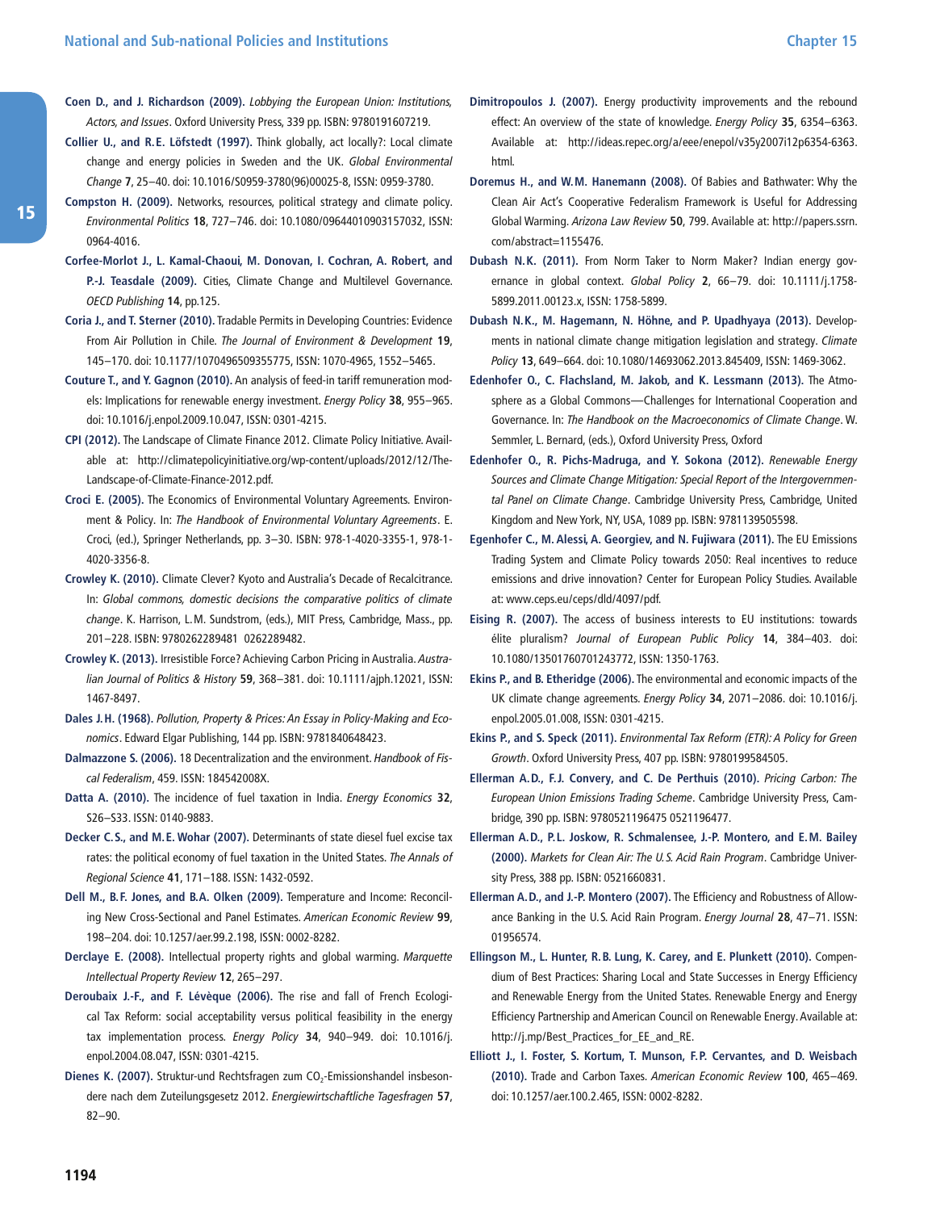**Coen D., and J. Richardson (2009).** *Lobbying the European Union: Institutions, Actors, and Issues*. Oxford University Press, 339 pp. ISBN: 9780191607219.

**Collier U., and R.E. Löfstedt (1997).** Think globally, act locally?: Local climate change and energy policies in Sweden and the UK. *Global Environmental Change* **7**, 25–40. doi: 10.1016/S0959-3780(96)00025-8, ISSN: 0959-3780.

**Compston H. (2009).** Networks, resources, political strategy and climate policy. *Environmental Politics* **18**, 727–746. doi: 10.1080/09644010903157032, ISSN: 0964-4016.

**Corfee-Morlot J., L. Kamal-Chaoui, M. Donovan, I. Cochran, A. Robert, and P.-J. Teasdale (2009).** Cities, Climate Change and Multilevel Governance. *OECD Publishing* **14**, pp.125.

**Coria J., and T. Sterner (2010).** Tradable Permits in Developing Countries: Evidence From Air Pollution in Chile. *The Journal of Environment & Development* **19**, 145–170. doi: 10.1177/1070496509355775, ISSN: 1070-4965, 1552–5465.

**Couture T., and Y. Gagnon (2010).** An analysis of feed-in tariff remuneration models: Implications for renewable energy investment. *Energy Policy* **38**, 955–965. doi: 10.1016/j.enpol.2009.10.047, ISSN: 0301-4215.

**CPI (2012).** The Landscape of Climate Finance 2012. Climate Policy Initiative. Available at: http://climatepolicyinitiative.org/wp-content/uploads/2012/12/The-Landscape-of-Climate-Finance-2012.pdf.

**Croci E. (2005).** The Economics of Environmental Voluntary Agreements. Environment & Policy. In: *The Handbook of Environmental Voluntary Agreements*. E. Croci, (ed.), Springer Netherlands, pp. 3–30. ISBN: 978-1-4020-3355-1, 978-1-4020-3356-8.

**Crowley K. (2010).** Climate Clever? Kyoto and Australia's Decade of Recalcitrance. In: *Global commons, domestic decisions the comparative politics of climate change*. K. Harrison, L.M. Sundstrom, (eds.), MIT Press, Cambridge, Mass., pp. 201–228. ISBN: 9780262289481 0262289482.

**Crowley K. (2013).** Irresistible Force? Achieving Carbon Pricing in Australia. *Australian Journal of Politics & History* **59**, 368–381. doi: 10.1111/ajph.12021, ISSN: 1467-8497.

**Dales J.H. (1968).** *Pollution, Property & Prices: An Essay in Policy-Making and Economics*. Edward Elgar Publishing, 144 pp. ISBN: 9781840648423.

**Dalmazzone S. (2006).** 18 Decentralization and the environment. *Handbook of Fiscal Federalism*, 459. ISSN: 184542008X.

**Datta A. (2010).** The incidence of fuel taxation in India. *Energy Economics* **32**, S26–S33. ISSN: 0140-9883.

**Decker C.S., and M.E. Wohar (2007).** Determinants of state diesel fuel excise tax rates: the political economy of fuel taxation in the United States. *The Annals of Regional Science* **41**, 171–188. ISSN: 1432-0592.

**Dell M., B.F. Jones, and B.A. Olken (2009).** Temperature and Income: Reconciling New Cross-Sectional and Panel Estimates. *American Economic Review* **99**, 198–204. doi: 10.1257/aer.99.2.198, ISSN: 0002-8282.

**Derclaye E. (2008).** Intellectual property rights and global warming. *Marquette Intellectual Property Review* **12**, 265–297.

**Deroubaix J.-F., and F. Lévèque (2006).** The rise and fall of French Ecological Tax Reform: social acceptability versus political feasibility in the energy tax implementation process. *Energy Policy* **34**, 940–949. doi: 10.1016/j.enpol.2004.08.047, ISSN: 0301-4215.

**Dienes K. (2007).** Struktur-und Rechtsfragen zum $CO_2$-Emissionshandel insbesondere nach dem Zuteilungsgesetz 2012. *Energiewirtschaftliche Tagesfragen* **57**, 82–90.

**Dimitropoulos J. (2007).** Energy productivity improvements and the rebound effect: An overview of the state of knowledge. *Energy Policy* **35**, 6354–6363. Available at: http://ideas.repec.org/a/eee/enepol/v35y2007i12p6354-6363.html.

**Doremus H., and W.M. Hanemann (2008).** Of Babies and Bathwater: Why the Clean Air Act's Cooperative Federalism Framework is Useful for Addressing Global Warming. *Arizona Law Review* **50**, 799. Available at: http://papers.ssrn.com/abstract=1155476.

**Dubash N.K. (2011).** From Norm Taker to Norm Maker? Indian energy governance in global context. *Global Policy* **2**, 66–79. doi: 10.1111/j.1758-5899.2011.00123.x, ISSN: 1758-5899.

**Dubash N.K., M. Hagemann, N. Höhne, and P. Upadhyaya (2013).** Developments in national climate change mitigation legislation and strategy. *Climate Policy* **13**, 649–664. doi: 10.1080/14693062.2013.845409, ISSN: 1469-3062.

**Edenhofer O., C. Flachsland, M. Jakob, and K. Lessmann (2013).** The Atmosphere as a Global Commons—Challenges for International Cooperation and Governance. In: *The Handbook on the Macroeconomics of Climate Change*. W. Semmler, L. Bernard, (eds.), Oxford University Press, Oxford

**Edenhofer O., R. Pichs-Madruga, and Y. Sokona (2012).** *Renewable Energy Sources and Climate Change Mitigation: Special Report of the Intergovernmental Panel on Climate Change*. Cambridge University Press, Cambridge, United Kingdom and New York, NY, USA, 1089 pp. ISBN: 9781139505598.

**Egenhofer C., M. Alessi, A. Georgiev, and N. Fujiwara (2011).** The EU Emissions Trading System and Climate Policy towards 2050: Real incentives to reduce emissions and drive innovation? Center for European Policy Studies. Available at: www.ceps.eu/ceps/dld/4097/pdf.

**Eising R. (2007).** The access of business interests to EU institutions: towards élite pluralism? *Journal of European Public Policy* **14**, 384–403. doi: 10.1080/13501760701243772, ISSN: 1350-1763.

**Ekins P., and B. Etheridge (2006).** The environmental and economic impacts of the UK climate change agreements. *Energy Policy* **34**, 2071–2086. doi: 10.1016/j.enpol.2005.01.008, ISSN: 0301-4215.

**Ekins P., and S. Speck (2011).** *Environmental Tax Reform (ETR): A Policy for Green Growth*. Oxford University Press, 407 pp. ISBN: 9780199584505.

**Ellerman A.D., F.J. Convery, and C. De Perthuis (2010).** *Pricing Carbon: The European Union Emissions Trading Scheme*. Cambridge University Press, Cambridge, 390 pp. ISBN: 9780521196475 0521196477.

**Ellerman A.D., P.L. Joskow, R. Schmalensee, J.-P. Montero, and E.M. Bailey (2000).** *Markets for Clean Air: The U.S. Acid Rain Program*. Cambridge University Press, 388 pp. ISBN: 0521660831.

**Ellerman A.D., and J.-P. Montero (2007).** The Efficiency and Robustness of Allowance Banking in the U.S. Acid Rain Program. *Energy Journal* **28**, 47–71. ISSN: 01956574.

**Ellingson M., L. Hunter, R.B. Lung, K. Carey, and E. Plunkett (2010).** Compendium of Best Practices: Sharing Local and State Successes in Energy Efficiency and Renewable Energy from the United States. Renewable Energy and Energy Efficiency Partnership and American Council on Renewable Energy. Available at: http://j.mp/Best_Practices_for_EE_and_RE.

**Elliott J., I. Foster, S. Kortum, T. Munson, F.P. Cervantes, and D. Weisbach (2010).** Trade and Carbon Taxes. *American Economic Review* **100**, 465–469. doi: 10.1257/aer.100.2.465, ISSN: 0002-8282.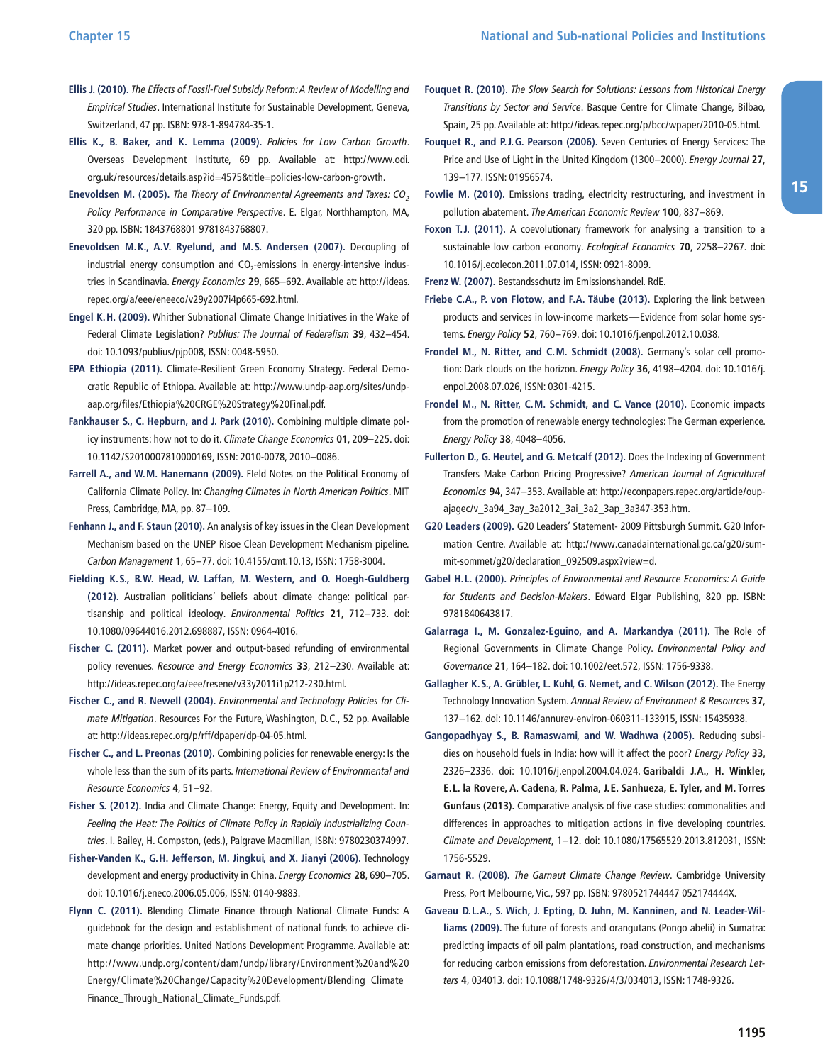**Ellis J. (2010).** *The Effects of Fossil-Fuel Subsidy Reform: A Review of Modelling and Empirical Studies*. International Institute for Sustainable Development, Geneva, Switzerland, 47 pp. ISBN: 978-1-894784-35-1.

**Ellis K., B. Baker, and K. Lemma (2009).** *Policies for Low Carbon Growth*. Overseas Development Institute, 69 pp. Available at: http://www.odi.org.uk/resources/details.asp?id=4575&title=policies-low-carbon-growth.

**Enevoldsen M. (2005).** *The Theory of Environmental Agreements and Taxes: $CO_2$ Policy Performance in Comparative Perspective*. E. Elgar, Northhampton, MA, 320 pp. ISBN: 1843768801 9781843768807.

**Enevoldsen M.K., A.V. Ryelund, and M.S. Andersen (2007).** Decoupling of industrial energy consumption and $CO_2$-emissions in energy-intensive industries in Scandinavia. *Energy Economics* **29**, 665–692. Available at: http://ideas.repec.org/a/eee/eneeco/v29y2007i4p665-692.html.

**Engel K.H. (2009).** Whither Subnational Climate Change Initiatives in the Wake of Federal Climate Legislation? *Publius: The Journal of Federalism* **39**, 432–454. doi: 10.1093/publius/pjp008, ISSN: 0048-5950.

**EPA Ethiopia (2011).** Climate-Resilient Green Economy Strategy. Federal Democratic Republic of Ethiopa. Available at: http://www.undp-aap.org/sites/undp-aap.org/files/Ethiopia%20CRGE%20Strategy%20Final.pdf.

**Fankhauser S., C. Hepburn, and J. Park (2010).** Combining multiple climate policy instruments: how not to do it. *Climate Change Economics* **01**, 209–225. doi: 10.1142/S2010007810000169, ISSN: 2010-0078, 2010–0086.

**Farrell A., and W.M. Hanemann (2009).** FIeld Notes on the Political Economy of California Climate Policy. In: *Changing Climates in North American Politics*. MIT Press, Cambridge, MA, pp. 87–109.

**Fenhann J., and F. Staun (2010).** An analysis of key issues in the Clean Development Mechanism based on the UNEP Risoe Clean Development Mechanism pipeline. *Carbon Management* **1**, 65–77. doi: 10.4155/cmt.10.13, ISSN: 1758-3004.

**Fielding K.S., B.W. Head, W. Laffan, M. Western, and O. Hoegh-Guldberg (2012).** Australian politicians' beliefs about climate change: political partisanship and political ideology. *Environmental Politics* **21**, 712–733. doi: 10.1080/09644016.2012.698887, ISSN: 0964-4016.

**Fischer C. (2011).** Market power and output-based refunding of environmental policy revenues. *Resource and Energy Economics* **33**, 212–230. Available at: http://ideas.repec.org/a/eee/resene/v33y2011i1p212-230.html.

**Fischer C., and R. Newell (2004).** *Environmental and Technology Policies for Climate Mitigation*. Resources For the Future, Washington, D.C., 52 pp. Available at: http://ideas.repec.org/p/rff/dpaper/dp-04-05.html.

**Fischer C., and L. Preonas (2010).** Combining policies for renewable energy: Is the whole less than the sum of its parts. *International Review of Environmental and Resource Economics* **4**, 51–92.

**Fisher S. (2012).** India and Climate Change: Energy, Equity and Development. In: *Feeling the Heat: The Politics of Climate Policy in Rapidly Industrializing Countries*. I. Bailey, H. Compston, (eds.), Palgrave Macmillan, ISBN: 9780230374997.

**Fisher-Vanden K., G.H. Jefferson, M. Jingkui, and X. Jianyi (2006).** Technology development and energy productivity in China. *Energy Economics* **28**, 690–705. doi: 10.1016/j.eneco.2006.05.006, ISSN: 0140-9883.

**Flynn C. (2011).** Blending Climate Finance through National Climate Funds: A guidebook for the design and establishment of national funds to achieve climate change priorities. United Nations Development Programme. Available at: http://www.undp.org/content/dam/undp/library/Environment%20and%20Energy/Climate%20Change/Capacity%20Development/Blending_Climate_Finance_Through_National_Climate_Funds.pdf.

**Fouquet R. (2010).** *The Slow Search for Solutions: Lessons from Historical Energy Transitions by Sector and Service*. Basque Centre for Climate Change, Bilbao, Spain, 25 pp. Available at: http://ideas.repec.org/p/bcc/wpaper/2010-05.html.

**Fouquet R., and P.J.G. Pearson (2006).** Seven Centuries of Energy Services: The Price and Use of Light in the United Kingdom (1300–2000). *Energy Journal* **27**, 139–177. ISSN: 01956574.

**Fowlie M. (2010).** Emissions trading, electricity restructuring, and investment in pollution abatement. *The American Economic Review* **100**, 837–869.

**Foxon T.J. (2011).** A coevolutionary framework for analysing a transition to a sustainable low carbon economy. *Ecological Economics* **70**, 2258–2267. doi: 10.1016/j.ecolecon.2011.07.014, ISSN: 0921-8009.

**Frenz W. (2007).** Bestandsschutz im Emissionshandel. RdE.

**Friebe C.A., P. von Flotow, and F.A. Täube (2013).** Exploring the link between products and services in low-income markets—Evidence from solar home systems. *Energy Policy* **52**, 760–769. doi: 10.1016/j.enpol.2012.10.038.

**Frondel M., N. Ritter, and C.M. Schmidt (2008).** Germany's solar cell promotion: Dark clouds on the horizon. *Energy Policy* **36**, 4198–4204. doi: 10.1016/j.enpol.2008.07.026, ISSN: 0301-4215.

**Frondel M., N. Ritter, C.M. Schmidt, and C. Vance (2010).** Economic impacts from the promotion of renewable energy technologies: The German experience. *Energy Policy* **38**, 4048–4056.

**Fullerton D., G. Heutel, and G. Metcalf (2012).** Does the Indexing of Government Transfers Make Carbon Pricing Progressive? *American Journal of Agricultural Economics* **94**, 347–353. Available at: http://econpapers.repec.org/article/oupajagec/v_3a94_3ay_3a2012_3ai_3a2_3ap_3a347-353.htm.

**G20 Leaders (2009).** G20 Leaders' Statement- 2009 Pittsburgh Summit. G20 Information Centre. Available at: http://www.canadainternational.gc.ca/g20/summit-sommet/g20/declaration_092509.aspx?view=d.

**Gabel H.L. (2000).** *Principles of Environmental and Resource Economics: A Guide for Students and Decision-Makers*. Edward Elgar Publishing, 820 pp. ISBN: 9781840643817.

**Galarraga I., M. Gonzalez-Eguino, and A. Markandya (2011).** The Role of Regional Governments in Climate Change Policy. *Environmental Policy and Governance* **21**, 164–182. doi: 10.1002/eet.572, ISSN: 1756-9338.

**Gallagher K.S., A. Grübler, L. Kuhl, G. Nemet, and C. Wilson (2012).** The Energy Technology Innovation System. *Annual Review of Environment & Resources* **37**, 137–162. doi: 10.1146/annurev-environ-060311-133915, ISSN: 15435938.

**Gangopadhyay S., B. Ramaswami, and W. Wadhwa (2005).** Reducing subsidies on household fuels in India: how will it affect the poor? *Energy Policy* **33**, 2326–2336. doi: 10.1016/j.enpol.2004.04.024.

**Garibaldi J.A., H. Winkler, E.L. la Rovere, A. Cadena, R. Palma, J.E. Sanhueza, E. Tyler, and M. Torres Gunfaus (2013).** Comparative analysis of five case studies: commonalities and differences in approaches to mitigation actions in five developing countries. *Climate and Development*, 1–12. doi: 10.1080/17565529.2013.812031, ISSN: 1756-5529.

**Garnaut R. (2008).** *The Garnaut Climate Change Review*. Cambridge University Press, Port Melbourne, Vic., 597 pp. ISBN: 9780521744447 052174444X.

**Gaveau D.L.A., S. Wich, J. Epting, D. Juhn, M. Kanninen, and N. Leader-Williams (2009).** The future of forests and orangutans (Pongo abelii) in Sumatra: predicting impacts of oil palm plantations, road construction, and mechanisms for reducing carbon emissions from deforestation. *Environmental Research Letters* **4**, 034013. doi: 10.1088/1748-9326/4/3/034013, ISSN: 1748-9326.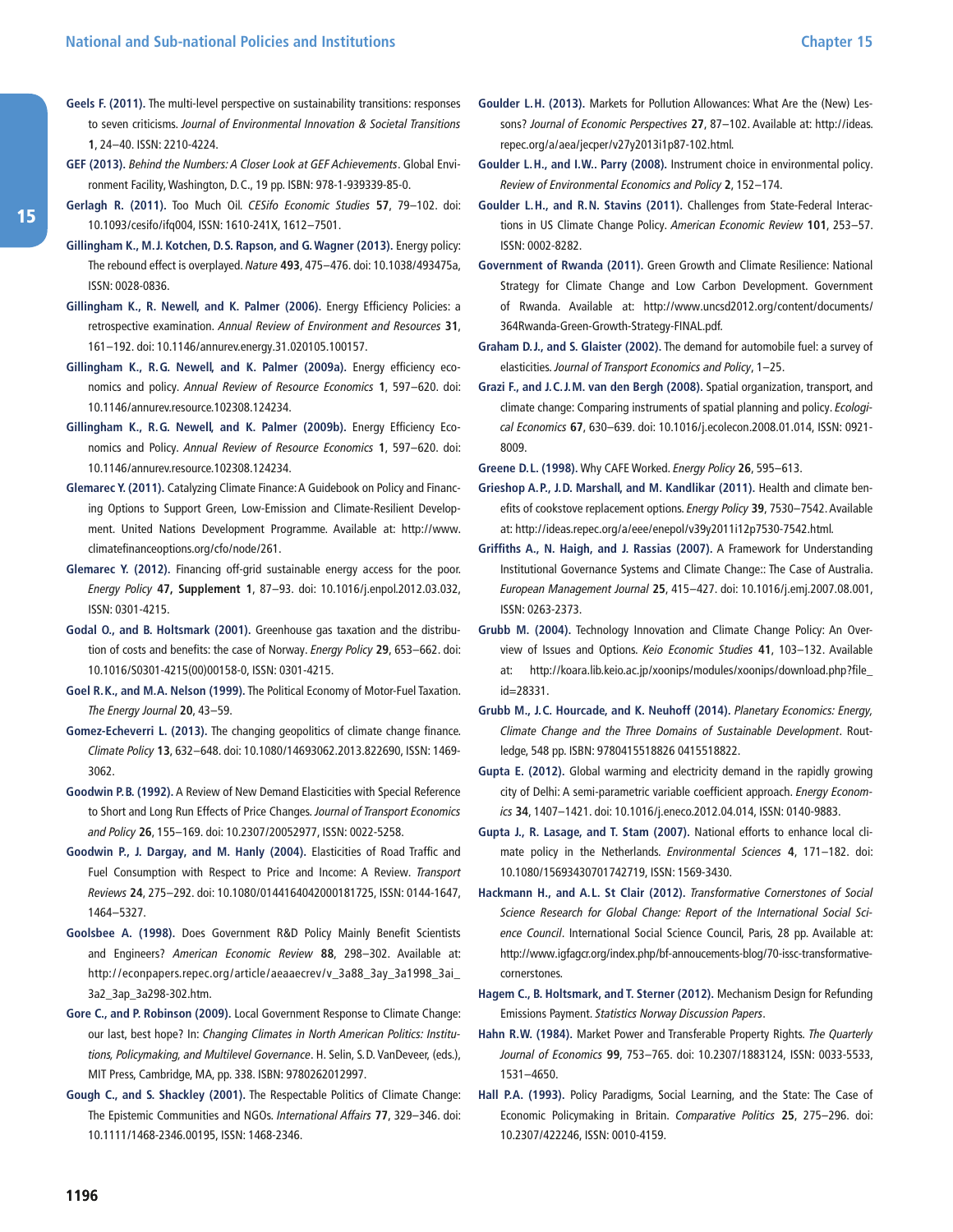**Geels F. (2011).** The multi-level perspective on sustainability transitions: responses to seven criticisms. *Journal of Environmental Innovation & Societal Transitions* **1**, 24–40. ISSN: 2210-4224.

**GEF (2013).** *Behind the Numbers: A Closer Look at GEF Achievements*. Global Environment Facility, Washington, D.C., 19 pp. ISBN: 978-1-939339-85-0.

**Gerlagh R. (2011).** Too Much Oil. *CESifo Economic Studies* **57**, 79–102. doi: 10.1093/cesifo/ifq004, ISSN: 1610-241X, 1612–7501.

**Gillingham K., M.J. Kotchen, D.S. Rapson, and G. Wagner (2013).** Energy policy: The rebound effect is overplayed. *Nature* **493**, 475–476. doi: 10.1038/493475a, ISSN: 0028-0836.

**Gillingham K., R. Newell, and K. Palmer (2006).** Energy Efficiency Policies: a retrospective examination. *Annual Review of Environment and Resources* **31**, 161–192. doi: 10.1146/annurev.energy.31.020105.100157.

**Gillingham K., R.G. Newell, and K. Palmer (2009a).** Energy efficiency economics and policy. *Annual Review of Resource Economics* **1**, 597–620. doi: 10.1146/annurev.resource.102308.124234.

**Gillingham K., R.G. Newell, and K. Palmer (2009b).** Energy Efficiency Economics and Policy. *Annual Review of Resource Economics* **1**, 597–620. doi: 10.1146/annurev.resource.102308.124234.

**Glemarec Y. (2011).** Catalyzing Climate Finance: A Guidebook on Policy and Financing Options to Support Green, Low-Emission and Climate-Resilient Development. United Nations Development Programme. Available at: http://www.climatefinanceoptions.org/cfo/node/261.

**Glemarec Y. (2012).** Financing off-grid sustainable energy access for the poor. *Energy Policy* **47, Supplement 1**, 87–93. doi: 10.1016/j.enpol.2012.03.032, ISSN: 0301-4215.

**Godal O., and B. Holtsmark (2001).** Greenhouse gas taxation and the distribution of costs and benefits: the case of Norway. *Energy Policy* **29**, 653–662. doi: 10.1016/S0301-4215(00)00158-0, ISSN: 0301-4215.

**Goel R.K., and M.A. Nelson (1999).** The Political Economy of Motor-Fuel Taxation. *The Energy Journal* **20**, 43–59.

**Gomez-Echeverri L. (2013).** The changing geopolitics of climate change finance. *Climate Policy* **13**, 632–648. doi: 10.1080/14693062.2013.822690, ISSN: 1469-3062.

**Goodwin P.B. (1992).** A Review of New Demand Elasticities with Special Reference to Short and Long Run Effects of Price Changes. *Journal of Transport Economics and Policy* **26**, 155–169. doi: 10.2307/20052977, ISSN: 0022-5258.

**Goodwin P., J. Dargay, and M. Hanly (2004).** Elasticities of Road Traffic and Fuel Consumption with Respect to Price and Income: A Review. *Transport Reviews* **24**, 275–292. doi: 10.1080/0144164042000181725, ISSN: 0144-1647, 1464–5327.

**Goolsbee A. (1998).** Does Government R&D Policy Mainly Benefit Scientists and Engineers? *American Economic Review* **88**, 298–302. Available at: http://econpapers.repec.org/article/aeaaecrev/v_3a88_3ay_3a1998_3ai_3a2_3ap_3a298-302.htm.

**Gore C., and P. Robinson (2009).** Local Government Response to Climate Change: our last, best hope? In: *Changing Climates in North American Politics: Institutions, Policymaking, and Multilevel Governance*. H. Selin, S.D. VanDeveer, (eds.), MIT Press, Cambridge, MA, pp. 338. ISBN: 9780262012997.

**Gough C., and S. Shackley (2001).** The Respectable Politics of Climate Change: The Epistemic Communities and NGOs. *International Affairs* **77**, 329–346. doi: 10.1111/1468-2346.00195, ISSN: 1468-2346.

**Goulder L.H. (2013).** Markets for Pollution Allowances: What Are the (New) Lessons? *Journal of Economic Perspectives* **27**, 87–102. Available at: http://ideas.repec.org/a/aea/jecper/v27y2013i1p87-102.html.

**Goulder L.H., and I.W.. Parry (2008).** Instrument choice in environmental policy. *Review of Environmental Economics and Policy* **2**, 152–174.

**Goulder L.H., and R.N. Stavins (2011).** Challenges from State-Federal Interactions in US Climate Change Policy. *American Economic Review* **101**, 253–57. ISSN: 0002-8282.

**Government of Rwanda (2011).** Green Growth and Climate Resilience: National Strategy for Climate Change and Low Carbon Development. Government of Rwanda. Available at: http://www.uncsd2012.org/content/documents/364Rwanda-Green-Growth-Strategy-FINAL.pdf.

**Graham D.J., and S. Glaister (2002).** The demand for automobile fuel: a survey of elasticities. *Journal of Transport Economics and Policy*, 1–25.

**Grazi F., and J.C.J.M. van den Bergh (2008).** Spatial organization, transport, and climate change: Comparing instruments of spatial planning and policy. *Ecological Economics* **67**, 630–639. doi: 10.1016/j.ecolecon.2008.01.014, ISSN: 0921-8009.

**Greene D.L. (1998).** Why CAFE Worked. *Energy Policy* **26**, 595–613.

**Grieshop A.P., J.D. Marshall, and M. Kandlikar (2011).** Health and climate benefits of cookstove replacement options. *Energy Policy* **39**, 7530–7542. Available at: http://ideas.repec.org/a/eee/enepol/v39y2011i12p7530-7542.html.

**Griffiths A., N. Haigh, and J. Rassias (2007).** A Framework for Understanding Institutional Governance Systems and Climate Change:: The Case of Australia. *European Management Journal* **25**, 415–427. doi: 10.1016/j.emj.2007.08.001, ISSN: 0263-2373.

**Grubb M. (2004).** Technology Innovation and Climate Change Policy: An Overview of Issues and Options. *Keio Economic Studies* **41**, 103–132. Available at: http://koara.lib.keio.ac.jp/xoonips/modules/xoonips/download.php?file_id=28331.

**Grubb M., J.C. Hourcade, and K. Neuhoff (2014).** *Planetary Economics: Energy, Climate Change and the Three Domains of Sustainable Development*. Routledge, 548 pp. ISBN: 9780415518826 0415518822.

**Gupta E. (2012).** Global warming and electricity demand in the rapidly growing city of Delhi: A semi-parametric variable coefficient approach. *Energy Economics* **34**, 1407–1421. doi: 10.1016/j.eneco.2012.04.014, ISSN: 0140-9883.

**Gupta J., R. Lasage, and T. Stam (2007).** National efforts to enhance local climate policy in the Netherlands. *Environmental Sciences* **4**, 171–182. doi: 10.1080/15693430701742719, ISSN: 1569-3430.

**Hackmann H., and A.L. St Clair (2012).** *Transformative Cornerstones of Social Science Research for Global Change: Report of the International Social Science Council*. International Social Science Council, Paris, 28 pp. Available at: http://www.igfagcr.org/index.php/bf-annoucements-blog/70-issc-transformative-cornerstones.

**Hagem C., B. Holtsmark, and T. Sterner (2012).** Mechanism Design for Refunding Emissions Payment. *Statistics Norway Discussion Papers*.

**Hahn R.W. (1984).** Market Power and Transferable Property Rights. *The Quarterly Journal of Economics* **99**, 753–765. doi: 10.2307/1883124, ISSN: 0033-5533, 1531–4650.

**Hall P.A. (1993).** Policy Paradigms, Social Learning, and the State: The Case of Economic Policymaking in Britain. *Comparative Politics* **25**, 275–296. doi: 10.2307/422246, ISSN: 0010-4159.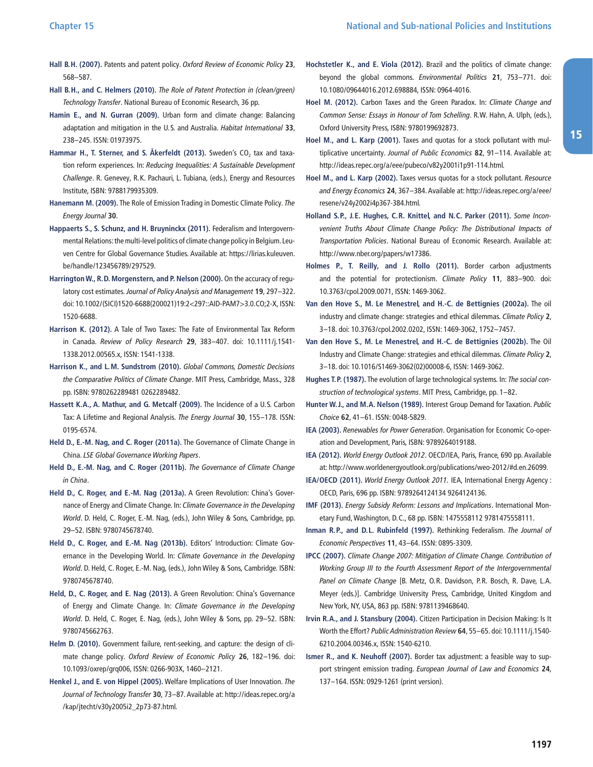**Hall B.H. (2007).** Patents and patent policy. *Oxford Review of Economic Policy* **23**, 568–587.

**Hall B.H., and C. Helmers (2010).** *The Role of Patent Protection in (clean/green) Technology Transfer*. National Bureau of Economic Research, 36 pp.

**Hamin E., and N. Gurran (2009).** Urban form and climate change: Balancing adaptation and mitigation in the U.S. and Australia. *Habitat International* **33**, 238–245. ISSN: 01973975.

**Hammar H., T. Sterner, and S. Åkerfeldt (2013).** Sweden's $CO_2$ tax and taxation reform experiences. In: *Reducing Inequalities: A Sustainable Development Challenge*. R. Genevey, R.K. Pachauri, L. Tubiana, (eds.), Energy and Resources Institute, ISBN: 9788179935309.

**Hanemann M. (2009).** The Role of Emission Trading in Domestic Climate Policy. *The Energy Journal* **30**.

**Happaerts S., S. Schunz, and H. Bruyninckx (2011).** Federalism and Intergovernmental Relations: the multi-level politics of climate change policy in Belgium. Leuven Centre for Global Governance Studies. Available at: https://lirias.kuleuven.be/handle/123456789/297529.

**Harrington W., R.D. Morgenstern, and P. Nelson (2000).** On the accuracy of regulatory cost estimates. *Journal of Policy Analysis and Management* **19**, 297–322. doi: 10.1002/(SICI)1520-6688(200021)19:2<297::AID-PAM7>3.0.CO;2-X, ISSN: 1520-6688.

**Harrison K. (2012).** A Tale of Two Taxes: The Fate of Environmental Tax Reform in Canada. *Review of Policy Research* **29**, 383–407. doi: 10.1111/j.1541-1338.2012.00565.x, ISSN: 1541-1338.

**Harrison K., and L.M. Sundstrom (2010).** *Global Commons, Domestic Decisions the Comparative Politics of Climate Change*. MIT Press, Cambridge, Mass., 328 pp. ISBN: 9780262289481 0262289482.

**Hassett K.A., A. Mathur, and G. Metcalf (2009).** The Incidence of a U.S. Carbon Tax: A Lifetime and Regional Analysis. *The Energy Journal* **30**, 155–178. ISSN: 0195-6574.

**Held D., E.-M. Nag, and C. Roger (2011a).** The Governance of Climate Change in China. *LSE Global Governance Working Papers*.

**Held D., E.-M. Nag, and C. Roger (2011b).** *The Governance of Climate Change in China*.

**Held D., C. Roger, and E.-M. Nag (2013a).** A Green Revolution: China's Governance of Energy and Climate Change. In: *Climate Governance in the Developing World*. D. Held, C. Roger, E.-M. Nag, (eds.), John Wiley & Sons, Cambridge, pp. 29–52. ISBN: 9780745678740.

**Held D., C. Roger, and E.-M. Nag (2013b).** Editors' Introduction: Climate Governance in the Developing World. In: *Climate Governance in the Developing World*. D. Held, C. Roger, E.-M. Nag, (eds.), John Wiley & Sons, Cambridge. ISBN: 9780745678740.

**Held, D., C. Roger, and E. Nag (2013).** A Green Revolution: China's Governance of Energy and Climate Change. In: *Climate Governance in the Developing World*. D. Held, C. Roger, E. Nag, (eds.), John Wiley & Sons, pp. 29–52. ISBN: 9780745662763.

**Helm D. (2010).** Government failure, rent-seeking, and capture: the design of climate change policy. *Oxford Review of Economic Policy* **26**, 182–196. doi: 10.1093/oxrep/grq006, ISSN: 0266-903X, 1460–2121.

**Henkel J., and E. von Hippel (2005).** Welfare Implications of User Innovation. *The Journal of Technology Transfer* **30**, 73–87. Available at: http://ideas.repec.org/a/kap/jtecht/v30y2005i2_2p73-87.html.

**Hochstetler K., and E. Viola (2012).** Brazil and the politics of climate change: beyond the global commons. *Environmental Politics* **21**, 753–771. doi: 10.1080/09644016.2012.698884, ISSN: 0964-4016.

**Hoel M. (2012).** Carbon Taxes and the Green Paradox. In: *Climate Change and Common Sense: Essays in Honour of Tom Schelling*. R.W. Hahn, A. Ulph, (eds.), Oxford University Press, ISBN: 9780199692873.

**Hoel M., and L. Karp (2001).** Taxes and quotas for a stock pollutant with multiplicative uncertainty. *Journal of Public Economics* **82**, 91–114. Available at: http://ideas.repec.org/a/eee/pubeco/v82y2001i1p91-114.html.

**Hoel M., and L. Karp (2002).** Taxes versus quotas for a stock pollutant. *Resource and Energy Economics* **24**, 367–384. Available at: http://ideas.repec.org/a/eee/resene/v24y2002i4p367-384.html.

**Holland S.P., J.E. Hughes, C.R. Knittel, and N.C. Parker (2011).** *Some Inconvenient Truths About Climate Change Policy: The Distributional Impacts of Transportation Policies*. National Bureau of Economic Research. Available at: http://www.nber.org/papers/w17386.

**Holmes P., T. Reilly, and J. Rollo (2011).** Border carbon adjustments and the potential for protectionism. *Climate Policy* **11**, 883–900. doi: 10.3763/cpol.2009.0071, ISSN: 1469-3062.

**Van den Hove S., M. Le Menestrel, and H.-C. de Bettignies (2002a).** The oil industry and climate change: strategies and ethical dilemmas. *Climate Policy* **2**, 3–18. doi: 10.3763/cpol.2002.0202, ISSN: 1469-3062, 1752–7457.

**Van den Hove S., M. Le Menestrel, and H.-C. de Bettignies (2002b).** The Oil Industry and Climate Change: strategies and ethical dilemmas. *Climate Policy* **2**, 3–18. doi: 10.1016/S1469-3062(02)00008-6, ISSN: 1469-3062.

**Hughes T.P. (1987).** The evolution of large technological systems. In: *The social construction of technological systems*. MIT Press, Cambridge, pp. 1–82.

**Hunter W.J., and M.A. Nelson (1989).** Interest Group Demand for Taxation. *Public Choice* **62**, 41–61. ISSN: 0048-5829.

**IEA (2003).** *Renewables for Power Generation*. Organisation for Economic Co-operation and Development, Paris, ISBN: 9789264019188.

**IEA (2012).** *World Energy Outlook 2012*. OECD/IEA, Paris, France, 690 pp. Available at: http://www.worldenergyoutlook.org/publications/weo-2012/#d.en.26099.

**IEA/OECD (2011).** *World Energy Outlook 2011*. IEA, International Energy Agency : OECD, Paris, 696 pp. ISBN: 9789264124134 9264124136.

**IMF (2013).** *Energy Subsidy Reform: Lessons and Implications*. International Monetary Fund, Washington, D.C., 68 pp. ISBN: 1475558112 9781475558111.

**Inman R.P., and D.L. Rubinfeld (1997).** Rethinking Federalism. *The Journal of Economic Perspectives* **11**, 43–64. ISSN: 0895-3309.

**IPCC (2007).** *Climate Change 2007: Mitigation of Climate Change. Contribution of Working Group III to the Fourth Assessment Report of the Intergovernmental Panel on Climate Change* [B. Metz, O.R. Davidson, P.R. Bosch, R. Dave, L.A. Meyer (eds.)]. Cambridge University Press, Cambridge, United Kingdom and New York, NY, USA, 863 pp. ISBN: 9781139468640.

**Irvin R.A., and J. Stansbury (2004).** Citizen Participation in Decision Making: Is It Worth the Effort? *Public Administration Review* **64**, 55–65. doi: 10.1111/j.1540-6210.2004.00346.x, ISSN: 1540-6210.

**Ismer R., and K. Neuhoff (2007).** Border tax adjustment: a feasible way to support stringent emission trading. *European Journal of Law and Economics* **24**, 137–164. ISSN: 0929-1261 (print version).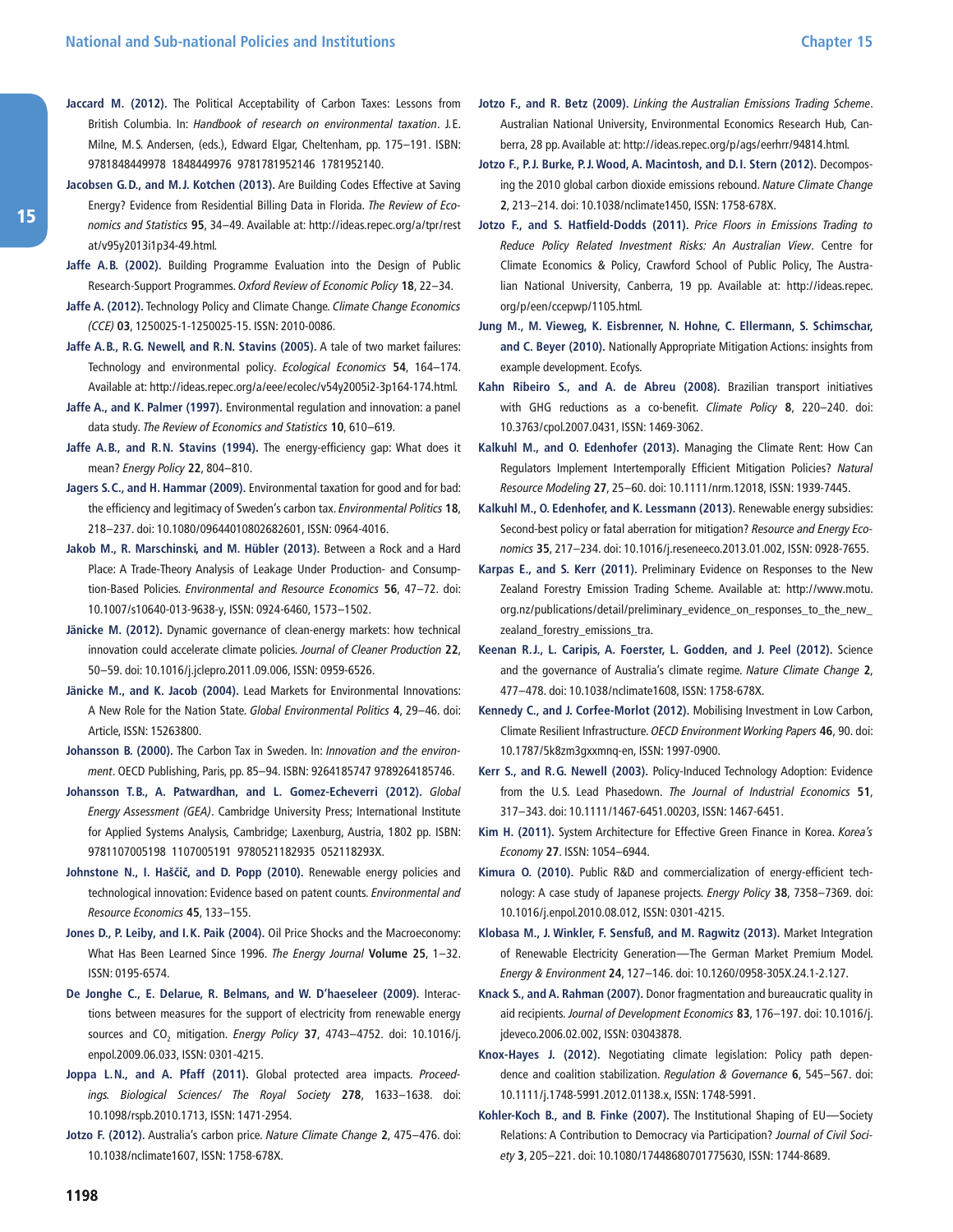**Jaccard M. (2012).** The Political Acceptability of Carbon Taxes: Lessons from British Columbia. In: *Handbook of research on environmental taxation*. J.E. Milne, M.S. Andersen, (eds.), Edward Elgar, Cheltenham, pp. 175–191. ISBN: 9781848449978 1848449976 9781781952146 1781952140.

**Jacobsen G.D., and M.J. Kotchen (2013).** Are Building Codes Effective at Saving Energy? Evidence from Residential Billing Data in Florida. *The Review of Economics and Statistics* **95**, 34–49. Available at: http://ideas.repec.org/a/tpr/restat/v95y2013i1p34-49.html.

**Jaffe A.B. (2002).** Building Programme Evaluation into the Design of Public Research-Support Programmes. *Oxford Review of Economic Policy* **18**, 22–34.

**Jaffe A. (2012).** Technology Policy and Climate Change. *Climate Change Economics (CCE)* **03**, 1250025-1-1250025-15. ISSN: 2010-0086.

**Jaffe A.B., R.G. Newell, and R.N. Stavins (2005).** A tale of two market failures: Technology and environmental policy. *Ecological Economics* **54**, 164–174. Available at: http://ideas.repec.org/a/eee/ecolec/v54y2005i2-3p164-174.html.

**Jaffe A., and K. Palmer (1997).** Environmental regulation and innovation: a panel data study. *The Review of Economics and Statistics* **10**, 610–619.

**Jaffe A.B., and R.N. Stavins (1994).** The energy-efficiency gap: What does it mean? *Energy Policy* **22**, 804–810.

**Jagers S.C., and H. Hammar (2009).** Environmental taxation for good and for bad: the efficiency and legitimacy of Sweden's carbon tax. *Environmental Politics* **18**, 218–237. doi: 10.1080/09644010802682601, ISSN: 0964-4016.

**Jakob M., R. Marschinski, and M. Hübler (2013).** Between a Rock and a Hard Place: A Trade-Theory Analysis of Leakage Under Production- and Consumption-Based Policies. *Environmental and Resource Economics* **56**, 47–72. doi: 10.1007/s10640-013-9638-y, ISSN: 0924-6460, 1573–1502.

**Jänicke M. (2012).** Dynamic governance of clean-energy markets: how technical innovation could accelerate climate policies. *Journal of Cleaner Production* **22**, 50–59. doi: 10.1016/j.jclepro.2011.09.006, ISSN: 0959-6526.

**Jänicke M., and K. Jacob (2004).** Lead Markets for Environmental Innovations: A New Role for the Nation State. *Global Environmental Politics* **4**, 29–46. doi: Article, ISSN: 15263800.

**Johansson B. (2000).** The Carbon Tax in Sweden. In: *Innovation and the environment*. OECD Publishing, Paris, pp. 85–94. ISBN: 9264185747 9789264185746.

**Johansson T.B., A. Patwardhan, and L. Gomez-Echeverri (2012).** *Global Energy Assessment (GEA)*. Cambridge University Press; International Institute for Applied Systems Analysis, Cambridge; Laxenburg, Austria, 1802 pp. ISBN: 9781107005198 1107005191 9780521182935 052118293X.

**Johnstone N., I. Haščič, and D. Popp (2010).** Renewable energy policies and technological innovation: Evidence based on patent counts. *Environmental and Resource Economics* **45**, 133–155.

**Jones D., P. Leiby, and I.K. Paik (2004).** Oil Price Shocks and the Macroeconomy: What Has Been Learned Since 1996. *The Energy Journal* **Volume 25**, 1–32. ISSN: 0195-6574.

**De Jonghe C., E. Delarue, R. Belmans, and W. D'haeseleer (2009).** Interactions between measures for the support of electricity from renewable energy sources and $CO_2$ mitigation. *Energy Policy* **37**, 4743–4752. doi: 10.1016/j.enpol.2009.06.033, ISSN: 0301-4215.

**Joppa L.N., and A. Pfaff (2011).** Global protected area impacts. *Proceedings. Biological Sciences/ The Royal Society* **278**, 1633–1638. doi: 10.1098/rspb.2010.1713, ISSN: 1471-2954.

**Jotzo F. (2012).** Australia's carbon price. *Nature Climate Change* **2**, 475–476. doi: 10.1038/nclimate1607, ISSN: 1758-678X.

**Jotzo F., and R. Betz (2009).** *Linking the Australian Emissions Trading Scheme*. Australian National University, Environmental Economics Research Hub, Canberra, 28 pp. Available at: http://ideas.repec.org/p/ags/eerhrr/94814.html.

**Jotzo F., P.J. Burke, P.J. Wood, A. Macintosh, and D.I. Stern (2012).** Decomposing the 2010 global carbon dioxide emissions rebound. *Nature Climate Change* **2**, 213–214. doi: 10.1038/nclimate1450, ISSN: 1758-678X.

**Jotzo F., and S. Hatfield-Dodds (2011).** *Price Floors in Emissions Trading to Reduce Policy Related Investment Risks: An Australian View*. Centre for Climate Economics & Policy, Crawford School of Public Policy, The Australian National University, Canberra, 19 pp. Available at: http://ideas.repec.org/p/een/ccepwp/1105.html.

**Jung M., M. Vieweg, K. Eisbrenner, N. Hohne, C. Ellermann, S. Schimschar, and C. Beyer (2010).** Nationally Appropriate Mitigation Actions: insights from example development. Ecofys.

**Kahn Ribeiro S., and A. de Abreu (2008).** Brazilian transport initiatives with GHG reductions as a co-benefit. *Climate Policy* **8**, 220–240. doi: 10.3763/cpol.2007.0431, ISSN: 1469-3062.

**Kalkuhl M., and O. Edenhofer (2013).** Managing the Climate Rent: How Can Regulators Implement Intertemporally Efficient Mitigation Policies? *Natural Resource Modeling* **27**, 25–60. doi: 10.1111/nrm.12018, ISSN: 1939-7445.

**Kalkuhl M., O. Edenhofer, and K. Lessmann (2013).** Renewable energy subsidies: Second-best policy or fatal aberration for mitigation? *Resource and Energy Economics* **35**, 217–234. doi: 10.1016/j.reseneeco.2013.01.002, ISSN: 0928-7655.

**Karpas E., and S. Kerr (2011).** Preliminary Evidence on Responses to the New Zealand Forestry Emission Trading Scheme. Available at: http://www.motu.org.nz/publications/detail/preliminary_evidence_on_responses_to_the_new_zealand_forestry_emissions_tra.

**Keenan R.J., A. Caripis, A. Foerster, L. Godden, and J. Peel (2012).** Science and the governance of Australia's climate regime. *Nature Climate Change* **2**, 477–478. doi: 10.1038/nclimate1608, ISSN: 1758-678X.

**Kennedy C., and J. Corfee-Morlot (2012).** Mobilising Investment in Low Carbon, Climate Resilient Infrastructure. *OECD Environment Working Papers* **46**, 90. doi: 10.1787/5k8zm3gxxmnq-en, ISSN: 1997-0900.

**Kerr S., and R.G. Newell (2003).** Policy-Induced Technology Adoption: Evidence from the U.S. Lead Phasedown. *The Journal of Industrial Economics* **51**, 317–343. doi: 10.1111/1467-6451.00203, ISSN: 1467-6451.

**Kim H. (2011).** System Architecture for Effective Green Finance in Korea. *Korea's Economy* **27**. ISSN: 1054–6944.

**Kimura O. (2010).** Public R&D and commercialization of energy-efficient technology: A case study of Japanese projects. *Energy Policy* **38**, 7358–7369. doi: 10.1016/j.enpol.2010.08.012, ISSN: 0301-4215.

**Klobasa M., J. Winkler, F. Sensfuß, and M. Ragwitz (2013).** Market Integration of Renewable Electricity Generation—The German Market Premium Model. *Energy & Environment* **24**, 127–146. doi: 10.1260/0958-305X.24.1-2.127.

**Knack S., and A. Rahman (2007).** Donor fragmentation and bureaucratic quality in aid recipients. *Journal of Development Economics* **83**, 176–197. doi: 10.1016/j.jdeveco.2006.02.002, ISSN: 03043878.

**Knox-Hayes J. (2012).** Negotiating climate legislation: Policy path dependence and coalition stabilization. *Regulation & Governance* **6**, 545–567. doi: 10.1111/j.1748-5991.2012.01138.x, ISSN: 1748-5991.

**Kohler-Koch B., and B. Finke (2007).** The Institutional Shaping of EU—Society Relations: A Contribution to Democracy via Participation? *Journal of Civil Society* **3**, 205–221. doi: 10.1080/17448680701775630, ISSN: 1744-8689.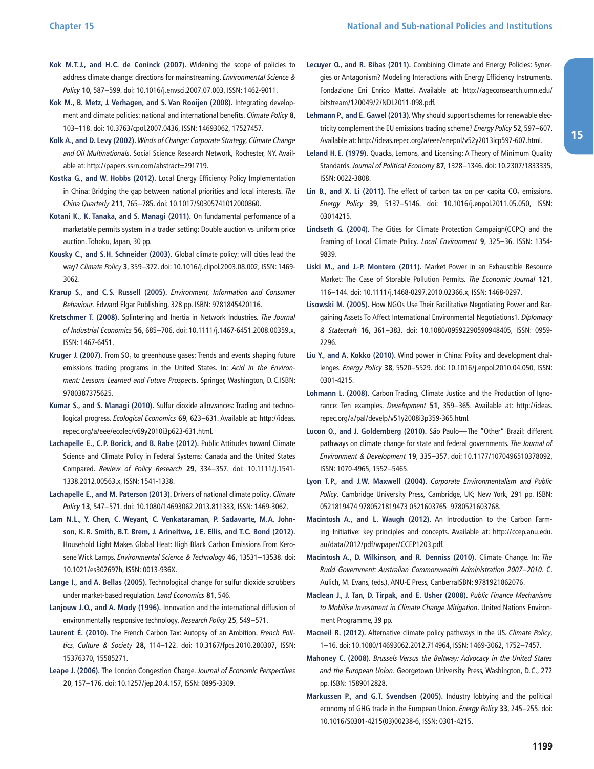**Kok M.T.J., and H.C. de Coninck (2007).** Widening the scope of policies to address climate change: directions for mainstreaming. *Environmental Science & Policy* **10**, 587–599. doi: 10.1016/j.envsci.2007.07.003, ISSN: 1462-9011.

**Kok M., B. Metz, J. Verhagen, and S. Van Rooijen (2008).** Integrating development and climate policies: national and international benefits. *Climate Policy* **8**, 103–118. doi: 10.3763/cpol.2007.0436, ISSN: 14693062, 17527457.

**Kolk A., and D. Levy (2002).** *Winds of Change: Corporate Strategy, Climate Change and Oil Multinationals*. Social Science Research Network, Rochester, NY. Available at: http://papers.ssrn.com/abstract=291719.

**Kostka G., and W. Hobbs (2012).** Local Energy Efficiency Policy Implementation in China: Bridging the gap between national priorities and local interests. *The China Quarterly* **211**, 765–785. doi: 10.1017/S0305741012000860.

**Kotani K., K. Tanaka, and S. Managi (2011).** On fundamental performance of a marketable permits system in a trader setting: Double auction vs uniform price auction. Tohoku, Japan, 30 pp.

**Kousky C., and S.H. Schneider (2003).** Global climate policy: will cities lead the way? *Climate Policy* **3**, 359–372. doi: 10.1016/j.clipol.2003.08.002, ISSN: 1469-3062.

**Krarup S., and C.S. Russell (2005).** *Environment, Information and Consumer Behaviour*. Edward Elgar Publishing, 328 pp. ISBN: 9781845420116.

**Kretschmer T. (2008).** Splintering and Inertia in Network Industries. *The Journal of Industrial Economics* **56**, 685–706. doi: 10.1111/j.1467-6451.2008.00359.x, ISSN: 1467-6451.

**Kruger J. (2007).** From $SO_2$ to greenhouse gases: Trends and events shaping future emissions trading programs in the United States. In: *Acid in the Environment: Lessons Learned and Future Prospects*. Springer, Washington, D.C.ISBN: 9780387375625.

**Kumar S., and S. Managi (2010).** Sulfur dioxide allowances: Trading and technological progress. *Ecological Economics* **69**, 623–631. Available at: http://ideas.repec.org/a/eee/ecolec/v69y2010i3p623-631.html.

**Lachapelle E., C.P. Borick, and B. Rabe (2012).** Public Attitudes toward Climate Science and Climate Policy in Federal Systems: Canada and the United States Compared. *Review of Policy Research* **29**, 334–357. doi: 10.1111/j.1541-1338.2012.00563.x, ISSN: 1541-1338.

**Lachapelle E., and M. Paterson (2013).** Drivers of national climate policy. *Climate Policy* **13**, 547–571. doi: 10.1080/14693062.2013.811333, ISSN: 1469-3062.

**Lam N.L., Y. Chen, C. Weyant, C. Venkataraman, P. Sadavarte, M.A. Johnson, K.R. Smith, B.T. Brem, J. Arineitwe, J.E. Ellis, and T.C. Bond (2012).** Household Light Makes Global Heat: High Black Carbon Emissions From Kerosene Wick Lamps. *Environmental Science & Technology* **46**, 13531–13538. doi: 10.1021/es302697h, ISSN: 0013-936X.

**Lange I., and A. Bellas (2005).** Technological change for sulfur dioxide scrubbers under market-based regulation. *Land Economics* **81**, 546.

**Lanjouw J.O., and A. Mody (1996).** Innovation and the international diffusion of environmentally responsive technology. *Research Policy* **25**, 549–571.

**Laurent É. (2010).** The French Carbon Tax: Autopsy of an Ambition. *French Politics, Culture & Society* **28**, 114–122. doi: 10.3167/fpcs.2010.280307, ISSN: 15376370, 15585271.

**Leape J. (2006).** The London Congestion Charge. *Journal of Economic Perspectives* **20**, 157–176. doi: 10.1257/jep.20.4.157, ISSN: 0895-3309.

**Lecuyer O., and R. Bibas (2011).** Combining Climate and Energy Policies: Synergies or Antagonism? Modeling Interactions with Energy Efficiency Instruments. Fondazione Eni Enrico Mattei. Available at: http://ageconsearch.umn.edu/bitstream/120049/2/NDL2011-098.pdf.

**Lehmann P., and E. Gawel (2013).** Why should support schemes for renewable electricity complement the EU emissions trading scheme? *Energy Policy* **52**, 597–607. Available at: http://ideas.repec.org/a/eee/enepol/v52y2013icp597-607.html.

**Leland H.E. (1979).** Quacks, Lemons, and Licensing: A Theory of Minimum Quality Standards. *Journal of Political Economy* **87**, 1328–1346. doi: 10.2307/1833335, ISSN: 0022-3808.

**Lin B., and X. Li (2011).** The effect of carbon tax on per capita $CO_2$ emissions. *Energy Policy* **39**, 5137–5146. doi: 10.1016/j.enpol.2011.05.050, ISSN: 03014215.

**Lindseth G. (2004).** The Cities for Climate Protection Campaign(CCPC) and the Framing of Local Climate Policy. *Local Environment* **9**, 325–36. ISSN: 1354-9839.

**Liski M., and J.-P. Montero (2011).** Market Power in an Exhaustible Resource Market: The Case of Storable Pollution Permits. *The Economic Journal* **121**, 116–144. doi: 10.1111/j.1468-0297.2010.02366.x, ISSN: 1468-0297.

**Lisowski M. (2005).** How NGOs Use Their Facilitative Negotiating Power and Bargaining Assets To Affect International Environmental Negotiations1. *Diplomacy & Statecraft* **16**, 361–383. doi: 10.1080/09592290590948405, ISSN: 0959-2296.

**Liu Y., and A. Kokko (2010).** Wind power in China: Policy and development challenges. *Energy Policy* **38**, 5520–5529. doi: 10.1016/j.enpol.2010.04.050, ISSN: 0301-4215.

**Lohmann L. (2008).** Carbon Trading, Climate Justice and the Production of Ignorance: Ten examples. *Development* **51**, 359–365. Available at: http://ideas.repec.org/a/pal/develp/v51y2008i3p359-365.html.

**Lucon O., and J. Goldemberg (2010).** São Paulo—The "Other" Brazil: different pathways on climate change for state and federal governments. *The Journal of Environment & Development* **19**, 335–357. doi: 10.1177/1070496510378092, ISSN: 1070-4965, 1552–5465.

**Lyon T.P., and J.W. Maxwell (2004).** *Corporate Environmentalism and Public Policy*. Cambridge University Press, Cambridge, UK; New York, 291 pp. ISBN: 0521819474 9780521819473 0521603765 9780521603768.

**Macintosh A., and L. Waugh (2012).** An Introduction to the Carbon Farming Initiative: key principles and concepts. Available at: http://ccep.anu.edu.au/data/2012/pdf/wpaper/CCEP1203.pdf.

**Macintosh A., D. Wilkinson, and R. Denniss (2010).** Climate Change. In: *The Rudd Government: Australian Commonwealth Administration 2007–2010*. C. Aulich, M. Evans, (eds.), ANU-E Press, CanberraISBN: 9781921862076.

**Maclean J., J. Tan, D. Tirpak, and E. Usher (2008).** *Public Finance Mechanisms to Mobilise Investment in Climate Change Mitigation*. United Nations Environment Programme, 39 pp.

**Macneil R. (2012).** Alternative climate policy pathways in the US. *Climate Policy*, 1–16. doi: 10.1080/14693062.2012.714964, ISSN: 1469-3062, 1752–7457.

**Mahoney C. (2008).** *Brussels Versus the Beltway: Advocacy in the United States and the European Union*. Georgetown University Press, Washington, D.C., 272 pp. ISBN: 1589012828.

**Markussen P., and G.T. Svendsen (2005).** Industry lobbying and the political economy of GHG trade in the European Union. *Energy Policy* **33**, 245–255. doi: 10.1016/S0301-4215(03)00238-6, ISSN: 0301-4215.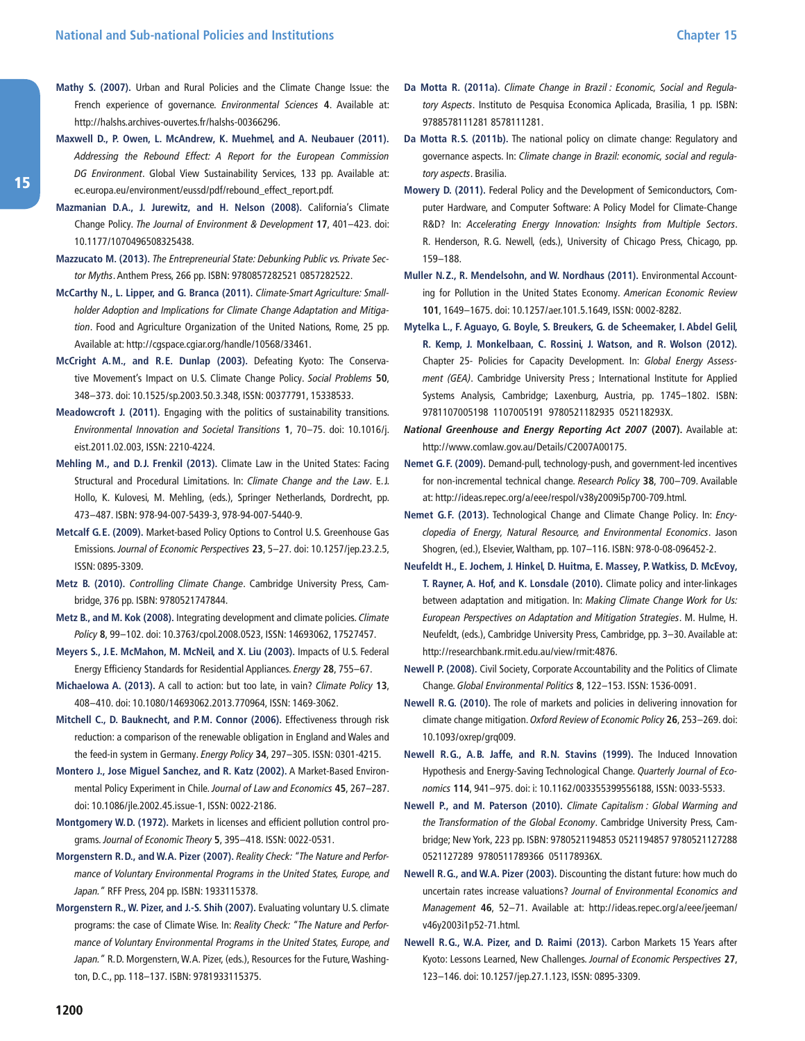**Mathy S. (2007).** Urban and Rural Policies and the Climate Change Issue: the French experience of governance. *Environmental Sciences* **4**. Available at: http://halshs.archives-ouvertes.fr/halshs-00366296.

**Maxwell D., P. Owen, L. McAndrew, K. Muehmel, and A. Neubauer (2011).** *Addressing the Rebound Effect: A Report for the European Commission DG Environment*. Global View Sustainability Services, 133 pp. Available at: ec.europa.eu/environment/eussd/pdf/rebound_effect_report.pdf.

**Mazmanian D.A., J. Jurewitz, and H. Nelson (2008).** California's Climate Change Policy. *The Journal of Environment & Development* **17**, 401–423. doi: 10.1177/1070496508325438.

**Mazzucato M. (2013).** *The Entrepreneurial State: Debunking Public vs. Private Sector Myths*. Anthem Press, 266 pp. ISBN: 9780857282521 0857282522.

**McCarthy N., L. Lipper, and G. Branca (2011).** *Climate-Smart Agriculture: Smallholder Adoption and Implications for Climate Change Adaptation and Mitigation*. Food and Agriculture Organization of the United Nations, Rome, 25 pp. Available at: http://cgspace.cgiar.org/handle/10568/33461.

**McCright A.M., and R.E. Dunlap (2003).** Defeating Kyoto: The Conservative Movement's Impact on U.S. Climate Change Policy. *Social Problems* **50**, 348–373. doi: 10.1525/sp.2003.50.3.348, ISSN: 00377791, 15338533.

**Meadowcroft J. (2011).** Engaging with the politics of sustainability transitions. *Environmental Innovation and Societal Transitions* **1**, 70–75. doi: 10.1016/j.eist.2011.02.003, ISSN: 2210-4224.

**Mehling M., and D.J. Frenkil (2013).** Climate Law in the United States: Facing Structural and Procedural Limitations. In: *Climate Change and the Law*. E.J. Hollo, K. Kulovesi, M. Mehling, (eds.), Springer Netherlands, Dordrecht, pp. 473–487. ISBN: 978-94-007-5439-3, 978-94-007-5440-9.

**Metcalf G.E. (2009).** Market-based Policy Options to Control U.S. Greenhouse Gas Emissions. *Journal of Economic Perspectives* **23**, 5–27. doi: 10.1257/jep.23.2.5, ISSN: 0895-3309.

**Metz B. (2010).** *Controlling Climate Change*. Cambridge University Press, Cambridge, 376 pp. ISBN: 9780521747844.

**Metz B., and M. Kok (2008).** Integrating development and climate policies. *Climate Policy* **8**, 99–102. doi: 10.3763/cpol.2008.0523, ISSN: 14693062, 17527457.

**Meyers S., J.E. McMahon, M. McNeil, and X. Liu (2003).** Impacts of U.S. Federal Energy Efficiency Standards for Residential Appliances. *Energy* **28**, 755–67.

**Michaelowa A. (2013).** A call to action: but too late, in vain? *Climate Policy* **13**, 408–410. doi: 10.1080/14693062.2013.770964, ISSN: 1469-3062.

**Mitchell C., D. Bauknecht, and P.M. Connor (2006).** Effectiveness through risk reduction: a comparison of the renewable obligation in England and Wales and the feed-in system in Germany. *Energy Policy* **34**, 297–305. ISSN: 0301-4215.

**Montero J., Jose Miguel Sanchez, and R. Katz (2002).** A Market-Based Environmental Policy Experiment in Chile. *Journal of Law and Economics* **45**, 267–287. doi: 10.1086/jle.2002.45.issue-1, ISSN: 0022-2186.

**Montgomery W.D. (1972).** Markets in licenses and efficient pollution control programs. *Journal of Economic Theory* **5**, 395–418. ISSN: 0022-0531.

**Morgenstern R.D., and W.A. Pizer (2007).** *Reality Check: "The Nature and Performance of Voluntary Environmental Programs in the United States, Europe, and Japan."* RFF Press, 204 pp. ISBN: 1933115378.

**Morgenstern R., W. Pizer, and J.-S. Shih (2007).** Evaluating voluntary U.S. climate programs: the case of Climate Wise. In: *Reality Check: "The Nature and Performance of Voluntary Environmental Programs in the United States, Europe, and Japan."* R.D. Morgenstern, W.A. Pizer, (eds.), Resources for the Future, Washington, D.C., pp. 118–137. ISBN: 9781933115375.

**Da Motta R. (2011a).** *Climate Change in Brazil : Economic, Social and Regulatory Aspects*. Instituto de Pesquisa Economica Aplicada, Brasilia, 1 pp. ISBN: 9788578111281 8578111281.

**Da Motta R.S. (2011b).** The national policy on climate change: Regulatory and governance aspects. In: *Climate change in Brazil: economic, social and regulatory aspects*. Brasilia.

**Mowery D. (2011).** Federal Policy and the Development of Semiconductors, Computer Hardware, and Computer Software: A Policy Model for Climate-Change R&D? In: *Accelerating Energy Innovation: Insights from Multiple Sectors*. R. Henderson, R.G. Newell, (eds.), University of Chicago Press, Chicago, pp. 159–188.

**Muller N.Z., R. Mendelsohn, and W. Nordhaus (2011).** Environmental Accounting for Pollution in the United States Economy. *American Economic Review* **101**, 1649–1675. doi: 10.1257/aer.101.5.1649, ISSN: 0002-8282.

**Mytelka L., F. Aguayo, G. Boyle, S. Breukers, G. de Scheemaker, I. Abdel Gelil, R. Kemp, J. Monkelbaan, C. Rossini, J. Watson, and R. Wolson (2012).** Chapter 25- Policies for Capacity Development. In: *Global Energy Assessment (GEA)*. Cambridge University Press ; International Institute for Applied Systems Analysis, Cambridge; Laxenburg, Austria, pp. 1745–1802. ISBN: 9781107005198 1107005191 9780521182935 052118293X.

***National Greenhouse and Energy Reporting Act 2007* (2007).** Available at: http://www.comlaw.gov.au/Details/C2007A00175.

**Nemet G.F. (2009).** Demand-pull, technology-push, and government-led incentives for non-incremental technical change. *Research Policy* **38**, 700–709. Available at: http://ideas.repec.org/a/eee/respol/v38y2009i5p700-709.html.

**Nemet G.F. (2013).** Technological Change and Climate Change Policy. In: *Encyclopedia of Energy, Natural Resource, and Environmental Economics*. Jason Shogren, (ed.), Elsevier, Waltham, pp. 107–116. ISBN: 978-0-08-096452-2.

**Neufeldt H., E. Jochem, J. Hinkel, D. Huitma, E. Massey, P. Watkiss, D. McEvoy, T. Rayner, A. Hof, and K. Lonsdale (2010).** Climate policy and inter-linkages between adaptation and mitigation. In: *Making Climate Change Work for Us: European Perspectives on Adaptation and Mitigation Strategies*. M. Hulme, H. Neufeldt, (eds.), Cambridge University Press, Cambridge, pp. 3–30. Available at: http://researchbank.rmit.edu.au/view/rmit:4876.

**Newell P. (2008).** Civil Society, Corporate Accountability and the Politics of Climate Change. *Global Environmental Politics* **8**, 122–153. ISSN: 1536-0091.

**Newell R.G. (2010).** The role of markets and policies in delivering innovation for climate change mitigation. *Oxford Review of Economic Policy* **26**, 253–269. doi: 10.1093/oxrep/grq009.

**Newell R.G., A.B. Jaffe, and R.N. Stavins (1999).** The Induced Innovation Hypothesis and Energy-Saving Technological Change. *Quarterly Journal of Economics* **114**, 941–975. doi: i: 10.1162/003355399556188, ISSN: 0033-5533.

**Newell P., and M. Paterson (2010).** *Climate Capitalism : Global Warming and the Transformation of the Global Economy*. Cambridge University Press, Cambridge; New York, 223 pp. ISBN: 9780521194853 0521194857 9780521127288 0521127289 9780511789366 051178936X.

**Newell R.G., and W.A. Pizer (2003).** Discounting the distant future: how much do uncertain rates increase valuations? *Journal of Environmental Economics and Management* **46**, 52–71. Available at: http://ideas.repec.org/a/eee/jeeman/v46y2003i1p52-71.html.

**Newell R.G., W.A. Pizer, and D. Raimi (2013).** Carbon Markets 15 Years after Kyoto: Lessons Learned, New Challenges. *Journal of Economic Perspectives* **27**, 123–146. doi: 10.1257/jep.27.1.123, ISSN: 0895-3309.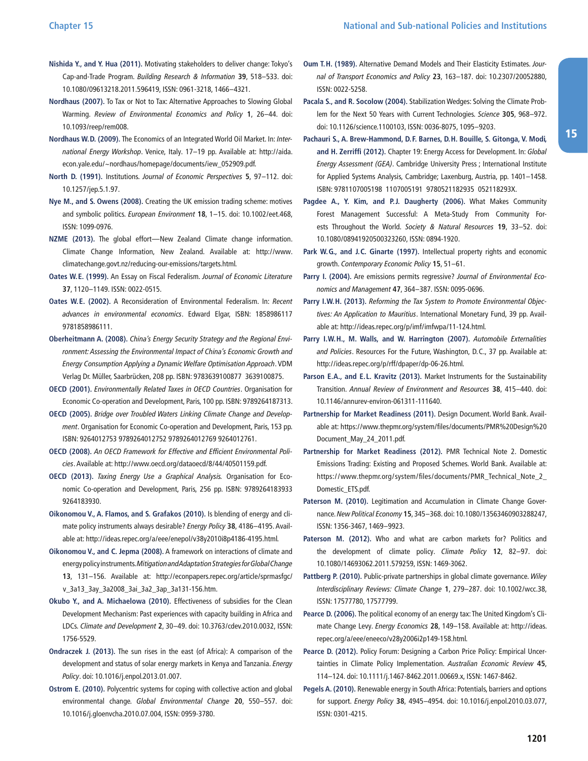**Nishida Y., and Y. Hua (2011).** Motivating stakeholders to deliver change: Tokyo's Cap-and-Trade Program. *Building Research & Information* **39**, 518–533. doi: 10.1080/09613218.2011.596419, ISSN: 0961-3218, 1466–4321.

**Nordhaus (2007).** To Tax or Not to Tax: Alternative Approaches to Slowing Global Warming. *Review of Environmental Economics and Policy* **1**, 26–44. doi: 10.1093/reep/rem008.

**Nordhaus W.D. (2009).** The Economics of an Integrated World Oil Market. In: *International Energy Workshop*. Venice, Italy. 17–19 pp. Available at: http://aida.econ.yale.edu/~nordhaus/homepage/documents/iew_052909.pdf.

**North D. (1991).** Institutions. *Journal of Economic Perspectives* **5**, 97–112. doi: 10.1257/jep.5.1.97.

**Nye M., and S. Owens (2008).** Creating the UK emission trading scheme: motives and symbolic politics. *European Environment* **18**, 1–15. doi: 10.1002/eet.468, ISSN: 1099-0976.

**NZME (2013).** The global effort—New Zealand Climate change information. Climate Change Information, New Zealand. Available at: http://www.climatechange.govt.nz/reducing-our-emissions/targets.html.

**Oates W.E. (1999).** An Essay on Fiscal Federalism. *Journal of Economic Literature* **37**, 1120–1149. ISSN: 0022-0515.

**Oates W.E. (2002).** A Reconsideration of Environmental Federalism. In: *Recent advances in environmental economics*. Edward Elgar, ISBN: 1858986117 9781858986111.

**Oberheitmann A. (2008).** *China's Energy Security Strategy and the Regional Environment: Assessing the Environmental Impact of China's Economic Growth and Energy Consumption Applying a Dynamic Welfare Optimisation Approach*. VDM Verlag Dr. Müller, Saarbrücken, 208 pp. ISBN: 9783639100877 3639100875.

**OECD (2001).** *Environmentally Related Taxes in OECD Countries*. Organisation for Economic Co-operation and Development, Paris, 100 pp. ISBN: 9789264187313.

**OECD (2005).** *Bridge over Troubled Waters Linking Climate Change and Development*. Organisation for Economic Co-operation and Development, Paris, 153 pp. ISBN: 9264012753 9789264012752 9789264012769 9264012761.

**OECD (2008).** *An OECD Framework for Effective and Efficient Environmental Policies*. Available at: http://www.oecd.org/dataoecd/8/44/40501159.pdf.

**OECD (2013).** *Taxing Energy Use a Graphical Analysis.* Organisation for Economic Co-operation and Development, Paris, 256 pp. ISBN: 9789264183933 9264183930.

**Oikonomou V., A. Flamos, and S. Grafakos (2010).** Is blending of energy and climate policy instruments always desirable? *Energy Policy* **38**, 4186–4195. Available at: http://ideas.repec.org/a/eee/enepol/v38y2010i8p4186-4195.html.

**Oikonomou V., and C. Jepma (2008).** A framework on interactions of climate and energy policy instruments. *Mitigation and Adaptation Strategies for Global Change* **13**, 131–156. Available at: http://econpapers.repec.org/article/sprmasfgc/v_3a13_3ay_3a2008_3ai_3a2_3ap_3a131-156.htm.

**Okubo Y., and A. Michaelowa (2010).** Effectiveness of subsidies for the Clean Development Mechanism: Past experiences with capacity building in Africa and LDCs. *Climate and Development* **2**, 30–49. doi: 10.3763/cdev.2010.0032, ISSN: 1756-5529.

**Ondraczek J. (2013).** The sun rises in the east (of Africa): A comparison of the development and status of solar energy markets in Kenya and Tanzania. *Energy Policy*. doi: 10.1016/j.enpol.2013.01.007.

**Ostrom E. (2010).** Polycentric systems for coping with collective action and global environmental change. *Global Environmental Change* **20**, 550–557. doi: 10.1016/j.gloenvcha.2010.07.004, ISSN: 0959-3780.

**Oum T.H. (1989).** Alternative Demand Models and Their Elasticity Estimates. *Journal of Transport Economics and Policy* **23**, 163–187. doi: 10.2307/20052880, ISSN: 0022-5258.

**Pacala S., and R. Socolow (2004).** Stabilization Wedges: Solving the Climate Problem for the Next 50 Years with Current Technologies. *Science* **305**, 968–972. doi: 10.1126/science.1100103, ISSN: 0036-8075, 1095–9203.

**Pachauri S., A. Brew-Hammond, D.F. Barnes, D.H. Bouille, S. Gitonga, V. Modi, and H. Zerriffi (2012).** Chapter 19: Energy Access for Development. In: *Global Energy Assessment (GEA)*. Cambridge University Press ; International Institute for Applied Systems Analysis, Cambridge; Laxenburg, Austria, pp. 1401–1458. ISBN: 9781107005198 1107005191 9780521182935 052118293X.

**Pagdee A., Y. Kim, and P.J. Daugherty (2006).** What Makes Community Forest Management Successful: A Meta-Study From Community Forests Throughout the World. *Society & Natural Resources* **19**, 33–52. doi: 10.1080/08941920500323260, ISSN: 0894-1920.

**Park W.G., and J.C. Ginarte (1997).** Intellectual property rights and economic growth. *Contemporary Economic Policy* **15**, 51–61.

**Parry I. (2004).** Are emissions permits regressive? *Journal of Environmental Economics and Management* **47**, 364–387. ISSN: 0095-0696.

**Parry I.W.H. (2013).** *Reforming the Tax System to Promote Environmental Objectives: An Application to Mauritius*. International Monetary Fund, 39 pp. Available at: http://ideas.repec.org/p/imf/imfwpa/11-124.html.

**Parry I.W.H., M. Walls, and W. Harrington (2007).** *Automobile Externalities and Policies*. Resources For the Future, Washington, D.C., 37 pp. Available at: http://ideas.repec.org/p/rff/dpaper/dp-06-26.html.

**Parson E.A., and E.L. Kravitz (2013).** Market Instruments for the Sustainability Transition. *Annual Review of Environment and Resources* **38**, 415–440. doi: 10.1146/annurev-environ-061311-111640.

**Partnership for Market Readiness (2011).** Design Document. World Bank. Available at: https://www.thepmr.org/system/files/documents/PMR%20Design%20Document_May_24_2011.pdf.

**Partnership for Market Readiness (2012).** PMR Technical Note 2. Domestic Emissions Trading: Existing and Proposed Schemes. World Bank. Available at: https://www.thepmr.org/system/files/documents/PMR_Technical_Note_2_Domestic_ETS.pdf.

**Paterson M. (2010).** Legitimation and Accumulation in Climate Change Governance. *New Political Economy* **15**, 345–368. doi: 10.1080/13563460903288247, ISSN: 1356-3467, 1469–9923.

**Paterson M. (2012).** Who and what are carbon markets for? Politics and the development of climate policy. *Climate Policy* **12**, 82–97. doi: 10.1080/14693062.2011.579259, ISSN: 1469-3062.

**Pattberg P. (2010).** Public-private partnerships in global climate governance. *Wiley Interdisciplinary Reviews: Climate Change* **1**, 279–287. doi: 10.1002/wcc.38, ISSN: 17577780, 17577799.

**Pearce D. (2006).** The political economy of an energy tax: The United Kingdom's Climate Change Levy. *Energy Economics* **28**, 149–158. Available at: http://ideas.repec.org/a/eee/eneeco/v28y2006i2p149-158.html.

**Pearce D. (2012).** Policy Forum: Designing a Carbon Price Policy: Empirical Uncertainties in Climate Policy Implementation. *Australian Economic Review* **45**, 114–124. doi: 10.1111/j.1467-8462.2011.00669.x, ISSN: 1467-8462.

**Pegels A. (2010).** Renewable energy in South Africa: Potentials, barriers and options for support. *Energy Policy* **38**, 4945–4954. doi: 10.1016/j.enpol.2010.03.077, ISSN: 0301-4215.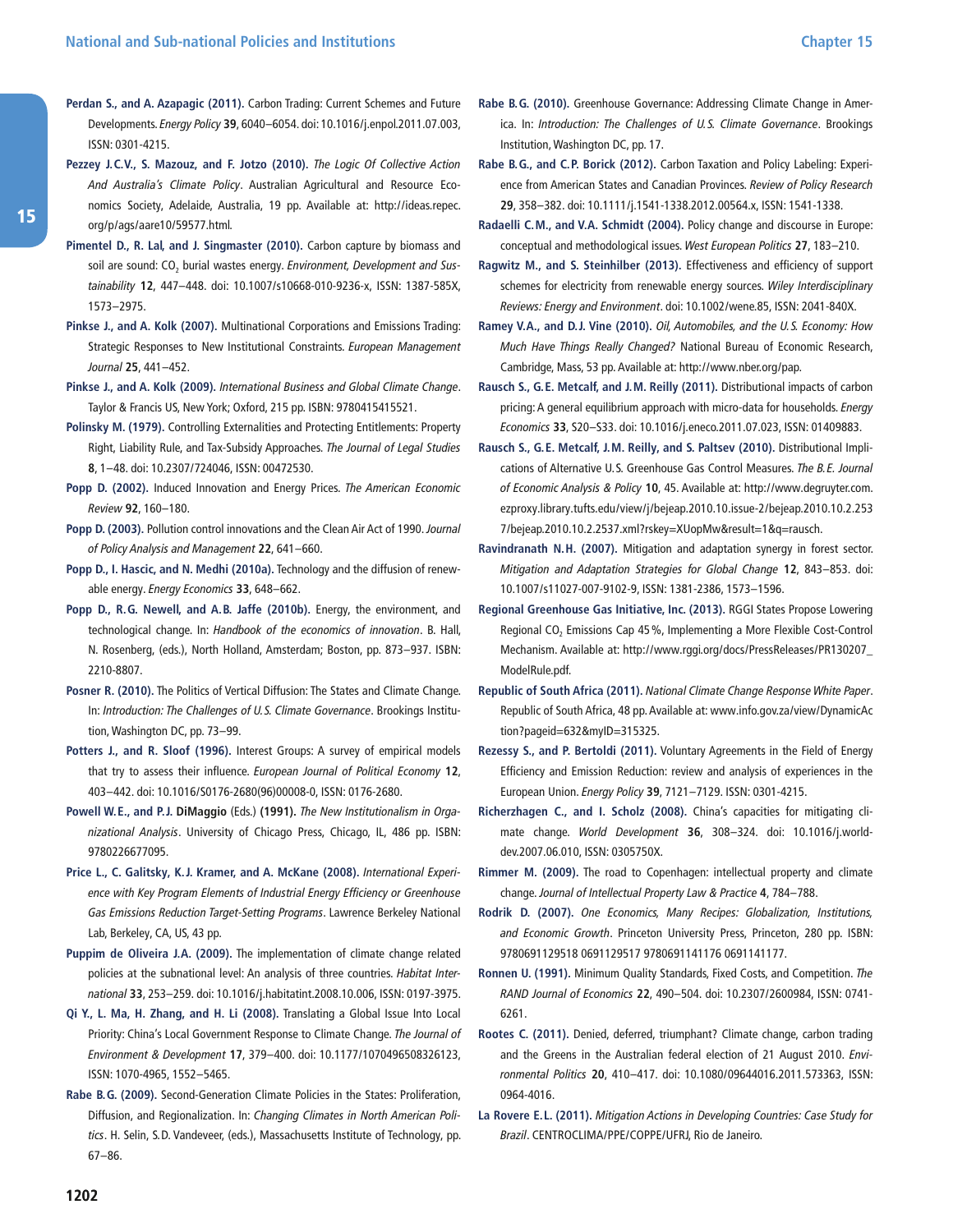**Perdan S., and A. Azapagic (2011).** Carbon Trading: Current Schemes and Future Developments. *Energy Policy* **39**, 6040–6054. doi: 10.1016/j.enpol.2011.07.003, ISSN: 0301-4215.

**Pezzey J.C.V., S. Mazouz, and F. Jotzo (2010).** *The Logic Of Collective Action And Australia's Climate Policy*. Australian Agricultural and Resource Economics Society, Adelaide, Australia, 19 pp. Available at: http://ideas.repec.org/p/ags/aare10/59577.html.

**Pimentel D., R. Lal, and J. Singmaster (2010).** Carbon capture by biomass and soil are sound: $CO_2$ burial wastes energy. *Environment, Development and Sustainability* **12**, 447–448. doi: 10.1007/s10668-010-9236-x, ISSN: 1387-585X, 1573–2975.

**Pinkse J., and A. Kolk (2007).** Multinational Corporations and Emissions Trading: Strategic Responses to New Institutional Constraints. *European Management Journal* **25**, 441–452.

**Pinkse J., and A. Kolk (2009).** *International Business and Global Climate Change*. Taylor & Francis US, New York; Oxford, 215 pp. ISBN: 9780415415521.

**Polinsky M. (1979).** Controlling Externalities and Protecting Entitlements: Property Right, Liability Rule, and Tax-Subsidy Approaches. *The Journal of Legal Studies* **8**, 1–48. doi: 10.2307/724046, ISSN: 00472530.

**Popp D. (2002).** Induced Innovation and Energy Prices. *The American Economic Review* **92**, 160–180.

**Popp D. (2003).** Pollution control innovations and the Clean Air Act of 1990. *Journal of Policy Analysis and Management* **22**, 641–660.

**Popp D., I. Hascic, and N. Medhi (2010a).** Technology and the diffusion of renewable energy. *Energy Economics* **33**, 648–662.

**Popp D., R.G. Newell, and A.B. Jaffe (2010b).** Energy, the environment, and technological change. In: *Handbook of the economics of innovation*. B. Hall, N. Rosenberg, (eds.), North Holland, Amsterdam; Boston, pp. 873–937. ISBN: 2210-8807.

**Posner R. (2010).** The Politics of Vertical Diffusion: The States and Climate Change. In: *Introduction: The Challenges of U.S. Climate Governance*. Brookings Institution, Washington DC, pp. 73–99.

**Potters J., and R. Sloof (1996).** Interest Groups: A survey of empirical models that try to assess their influence. *European Journal of Political Economy* **12**, 403–442. doi: 10.1016/S0176-2680(96)00008-0, ISSN: 0176-2680.

**Powell W.E., and P.J. DiMaggio** (Eds.) **(1991).** *The New Institutionalism in Organizational Analysis*. University of Chicago Press, Chicago, IL, 486 pp. ISBN: 9780226677095.

**Price L., C. Galitsky, K.J. Kramer, and A. McKane (2008).** *International Experience with Key Program Elements of Industrial Energy Efficiency or Greenhouse Gas Emissions Reduction Target-Setting Programs*. Lawrence Berkeley National Lab, Berkeley, CA, US, 43 pp.

**Puppim de Oliveira J.A. (2009).** The implementation of climate change related policies at the subnational level: An analysis of three countries. *Habitat International* **33**, 253–259. doi: 10.1016/j.habitatint.2008.10.006, ISSN: 0197-3975.

**Qi Y., L. Ma, H. Zhang, and H. Li (2008).** Translating a Global Issue Into Local Priority: China's Local Government Response to Climate Change. *The Journal of Environment & Development* **17**, 379–400. doi: 10.1177/1070496508326123, ISSN: 1070-4965, 1552–5465.

**Rabe B.G. (2009).** Second-Generation Climate Policies in the States: Proliferation, Diffusion, and Regionalization. In: *Changing Climates in North American Politics*. H. Selin, S.D. Vandeveer, (eds.), Massachusetts Institute of Technology, pp. 67–86.

**Rabe B.G. (2010).** Greenhouse Governance: Addressing Climate Change in America. In: *Introduction: The Challenges of U.S. Climate Governance*. Brookings Institution, Washington DC, pp. 17.

**Rabe B.G., and C.P. Borick (2012).** Carbon Taxation and Policy Labeling: Experience from American States and Canadian Provinces. *Review of Policy Research* **29**, 358–382. doi: 10.1111/j.1541-1338.2012.00564.x, ISSN: 1541-1338.

**Radaelli C.M., and V.A. Schmidt (2004).** Policy change and discourse in Europe: conceptual and methodological issues. *West European Politics* **27**, 183–210.

**Ragwitz M., and S. Steinhilber (2013).** Effectiveness and efficiency of support schemes for electricity from renewable energy sources. *Wiley Interdisciplinary Reviews: Energy and Environment*. doi: 10.1002/wene.85, ISSN: 2041-840X.

**Ramey V.A., and D.J. Vine (2010).** *Oil, Automobiles, and the U.S. Economy: How Much Have Things Really Changed?* National Bureau of Economic Research, Cambridge, Mass, 53 pp. Available at: http://www.nber.org/pap.

**Rausch S., G.E. Metcalf, and J.M. Reilly (2011).** Distributional impacts of carbon pricing: A general equilibrium approach with micro-data for households. *Energy Economics* **33**, S20–S33. doi: 10.1016/j.eneco.2011.07.023, ISSN: 01409883.

**Rausch S., G.E. Metcalf, J.M. Reilly, and S. Paltsev (2010).** Distributional Implications of Alternative U.S. Greenhouse Gas Control Measures. *The B.E. Journal of Economic Analysis & Policy* **10**, 45. Available at: http://www.degruyter.com.ezproxy.library.tufts.edu/view/j/bejeap.2010.10.issue-2/bejeap.2010.10.2.2537/bejeap.2010.10.2.2537.xml?rskey=XUopMw&result=1&q=rausch.

**Ravindranath N.H. (2007).** Mitigation and adaptation synergy in forest sector. *Mitigation and Adaptation Strategies for Global Change* **12**, 843–853. doi: 10.1007/s11027-007-9102-9, ISSN: 1381-2386, 1573–1596.

**Regional Greenhouse Gas Initiative, Inc. (2013).** RGGI States Propose Lowering Regional $CO_2$ Emissions Cap 45%, Implementing a More Flexible Cost-Control Mechanism. Available at: http://www.rggi.org/docs/PressReleases/PR130207_ModelRule.pdf.

**Republic of South Africa (2011).** *National Climate Change Response White Paper*. Republic of South Africa, 48 pp. Available at: www.info.gov.za/view/DynamicAction?pageid=632&myID=315325.

**Rezessy S., and P. Bertoldi (2011).** Voluntary Agreements in the Field of Energy Efficiency and Emission Reduction: review and analysis of experiences in the European Union. *Energy Policy* **39**, 7121–7129. ISSN: 0301-4215.

**Richerzhagen C., and I. Scholz (2008).** China's capacities for mitigating climate change. *World Development* **36**, 308–324. doi: 10.1016/j.worlddev.2007.06.010, ISSN: 0305750X.

**Rimmer M. (2009).** The road to Copenhagen: intellectual property and climate change. *Journal of Intellectual Property Law & Practice* **4**, 784–788.

**Rodrik D. (2007).** *One Economics, Many Recipes: Globalization, Institutions, and Economic Growth*. Princeton University Press, Princeton, 280 pp. ISBN: 9780691129518 0691129517 9780691141176 0691141177.

**Ronnen U. (1991).** Minimum Quality Standards, Fixed Costs, and Competition. *The RAND Journal of Economics* **22**, 490–504. doi: 10.2307/2600984, ISSN: 0741-6261.

**Rootes C. (2011).** Denied, deferred, triumphant? Climate change, carbon trading and the Greens in the Australian federal election of 21 August 2010. *Environmental Politics* **20**, 410–417. doi: 10.1080/09644016.2011.573363, ISSN: 0964-4016.

**La Rovere E.L. (2011).** *Mitigation Actions in Developing Countries: Case Study for Brazil*. CENTROCLIMA/PPE/COPPE/UFRJ, Rio de Janeiro.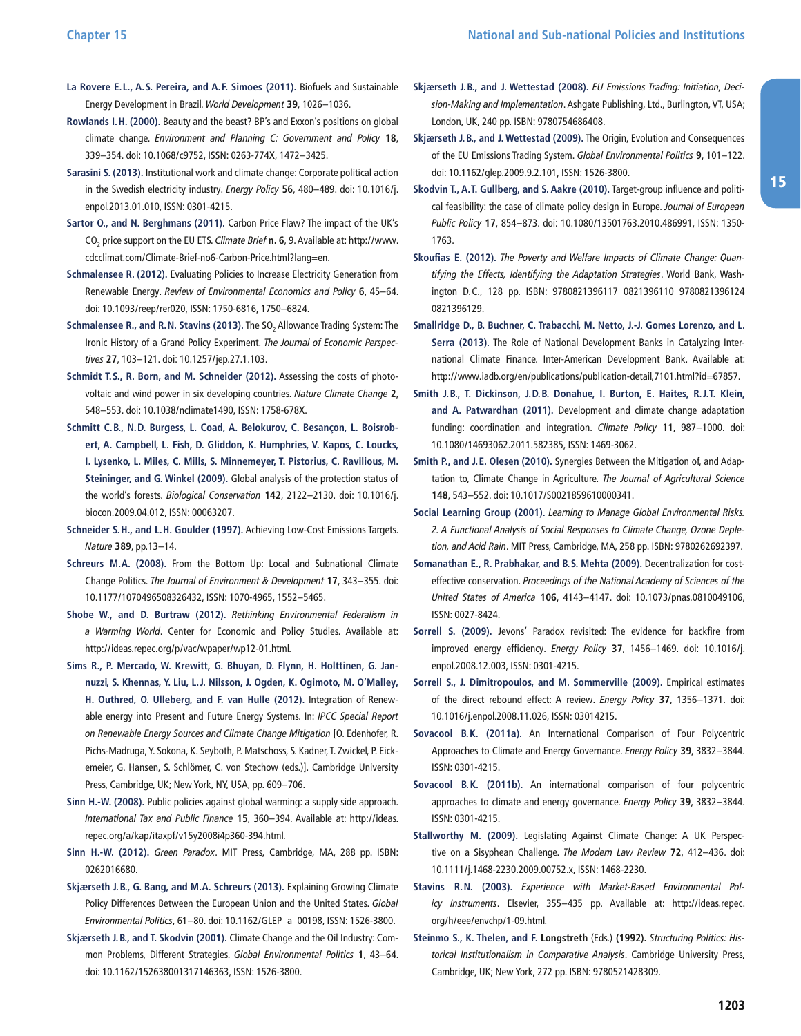**La Rovere E.L., A.S. Pereira, and A.F. Simoes (2011).** Biofuels and Sustainable Energy Development in Brazil. *World Development* **39**, 1026–1036.

**Rowlands I.H. (2000).** Beauty and the beast? BP's and Exxon's positions on global climate change. *Environment and Planning C: Government and Policy* **18**, 339–354. doi: 10.1068/c9752, ISSN: 0263-774X, 1472–3425.

**Sarasini S. (2013).** Institutional work and climate change: Corporate political action in the Swedish electricity industry. *Energy Policy* **56**, 480–489. doi: 10.1016/j.enpol.2013.01.010, ISSN: 0301-4215.

**Sartor O., and N. Berghmans (2011).** Carbon Price Flaw? The impact of the UK's $CO_2$ price support on the EU ETS. *Climate Brief* **n. 6**, 9. Available at: http://www.cdcclimat.com/Climate-Brief-no6-Carbon-Price.html?lang=en.

**Schmalensee R. (2012).** Evaluating Policies to Increase Electricity Generation from Renewable Energy. *Review of Environmental Economics and Policy* **6**, 45–64. doi: 10.1093/reep/rer020, ISSN: 1750-6816, 1750–6824.

**Schmalensee R., and R.N. Stavins (2013).** The $SO_2$ Allowance Trading System: The Ironic History of a Grand Policy Experiment. *The Journal of Economic Perspectives* **27**, 103–121. doi: 10.1257/jep.27.1.103.

**Schmidt T.S., R. Born, and M. Schneider (2012).** Assessing the costs of photovoltaic and wind power in six developing countries. *Nature Climate Change* **2**, 548–553. doi: 10.1038/nclimate1490, ISSN: 1758-678X.

**Schmitt C.B., N.D. Burgess, L. Coad, A. Belokurov, C. Besançon, L. Boisrobert, A. Campbell, L. Fish, D. Gliddon, K. Humphries, V. Kapos, C. Loucks, I. Lysenko, L. Miles, C. Mills, S. Minnemeyer, T. Pistorius, C. Ravilious, M. Steininger, and G. Winkel (2009).** Global analysis of the protection status of the world's forests. *Biological Conservation* **142**, 2122–2130. doi: 10.1016/j.biocon.2009.04.012, ISSN: 00063207.

**Schneider S.H., and L.H. Goulder (1997).** Achieving Low-Cost Emissions Targets. *Nature* **389**, pp.13–14.

**Schreurs M.A. (2008).** From the Bottom Up: Local and Subnational Climate Change Politics. *The Journal of Environment & Development* **17**, 343–355. doi: 10.1177/1070496508326432, ISSN: 1070-4965, 1552–5465.

**Shobe W., and D. Burtraw (2012).** *Rethinking Environmental Federalism in a Warming World*. Center for Economic and Policy Studies. Available at: http://ideas.repec.org/p/vac/wpaper/wp12-01.html.

**Sims R., P. Mercado, W. Krewitt, G. Bhuyan, D. Flynn, H. Holttinen, G. Jannuzzi, S. Khennas, Y. Liu, L.J. Nilsson, J. Ogden, K. Ogimoto, M. O'Malley, H. Outhred, O. Ulleberg, and F. van Hulle (2012).** Integration of Renewable energy into Present and Future Energy Systems. In: *IPCC Special Report on Renewable Energy Sources and Climate Change Mitigation* [O. Edenhofer, R. Pichs-Madruga, Y. Sokona, K. Seyboth, P. Matschoss, S. Kadner, T. Zwickel, P. Eickemeier, G. Hansen, S. Schlömer, C. von Stechow (eds.)]. Cambridge University Press, Cambridge, UK; New York, NY, USA, pp. 609–706.

**Sinn H.-W. (2008).** Public policies against global warming: a supply side approach. *International Tax and Public Finance* **15**, 360–394. Available at: http://ideas.repec.org/a/kap/itaxpf/v15y2008i4p360-394.html.

**Sinn H.-W. (2012).** *Green Paradox*. MIT Press, Cambridge, MA, 288 pp. ISBN: 0262016680.

**Skjærseth J.B., G. Bang, and M.A. Schreurs (2013).** Explaining Growing Climate Policy Differences Between the European Union and the United States. *Global Environmental Politics*, 61–80. doi: 10.1162/GLEP_a_00198, ISSN: 1526-3800.

**Skjærseth J.B., and T. Skodvin (2001).** Climate Change and the Oil Industry: Common Problems, Different Strategies. *Global Environmental Politics* **1**, 43–64. doi: 10.1162/152638001317146363, ISSN: 1526-3800.

**Skjærseth J.B., and J. Wettestad (2008).** *EU Emissions Trading: Initiation, Decision-Making and Implementation*. Ashgate Publishing, Ltd., Burlington, VT, USA; London, UK, 240 pp. ISBN: 9780754686408.

**Skjærseth J.B., and J. Wettestad (2009).** The Origin, Evolution and Consequences of the EU Emissions Trading System. *Global Environmental Politics* **9**, 101–122. doi: 10.1162/glep.2009.9.2.101, ISSN: 1526-3800.

**Skodvin T., A.T. Gullberg, and S. Aakre (2010).** Target-group influence and political feasibility: the case of climate policy design in Europe. *Journal of European Public Policy* **17**, 854–873. doi: 10.1080/13501763.2010.486991, ISSN: 1350-1763.

**Skoufias E. (2012).** *The Poverty and Welfare Impacts of Climate Change: Quantifying the Effects, Identifying the Adaptation Strategies*. World Bank, Washington D.C., 128 pp. ISBN: 9780821396117 0821396110 9780821396124 0821396129.

**Smallridge D., B. Buchner, C. Trabacchi, M. Netto, J.-J. Gomes Lorenzo, and L. Serra (2013).** The Role of National Development Banks in Catalyzing International Climate Finance. Inter-American Development Bank. Available at: http://www.iadb.org/en/publications/publication-detail,7101.html?id=67857.

**Smith J.B., T. Dickinson, J.D.B. Donahue, I. Burton, E. Haites, R.J.T. Klein, and A. Patwardhan (2011).** Development and climate change adaptation funding: coordination and integration. *Climate Policy* **11**, 987–1000. doi: 10.1080/14693062.2011.582385, ISSN: 1469-3062.

**Smith P., and J.E. Olesen (2010).** Synergies Between the Mitigation of, and Adaptation to, Climate Change in Agriculture. *The Journal of Agricultural Science* **148**, 543–552. doi: 10.1017/S0021859610000341.

**Social Learning Group (2001).** *Learning to Manage Global Environmental Risks. 2. A Functional Analysis of Social Responses to Climate Change, Ozone Depletion, and Acid Rain*. MIT Press, Cambridge, MA, 258 pp. ISBN: 9780262692397.

**Somanathan E., R. Prabhakar, and B.S. Mehta (2009).** Decentralization for cost-effective conservation. *Proceedings of the National Academy of Sciences of the United States of America* **106**, 4143–4147. doi: 10.1073/pnas.0810049106, ISSN: 0027-8424.

**Sorrell S. (2009).** Jevons' Paradox revisited: The evidence for backfire from improved energy efficiency. *Energy Policy* **37**, 1456–1469. doi: 10.1016/j.enpol.2008.12.003, ISSN: 0301-4215.

**Sorrell S., J. Dimitropoulos, and M. Sommerville (2009).** Empirical estimates of the direct rebound effect: A review. *Energy Policy* **37**, 1356–1371. doi: 10.1016/j.enpol.2008.11.026, ISSN: 03014215.

**Sovacool B.K. (2011a).** An International Comparison of Four Polycentric Approaches to Climate and Energy Governance. *Energy Policy* **39**, 3832–3844. ISSN: 0301-4215.

**Sovacool B.K. (2011b).** An international comparison of four polycentric approaches to climate and energy governance. *Energy Policy* **39**, 3832–3844. ISSN: 0301-4215.

**Stallworthy M. (2009).** Legislating Against Climate Change: A UK Perspective on a Sisyphean Challenge. *The Modern Law Review* **72**, 412–436. doi: 10.1111/j.1468-2230.2009.00752.x, ISSN: 1468-2230.

**Stavins R.N. (2003).** *Experience with Market-Based Environmental Policy Instruments*. Elsevier, 355–435 pp. Available at: http://ideas.repec.org/h/eee/envchp/1-09.html.

**Steinmo S., K. Thelen, and F. Longstreth** (Eds.) **(1992).** *Structuring Politics: Historical Institutionalism in Comparative Analysis*. Cambridge University Press, Cambridge, UK; New York, 272 pp. ISBN: 9780521428309.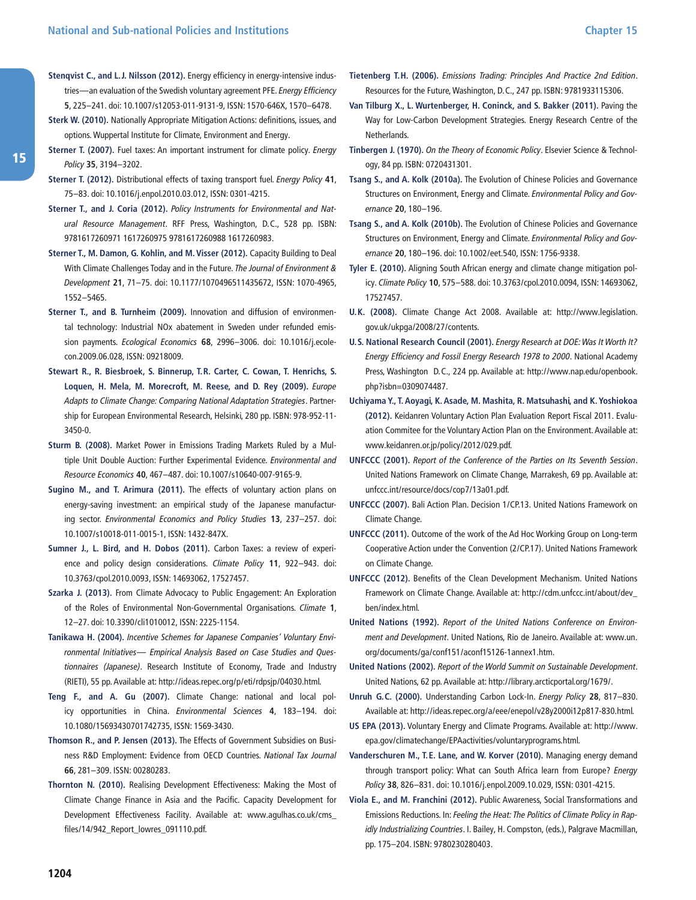**Stenqvist C., and L.J. Nilsson (2012).** Energy efficiency in energy-intensive industries—an evaluation of the Swedish voluntary agreement PFE. *Energy Efficiency* **5**, 225–241. doi: 10.1007/s12053-011-9131-9, ISSN: 1570-646X, 1570–6478.

**Sterk W. (2010).** Nationally Appropriate Mitigation Actions: definitions, issues, and options. Wuppertal Institute for Climate, Environment and Energy.

**Sterner T. (2007).** Fuel taxes: An important instrument for climate policy. *Energy Policy* **35**, 3194–3202.

**Sterner T. (2012).** Distributional effects of taxing transport fuel. *Energy Policy* **41**, 75–83. doi: 10.1016/j.enpol.2010.03.012, ISSN: 0301-4215.

**Sterner T., and J. Coria (2012).** *Policy Instruments for Environmental and Natural Resource Management*. RFF Press, Washington, D.C., 528 pp. ISBN: 9781617260971 1617260975 9781617260988 1617260983.

**Sterner T., M. Damon, G. Kohlin, and M. Visser (2012).** Capacity Building to Deal With Climate Challenges Today and in the Future. *The Journal of Environment & Development* **21**, 71–75. doi: 10.1177/1070496511435672, ISSN: 1070-4965, 1552–5465.

**Sterner T., and B. Turnheim (2009).** Innovation and diffusion of environmental technology: Industrial NOx abatement in Sweden under refunded emission payments. *Ecological Economics* **68**, 2996–3006. doi: 10.1016/j.ecolecon.2009.06.028, ISSN: 09218009.

**Stewart R., R. Biesbroek, S. Binnerup, T.R. Carter, C. Cowan, T. Henrichs, S. Loquen, H. Mela, M. Morecroft, M. Reese, and D. Rey (2009).** *Europe Adapts to Climate Change: Comparing National Adaptation Strategies*. Partnership for European Environmental Research, Helsinki, 280 pp. ISBN: 978-952-11-3450-0.

**Sturm B. (2008).** Market Power in Emissions Trading Markets Ruled by a Multiple Unit Double Auction: Further Experimental Evidence. *Environmental and Resource Economics* **40**, 467–487. doi: 10.1007/s10640-007-9165-9.

**Sugino M., and T. Arimura (2011).** The effects of voluntary action plans on energy-saving investment: an empirical study of the Japanese manufacturing sector. *Environmental Economics and Policy Studies* **13**, 237–257. doi: 10.1007/s10018-011-0015-1, ISSN: 1432-847X.

**Sumner J., L. Bird, and H. Dobos (2011).** Carbon Taxes: a review of experience and policy design considerations. *Climate Policy* **11**, 922–943. doi: 10.3763/cpol.2010.0093, ISSN: 14693062, 17527457.

**Szarka J. (2013).** From Climate Advocacy to Public Engagement: An Exploration of the Roles of Environmental Non-Governmental Organisations. *Climate* **1**, 12–27. doi: 10.3390/cli1010012, ISSN: 2225-1154.

**Tanikawa H. (2004).** *Incentive Schemes for Japanese Companies' Voluntary Environmental Initiatives— Empirical Analysis Based on Case Studies and Questionnaires (Japanese)*. Research Institute of Economy, Trade and Industry (RIETI), 55 pp. Available at: http://ideas.repec.org/p/eti/rdpsjp/04030.html.

**Teng F., and A. Gu (2007).** Climate Change: national and local policy opportunities in China. *Environmental Sciences* **4**, 183–194. doi: 10.1080/15693430701742735, ISSN: 1569-3430.

**Thomson R., and P. Jensen (2013).** The Effects of Government Subsidies on Business R&D Employment: Evidence from OECD Countries. *National Tax Journal* **66**, 281–309. ISSN: 00280283.

**Thornton N. (2010).** Realising Development Effectiveness: Making the Most of Climate Change Finance in Asia and the Pacific. Capacity Development for Development Effectiveness Facility. Available at: www.agulhas.co.uk/cms_files/14/942_Report_lowres_091110.pdf.

**Tietenberg T.H. (2006).** *Emissions Trading: Principles And Practice 2nd Edition*. Resources for the Future, Washington, D.C., 247 pp. ISBN: 9781933115306.

**Van Tilburg X., L. Wurtenberger, H. Coninck, and S. Bakker (2011).** Paving the Way for Low-Carbon Development Strategies. Energy Research Centre of the Netherlands.

**Tinbergen J. (1970).** *On the Theory of Economic Policy*. Elsevier Science & Technology, 84 pp. ISBN: 0720431301.

**Tsang S., and A. Kolk (2010a).** The Evolution of Chinese Policies and Governance Structures on Environment, Energy and Climate. *Environmental Policy and Governance* **20**, 180–196.

**Tsang S., and A. Kolk (2010b).** The Evolution of Chinese Policies and Governance Structures on Environment, Energy and Climate. *Environmental Policy and Governance* **20**, 180–196. doi: 10.1002/eet.540, ISSN: 1756-9338.

**Tyler E. (2010).** Aligning South African energy and climate change mitigation policy. *Climate Policy* **10**, 575–588. doi: 10.3763/cpol.2010.0094, ISSN: 14693062, 17527457.

**U.K. (2008).** Climate Change Act 2008. Available at: http://www.legislation.gov.uk/ukpga/2008/27/contents.

**U.S. National Research Council (2001).** *Energy Research at DOE: Was It Worth It? Energy Efficiency and Fossil Energy Research 1978 to 2000*. National Academy Press, Washington D.C., 224 pp. Available at: http://www.nap.edu/openbook.php?isbn=0309074487.

**Uchiyama Y., T. Aoyagi, K. Asade, M. Mashita, R. Matsuhashi, and K. Yoshiokoa (2012).** Keidanren Voluntary Action Plan Evaluation Report Fiscal 2011. Evaluation Commitee for the Voluntary Action Plan on the Environment. Available at: www.keidanren.or.jp/policy/2012/029.pdf.

**UNFCCC (2001).** *Report of the Conference of the Parties on Its Seventh Session*. United Nations Framework on Climate Change, Marrakesh, 69 pp. Available at: unfccc.int/resource/docs/cop7/13a01.pdf.

**UNFCCC (2007).** Bali Action Plan. Decision 1/CP.13. United Nations Framework on Climate Change.

**UNFCCC (2011).** Outcome of the work of the Ad Hoc Working Group on Long-term Cooperative Action under the Convention (2/CP.17). United Nations Framework on Climate Change.

**UNFCCC (2012).** Benefits of the Clean Development Mechanism. United Nations Framework on Climate Change. Available at: http://cdm.unfccc.int/about/dev_ben/index.html.

**United Nations (1992).** *Report of the United Nations Conference on Environment and Development*. United Nations, Rio de Janeiro. Available at: www.un.org/documents/ga/conf151/aconf15126-1annex1.htm.

**United Nations (2002).** *Report of the World Summit on Sustainable Development*. United Nations, 62 pp. Available at: http://library.arcticportal.org/1679/.

**Unruh G.C. (2000).** Understanding Carbon Lock-In. *Energy Policy* **28**, 817–830. Available at: http://ideas.repec.org/a/eee/enepol/v28y2000i12p817-830.html.

**US EPA (2013).** Voluntary Energy and Climate Programs. Available at: http://www.epa.gov/climatechange/EPAactivities/voluntaryprograms.html.

**Vanderschuren M., T.E. Lane, and W. Korver (2010).** Managing energy demand through transport policy: What can South Africa learn from Europe? *Energy Policy* **38**, 826–831. doi: 10.1016/j.enpol.2009.10.029, ISSN: 0301-4215.

**Viola E., and M. Franchini (2012).** Public Awareness, Social Transformations and Emissions Reductions. In: *Feeling the Heat: The Politics of Climate Policy in Rapidly Industrializing Countries*. I. Bailey, H. Compston, (eds.), Palgrave Macmillan, pp. 175–204. ISBN: 9780230280403.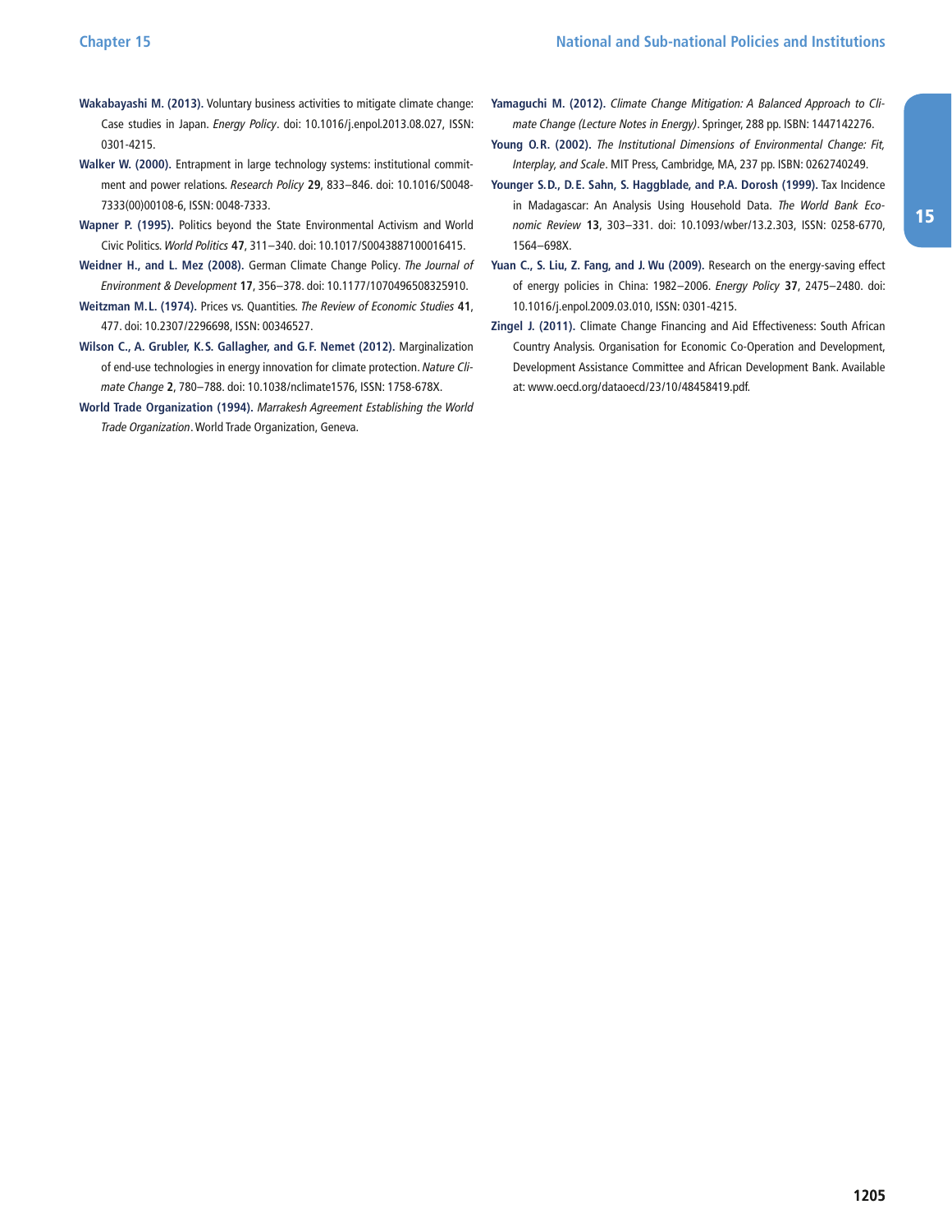**Wakabayashi M. (2013).** Voluntary business activities to mitigate climate change: Case studies in Japan. *Energy Policy*. doi: 10.1016/j.enpol.2013.08.027, ISSN: 0301-4215.

**Walker W. (2000).** Entrapment in large technology systems: institutional commitment and power relations. *Research Policy* **29**, 833–846. doi: 10.1016/S0048-7333(00)00108-6, ISSN: 0048-7333.

**Wapner P. (1995).** Politics beyond the State Environmental Activism and World Civic Politics. *World Politics* **47**, 311–340. doi: 10.1017/S0043887100016415.

**Weidner H., and L. Mez (2008).** German Climate Change Policy. *The Journal of Environment & Development* **17**, 356–378. doi: 10.1177/1070496508325910.

**Weitzman M.L. (1974).** Prices vs. Quantities. *The Review of Economic Studies* **41**, 477. doi: 10.2307/2296698, ISSN: 00346527.

**Wilson C., A. Grubler, K.S. Gallagher, and G.F. Nemet (2012).** Marginalization of end-use technologies in energy innovation for climate protection. *Nature Climate Change* **2**, 780–788. doi: 10.1038/nclimate1576, ISSN: 1758-678X.

**World Trade Organization (1994).** *Marrakesh Agreement Establishing the World Trade Organization*. World Trade Organization, Geneva.

**Yamaguchi M. (2012).** *Climate Change Mitigation: A Balanced Approach to Climate Change (Lecture Notes in Energy)*. Springer, 288 pp. ISBN: 1447142276.

**Young O.R. (2002).** *The Institutional Dimensions of Environmental Change: Fit, Interplay, and Scale*. MIT Press, Cambridge, MA, 237 pp. ISBN: 0262740249.

**Younger S.D., D.E. Sahn, S. Haggblade, and P.A. Dorosh (1999).** Tax Incidence in Madagascar: An Analysis Using Household Data. *The World Bank Economic Review* **13**, 303–331. doi: 10.1093/wber/13.2.303, ISSN: 0258-6770, 1564–698X.

**Yuan C., S. Liu, Z. Fang, and J. Wu (2009).** Research on the energy-saving effect of energy policies in China: 1982–2006. *Energy Policy* **37**, 2475–2480. doi: 10.1016/j.enpol.2009.03.010, ISSN: 0301-4215.

**Zingel J. (2011).** Climate Change Financing and Aid Effectiveness: South African Country Analysis. Organisation for Economic Co-Operation and Development, Development Assistance Committee and African Development Bank. Available at: www.oecd.org/dataoecd/23/10/48458419.pdf.